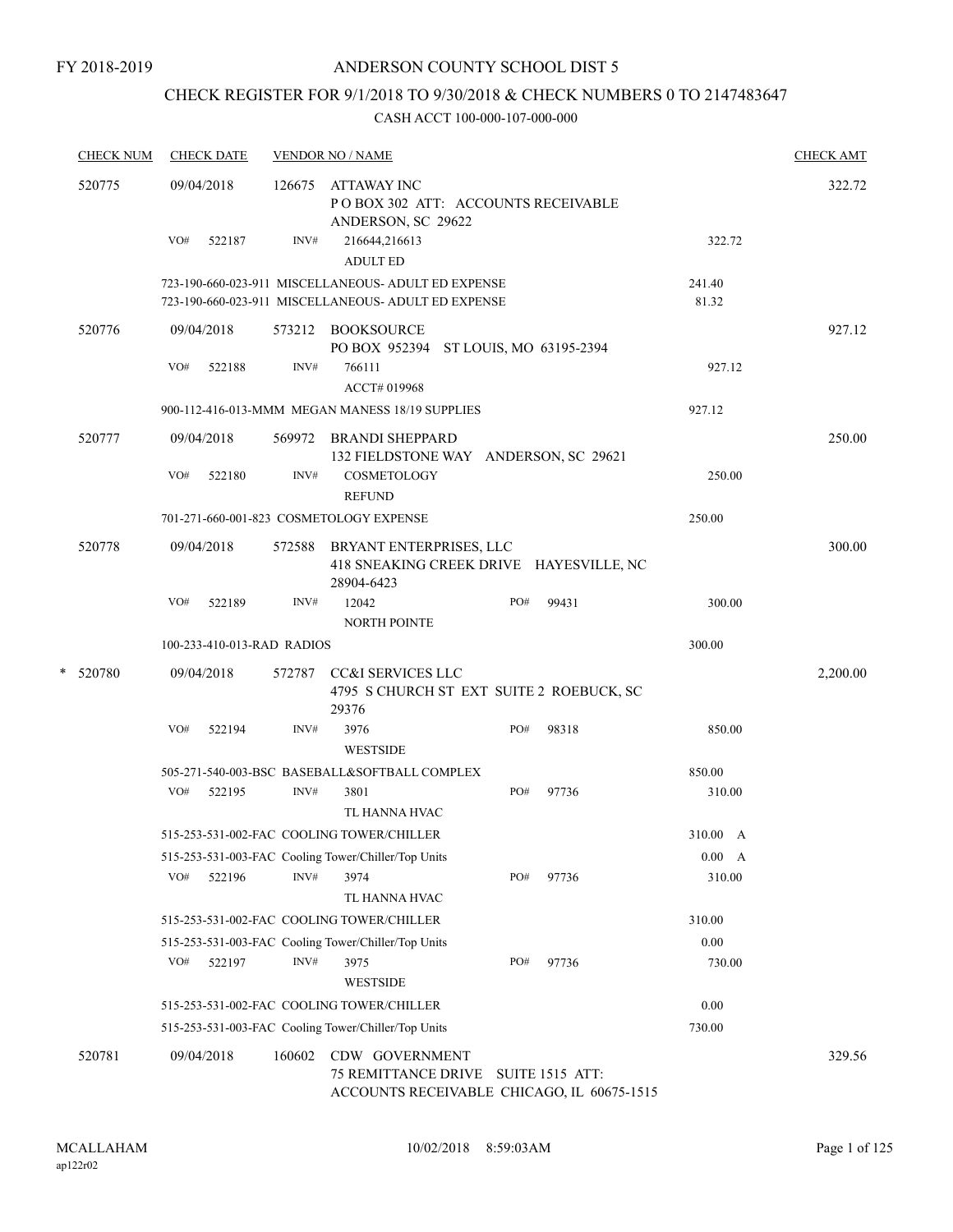FY 2018-2019

# ANDERSON COUNTY SCHOOL DIST 5

## CHECK REGISTER FOR 9/1/2018 TO 9/30/2018 & CHECK NUMBERS 0 TO 2147483647

### CASH ACCT 100-000-107-000-000

| CHECK NUM | CHECK DATE | VENDOR NO / NAME | | | CHECK AMT |
|---|---|---|---|---|---|
| 520775 | 09/04/2018 | 126675 ATTAWAY INC<br>P O BOX 302 ATT: ACCOUNTS RECEIVABLE<br>ANDERSON, SC 29622 | | | 322.72 |
| | VO# 522187 | INV# 216644,216613<br>ADULT ED | | 322.72 | |
| | 723-190-660-023-911 MISCELLANEOUS- ADULT ED EXPENSE | | | 241.40 | |
| | 723-190-660-023-911 MISCELLANEOUS- ADULT ED EXPENSE | | | 81.32 | |
| 520776 | 09/04/2018 | 573212 BOOKSOURCE<br>PO BOX 952394 ST LOUIS, MO 63195-2394 | | | 927.12 |
| | VO# 522188 | INV# 766111<br>ACCT# 019968 | | 927.12 | |
| | 900-112-416-013-MMM MEGAN MANESS 18/19 SUPPLIES | | | 927.12 | |
| 520777 | 09/04/2018 | 569972 BRANDI SHEPPARD<br>132 FIELDSTONE WAY ANDERSON, SC 29621 | | | 250.00 |
| | VO# 522180 | INV# COSMETOLOGY<br>REFUND | | 250.00 | |
| | 701-271-660-001-823 COSMETOLOGY EXPENSE | | | 250.00 | |
| 520778 | 09/04/2018 | 572588 BRYANT ENTERPRISES, LLC<br>418 SNEAKING CREEK DRIVE HAYESVILLE, NC<br>28904-6423 | | | 300.00 |
| | VO# 522189 | INV# 12042<br>NORTH POINTE | PO# 99431 | 300.00 | |
| | 100-233-410-013-RAD RADIOS | | | 300.00 | |
| * 520780 | 09/04/2018 | 572787 CC&I SERVICES LLC<br>4795 S CHURCH ST EXT SUITE 2 ROEBUCK, SC<br>29376 | | | 2,200.00 |
| | VO# 522194 | INV# 3976<br>WESTSIDE | PO# 98318 | 850.00 | |
| | 505-271-540-003-BSC BASEBALL&SOFTBALL COMPLEX | | | 850.00 | |
| | VO# 522195 | INV# 3801<br>TL HANNA HVAC | PO# 97736 | 310.00 | |
| | 515-253-531-002-FAC COOLING TOWER/CHILLER | | | 310.00 A | |
| | 515-253-531-003-FAC Cooling Tower/Chiller/Top Units | | | 0.00 A | |
| | VO# 522196 | INV# 3974<br>TL HANNA HVAC | PO# 97736 | 310.00 | |
| | 515-253-531-002-FAC COOLING TOWER/CHILLER | | | 310.00 | |
| | 515-253-531-003-FAC Cooling Tower/Chiller/Top Units | | | 0.00 | |
| | VO# 522197 | INV# 3975<br>WESTSIDE | PO# 97736 | 730.00 | |
| | 515-253-531-002-FAC COOLING TOWER/CHILLER | | | 0.00 | |
| | 515-253-531-003-FAC Cooling Tower/Chiller/Top Units | | | 730.00 | |
| 520781 | 09/04/2018 | 160602 CDW GOVERNMENT<br>75 REMITTANCE DRIVE SUITE 1515 ATT:<br>ACCOUNTS RECEIVABLE CHICAGO, IL 60675-1515 | | | 329.56 |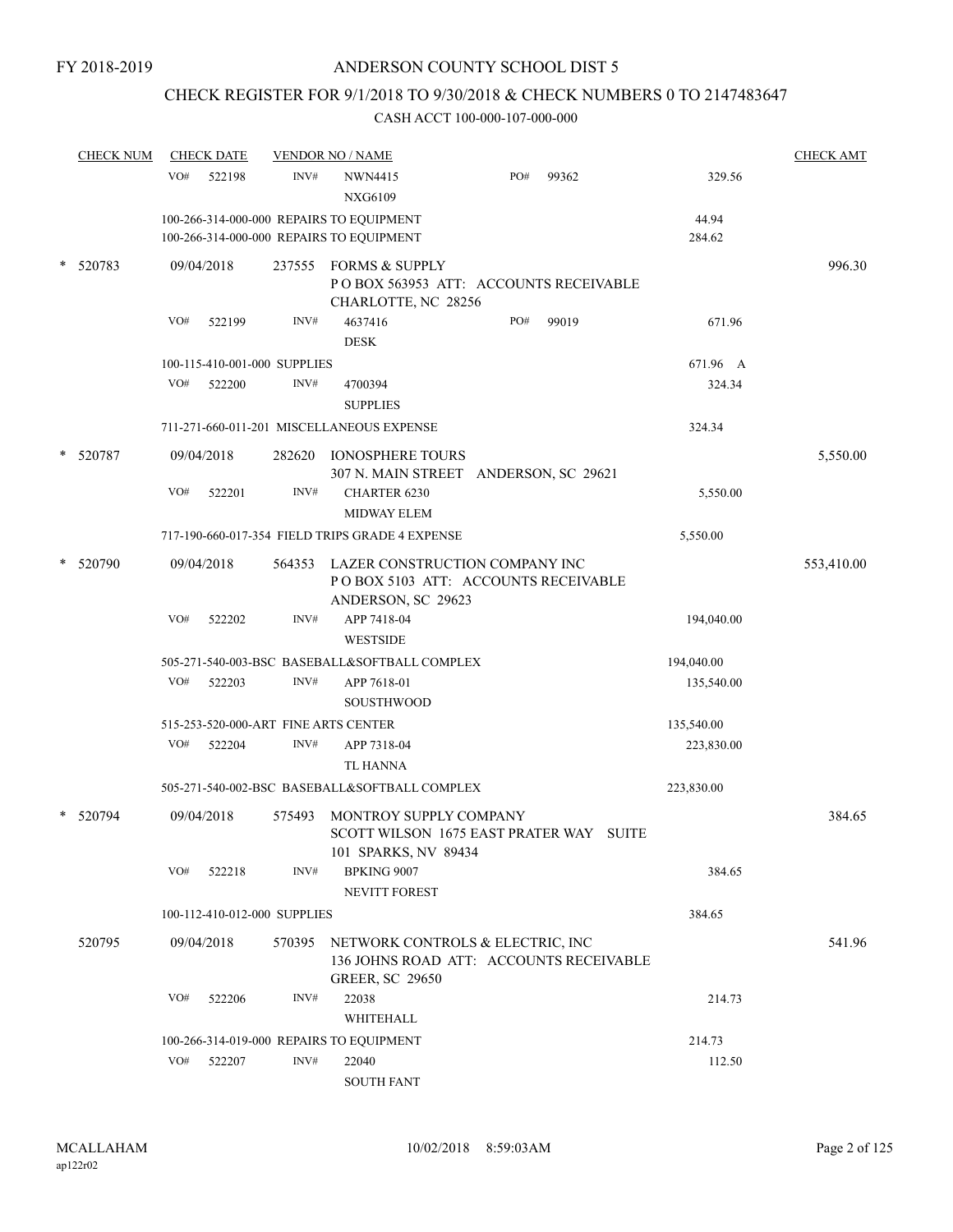FY 2018-2019

# ANDERSON COUNTY SCHOOL DIST 5

## CHECK REGISTER FOR 9/1/2018 TO 9/30/2018 & CHECK NUMBERS 0 TO 2147483647

### CASH ACCT 100-000-107-000-000

| CHECK NUM | CHECK DATE | VENDOR NO / NAME | | CHECK AMT |
|---|---|---|---|---|
| | VO# 522198 | INV# NWN4415 NXG6109 PO# 99362 | 329.56 | |
| | | 100-266-314-000-000 REPAIRS TO EQUIPMENT | 44.94 | |
| | | 100-266-314-000-000 REPAIRS TO EQUIPMENT | 284.62 | |
| * 520783 | 09/04/2018 | 237555 FORMS & SUPPLY P O BOX 563953 ATT: ACCOUNTS RECEIVABLE CHARLOTTE, NC 28256 | | 996.30 |
| | VO# 522199 | INV# 4637416 DESK PO# 99019 | 671.96 | |
| | | 100-115-410-001-000 SUPPLIES | 671.96 A | |
| | VO# 522200 | INV# 4700394 SUPPLIES | 324.34 | |
| | | 711-271-660-011-201 MISCELLANEOUS EXPENSE | 324.34 | |
| * 520787 | 09/04/2018 | 282620 IONOSPHERE TOURS 307 N. MAIN STREET ANDERSON, SC 29621 | | 5,550.00 |
| | VO# 522201 | INV# CHARTER 6230 MIDWAY ELEM | 5,550.00 | |
| | | 717-190-660-017-354 FIELD TRIPS GRADE 4 EXPENSE | 5,550.00 | |
| * 520790 | 09/04/2018 | 564353 LAZER CONSTRUCTION COMPANY INC P O BOX 5103 ATT: ACCOUNTS RECEIVABLE ANDERSON, SC 29623 | | 553,410.00 |
| | VO# 522202 | INV# APP 7418-04 WESTSIDE | 194,040.00 | |
| | | 505-271-540-003-BSC BASEBALL&SOFTBALL COMPLEX | 194,040.00 | |
| | VO# 522203 | INV# APP 7618-01 SOUSTHWOOD | 135,540.00 | |
| | | 515-253-520-000-ART FINE ARTS CENTER | 135,540.00 | |
| | VO# 522204 | INV# APP 7318-04 TL HANNA | 223,830.00 | |
| | | 505-271-540-002-BSC BASEBALL&SOFTBALL COMPLEX | 223,830.00 | |
| * 520794 | 09/04/2018 | 575493 MONTROY SUPPLY COMPANY SCOTT WILSON 1675 EAST PRATER WAY SUITE 101 SPARKS, NV 89434 | | 384.65 |
| | VO# 522218 | INV# BPKING 9007 NEVITT FOREST | 384.65 | |
| | | 100-112-410-012-000 SUPPLIES | 384.65 | |
| 520795 | 09/04/2018 | 570395 NETWORK CONTROLS & ELECTRIC, INC 136 JOHNS ROAD ATT: ACCOUNTS RECEIVABLE GREER, SC 29650 | | 541.96 |
| | VO# 522206 | INV# 22038 WHITEHALL | 214.73 | |
| | | 100-266-314-019-000 REPAIRS TO EQUIPMENT | 214.73 | |
| | VO# 522207 | INV# 22040 SOUTH FANT | 112.50 | |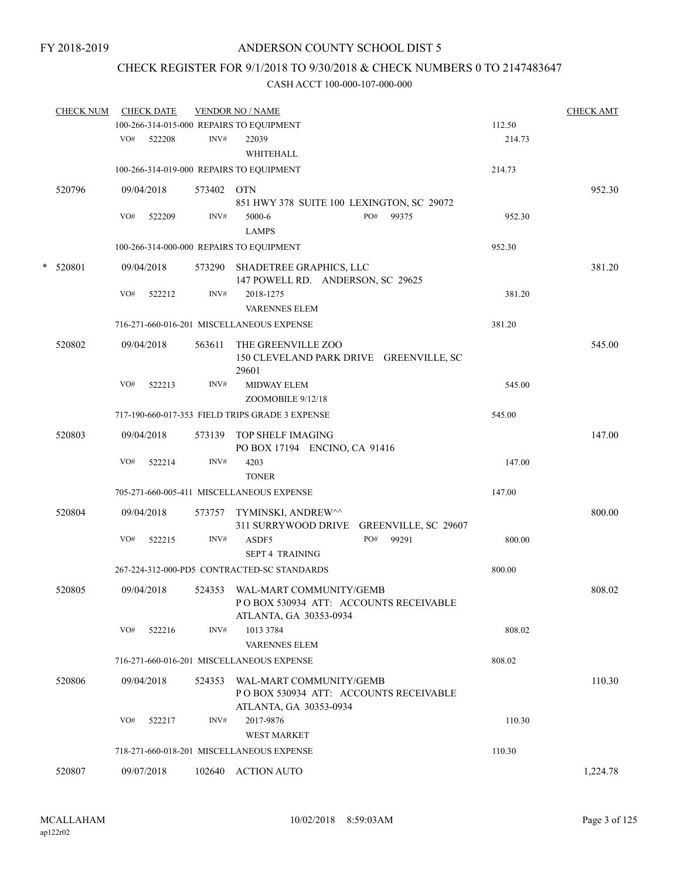FY 2018-2019

# ANDERSON COUNTY SCHOOL DIST 5

## CHECK REGISTER FOR 9/1/2018 TO 9/30/2018 & CHECK NUMBERS 0 TO 2147483647

### CASH ACCT 100-000-107-000-000

| CHECK NUM | CHECK DATE | VENDOR NO / NAME | | CHECK AMT |
|---|---|---|---|---|
| | 100-266-314-015-000 REPAIRS TO EQUIPMENT | | 112.50 | |
| | VO# 522208 | INV# 22039 WHITEHALL | 214.73 | |
| | 100-266-314-019-000 REPAIRS TO EQUIPMENT | | 214.73 | |
| 520796 | 09/04/2018 | 573402 OTN 851 HWY 378 SUITE 100 LEXINGTON, SC 29072 | | 952.30 |
| | VO# 522209 | INV# 5000-6 PO# 99375 LAMPS | 952.30 | |
| | 100-266-314-000-000 REPAIRS TO EQUIPMENT | | 952.30 | |
| * 520801 | 09/04/2018 | 573290 SHADETREE GRAPHICS, LLC 147 POWELL RD. ANDERSON, SC 29625 | | 381.20 |
| | VO# 522212 | INV# 2018-1275 VARENNES ELEM | 381.20 | |
| | 716-271-660-016-201 MISCELLANEOUS EXPENSE | | 381.20 | |
| 520802 | 09/04/2018 | 563611 THE GREENVILLE ZOO 150 CLEVELAND PARK DRIVE GREENVILLE, SC 29601 | | 545.00 |
| | VO# 522213 | INV# MIDWAY ELEM ZOOMOBILE 9/12/18 | 545.00 | |
| | 717-190-660-017-353 FIELD TRIPS GRADE 3 EXPENSE | | 545.00 | |
| 520803 | 09/04/2018 | 573139 TOP SHELF IMAGING PO BOX 17194 ENCINO, CA 91416 | | 147.00 |
| | VO# 522214 | INV# 4203 TONER | 147.00 | |
| | 705-271-660-005-411 MISCELLANEOUS EXPENSE | | 147.00 | |
| 520804 | 09/04/2018 | 573757 TYMINSKI, ANDREW^^ 311 SURRYWOOD DRIVE GREENVILLE, SC 29607 | | 800.00 |
| | VO# 522215 | INV# ASDF5 PO# 99291 SEPT 4 TRAINING | 800.00 | |
| | 267-224-312-000-PD5 CONTRACTED-SC STANDARDS | | 800.00 | |
| 520805 | 09/04/2018 | 524353 WAL-MART COMMUNITY/GEMB P O BOX 530934 ATT: ACCOUNTS RECEIVABLE ATLANTA, GA 30353-0934 | | 808.02 |
| | VO# 522216 | INV# 1013 3784 VARENNES ELEM | 808.02 | |
| | 716-271-660-016-201 MISCELLANEOUS EXPENSE | | 808.02 | |
| 520806 | 09/04/2018 | 524353 WAL-MART COMMUNITY/GEMB P O BOX 530934 ATT: ACCOUNTS RECEIVABLE ATLANTA, GA 30353-0934 | | 110.30 |
| | VO# 522217 | INV# 2017-9876 WEST MARKET | 110.30 | |
| | 718-271-660-018-201 MISCELLANEOUS EXPENSE | | 110.30 | |
| 520807 | 09/07/2018 | 102640 ACTION AUTO | | 1,224.78 |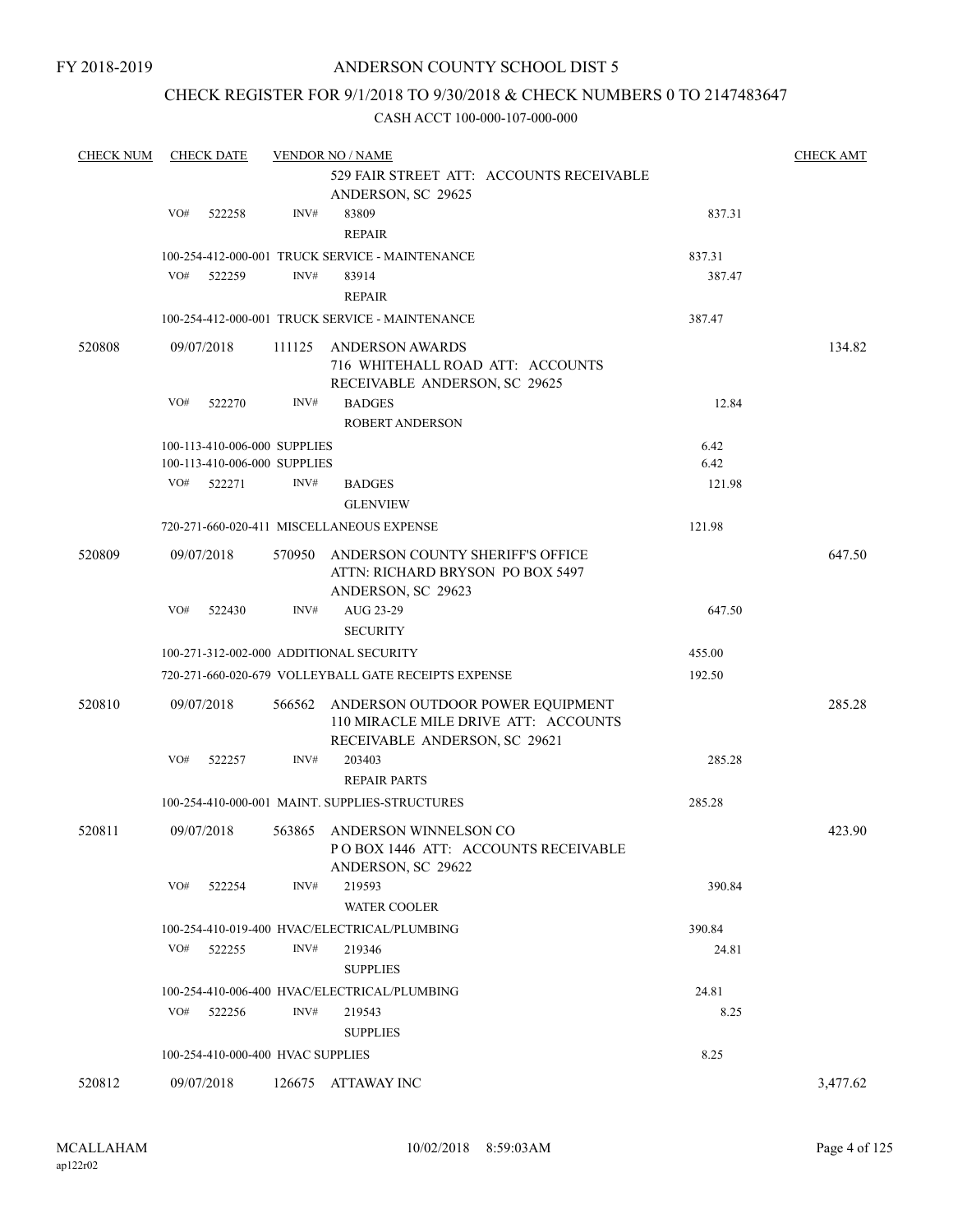FY 2018-2019

# ANDERSON COUNTY SCHOOL DIST 5

## CHECK REGISTER FOR 9/1/2018 TO 9/30/2018 & CHECK NUMBERS 0 TO 2147483647

### CASH ACCT 100-000-107-000-000

| CHECK NUM | CHECK DATE | VENDOR NO / NAME | | CHECK AMT |
|---|---|---|---|---|
| | | 529 FAIR STREET ATT: ACCOUNTS RECEIVABLE ANDERSON, SC 29625 | | |
| | VO# 522258 | INV# 83809 REPAIR | 837.31 | |
| | 100-254-412-000-001 TRUCK SERVICE - MAINTENANCE | | 837.31 | |
| | VO# 522259 | INV# 83914 REPAIR | 387.47 | |
| | 100-254-412-000-001 TRUCK SERVICE - MAINTENANCE | | 387.47 | |
| 520808 | 09/07/2018 | 111125 ANDERSON AWARDS 716 WHITEHALL ROAD ATT: ACCOUNTS RECEIVABLE ANDERSON, SC 29625 | | 134.82 |
| | VO# 522270 | INV# BADGES ROBERT ANDERSON | 12.84 | |
| | 100-113-410-006-000 SUPPLIES | | 6.42 | |
| | 100-113-410-006-000 SUPPLIES | | 6.42 | |
| | VO# 522271 | INV# BADGES GLENVIEW | 121.98 | |
| | 720-271-660-020-411 MISCELLANEOUS EXPENSE | | 121.98 | |
| 520809 | 09/07/2018 | 570950 ANDERSON COUNTY SHERIFF'S OFFICE ATTN: RICHARD BRYSON PO BOX 5497 ANDERSON, SC 29623 | | 647.50 |
| | VO# 522430 | INV# AUG 23-29 SECURITY | 647.50 | |
| | 100-271-312-002-000 ADDITIONAL SECURITY | | 455.00 | |
| | 720-271-660-020-679 VOLLEYBALL GATE RECEIPTS EXPENSE | | 192.50 | |
| 520810 | 09/07/2018 | 566562 ANDERSON OUTDOOR POWER EQUIPMENT 110 MIRACLE MILE DRIVE ATT: ACCOUNTS RECEIVABLE ANDERSON, SC 29621 | | 285.28 |
| | VO# 522257 | INV# 203403 REPAIR PARTS | 285.28 | |
| | 100-254-410-000-001 MAINT. SUPPLIES-STRUCTURES | | 285.28 | |
| 520811 | 09/07/2018 | 563865 ANDERSON WINNELSON CO P O BOX 1446 ATT: ACCOUNTS RECEIVABLE ANDERSON, SC 29622 | | 423.90 |
| | VO# 522254 | INV# 219593 WATER COOLER | 390.84 | |
| | 100-254-410-019-400 HVAC/ELECTRICAL/PLUMBING | | 390.84 | |
| | VO# 522255 | INV# 219346 SUPPLIES | 24.81 | |
| | 100-254-410-006-400 HVAC/ELECTRICAL/PLUMBING | | 24.81 | |
| | VO# 522256 | INV# 219543 SUPPLIES | 8.25 | |
| | 100-254-410-000-400 HVAC SUPPLIES | | 8.25 | |
| 520812 | 09/07/2018 | 126675 ATTAWAY INC | | 3,477.62 |

MCALLAHAM
ap122r02

10/02/2018 8:59:03AM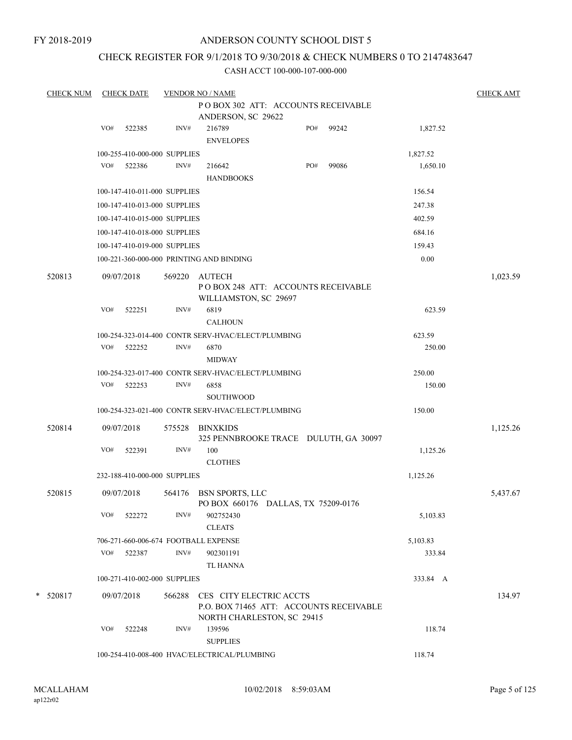FY 2018-2019

ANDERSON COUNTY SCHOOL DIST 5

CHECK REGISTER FOR 9/1/2018 TO 9/30/2018 & CHECK NUMBERS 0 TO 2147483647

CASH ACCT 100-000-107-000-000

| CHECK NUM | CHECK DATE | VENDOR NO / NAME | | CHECK AMT |
|---|---|---|---|---|
| | | P O BOX 302 ATT: ACCOUNTS RECEIVABLE<br>ANDERSON, SC 29622 | | |
| | VO# 522385 | INV# 216789 PO# 99242<br>ENVELOPES | 1,827.52 | |
| | 100-255-410-000-000 SUPPLIES | | 1,827.52 | |
| | VO# 522386 | INV# 216642 PO# 99086<br>HANDBOOKS | 1,650.10 | |
| | 100-147-410-011-000 SUPPLIES | | 156.54 | |
| | 100-147-410-013-000 SUPPLIES | | 247.38 | |
| | 100-147-410-015-000 SUPPLIES | | 402.59 | |
| | 100-147-410-018-000 SUPPLIES | | 684.16 | |
| | 100-147-410-019-000 SUPPLIES | | 159.43 | |
| | 100-221-360-000-000 PRINTING AND BINDING | | 0.00 | |
| 520813 | 09/07/2018 | 569220 AUTECH<br>P O BOX 248 ATT: ACCOUNTS RECEIVABLE<br>WILLIAMSTON, SC 29697 | | 1,023.59 |
| | VO# 522251 | INV# 6819<br>CALHOUN | 623.59 | |
| | 100-254-323-014-400 CONTR SERV-HVAC/ELECT/PLUMBING | | 623.59 | |
| | VO# 522252 | INV# 6870<br>MIDWAY | 250.00 | |
| | 100-254-323-017-400 CONTR SERV-HVAC/ELECT/PLUMBING | | 250.00 | |
| | VO# 522253 | INV# 6858<br>SOUTHWOOD | 150.00 | |
| | 100-254-323-021-400 CONTR SERV-HVAC/ELECT/PLUMBING | | 150.00 | |
| 520814 | 09/07/2018 | 575528 BINXKIDS<br>325 PENNBROOKE TRACE DULUTH, GA 30097 | | 1,125.26 |
| | VO# 522391 | INV# 100<br>CLOTHES | 1,125.26 | |
| | 232-188-410-000-000 SUPPLIES | | 1,125.26 | |
| 520815 | 09/07/2018 | 564176 BSN SPORTS, LLC<br>PO BOX 660176 DALLAS, TX 75209-0176 | | 5,437.67 |
| | VO# 522272 | INV# 902752430<br>CLEATS | 5,103.83 | |
| | 706-271-660-006-674 FOOTBALL EXPENSE | | 5,103.83 | |
| | VO# 522387 | INV# 902301191<br>TL HANNA | 333.84 | |
| | 100-271-410-002-000 SUPPLIES | | 333.84 A | |
| * 520817 | 09/07/2018 | 566288 CES CITY ELECTRIC ACCTS<br>P.O. BOX 71465 ATT: ACCOUNTS RECEIVABLE<br>NORTH CHARLESTON, SC 29415 | | 134.97 |
| | VO# 522248 | INV# 139596<br>SUPPLIES | 118.74 | |
| | 100-254-410-008-400 HVAC/ELECTRICAL/PLUMBING | | 118.74 | |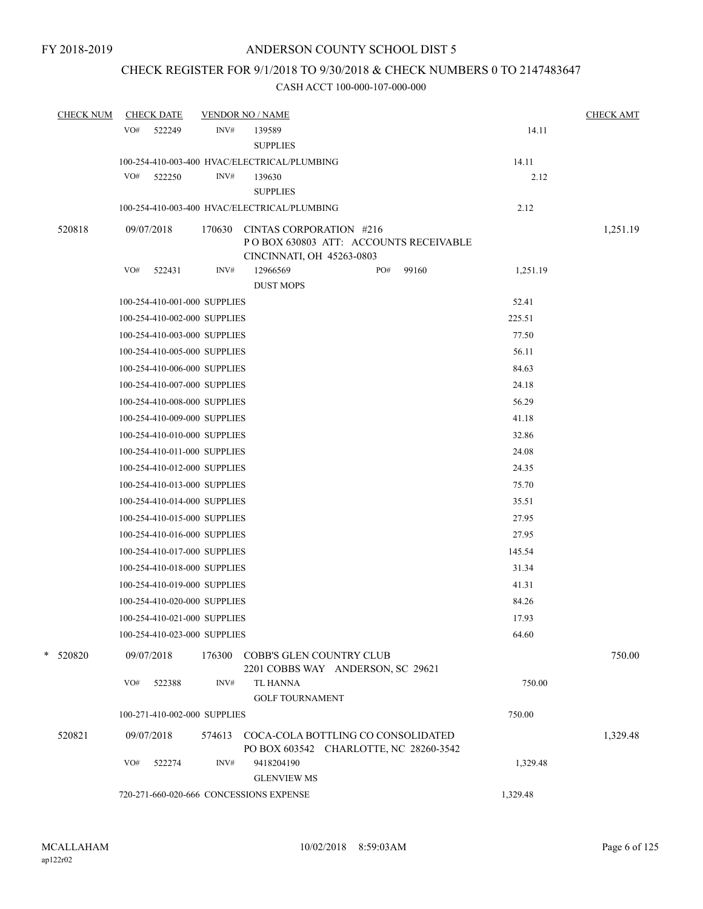FY 2018-2019

# ANDERSON COUNTY SCHOOL DIST 5

## CHECK REGISTER FOR 9/1/2018 TO 9/30/2018 & CHECK NUMBERS 0 TO 2147483647

### CASH ACCT 100-000-107-000-000

| CHECK NUM | CHECK DATE | VENDOR NO / NAME | | CHECK AMT |
|---|---|---|---|---|
| | VO# 522249 | INV# 139589 SUPPLIES | 14.11 | |
| | 100-254-410-003-400 HVAC/ELECTRICAL/PLUMBING | | 14.11 | |
| | VO# 522250 | INV# 139630 SUPPLIES | 2.12 | |
| | 100-254-410-003-400 HVAC/ELECTRICAL/PLUMBING | | 2.12 | |
| 520818 | 09/07/2018 | 170630 CINTAS CORPORATION #216 P O BOX 630803 ATT: ACCOUNTS RECEIVABLE CINCINNATI, OH 45263-0803 | | 1,251.19 |
| | VO# 522431 | INV# 12966569 PO# 99160 DUST MOPS | 1,251.19 | |
| | 100-254-410-001-000 SUPPLIES | | 52.41 | |
| | 100-254-410-002-000 SUPPLIES | | 225.51 | |
| | 100-254-410-003-000 SUPPLIES | | 77.50 | |
| | 100-254-410-005-000 SUPPLIES | | 56.11 | |
| | 100-254-410-006-000 SUPPLIES | | 84.63 | |
| | 100-254-410-007-000 SUPPLIES | | 24.18 | |
| | 100-254-410-008-000 SUPPLIES | | 56.29 | |
| | 100-254-410-009-000 SUPPLIES | | 41.18 | |
| | 100-254-410-010-000 SUPPLIES | | 32.86 | |
| | 100-254-410-011-000 SUPPLIES | | 24.08 | |
| | 100-254-410-012-000 SUPPLIES | | 24.35 | |
| | 100-254-410-013-000 SUPPLIES | | 75.70 | |
| | 100-254-410-014-000 SUPPLIES | | 35.51 | |
| | 100-254-410-015-000 SUPPLIES | | 27.95 | |
| | 100-254-410-016-000 SUPPLIES | | 27.95 | |
| | 100-254-410-017-000 SUPPLIES | | 145.54 | |
| | 100-254-410-018-000 SUPPLIES | | 31.34 | |
| | 100-254-410-019-000 SUPPLIES | | 41.31 | |
| | 100-254-410-020-000 SUPPLIES | | 84.26 | |
| | 100-254-410-021-000 SUPPLIES | | 17.93 | |
| | 100-254-410-023-000 SUPPLIES | | 64.60 | |
| * 520820 | 09/07/2018 | 176300 COBB'S GLEN COUNTRY CLUB 2201 COBBS WAY ANDERSON, SC 29621 | | 750.00 |
| | VO# 522388 | INV# TL HANNA GOLF TOURNAMENT | 750.00 | |
| | 100-271-410-002-000 SUPPLIES | | 750.00 | |
| 520821 | 09/07/2018 | 574613 COCA-COLA BOTTLING CO CONSOLIDATED PO BOX 603542 CHARLOTTE, NC 28260-3542 | | 1,329.48 |
| | VO# 522274 | INV# 9418204190 GLENVIEW MS | 1,329.48 | |
| | 720-271-660-020-666 CONCESSIONS EXPENSE | | 1,329.48 | |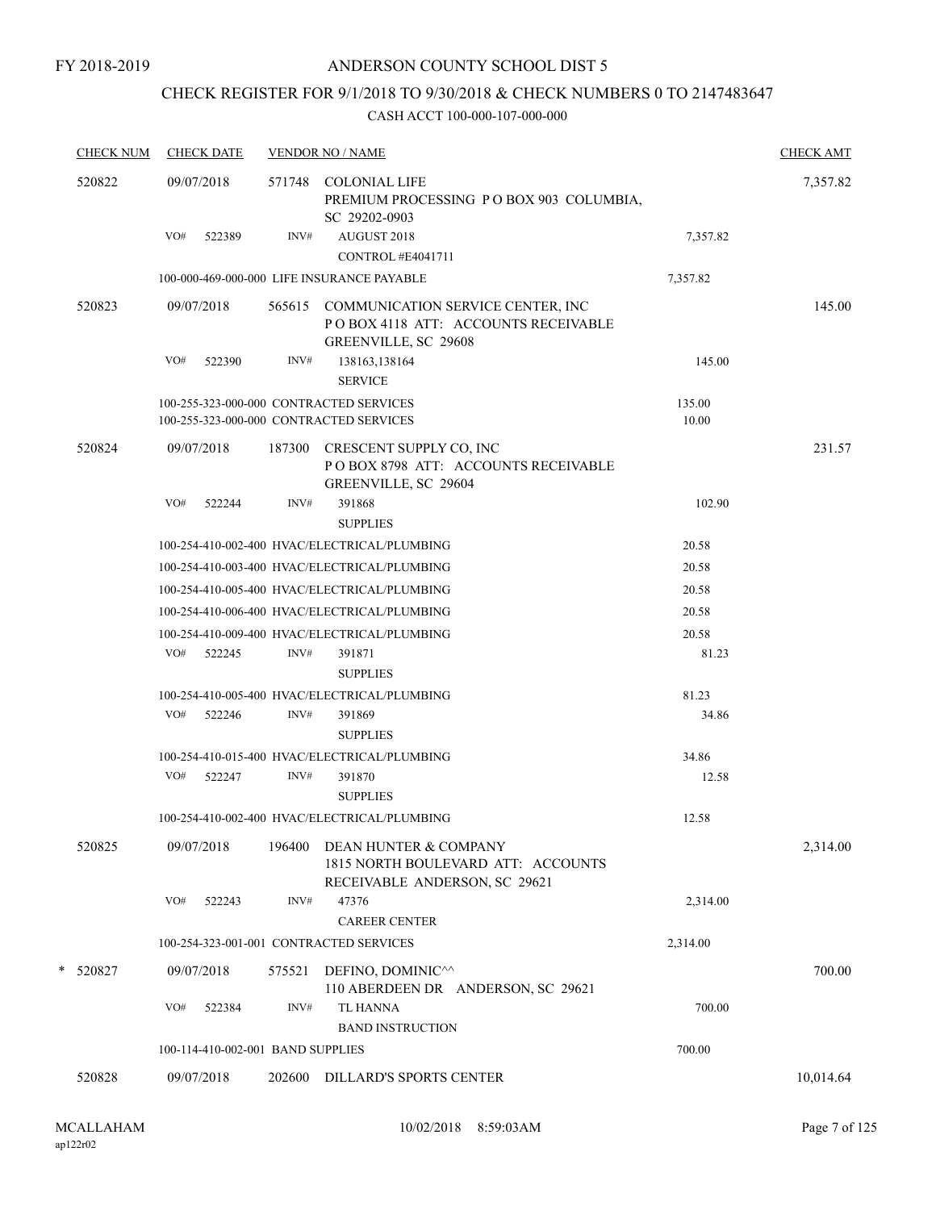FY 2018-2019

ANDERSON COUNTY SCHOOL DIST 5

CHECK REGISTER FOR 9/1/2018 TO 9/30/2018 & CHECK NUMBERS 0 TO 2147483647

CASH ACCT 100-000-107-000-000

| CHECK NUM | CHECK DATE | VENDOR NO / NAME | | CHECK AMT |
|---|---|---|---|---|
| 520822 | 09/07/2018 | 571748 COLONIAL LIFE<br>PREMIUM PROCESSING P O BOX 903 COLUMBIA, SC 29202-0903 | | 7,357.82 |
| | VO# 522389 | INV# AUGUST 2018<br>CONTROL #E4041711 | 7,357.82 | |
| | | 100-000-469-000-000 LIFE INSURANCE PAYABLE | 7,357.82 | |
| 520823 | 09/07/2018 | 565615 COMMUNICATION SERVICE CENTER, INC<br>P O BOX 4118 ATT: ACCOUNTS RECEIVABLE GREENVILLE, SC 29608 | | 145.00 |
| | VO# 522390 | INV# 138163,138164<br>SERVICE | 145.00 | |
| | | 100-255-323-000-000 CONTRACTED SERVICES | 135.00 | |
| | | 100-255-323-000-000 CONTRACTED SERVICES | 10.00 | |
| 520824 | 09/07/2018 | 187300 CRESCENT SUPPLY CO, INC<br>P O BOX 8798 ATT: ACCOUNTS RECEIVABLE GREENVILLE, SC 29604 | | 231.57 |
| | VO# 522244 | INV# 391868<br>SUPPLIES | 102.90 | |
| | | 100-254-410-002-400 HVAC/ELECTRICAL/PLUMBING | 20.58 | |
| | | 100-254-410-003-400 HVAC/ELECTRICAL/PLUMBING | 20.58 | |
| | | 100-254-410-005-400 HVAC/ELECTRICAL/PLUMBING | 20.58 | |
| | | 100-254-410-006-400 HVAC/ELECTRICAL/PLUMBING | 20.58 | |
| | | 100-254-410-009-400 HVAC/ELECTRICAL/PLUMBING | 20.58 | |
| | VO# 522245 | INV# 391871<br>SUPPLIES | 81.23 | |
| | | 100-254-410-005-400 HVAC/ELECTRICAL/PLUMBING | 81.23 | |
| | VO# 522246 | INV# 391869<br>SUPPLIES | 34.86 | |
| | | 100-254-410-015-400 HVAC/ELECTRICAL/PLUMBING | 34.86 | |
| | VO# 522247 | INV# 391870<br>SUPPLIES | 12.58 | |
| | | 100-254-410-002-400 HVAC/ELECTRICAL/PLUMBING | 12.58 | |
| 520825 | 09/07/2018 | 196400 DEAN HUNTER & COMPANY<br>1815 NORTH BOULEVARD ATT: ACCOUNTS RECEIVABLE ANDERSON, SC 29621 | | 2,314.00 |
| | VO# 522243 | INV# 47376<br>CAREER CENTER | 2,314.00 | |
| | | 100-254-323-001-001 CONTRACTED SERVICES | 2,314.00 | |
| * 520827 | 09/07/2018 | 575521 DEFINO, DOMINIC^^<br>110 ABERDEEN DR ANDERSON, SC 29621 | | 700.00 |
| | VO# 522384 | INV# TL HANNA<br>BAND INSTRUCTION | 700.00 | |
| | | 100-114-410-002-001 BAND SUPPLIES | 700.00 | |
| 520828 | 09/07/2018 | 202600 DILLARD'S SPORTS CENTER | | 10,014.64 |

MCALLAHAM
ap122r02

10/02/2018 8:59:03AM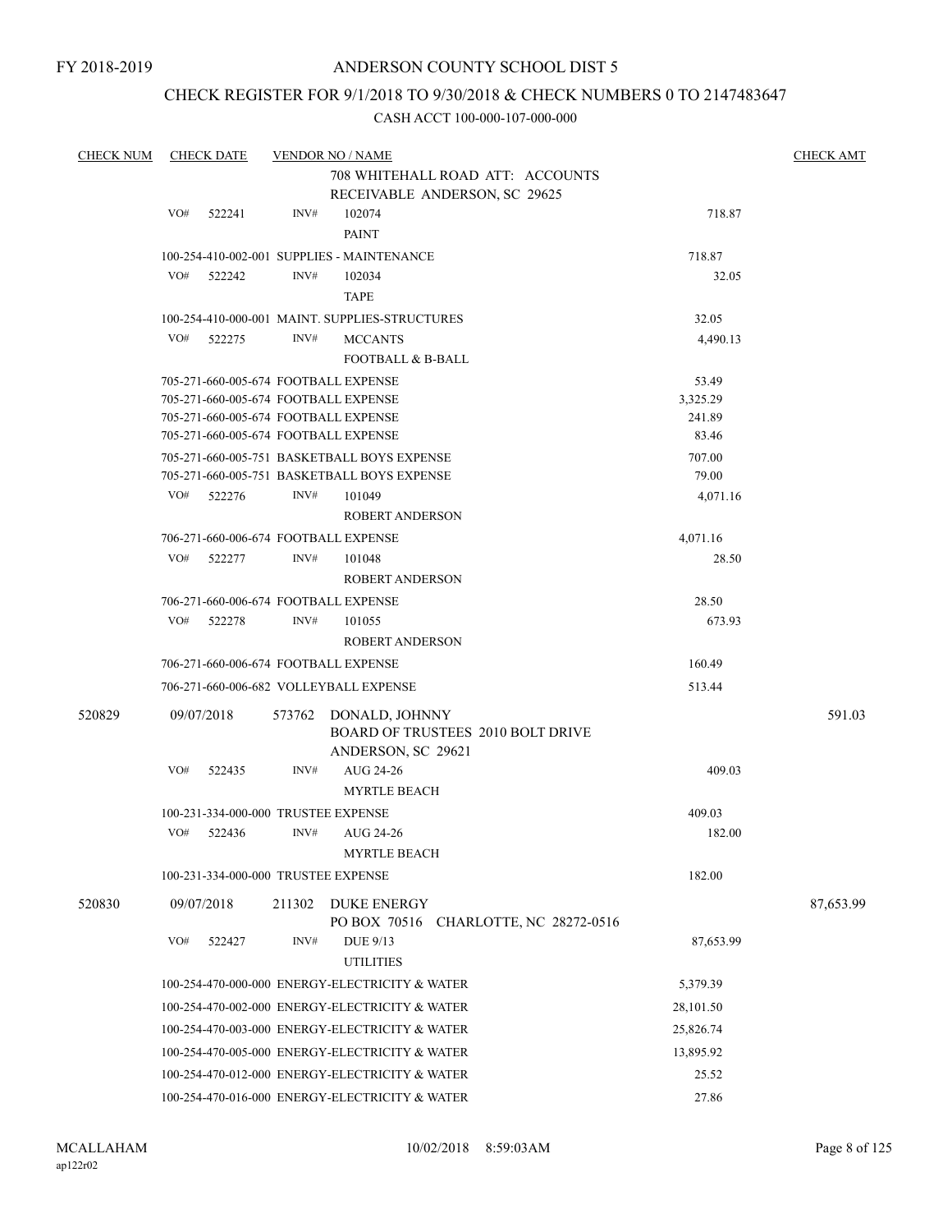FY 2018-2019

# ANDERSON COUNTY SCHOOL DIST 5

## CHECK REGISTER FOR 9/1/2018 TO 9/30/2018 & CHECK NUMBERS 0 TO 2147483647

CASH ACCT 100-000-107-000-000

| CHECK NUM | CHECK DATE | VENDOR NO / NAME | | CHECK AMT |
|---|---|---|---|---|
| | | 708 WHITEHALL ROAD ATT: ACCOUNTS RECEIVABLE ANDERSON, SC 29625 | | |
| | VO# 522241 | INV# 102074 PAINT | 718.87 | |
| | 100-254-410-002-001 SUPPLIES - MAINTENANCE | | 718.87 | |
| | VO# 522242 | INV# 102034 TAPE | 32.05 | |
| | 100-254-410-000-001 MAINT. SUPPLIES-STRUCTURES | | 32.05 | |
| | VO# 522275 | INV# MCCANTS FOOTBALL & B-BALL | 4,490.13 | |
| | 705-271-660-005-674 FOOTBALL EXPENSE | | 53.49 | |
| | 705-271-660-005-674 FOOTBALL EXPENSE | | 3,325.29 | |
| | 705-271-660-005-674 FOOTBALL EXPENSE | | 241.89 | |
| | 705-271-660-005-674 FOOTBALL EXPENSE | | 83.46 | |
| | 705-271-660-005-751 BASKETBALL BOYS EXPENSE | | 707.00 | |
| | 705-271-660-005-751 BASKETBALL BOYS EXPENSE | | 79.00 | |
| | VO# 522276 | INV# 101049 ROBERT ANDERSON | 4,071.16 | |
| | 706-271-660-006-674 FOOTBALL EXPENSE | | 4,071.16 | |
| | VO# 522277 | INV# 101048 ROBERT ANDERSON | 28.50 | |
| | 706-271-660-006-674 FOOTBALL EXPENSE | | 28.50 | |
| | VO# 522278 | INV# 101055 ROBERT ANDERSON | 673.93 | |
| | 706-271-660-006-674 FOOTBALL EXPENSE | | 160.49 | |
| | 706-271-660-006-682 VOLLEYBALL EXPENSE | | 513.44 | |
| 520829 | 09/07/2018 | 573762 DONALD, JOHNNY BOARD OF TRUSTEES 2010 BOLT DRIVE ANDERSON, SC 29621 | | 591.03 |
| | VO# 522435 | INV# AUG 24-26 MYRTLE BEACH | 409.03 | |
| | 100-231-334-000-000 TRUSTEE EXPENSE | | 409.03 | |
| | VO# 522436 | INV# AUG 24-26 MYRTLE BEACH | 182.00 | |
| | 100-231-334-000-000 TRUSTEE EXPENSE | | 182.00 | |
| 520830 | 09/07/2018 | 211302 DUKE ENERGY PO BOX 70516 CHARLOTTE, NC 28272-0516 | | 87,653.99 |
| | VO# 522427 | INV# DUE 9/13 UTILITIES | 87,653.99 | |
| | 100-254-470-000-000 ENERGY-ELECTRICITY & WATER | | 5,379.39 | |
| | 100-254-470-002-000 ENERGY-ELECTRICITY & WATER | | 28,101.50 | |
| | 100-254-470-003-000 ENERGY-ELECTRICITY & WATER | | 25,826.74 | |
| | 100-254-470-005-000 ENERGY-ELECTRICITY & WATER | | 13,895.92 | |
| | 100-254-470-012-000 ENERGY-ELECTRICITY & WATER | | 25.52 | |
| | 100-254-470-016-000 ENERGY-ELECTRICITY & WATER | | 27.86 | |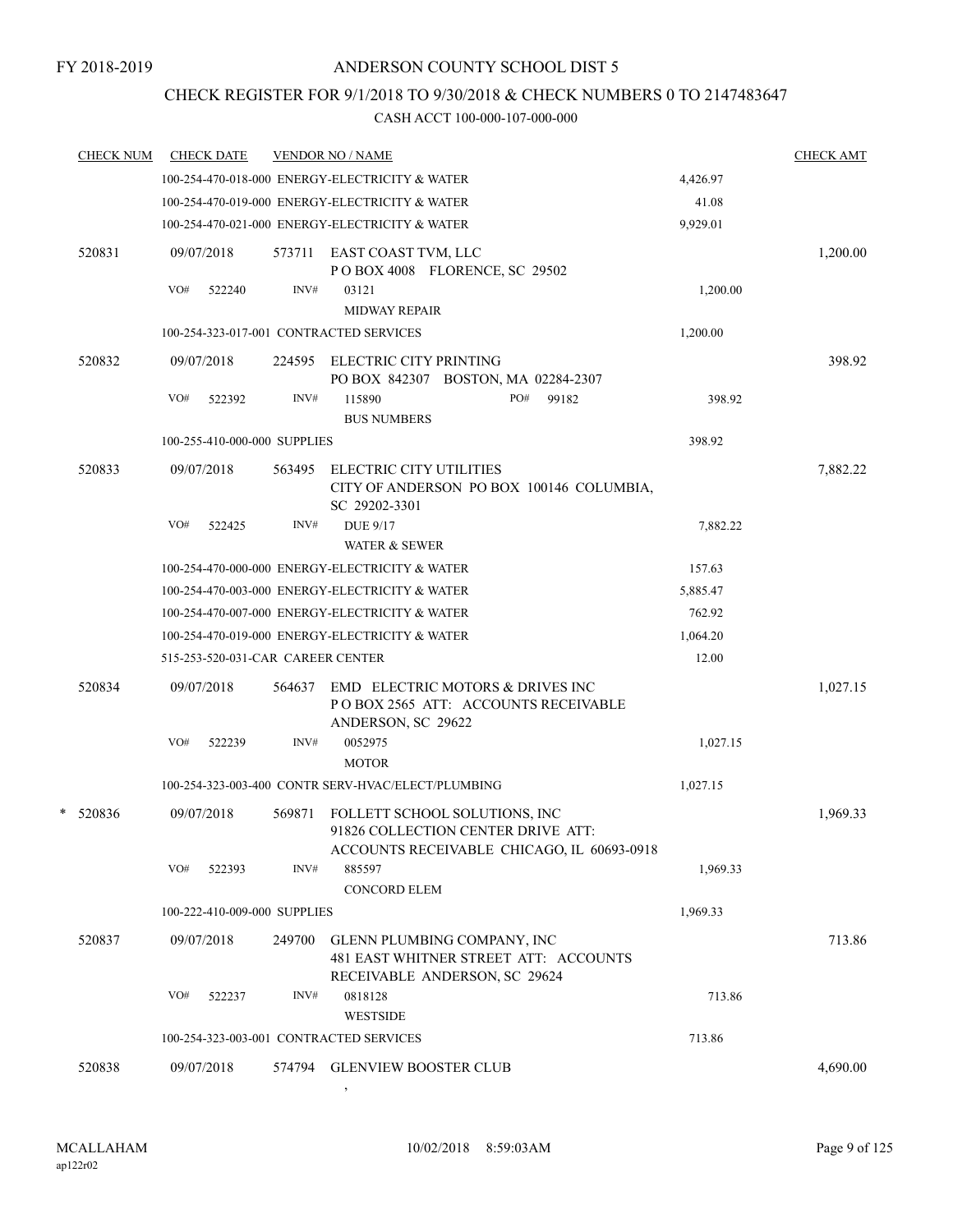FY 2018-2019

# ANDERSON COUNTY SCHOOL DIST 5

## CHECK REGISTER FOR 9/1/2018 TO 9/30/2018 & CHECK NUMBERS 0 TO 2147483647

### CASH ACCT 100-000-107-000-000

| CHECK NUM | CHECK DATE | VENDOR NO / NAME | | CHECK AMT |
|---|---|---|---|---|
| | 100-254-470-018-000 ENERGY-ELECTRICITY & WATER | | 4,426.97 | |
| | 100-254-470-019-000 ENERGY-ELECTRICITY & WATER | | 41.08 | |
| | 100-254-470-021-000 ENERGY-ELECTRICITY & WATER | | 9,929.01 | |
| 520831 | 09/07/2018 | 573711 EAST COAST TVM, LLC<br>P O BOX 4008 FLORENCE, SC 29502 | | 1,200.00 |
| | VO# 522240 | INV# 03121<br>MIDWAY REPAIR | 1,200.00 | |
| | 100-254-323-017-001 CONTRACTED SERVICES | | 1,200.00 | |
| 520832 | 09/07/2018 | 224595 ELECTRIC CITY PRINTING<br>PO BOX 842307 BOSTON, MA 02284-2307 | | 398.92 |
| | VO# 522392 | INV# 115890 PO# 99182<br>BUS NUMBERS | 398.92 | |
| | 100-255-410-000-000 SUPPLIES | | 398.92 | |
| 520833 | 09/07/2018 | 563495 ELECTRIC CITY UTILITIES<br>CITY OF ANDERSON PO BOX 100146 COLUMBIA, SC 29202-3301 | | 7,882.22 |
| | VO# 522425 | INV# DUE 9/17<br>WATER & SEWER | 7,882.22 | |
| | 100-254-470-000-000 ENERGY-ELECTRICITY & WATER | | 157.63 | |
| | 100-254-470-003-000 ENERGY-ELECTRICITY & WATER | | 5,885.47 | |
| | 100-254-470-007-000 ENERGY-ELECTRICITY & WATER | | 762.92 | |
| | 100-254-470-019-000 ENERGY-ELECTRICITY & WATER | | 1,064.20 | |
| | 515-253-520-031-CAR CAREER CENTER | | 12.00 | |
| 520834 | 09/07/2018 | 564637 EMD ELECTRIC MOTORS & DRIVES INC<br>P O BOX 2565 ATT: ACCOUNTS RECEIVABLE ANDERSON, SC 29622 | | 1,027.15 |
| | VO# 522239 | INV# 0052975<br>MOTOR | 1,027.15 | |
| | 100-254-323-003-400 CONTR SERV-HVAC/ELECT/PLUMBING | | 1,027.15 | |
| * 520836 | 09/07/2018 | 569871 FOLLETT SCHOOL SOLUTIONS, INC<br>91826 COLLECTION CENTER DRIVE ATT: ACCOUNTS RECEIVABLE CHICAGO, IL 60693-0918 | | 1,969.33 |
| | VO# 522393 | INV# 885597<br>CONCORD ELEM | 1,969.33 | |
| | 100-222-410-009-000 SUPPLIES | | 1,969.33 | |
| 520837 | 09/07/2018 | 249700 GLENN PLUMBING COMPANY, INC<br>481 EAST WHITNER STREET ATT: ACCOUNTS RECEIVABLE ANDERSON, SC 29624 | | 713.86 |
| | VO# 522237 | INV# 0818128<br>WESTSIDE | 713.86 | |
| | 100-254-323-003-001 CONTRACTED SERVICES | | 713.86 | |
| 520838 | 09/07/2018 | 574794 GLENVIEW BOOSTER CLUB<br>, | | 4,690.00 |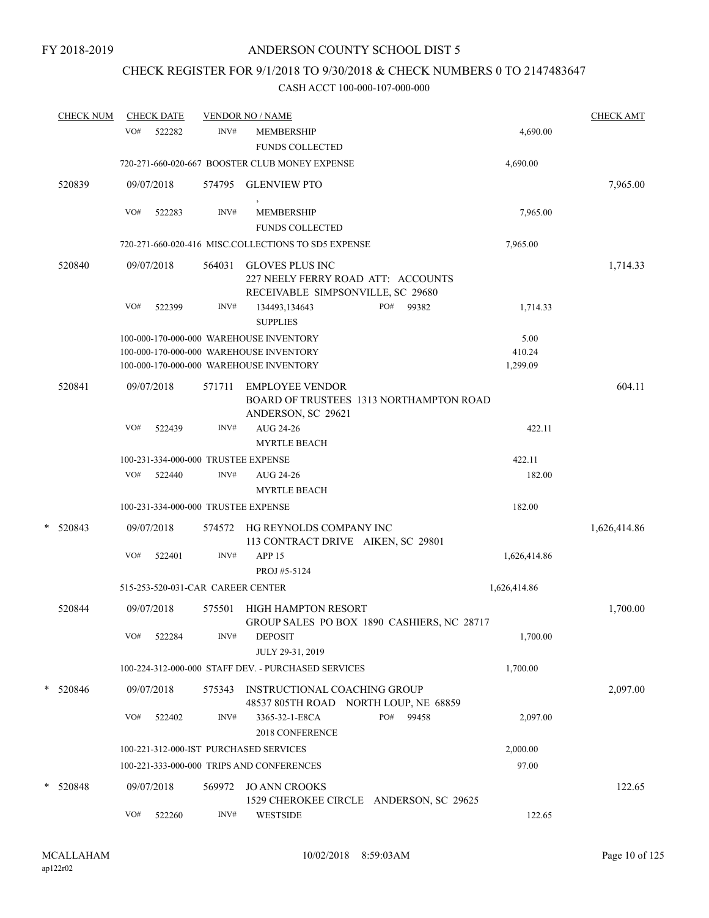FY 2018-2019

# ANDERSON COUNTY SCHOOL DIST 5

## CHECK REGISTER FOR 9/1/2018 TO 9/30/2018 & CHECK NUMBERS 0 TO 2147483647

### CASH ACCT 100-000-107-000-000

| CHECK NUM | CHECK DATE | VENDOR NO / NAME | | CHECK AMT |
|---|---|---|---|---|
| | VO# 522282 | INV# MEMBERSHIP FUNDS COLLECTED | 4,690.00 | |
| | | 720-271-660-020-667 BOOSTER CLUB MONEY EXPENSE | 4,690.00 | |
| 520839 | 09/07/2018 | 574795 GLENVIEW PTO , | | 7,965.00 |
| | VO# 522283 | INV# MEMBERSHIP FUNDS COLLECTED | 7,965.00 | |
| | | 720-271-660-020-416 MISC.COLLECTIONS TO SD5 EXPENSE | 7,965.00 | |
| 520840 | 09/07/2018 | 564031 GLOVES PLUS INC 227 NEELY FERRY ROAD ATT: ACCOUNTS RECEIVABLE SIMPSONVILLE, SC 29680 | | 1,714.33 |
| | VO# 522399 | INV# 134493,134643 PO# 99382 SUPPLIES | 1,714.33 | |
| | | 100-000-170-000-000 WAREHOUSE INVENTORY | 5.00 | |
| | | 100-000-170-000-000 WAREHOUSE INVENTORY | 410.24 | |
| | | 100-000-170-000-000 WAREHOUSE INVENTORY | 1,299.09 | |
| 520841 | 09/07/2018 | 571711 EMPLOYEE VENDOR BOARD OF TRUSTEES 1313 NORTHAMPTON ROAD ANDERSON, SC 29621 | | 604.11 |
| | VO# 522439 | INV# AUG 24-26 MYRTLE BEACH | 422.11 | |
| | | 100-231-334-000-000 TRUSTEE EXPENSE | 422.11 | |
| | VO# 522440 | INV# AUG 24-26 MYRTLE BEACH | 182.00 | |
| | | 100-231-334-000-000 TRUSTEE EXPENSE | 182.00 | |
| * 520843 | 09/07/2018 | 574572 HG REYNOLDS COMPANY INC 113 CONTRACT DRIVE AIKEN, SC 29801 | | 1,626,414.86 |
| | VO# 522401 | INV# APP 15 PROJ #5-5124 | 1,626,414.86 | |
| | | 515-253-520-031-CAR CAREER CENTER | 1,626,414.86 | |
| 520844 | 09/07/2018 | 575501 HIGH HAMPTON RESORT GROUP SALES PO BOX 1890 CASHIERS, NC 28717 | | 1,700.00 |
| | VO# 522284 | INV# DEPOSIT JULY 29-31, 2019 | 1,700.00 | |
| | | 100-224-312-000-000 STAFF DEV. - PURCHASED SERVICES | 1,700.00 | |
| * 520846 | 09/07/2018 | 575343 INSTRUCTIONAL COACHING GROUP 48537 805TH ROAD NORTH LOUP, NE 68859 | | 2,097.00 |
| | VO# 522402 | INV# 3365-32-1-E8CA PO# 99458 2018 CONFERENCE | 2,097.00 | |
| | | 100-221-312-000-IST PURCHASED SERVICES | 2,000.00 | |
| | | 100-221-333-000-000 TRIPS AND CONFERENCES | 97.00 | |
| * 520848 | 09/07/2018 | 569972 JO ANN CROOKS 1529 CHEROKEE CIRCLE ANDERSON, SC 29625 | | 122.65 |
| | VO# 522260 | INV# WESTSIDE | 122.65 | |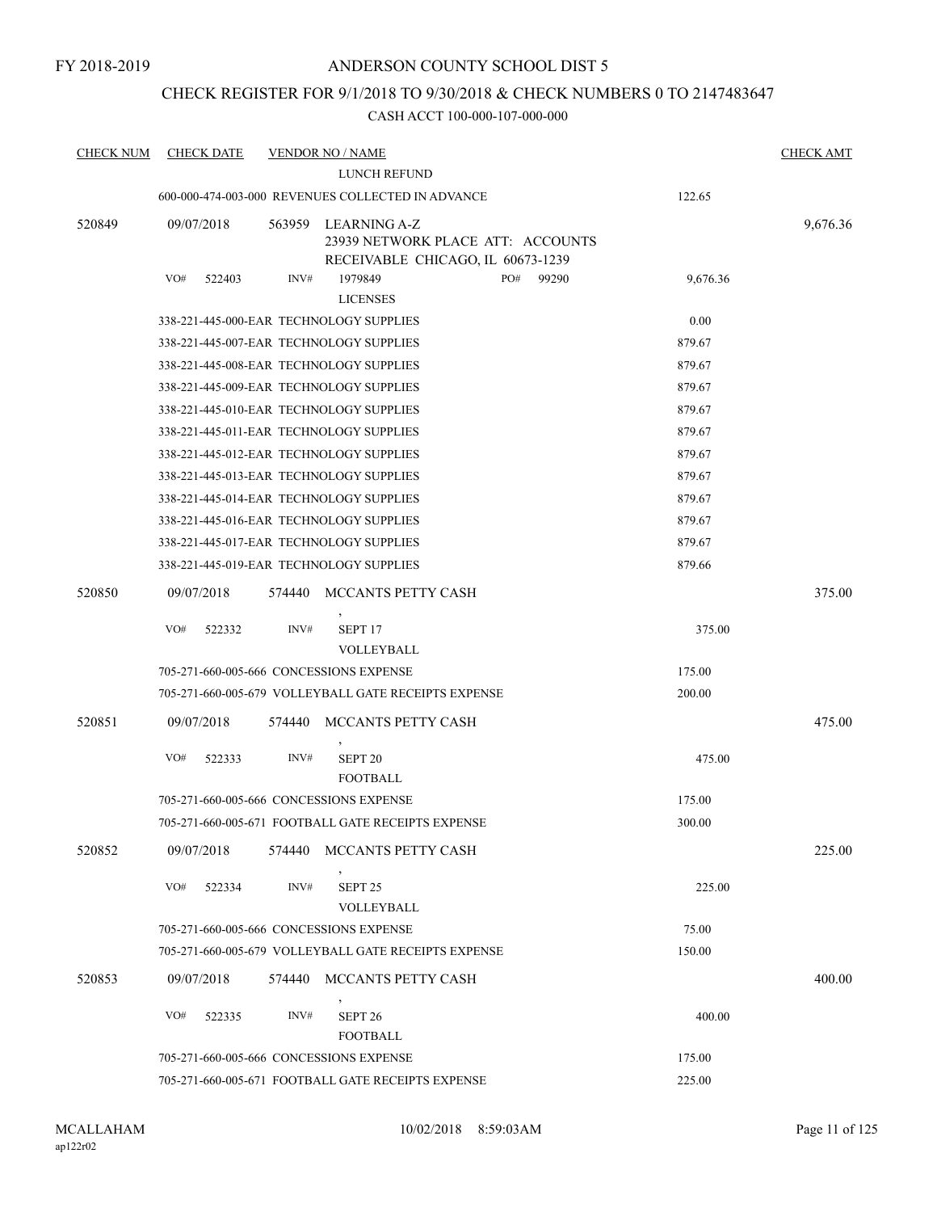FY 2018-2019

# ANDERSON COUNTY SCHOOL DIST 5

## CHECK REGISTER FOR 9/1/2018 TO 9/30/2018 & CHECK NUMBERS 0 TO 2147483647

### CASH ACCT 100-000-107-000-000

| CHECK NUM | CHECK DATE | VENDOR NO / NAME | | CHECK AMT |
|---|---|---|---|---|
| | | LUNCH REFUND | | |
| | | 600-000-474-003-000 REVENUES COLLECTED IN ADVANCE | 122.65 | |
| 520849 | 09/07/2018 | 563959 LEARNING A-Z<br>23939 NETWORK PLACE ATT: ACCOUNTS<br>RECEIVABLE CHICAGO, IL 60673-1239 | | 9,676.36 |
| | VO# 522403 | INV# 1979849 PO# 99290<br>LICENSES | 9,676.36 | |
| | | 338-221-445-000-EAR TECHNOLOGY SUPPLIES | 0.00 | |
| | | 338-221-445-007-EAR TECHNOLOGY SUPPLIES | 879.67 | |
| | | 338-221-445-008-EAR TECHNOLOGY SUPPLIES | 879.67 | |
| | | 338-221-445-009-EAR TECHNOLOGY SUPPLIES | 879.67 | |
| | | 338-221-445-010-EAR TECHNOLOGY SUPPLIES | 879.67 | |
| | | 338-221-445-011-EAR TECHNOLOGY SUPPLIES | 879.67 | |
| | | 338-221-445-012-EAR TECHNOLOGY SUPPLIES | 879.67 | |
| | | 338-221-445-013-EAR TECHNOLOGY SUPPLIES | 879.67 | |
| | | 338-221-445-014-EAR TECHNOLOGY SUPPLIES | 879.67 | |
| | | 338-221-445-016-EAR TECHNOLOGY SUPPLIES | 879.67 | |
| | | 338-221-445-017-EAR TECHNOLOGY SUPPLIES | 879.67 | |
| | | 338-221-445-019-EAR TECHNOLOGY SUPPLIES | 879.66 | |
| 520850 | 09/07/2018 | 574440 MCCANTS PETTY CASH<br>, | | 375.00 |
| | VO# 522332 | INV# SEPT 17<br>VOLLEYBALL | 375.00 | |
| | | 705-271-660-005-666 CONCESSIONS EXPENSE | 175.00 | |
| | | 705-271-660-005-679 VOLLEYBALL GATE RECEIPTS EXPENSE | 200.00 | |
| 520851 | 09/07/2018 | 574440 MCCANTS PETTY CASH<br>, | | 475.00 |
| | VO# 522333 | INV# SEPT 20<br>FOOTBALL | 475.00 | |
| | | 705-271-660-005-666 CONCESSIONS EXPENSE | 175.00 | |
| | | 705-271-660-005-671 FOOTBALL GATE RECEIPTS EXPENSE | 300.00 | |
| 520852 | 09/07/2018 | 574440 MCCANTS PETTY CASH<br>, | | 225.00 |
| | VO# 522334 | INV# SEPT 25<br>VOLLEYBALL | 225.00 | |
| | | 705-271-660-005-666 CONCESSIONS EXPENSE | 75.00 | |
| | | 705-271-660-005-679 VOLLEYBALL GATE RECEIPTS EXPENSE | 150.00 | |
| 520853 | 09/07/2018 | 574440 MCCANTS PETTY CASH<br>, | | 400.00 |
| | VO# 522335 | INV# SEPT 26<br>FOOTBALL | 400.00 | |
| | | 705-271-660-005-666 CONCESSIONS EXPENSE | 175.00 | |
| | | 705-271-660-005-671 FOOTBALL GATE RECEIPTS EXPENSE | 225.00 | |

MCALLAHAM
ap122r02

10/02/2018 8:59:03AM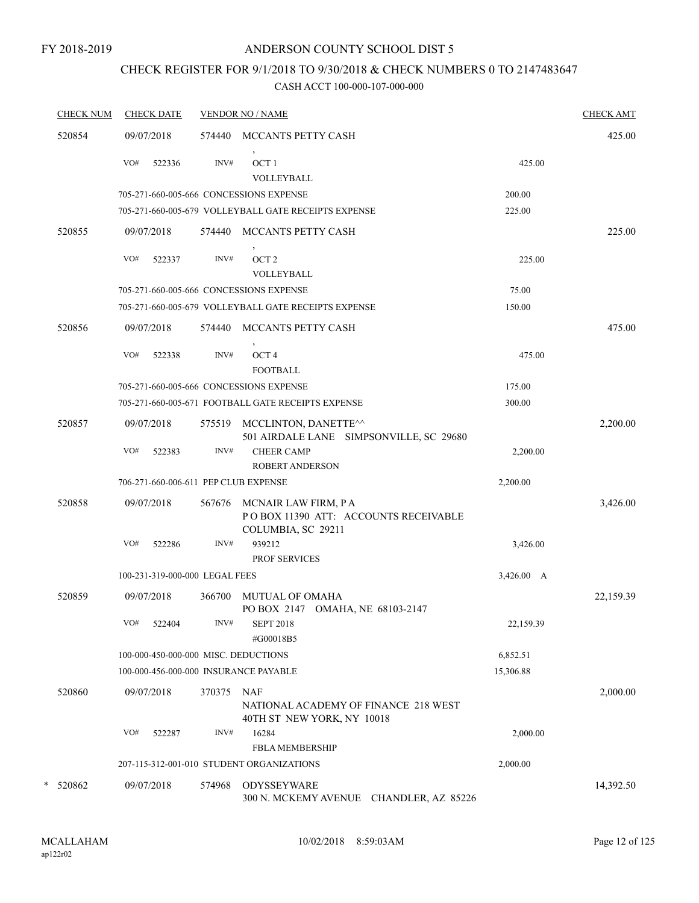FY 2018-2019

# ANDERSON COUNTY SCHOOL DIST 5

## CHECK REGISTER FOR 9/1/2018 TO 9/30/2018 & CHECK NUMBERS 0 TO 2147483647

### CASH ACCT 100-000-107-000-000

| CHECK NUM | CHECK DATE | VENDOR NO / NAME | | CHECK AMT |
|---|---|---|---|---|
| 520854 | 09/07/2018 | 574440 MCCANTS PETTY CASH<br>, | | 425.00 |
| | VO# 522336 | INV# OCT 1<br>VOLLEYBALL | 425.00 | |
| | 705-271-660-005-666 CONCESSIONS EXPENSE | | 200.00 | |
| | 705-271-660-005-679 VOLLEYBALL GATE RECEIPTS EXPENSE | | 225.00 | |
| 520855 | 09/07/2018 | 574440 MCCANTS PETTY CASH<br>, | | 225.00 |
| | VO# 522337 | INV# OCT 2<br>VOLLEYBALL | 225.00 | |
| | 705-271-660-005-666 CONCESSIONS EXPENSE | | 75.00 | |
| | 705-271-660-005-679 VOLLEYBALL GATE RECEIPTS EXPENSE | | 150.00 | |
| 520856 | 09/07/2018 | 574440 MCCANTS PETTY CASH<br>, | | 475.00 |
| | VO# 522338 | INV# OCT 4<br>FOOTBALL | 475.00 | |
| | 705-271-660-005-666 CONCESSIONS EXPENSE | | 175.00 | |
| | 705-271-660-005-671 FOOTBALL GATE RECEIPTS EXPENSE | | 300.00 | |
| 520857 | 09/07/2018 | 575519 MCCLINTON, DANETTE^^<br>501 AIRDALE LANE SIMPSONVILLE, SC 29680 | | 2,200.00 |
| | VO# 522383 | INV# CHEER CAMP<br>ROBERT ANDERSON | 2,200.00 | |
| | 706-271-660-006-611 PEP CLUB EXPENSE | | 2,200.00 | |
| 520858 | 09/07/2018 | 567676 MCNAIR LAW FIRM, P A<br>P O BOX 11390 ATT: ACCOUNTS RECEIVABLE<br>COLUMBIA, SC 29211 | | 3,426.00 |
| | VO# 522286 | INV# 939212<br>PROF SERVICES | 3,426.00 | |
| | 100-231-319-000-000 LEGAL FEES | | 3,426.00 A | |
| 520859 | 09/07/2018 | 366700 MUTUAL OF OMAHA<br>PO BOX 2147 OMAHA, NE 68103-2147 | | 22,159.39 |
| | VO# 522404 | INV# SEPT 2018<br>#G00018B5 | 22,159.39 | |
| | 100-000-450-000-000 MISC. DEDUCTIONS | | 6,852.51 | |
| | 100-000-456-000-000 INSURANCE PAYABLE | | 15,306.88 | |
| 520860 | 09/07/2018 | 370375 NAF<br>NATIONAL ACADEMY OF FINANCE 218 WEST<br>40TH ST NEW YORK, NY 10018 | | 2,000.00 |
| | VO# 522287 | INV# 16284<br>FBLA MEMBERSHIP | 2,000.00 | |
| | 207-115-312-001-010 STUDENT ORGANIZATIONS | | 2,000.00 | |
| * 520862 | 09/07/2018 | 574968 ODYSSEYWARE<br>300 N. MCKEMY AVENUE CHANDLER, AZ 85226 | | 14,392.50 |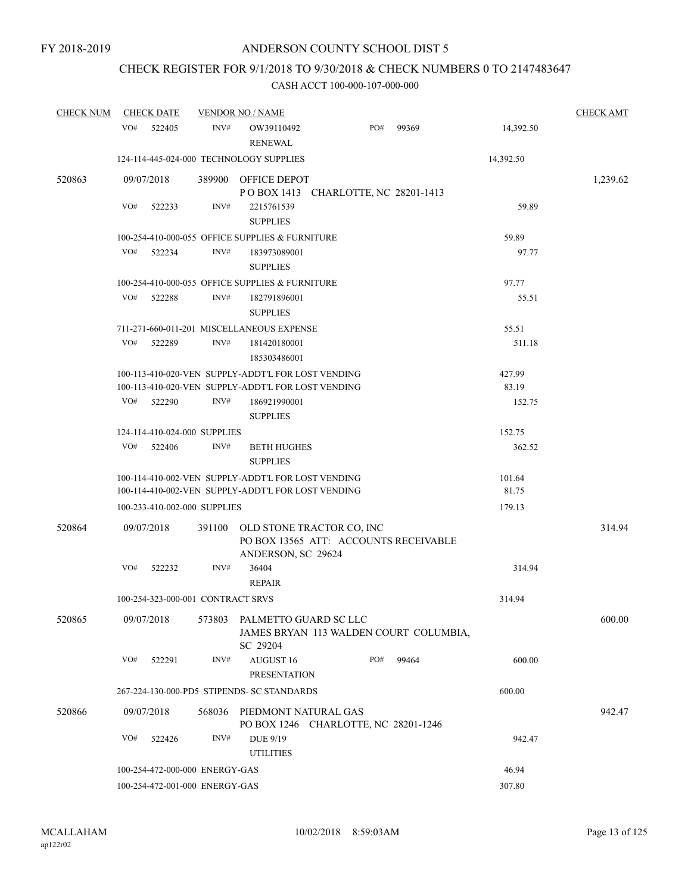FY 2018-2019

# ANDERSON COUNTY SCHOOL DIST 5

## CHECK REGISTER FOR 9/1/2018 TO 9/30/2018 & CHECK NUMBERS 0 TO 2147483647

### CASH ACCT 100-000-107-000-000

| CHECK NUM | CHECK DATE | VENDOR NO / NAME | | | CHECK AMT |
|---|---|---|---|---|---|
| | VO# 522405 | INV# OW39110492 RENEWAL | PO# 99369 | 14,392.50 | |
| | 124-114-445-024-000 TECHNOLOGY SUPPLIES | | | 14,392.50 | |
| 520863 | 09/07/2018 | 389900 OFFICE DEPOT P O BOX 1413 CHARLOTTE, NC 28201-1413 | | | 1,239.62 |
| | VO# 522233 | INV# 2215761539 SUPPLIES | | 59.89 | |
| | 100-254-410-000-055 OFFICE SUPPLIES & FURNITURE | | | 59.89 | |
| | VO# 522234 | INV# 183973089001 SUPPLIES | | 97.77 | |
| | 100-254-410-000-055 OFFICE SUPPLIES & FURNITURE | | | 97.77 | |
| | VO# 522288 | INV# 182791896001 SUPPLIES | | 55.51 | |
| | 711-271-660-011-201 MISCELLANEOUS EXPENSE | | | 55.51 | |
| | VO# 522289 | INV# 181420180001 185303486001 | | 511.18 | |
| | 100-113-410-020-VEN SUPPLY-ADDT'L FOR LOST VENDING | | | 427.99 | |
| | 100-113-410-020-VEN SUPPLY-ADDT'L FOR LOST VENDING | | | 83.19 | |
| | VO# 522290 | INV# 186921990001 SUPPLIES | | 152.75 | |
| | 124-114-410-024-000 SUPPLIES | | | 152.75 | |
| | VO# 522406 | INV# BETH HUGHES SUPPLIES | | 362.52 | |
| | 100-114-410-002-VEN SUPPLY-ADDT'L FOR LOST VENDING | | | 101.64 | |
| | 100-114-410-002-VEN SUPPLY-ADDT'L FOR LOST VENDING | | | 81.75 | |
| | 100-233-410-002-000 SUPPLIES | | | 179.13 | |
| 520864 | 09/07/2018 | 391100 OLD STONE TRACTOR CO, INC PO BOX 13565 ATT: ACCOUNTS RECEIVABLE ANDERSON, SC 29624 | | | 314.94 |
| | VO# 522232 | INV# 36404 REPAIR | | 314.94 | |
| | 100-254-323-000-001 CONTRACT SRVS | | | 314.94 | |
| 520865 | 09/07/2018 | 573803 PALMETTO GUARD SC LLC JAMES BRYAN 113 WALDEN COURT COLUMBIA, SC 29204 | | | 600.00 |
| | VO# 522291 | INV# AUGUST 16 PRESENTATION | PO# 99464 | 600.00 | |
| | 267-224-130-000-PD5 STIPENDS- SC STANDARDS | | | 600.00 | |
| 520866 | 09/07/2018 | 568036 PIEDMONT NATURAL GAS PO BOX 1246 CHARLOTTE, NC 28201-1246 | | | 942.47 |
| | VO# 522426 | INV# DUE 9/19 UTILITIES | | 942.47 | |
| | 100-254-472-000-000 ENERGY-GAS | | | 46.94 | |
| | 100-254-472-001-000 ENERGY-GAS | | | 307.80 | |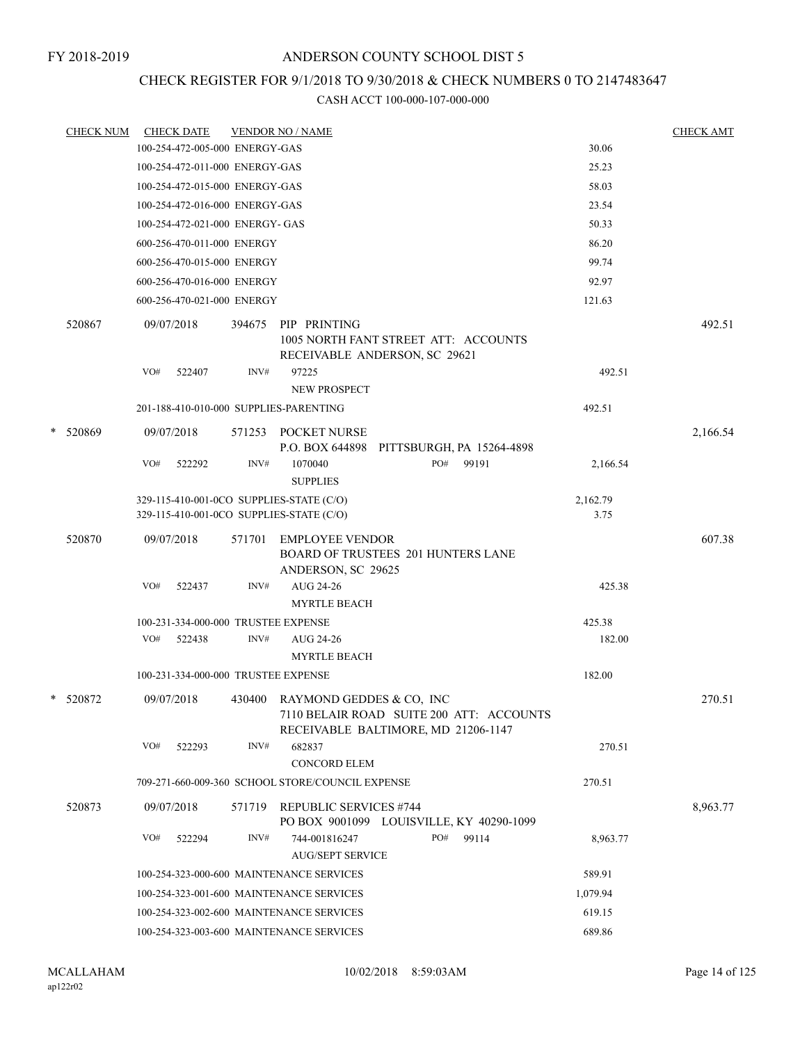FY 2018-2019

# ANDERSON COUNTY SCHOOL DIST 5

## CHECK REGISTER FOR 9/1/2018 TO 9/30/2018 & CHECK NUMBERS 0 TO 2147483647

### CASH ACCT 100-000-107-000-000

| CHECK NUM | CHECK DATE | VENDOR NO / NAME | | CHECK AMT |
|---|---|---|---|---|
| | 100-254-472-005-000 ENERGY-GAS | | 30.06 | |
| | 100-254-472-011-000 ENERGY-GAS | | 25.23 | |
| | 100-254-472-015-000 ENERGY-GAS | | 58.03 | |
| | 100-254-472-016-000 ENERGY-GAS | | 23.54 | |
| | 100-254-472-021-000 ENERGY- GAS | | 50.33 | |
| | 600-256-470-011-000 ENERGY | | 86.20 | |
| | 600-256-470-015-000 ENERGY | | 99.74 | |
| | 600-256-470-016-000 ENERGY | | 92.97 | |
| | 600-256-470-021-000 ENERGY | | 121.63 | |
| 520867 | 09/07/2018 | 394675 PIP PRINTING<br>1005 NORTH FANT STREET ATT: ACCOUNTS RECEIVABLE ANDERSON, SC 29621 | | 492.51 |
| | VO# 522407 | INV# 97225<br>NEW PROSPECT | 492.51 | |
| | 201-188-410-010-000 SUPPLIES-PARENTING | | 492.51 | |
| * 520869 | 09/07/2018 | 571253 POCKET NURSE<br>P.O. BOX 644898 PITTSBURGH, PA 15264-4898 | | 2,166.54 |
| | VO# 522292 | INV# 1070040 PO# 99191<br>SUPPLIES | 2,166.54 | |
| | 329-115-410-001-0CO SUPPLIES-STATE (C/O) | | 2,162.79 | |
| | 329-115-410-001-0CO SUPPLIES-STATE (C/O) | | 3.75 | |
| 520870 | 09/07/2018 | 571701 EMPLOYEE VENDOR<br>BOARD OF TRUSTEES 201 HUNTERS LANE ANDERSON, SC 29625 | | 607.38 |
| | VO# 522437 | INV# AUG 24-26<br>MYRTLE BEACH | 425.38 | |
| | 100-231-334-000-000 TRUSTEE EXPENSE | | 425.38 | |
| | VO# 522438 | INV# AUG 24-26<br>MYRTLE BEACH | 182.00 | |
| | 100-231-334-000-000 TRUSTEE EXPENSE | | 182.00 | |
| * 520872 | 09/07/2018 | 430400 RAYMOND GEDDES & CO, INC<br>7110 BELAIR ROAD SUITE 200 ATT: ACCOUNTS RECEIVABLE BALTIMORE, MD 21206-1147 | | 270.51 |
| | VO# 522293 | INV# 682837<br>CONCORD ELEM | 270.51 | |
| | 709-271-660-009-360 SCHOOL STORE/COUNCIL EXPENSE | | 270.51 | |
| 520873 | 09/07/2018 | 571719 REPUBLIC SERVICES #744<br>PO BOX 9001099 LOUISVILLE, KY 40290-1099 | | 8,963.77 |
| | VO# 522294 | INV# 744-001816247 PO# 99114<br>AUG/SEPT SERVICE | 8,963.77 | |
| | 100-254-323-000-600 MAINTENANCE SERVICES | | 589.91 | |
| | 100-254-323-001-600 MAINTENANCE SERVICES | | 1,079.94 | |
| | 100-254-323-002-600 MAINTENANCE SERVICES | | 619.15 | |
| | 100-254-323-003-600 MAINTENANCE SERVICES | | 689.86 | |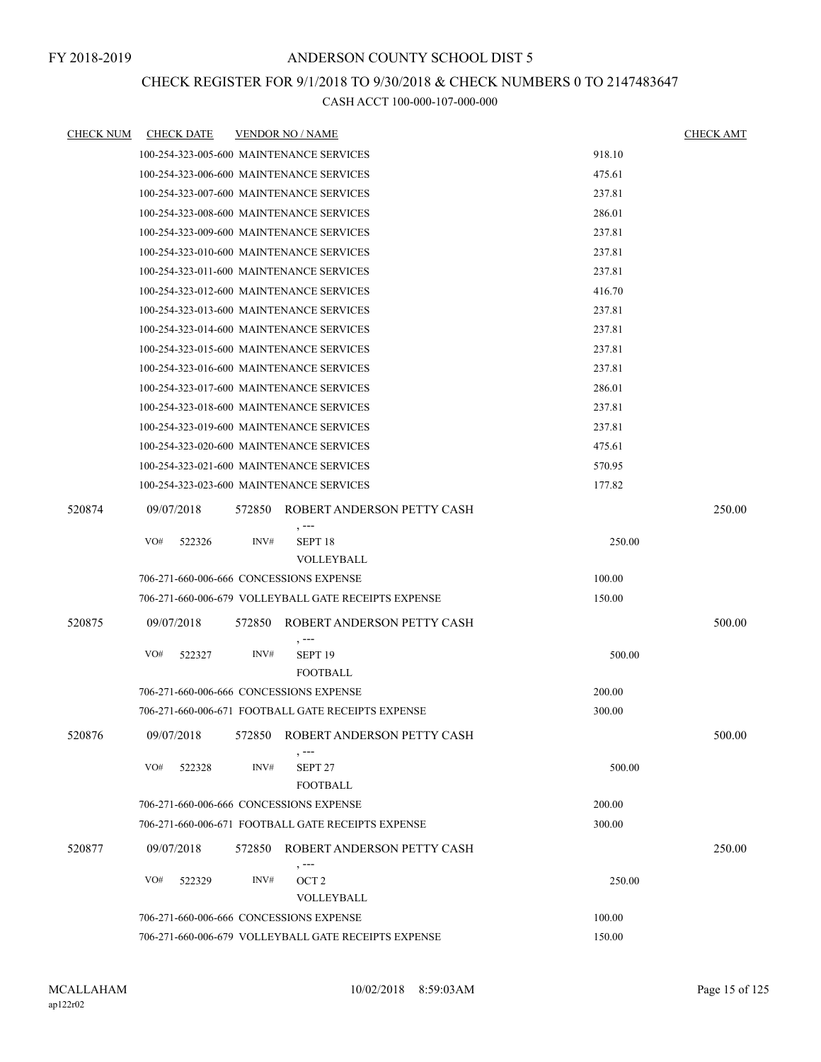FY 2018-2019

# ANDERSON COUNTY SCHOOL DIST 5

## CHECK REGISTER FOR 9/1/2018 TO 9/30/2018 & CHECK NUMBERS 0 TO 2147483647

### CASH ACCT 100-000-107-000-000

| CHECK NUM | CHECK DATE | VENDOR NO / NAME | | CHECK AMT |
|---|---|---|---|---|
| | 100-254-323-005-600 MAINTENANCE SERVICES | | 918.10 | |
| | 100-254-323-006-600 MAINTENANCE SERVICES | | 475.61 | |
| | 100-254-323-007-600 MAINTENANCE SERVICES | | 237.81 | |
| | 100-254-323-008-600 MAINTENANCE SERVICES | | 286.01 | |
| | 100-254-323-009-600 MAINTENANCE SERVICES | | 237.81 | |
| | 100-254-323-010-600 MAINTENANCE SERVICES | | 237.81 | |
| | 100-254-323-011-600 MAINTENANCE SERVICES | | 237.81 | |
| | 100-254-323-012-600 MAINTENANCE SERVICES | | 416.70 | |
| | 100-254-323-013-600 MAINTENANCE SERVICES | | 237.81 | |
| | 100-254-323-014-600 MAINTENANCE SERVICES | | 237.81 | |
| | 100-254-323-015-600 MAINTENANCE SERVICES | | 237.81 | |
| | 100-254-323-016-600 MAINTENANCE SERVICES | | 237.81 | |
| | 100-254-323-017-600 MAINTENANCE SERVICES | | 286.01 | |
| | 100-254-323-018-600 MAINTENANCE SERVICES | | 237.81 | |
| | 100-254-323-019-600 MAINTENANCE SERVICES | | 237.81 | |
| | 100-254-323-020-600 MAINTENANCE SERVICES | | 475.61 | |
| | 100-254-323-021-600 MAINTENANCE SERVICES | | 570.95 | |
| | 100-254-323-023-600 MAINTENANCE SERVICES | | 177.82 | |
| 520874 | 09/07/2018 | 572850 ROBERT ANDERSON PETTY CASH , --- | | 250.00 |
| | VO# 522326 | INV# SEPT 18 VOLLEYBALL | 250.00 | |
| | 706-271-660-006-666 CONCESSIONS EXPENSE | | 100.00 | |
| | 706-271-660-006-679 VOLLEYBALL GATE RECEIPTS EXPENSE | | 150.00 | |
| 520875 | 09/07/2018 | 572850 ROBERT ANDERSON PETTY CASH , --- | | 500.00 |
| | VO# 522327 | INV# SEPT 19 FOOTBALL | 500.00 | |
| | 706-271-660-006-666 CONCESSIONS EXPENSE | | 200.00 | |
| | 706-271-660-006-671 FOOTBALL GATE RECEIPTS EXPENSE | | 300.00 | |
| 520876 | 09/07/2018 | 572850 ROBERT ANDERSON PETTY CASH , --- | | 500.00 |
| | VO# 522328 | INV# SEPT 27 FOOTBALL | 500.00 | |
| | 706-271-660-006-666 CONCESSIONS EXPENSE | | 200.00 | |
| | 706-271-660-006-671 FOOTBALL GATE RECEIPTS EXPENSE | | 300.00 | |
| 520877 | 09/07/2018 | 572850 ROBERT ANDERSON PETTY CASH , --- | | 250.00 |
| | VO# 522329 | INV# OCT 2 VOLLEYBALL | 250.00 | |
| | 706-271-660-006-666 CONCESSIONS EXPENSE | | 100.00 | |
| | 706-271-660-006-679 VOLLEYBALL GATE RECEIPTS EXPENSE | | 150.00 | |

MCALLAHAM
ap122r02

10/02/2018 8:59:03AM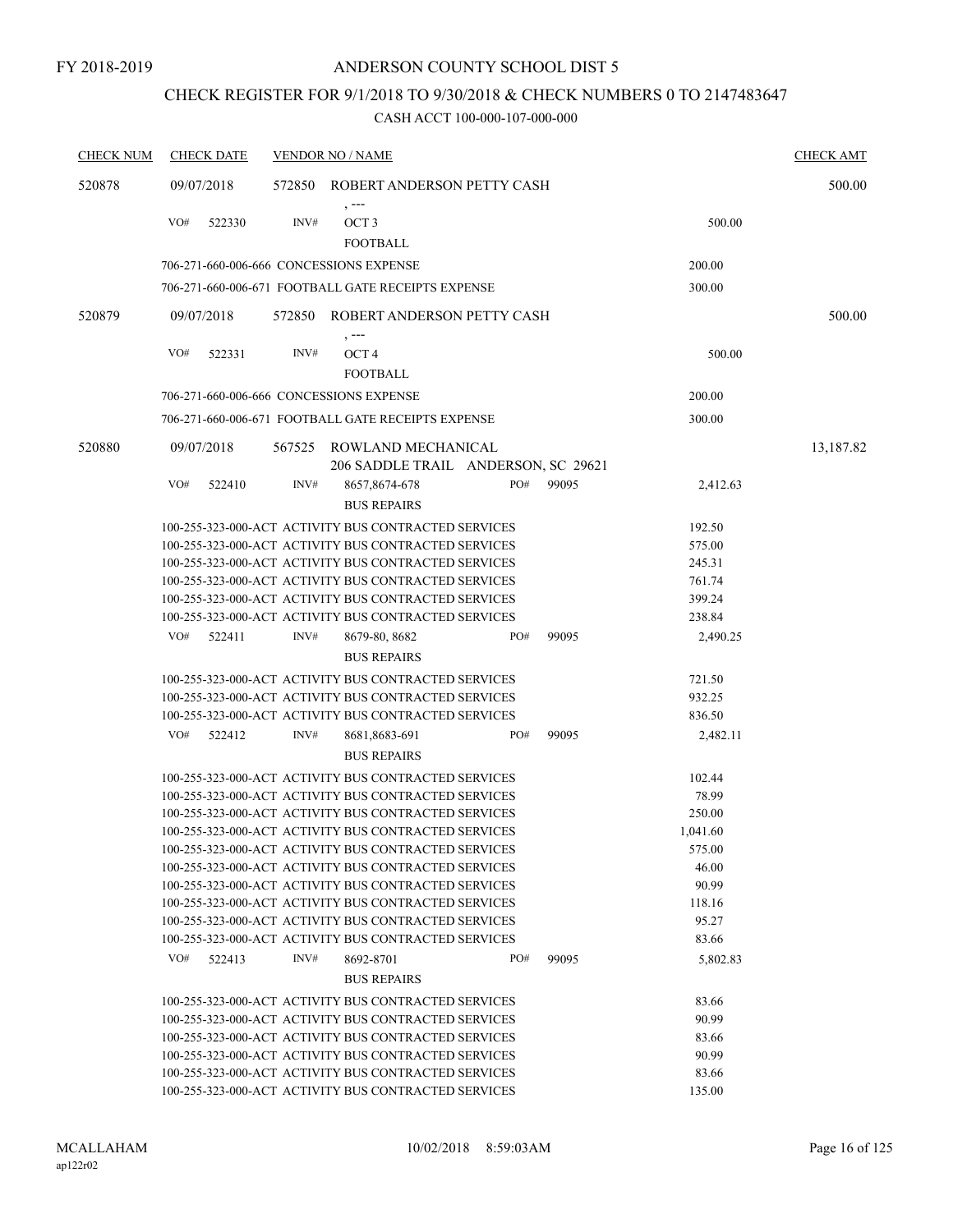FY 2018-2019

# ANDERSON COUNTY SCHOOL DIST 5

## CHECK REGISTER FOR 9/1/2018 TO 9/30/2018 & CHECK NUMBERS 0 TO 2147483647

### CASH ACCT 100-000-107-000-000

| CHECK NUM | CHECK DATE | VENDOR NO / NAME | | | CHECK AMT |
|---|---|---|---|---|---|
| 520878 | 09/07/2018 | 572850 ROBERT ANDERSON PETTY CASH<br>, --- | | | 500.00 |
| | VO# 522330 | INV# OCT 3<br>FOOTBALL | | 500.00 | |
| | | 706-271-660-006-666 CONCESSIONS EXPENSE | | 200.00 | |
| | | 706-271-660-006-671 FOOTBALL GATE RECEIPTS EXPENSE | | 300.00 | |
| 520879 | 09/07/2018 | 572850 ROBERT ANDERSON PETTY CASH<br>, --- | | | 500.00 |
| | VO# 522331 | INV# OCT 4<br>FOOTBALL | | 500.00 | |
| | | 706-271-660-006-666 CONCESSIONS EXPENSE | | 200.00 | |
| | | 706-271-660-006-671 FOOTBALL GATE RECEIPTS EXPENSE | | 300.00 | |
| 520880 | 09/07/2018 | 567525 ROWLAND MECHANICAL<br>206 SADDLE TRAIL ANDERSON, SC 29621 | | | 13,187.82 |
| | VO# 522410 | INV# 8657,8674-678<br>BUS REPAIRS | PO# 99095 | 2,412.63 | |
| | | 100-255-323-000-ACT ACTIVITY BUS CONTRACTED SERVICES | | 192.50 | |
| | | 100-255-323-000-ACT ACTIVITY BUS CONTRACTED SERVICES | | 575.00 | |
| | | 100-255-323-000-ACT ACTIVITY BUS CONTRACTED SERVICES | | 245.31 | |
| | | 100-255-323-000-ACT ACTIVITY BUS CONTRACTED SERVICES | | 761.74 | |
| | | 100-255-323-000-ACT ACTIVITY BUS CONTRACTED SERVICES | | 399.24 | |
| | | 100-255-323-000-ACT ACTIVITY BUS CONTRACTED SERVICES | | 238.84 | |
| | VO# 522411 | INV# 8679-80, 8682<br>BUS REPAIRS | PO# 99095 | 2,490.25 | |
| | | 100-255-323-000-ACT ACTIVITY BUS CONTRACTED SERVICES | | 721.50 | |
| | | 100-255-323-000-ACT ACTIVITY BUS CONTRACTED SERVICES | | 932.25 | |
| | | 100-255-323-000-ACT ACTIVITY BUS CONTRACTED SERVICES | | 836.50 | |
| | VO# 522412 | INV# 8681,8683-691<br>BUS REPAIRS | PO# 99095 | 2,482.11 | |
| | | 100-255-323-000-ACT ACTIVITY BUS CONTRACTED SERVICES | | 102.44 | |
| | | 100-255-323-000-ACT ACTIVITY BUS CONTRACTED SERVICES | | 78.99 | |
| | | 100-255-323-000-ACT ACTIVITY BUS CONTRACTED SERVICES | | 250.00 | |
| | | 100-255-323-000-ACT ACTIVITY BUS CONTRACTED SERVICES | | 1,041.60 | |
| | | 100-255-323-000-ACT ACTIVITY BUS CONTRACTED SERVICES | | 575.00 | |
| | | 100-255-323-000-ACT ACTIVITY BUS CONTRACTED SERVICES | | 46.00 | |
| | | 100-255-323-000-ACT ACTIVITY BUS CONTRACTED SERVICES | | 90.99 | |
| | | 100-255-323-000-ACT ACTIVITY BUS CONTRACTED SERVICES | | 118.16 | |
| | | 100-255-323-000-ACT ACTIVITY BUS CONTRACTED SERVICES | | 95.27 | |
| | | 100-255-323-000-ACT ACTIVITY BUS CONTRACTED SERVICES | | 83.66 | |
| | VO# 522413 | INV# 8692-8701<br>BUS REPAIRS | PO# 99095 | 5,802.83 | |
| | | 100-255-323-000-ACT ACTIVITY BUS CONTRACTED SERVICES | | 83.66 | |
| | | 100-255-323-000-ACT ACTIVITY BUS CONTRACTED SERVICES | | 90.99 | |
| | | 100-255-323-000-ACT ACTIVITY BUS CONTRACTED SERVICES | | 83.66 | |
| | | 100-255-323-000-ACT ACTIVITY BUS CONTRACTED SERVICES | | 90.99 | |
| | | 100-255-323-000-ACT ACTIVITY BUS CONTRACTED SERVICES | | 83.66 | |
| | | 100-255-323-000-ACT ACTIVITY BUS CONTRACTED SERVICES | | 135.00 | |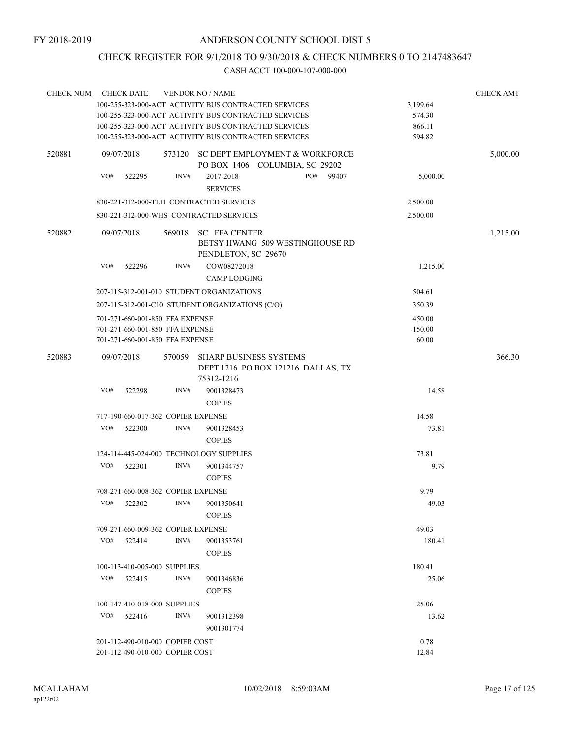FY 2018-2019

# ANDERSON COUNTY SCHOOL DIST 5

## CHECK REGISTER FOR 9/1/2018 TO 9/30/2018 & CHECK NUMBERS 0 TO 2147483647

### CASH ACCT 100-000-107-000-000

| CHECK NUM | CHECK DATE | VENDOR NO / NAME | | CHECK AMT |
|---|---|---|---|---|
| | | 100-255-323-000-ACT ACTIVITY BUS CONTRACTED SERVICES | 3,199.64 | |
| | | 100-255-323-000-ACT ACTIVITY BUS CONTRACTED SERVICES | 574.30 | |
| | | 100-255-323-000-ACT ACTIVITY BUS CONTRACTED SERVICES | 866.11 | |
| | | 100-255-323-000-ACT ACTIVITY BUS CONTRACTED SERVICES | 594.82 | |
| 520881 | 09/07/2018 | 573120 SC DEPT EMPLOYMENT & WORKFORCE PO BOX 1406 COLUMBIA, SC 29202 | | 5,000.00 |
| | VO# 522295 | INV# 2017-2018 PO# 99407 SERVICES | 5,000.00 | |
| | | 830-221-312-000-TLH CONTRACTED SERVICES | 2,500.00 | |
| | | 830-221-312-000-WHS CONTRACTED SERVICES | 2,500.00 | |
| 520882 | 09/07/2018 | 569018 SC FFA CENTER BETSY HWANG 509 WESTINGHOUSE RD PENDLETON, SC 29670 | | 1,215.00 |
| | VO# 522296 | INV# COW08272018 CAMP LODGING | 1,215.00 | |
| | | 207-115-312-001-010 STUDENT ORGANIZATIONS | 504.61 | |
| | | 207-115-312-001-C10 STUDENT ORGANIZATIONS (C/O) | 350.39 | |
| | | 701-271-660-001-850 FFA EXPENSE | 450.00 | |
| | | 701-271-660-001-850 FFA EXPENSE | -150.00 | |
| | | 701-271-660-001-850 FFA EXPENSE | 60.00 | |
| 520883 | 09/07/2018 | 570059 SHARP BUSINESS SYSTEMS DEPT 1216 PO BOX 121216 DALLAS, TX 75312-1216 | | 366.30 |
| | VO# 522298 | INV# 9001328473 COPIES | 14.58 | |
| | | 717-190-660-017-362 COPIER EXPENSE | 14.58 | |
| | VO# 522300 | INV# 9001328453 COPIES | 73.81 | |
| | | 124-114-445-024-000 TECHNOLOGY SUPPLIES | 73.81 | |
| | VO# 522301 | INV# 9001344757 COPIES | 9.79 | |
| | | 708-271-660-008-362 COPIER EXPENSE | 9.79 | |
| | VO# 522302 | INV# 9001350641 COPIES | 49.03 | |
| | | 709-271-660-009-362 COPIER EXPENSE | 49.03 | |
| | VO# 522414 | INV# 9001353761 COPIES | 180.41 | |
| | | 100-113-410-005-000 SUPPLIES | 180.41 | |
| | VO# 522415 | INV# 9001346836 COPIES | 25.06 | |
| | | 100-147-410-018-000 SUPPLIES | 25.06 | |
| | VO# 522416 | INV# 9001312398 9001301774 | 13.62 | |
| | | 201-112-490-010-000 COPIER COST | 0.78 | |
| | | 201-112-490-010-000 COPIER COST | 12.84 | |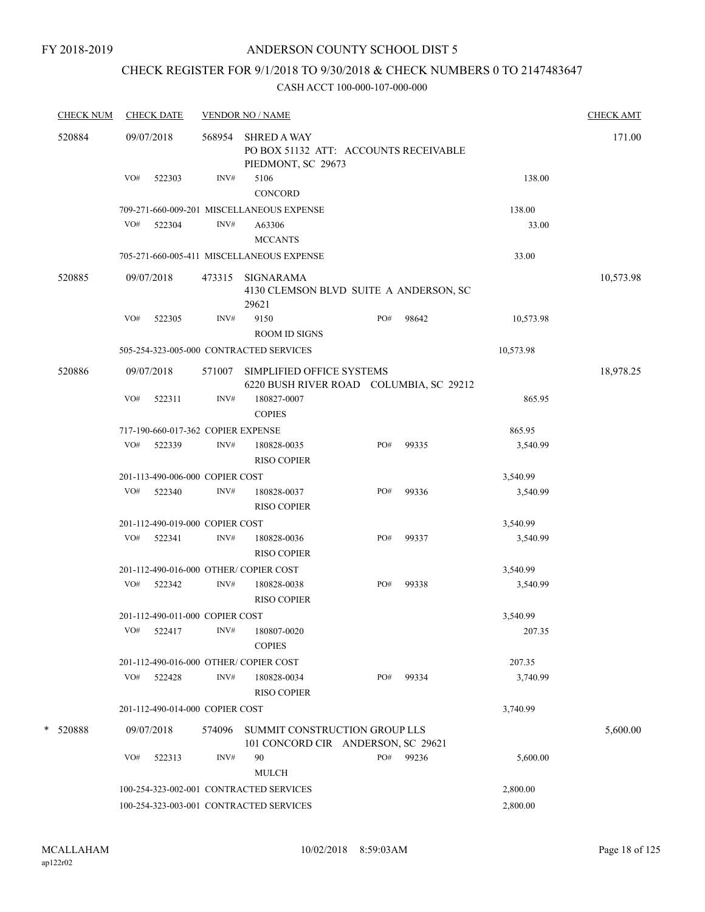FY 2018-2019

# ANDERSON COUNTY SCHOOL DIST 5

## CHECK REGISTER FOR 9/1/2018 TO 9/30/2018 & CHECK NUMBERS 0 TO 2147483647

### CASH ACCT 100-000-107-000-000

| CHECK NUM | CHECK DATE | VENDOR NO / NAME | | | | CHECK AMT |
|---|---|---|---|---|---|---|
| 520884 | 09/07/2018 | 568954 SHRED A WAY<br>PO BOX 51132 ATT: ACCOUNTS RECEIVABLE<br>PIEDMONT, SC 29673 | | | | 171.00 |
| | VO# 522303 | INV# 5106<br>CONCORD | | | 138.00 | |
| | 709-271-660-009-201 MISCELLANEOUS EXPENSE | | | | 138.00 | |
| | VO# 522304 | INV# A63306<br>MCCANTS | | | 33.00 | |
| | 705-271-660-005-411 MISCELLANEOUS EXPENSE | | | | 33.00 | |
| 520885 | 09/07/2018 | 473315 SIGNARAMA<br>4130 CLEMSON BLVD SUITE A ANDERSON, SC 29621 | | | | 10,573.98 |
| | VO# 522305 | INV# 9150<br>ROOM ID SIGNS | PO# | 98642 | 10,573.98 | |
| | 505-254-323-005-000 CONTRACTED SERVICES | | | | 10,573.98 | |
| 520886 | 09/07/2018 | 571007 SIMPLIFIED OFFICE SYSTEMS<br>6220 BUSH RIVER ROAD COLUMBIA, SC 29212 | | | | 18,978.25 |
| | VO# 522311 | INV# 180827-0007<br>COPIES | | | 865.95 | |
| | 717-190-660-017-362 COPIER EXPENSE | | | | 865.95 | |
| | VO# 522339 | INV# 180828-0035<br>RISO COPIER | PO# | 99335 | 3,540.99 | |
| | 201-113-490-006-000 COPIER COST | | | | 3,540.99 | |
| | VO# 522340 | INV# 180828-0037<br>RISO COPIER | PO# | 99336 | 3,540.99 | |
| | 201-112-490-019-000 COPIER COST | | | | 3,540.99 | |
| | VO# 522341 | INV# 180828-0036<br>RISO COPIER | PO# | 99337 | 3,540.99 | |
| | 201-112-490-016-000 OTHER/ COPIER COST | | | | 3,540.99 | |
| | VO# 522342 | INV# 180828-0038<br>RISO COPIER | PO# | 99338 | 3,540.99 | |
| | 201-112-490-011-000 COPIER COST | | | | 3,540.99 | |
| | VO# 522417 | INV# 180807-0020<br>COPIES | | | 207.35 | |
| | 201-112-490-016-000 OTHER/ COPIER COST | | | | 207.35 | |
| | VO# 522428 | INV# 180828-0034<br>RISO COPIER | PO# | 99334 | 3,740.99 | |
| | 201-112-490-014-000 COPIER COST | | | | 3,740.99 | |
| * 520888 | 09/07/2018 | 574096 SUMMIT CONSTRUCTION GROUP LLS<br>101 CONCORD CIR ANDERSON, SC 29621 | | | | 5,600.00 |
| | VO# 522313 | INV# 90<br>MULCH | PO# | 99236 | 5,600.00 | |
| | 100-254-323-002-001 CONTRACTED SERVICES | | | | 2,800.00 | |
| | 100-254-323-003-001 CONTRACTED SERVICES | | | | 2,800.00 | |

MCALLAHAM
ap122r02

10/02/2018 8:59:03AM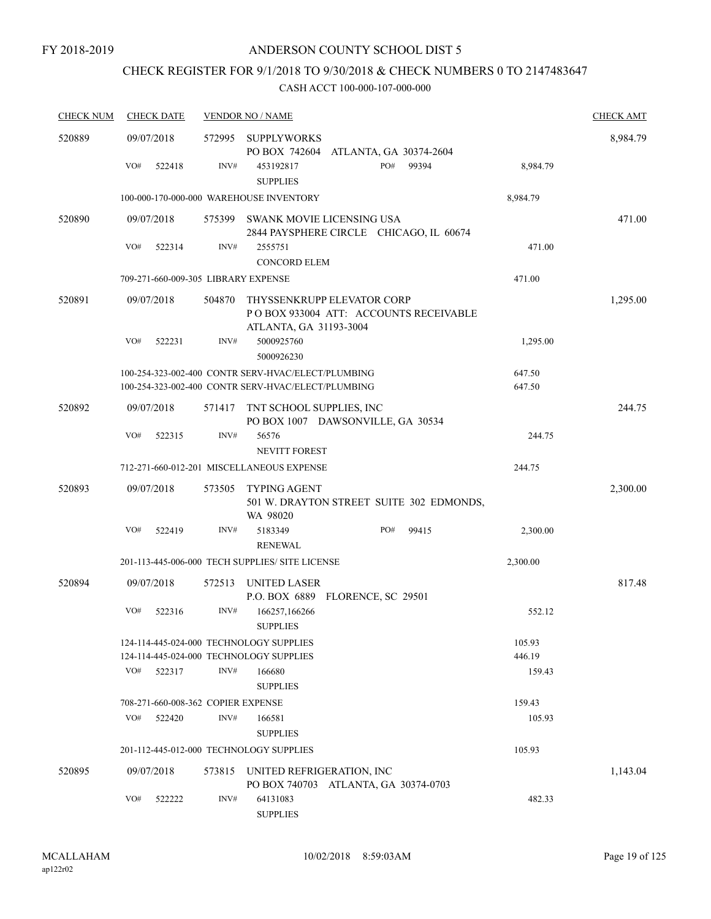FY 2018-2019

# ANDERSON COUNTY SCHOOL DIST 5

## CHECK REGISTER FOR 9/1/2018 TO 9/30/2018 & CHECK NUMBERS 0 TO 2147483647

### CASH ACCT 100-000-107-000-000

| CHECK NUM | CHECK DATE | VENDOR NO / NAME | | | CHECK AMT |
|---|---|---|---|---|---|
| 520889 | 09/07/2018 | 572995 SUPPLYWORKS<br>PO BOX 742604 ATLANTA, GA 30374-2604 | | | 8,984.79 |
| | VO# 522418 | INV# 453192817<br>SUPPLIES | PO# 99394 | 8,984.79 | |
| | 100-000-170-000-000 WAREHOUSE INVENTORY | | | 8,984.79 | |
| 520890 | 09/07/2018 | 575399 SWANK MOVIE LICENSING USA<br>2844 PAYSPHERE CIRCLE CHICAGO, IL 60674 | | | 471.00 |
| | VO# 522314 | INV# 2555751<br>CONCORD ELEM | | 471.00 | |
| | 709-271-660-009-305 LIBRARY EXPENSE | | | 471.00 | |
| 520891 | 09/07/2018 | 504870 THYSSENKRUPP ELEVATOR CORP<br>P O BOX 933004 ATT: ACCOUNTS RECEIVABLE<br>ATLANTA, GA 31193-3004 | | | 1,295.00 |
| | VO# 522231 | INV# 5000925760<br>5000926230 | | 1,295.00 | |
| | 100-254-323-002-400 CONTR SERV-HVAC/ELECT/PLUMBING | | | 647.50 | |
| | 100-254-323-002-400 CONTR SERV-HVAC/ELECT/PLUMBING | | | 647.50 | |
| 520892 | 09/07/2018 | 571417 TNT SCHOOL SUPPLIES, INC<br>PO BOX 1007 DAWSONVILLE, GA 30534 | | | 244.75 |
| | VO# 522315 | INV# 56576<br>NEVITT FOREST | | 244.75 | |
| | 712-271-660-012-201 MISCELLANEOUS EXPENSE | | | 244.75 | |
| 520893 | 09/07/2018 | 573505 TYPING AGENT<br>501 W. DRAYTON STREET SUITE 302 EDMONDS, WA 98020 | | | 2,300.00 |
| | VO# 522419 | INV# 5183349<br>RENEWAL | PO# 99415 | 2,300.00 | |
| | 201-113-445-006-000 TECH SUPPLIES/ SITE LICENSE | | | 2,300.00 | |
| 520894 | 09/07/2018 | 572513 UNITED LASER<br>P.O. BOX 6889 FLORENCE, SC 29501 | | | 817.48 |
| | VO# 522316 | INV# 166257,166266<br>SUPPLIES | | 552.12 | |
| | 124-114-445-024-000 TECHNOLOGY SUPPLIES | | | 105.93 | |
| | 124-114-445-024-000 TECHNOLOGY SUPPLIES | | | 446.19 | |
| | VO# 522317 | INV# 166680<br>SUPPLIES | | 159.43 | |
| | 708-271-660-008-362 COPIER EXPENSE | | | 159.43 | |
| | VO# 522420 | INV# 166581<br>SUPPLIES | | 105.93 | |
| | 201-112-445-012-000 TECHNOLOGY SUPPLIES | | | 105.93 | |
| 520895 | 09/07/2018 | 573815 UNITED REFRIGERATION, INC<br>PO BOX 740703 ATLANTA, GA 30374-0703 | | | 1,143.04 |
| | VO# 522222 | INV# 64131083<br>SUPPLIES | | 482.33 | |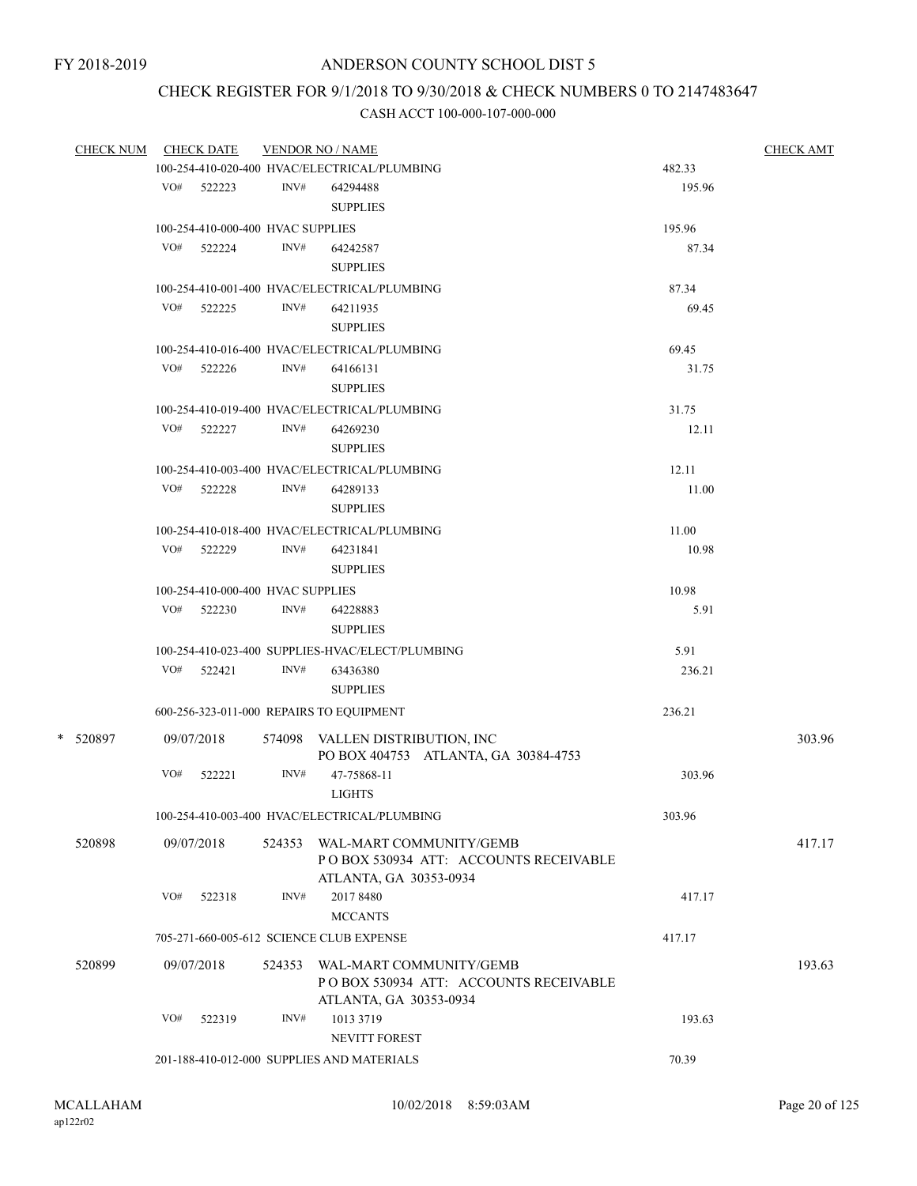FY 2018-2019

ANDERSON COUNTY SCHOOL DIST 5

CHECK REGISTER FOR 9/1/2018 TO 9/30/2018 & CHECK NUMBERS 0 TO 2147483647

CASH ACCT 100-000-107-000-000

| CHECK NUM | CHECK DATE | VENDOR NO / NAME | | CHECK AMT |
|---|---|---|---|---|
| | 100-254-410-020-400 HVAC/ELECTRICAL/PLUMBING | | 482.33 | |
| | VO# 522223 | INV# 64294488 SUPPLIES | 195.96 | |
| | 100-254-410-000-400 HVAC SUPPLIES | | 195.96 | |
| | VO# 522224 | INV# 64242587 SUPPLIES | 87.34 | |
| | 100-254-410-001-400 HVAC/ELECTRICAL/PLUMBING | | 87.34 | |
| | VO# 522225 | INV# 64211935 SUPPLIES | 69.45 | |
| | 100-254-410-016-400 HVAC/ELECTRICAL/PLUMBING | | 69.45 | |
| | VO# 522226 | INV# 64166131 SUPPLIES | 31.75 | |
| | 100-254-410-019-400 HVAC/ELECTRICAL/PLUMBING | | 31.75 | |
| | VO# 522227 | INV# 64269230 SUPPLIES | 12.11 | |
| | 100-254-410-003-400 HVAC/ELECTRICAL/PLUMBING | | 12.11 | |
| | VO# 522228 | INV# 64289133 SUPPLIES | 11.00 | |
| | 100-254-410-018-400 HVAC/ELECTRICAL/PLUMBING | | 11.00 | |
| | VO# 522229 | INV# 64231841 SUPPLIES | 10.98 | |
| | 100-254-410-000-400 HVAC SUPPLIES | | 10.98 | |
| | VO# 522230 | INV# 64228883 SUPPLIES | 5.91 | |
| | 100-254-410-023-400 SUPPLIES-HVAC/ELECT/PLUMBING | | 5.91 | |
| | VO# 522421 | INV# 63436380 SUPPLIES | 236.21 | |
| | 600-256-323-011-000 REPAIRS TO EQUIPMENT | | 236.21 | |
| * 520897 | 09/07/2018 | 574098 VALLEN DISTRIBUTION, INC PO BOX 404753 ATLANTA, GA 30384-4753 | | 303.96 |
| | VO# 522221 | INV# 47-75868-11 LIGHTS | 303.96 | |
| | 100-254-410-003-400 HVAC/ELECTRICAL/PLUMBING | | 303.96 | |
| 520898 | 09/07/2018 | 524353 WAL-MART COMMUNITY/GEMB P O BOX 530934 ATT: ACCOUNTS RECEIVABLE ATLANTA, GA 30353-0934 | | 417.17 |
| | VO# 522318 | INV# 2017 8480 MCCANTS | 417.17 | |
| | 705-271-660-005-612 SCIENCE CLUB EXPENSE | | 417.17 | |
| 520899 | 09/07/2018 | 524353 WAL-MART COMMUNITY/GEMB P O BOX 530934 ATT: ACCOUNTS RECEIVABLE ATLANTA, GA 30353-0934 | | 193.63 |
| | VO# 522319 | INV# 1013 3719 NEVITT FOREST | 193.63 | |
| | 201-188-410-012-000 SUPPLIES AND MATERIALS | | 70.39 | |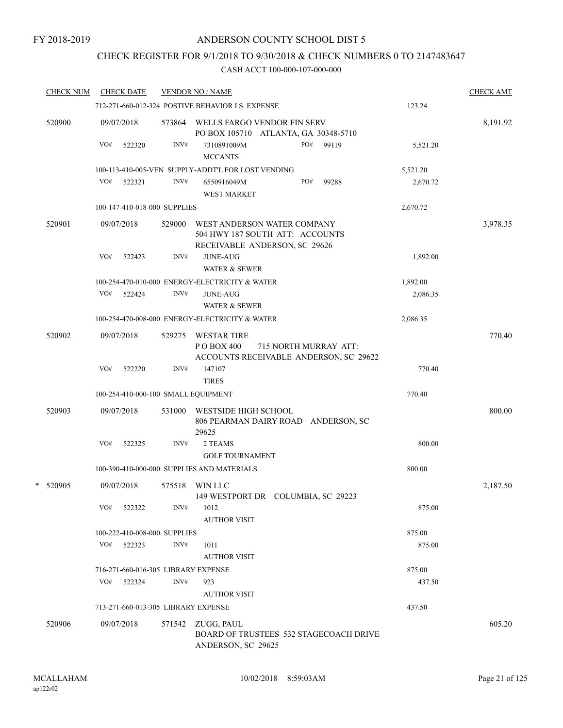FY 2018-2019

ANDERSON COUNTY SCHOOL DIST 5

CHECK REGISTER FOR 9/1/2018 TO 9/30/2018 & CHECK NUMBERS 0 TO 2147483647

CASH ACCT 100-000-107-000-000

| CHECK NUM | CHECK DATE | VENDOR NO / NAME | | CHECK AMT |
|---|---|---|---|---|
| | | 712-271-660-012-324 POSTIVE BEHAVIOR I.S. EXPENSE | 123.24 | |
| 520900 | 09/07/2018 | 573864 WELLS FARGO VENDOR FIN SERV<br>PO BOX 105710 ATLANTA, GA 30348-5710 | | 8,191.92 |
| | VO# 522320 | INV# 7310891009M PO# 99119<br>MCCANTS | 5,521.20 | |
| | | 100-113-410-005-VEN SUPPLY-ADDT'L FOR LOST VENDING | 5,521.20 | |
| | VO# 522321 | INV# 6550916049M PO# 99288<br>WEST MARKET | 2,670.72 | |
| | | 100-147-410-018-000 SUPPLIES | 2,670.72 | |
| 520901 | 09/07/2018 | 529000 WEST ANDERSON WATER COMPANY<br>504 HWY 187 SOUTH ATT: ACCOUNTS<br>RECEIVABLE ANDERSON, SC 29626 | | 3,978.35 |
| | VO# 522423 | INV# JUNE-AUG<br>WATER & SEWER | 1,892.00 | |
| | | 100-254-470-010-000 ENERGY-ELECTRICITY & WATER | 1,892.00 | |
| | VO# 522424 | INV# JUNE-AUG<br>WATER & SEWER | 2,086.35 | |
| | | 100-254-470-008-000 ENERGY-ELECTRICITY & WATER | 2,086.35 | |
| 520902 | 09/07/2018 | 529275 WESTAR TIRE<br>P O BOX 400 715 NORTH MURRAY ATT:<br>ACCOUNTS RECEIVABLE ANDERSON, SC 29622 | | 770.40 |
| | VO# 522220 | INV# 147107<br>TIRES | 770.40 | |
| | | 100-254-410-000-100 SMALL EQUIPMENT | 770.40 | |
| 520903 | 09/07/2018 | 531000 WESTSIDE HIGH SCHOOL<br>806 PEARMAN DAIRY ROAD ANDERSON, SC<br>29625 | | 800.00 |
| | VO# 522325 | INV# 2 TEAMS<br>GOLF TOURNAMENT | 800.00 | |
| | | 100-390-410-000-000 SUPPLIES AND MATERIALS | 800.00 | |
| * 520905 | 09/07/2018 | 575518 WIN LLC<br>149 WESTPORT DR COLUMBIA, SC 29223 | | 2,187.50 |
| | VO# 522322 | INV# 1012<br>AUTHOR VISIT | 875.00 | |
| | | 100-222-410-008-000 SUPPLIES | 875.00 | |
| | VO# 522323 | INV# 1011<br>AUTHOR VISIT | 875.00 | |
| | | 716-271-660-016-305 LIBRARY EXPENSE | 875.00 | |
| | VO# 522324 | INV# 923<br>AUTHOR VISIT | 437.50 | |
| | | 713-271-660-013-305 LIBRARY EXPENSE | 437.50 | |
| 520906 | 09/07/2018 | 571542 ZUGG, PAUL<br>BOARD OF TRUSTEES 532 STAGECOACH DRIVE<br>ANDERSON, SC 29625 | | 605.20 |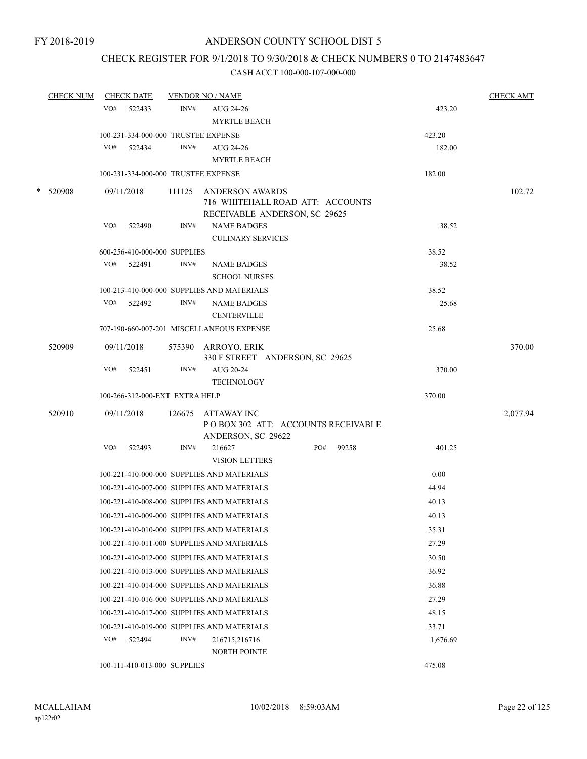FY 2018-2019

# ANDERSON COUNTY SCHOOL DIST 5

## CHECK REGISTER FOR 9/1/2018 TO 9/30/2018 & CHECK NUMBERS 0 TO 2147483647

### CASH ACCT 100-000-107-000-000

| CHECK NUM | CHECK DATE | VENDOR NO / NAME | | CHECK AMT |
|---|---|---|---|---|
| | VO# 522433 | INV# AUG 24-26 MYRTLE BEACH | 423.20 | |
| | 100-231-334-000-000 TRUSTEE EXPENSE | | 423.20 | |
| | VO# 522434 | INV# AUG 24-26 MYRTLE BEACH | 182.00 | |
| | 100-231-334-000-000 TRUSTEE EXPENSE | | 182.00 | |
| * 520908 | 09/11/2018 | 111125 ANDERSON AWARDS 716 WHITEHALL ROAD ATT: ACCOUNTS RECEIVABLE ANDERSON, SC 29625 | | 102.72 |
| | VO# 522490 | INV# NAME BADGES CULINARY SERVICES | 38.52 | |
| | 600-256-410-000-000 SUPPLIES | | 38.52 | |
| | VO# 522491 | INV# NAME BADGES SCHOOL NURSES | 38.52 | |
| | 100-213-410-000-000 SUPPLIES AND MATERIALS | | 38.52 | |
| | VO# 522492 | INV# NAME BADGES CENTERVILLE | 25.68 | |
| | 707-190-660-007-201 MISCELLANEOUS EXPENSE | | 25.68 | |
| 520909 | 09/11/2018 | 575390 ARROYO, ERIK 330 F STREET ANDERSON, SC 29625 | | 370.00 |
| | VO# 522451 | INV# AUG 20-24 TECHNOLOGY | 370.00 | |
| | 100-266-312-000-EXT EXTRA HELP | | 370.00 | |
| 520910 | 09/11/2018 | 126675 ATTAWAY INC P O BOX 302 ATT: ACCOUNTS RECEIVABLE ANDERSON, SC 29622 | | 2,077.94 |
| | VO# 522493 | INV# 216627 PO# 99258 VISION LETTERS | 401.25 | |
| | 100-221-410-000-000 SUPPLIES AND MATERIALS | | 0.00 | |
| | 100-221-410-007-000 SUPPLIES AND MATERIALS | | 44.94 | |
| | 100-221-410-008-000 SUPPLIES AND MATERIALS | | 40.13 | |
| | 100-221-410-009-000 SUPPLIES AND MATERIALS | | 40.13 | |
| | 100-221-410-010-000 SUPPLIES AND MATERIALS | | 35.31 | |
| | 100-221-410-011-000 SUPPLIES AND MATERIALS | | 27.29 | |
| | 100-221-410-012-000 SUPPLIES AND MATERIALS | | 30.50 | |
| | 100-221-410-013-000 SUPPLIES AND MATERIALS | | 36.92 | |
| | 100-221-410-014-000 SUPPLIES AND MATERIALS | | 36.88 | |
| | 100-221-410-016-000 SUPPLIES AND MATERIALS | | 27.29 | |
| | 100-221-410-017-000 SUPPLIES AND MATERIALS | | 48.15 | |
| | 100-221-410-019-000 SUPPLIES AND MATERIALS | | 33.71 | |
| | VO# 522494 | INV# 216715,216716 NORTH POINTE | 1,676.69 | |
| | 100-111-410-013-000 SUPPLIES | | 475.08 | |

MCALLAHAM ap122r02 10/02/2018 8:59:03AM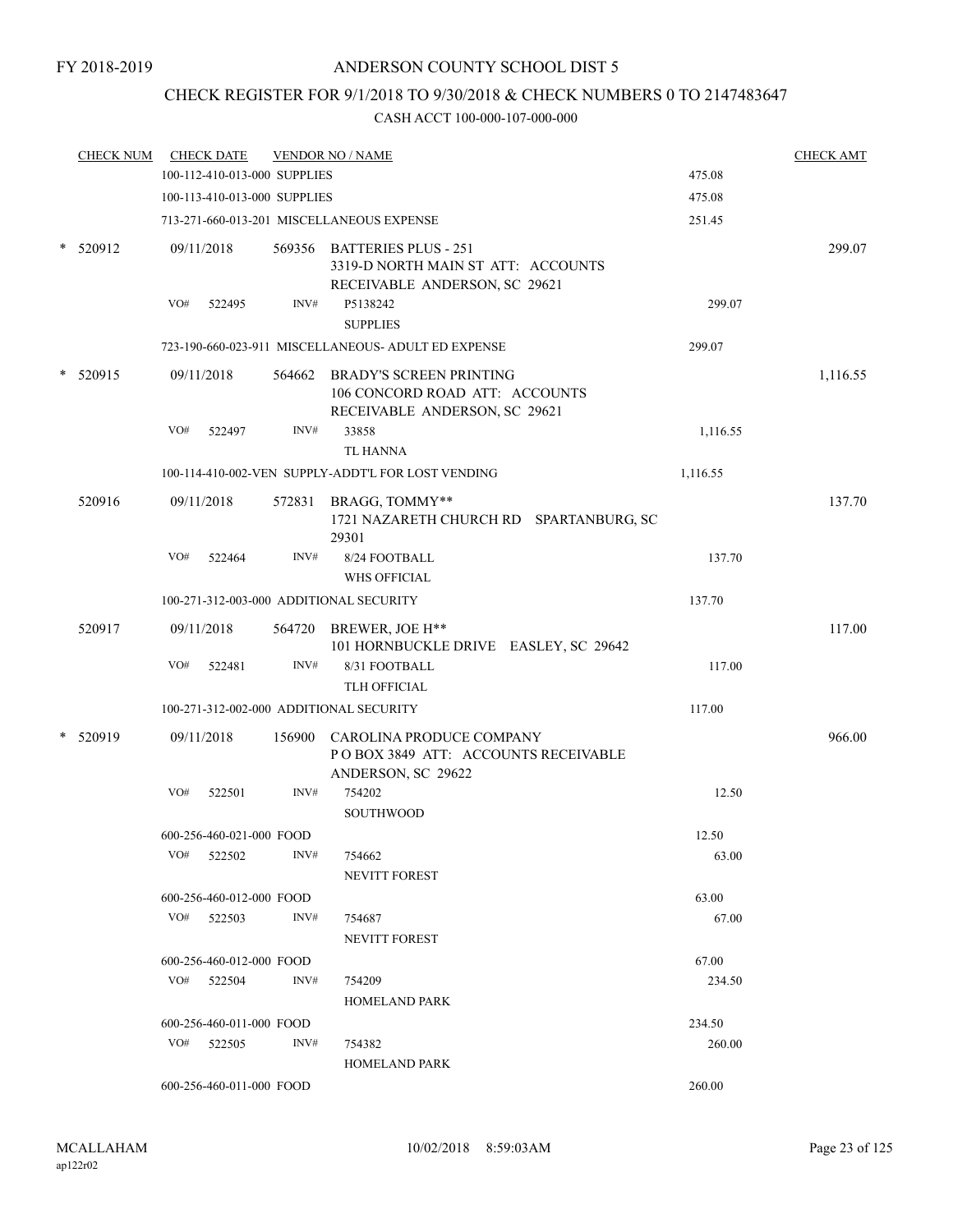FY 2018-2019

# ANDERSON COUNTY SCHOOL DIST 5

## CHECK REGISTER FOR 9/1/2018 TO 9/30/2018 & CHECK NUMBERS 0 TO 2147483647

### CASH ACCT 100-000-107-000-000

| CHECK NUM | CHECK DATE | VENDOR NO / NAME | | CHECK AMT |
|---|---|---|---|---|
| | 100-112-410-013-000 SUPPLIES | | 475.08 | |
| | 100-113-410-013-000 SUPPLIES | | 475.08 | |
| | 713-271-660-013-201 MISCELLANEOUS EXPENSE | | 251.45 | |
| * 520912 | 09/11/2018 | 569356 BATTERIES PLUS - 251<br>3319-D NORTH MAIN ST ATT: ACCOUNTS RECEIVABLE ANDERSON, SC 29621 | | 299.07 |
| | VO# 522495 INV# | P5138242<br>SUPPLIES | 299.07 | |
| | 723-190-660-023-911 MISCELLANEOUS- ADULT ED EXPENSE | | 299.07 | |
| * 520915 | 09/11/2018 | 564662 BRADY'S SCREEN PRINTING<br>106 CONCORD ROAD ATT: ACCOUNTS RECEIVABLE ANDERSON, SC 29621 | | 1,116.55 |
| | VO# 522497 INV# | 33858<br>TL HANNA | 1,116.55 | |
| | 100-114-410-002-VEN SUPPLY-ADDT'L FOR LOST VENDING | | 1,116.55 | |
| 520916 | 09/11/2018 | 572831 BRAGG, TOMMY**<br>1721 NAZARETH CHURCH RD SPARTANBURG, SC 29301 | | 137.70 |
| | VO# 522464 INV# | 8/24 FOOTBALL<br>WHS OFFICIAL | 137.70 | |
| | 100-271-312-003-000 ADDITIONAL SECURITY | | 137.70 | |
| 520917 | 09/11/2018 | 564720 BREWER, JOE H**<br>101 HORNBUCKLE DRIVE EASLEY, SC 29642 | | 117.00 |
| | VO# 522481 INV# | 8/31 FOOTBALL<br>TLH OFFICIAL | 117.00 | |
| | 100-271-312-002-000 ADDITIONAL SECURITY | | 117.00 | |
| * 520919 | 09/11/2018 | 156900 CAROLINA PRODUCE COMPANY<br>P O BOX 3849 ATT: ACCOUNTS RECEIVABLE ANDERSON, SC 29622 | | 966.00 |
| | VO# 522501 INV# | 754202<br>SOUTHWOOD | 12.50 | |
| | 600-256-460-021-000 FOOD | | 12.50 | |
| | VO# 522502 INV# | 754662<br>NEVITT FOREST | 63.00 | |
| | 600-256-460-012-000 FOOD | | 63.00 | |
| | VO# 522503 INV# | 754687<br>NEVITT FOREST | 67.00 | |
| | 600-256-460-012-000 FOOD | | 67.00 | |
| | VO# 522504 INV# | 754209<br>HOMELAND PARK | 234.50 | |
| | 600-256-460-011-000 FOOD | | 234.50 | |
| | VO# 522505 INV# | 754382<br>HOMELAND PARK | 260.00 | |
| | 600-256-460-011-000 FOOD | | 260.00 | |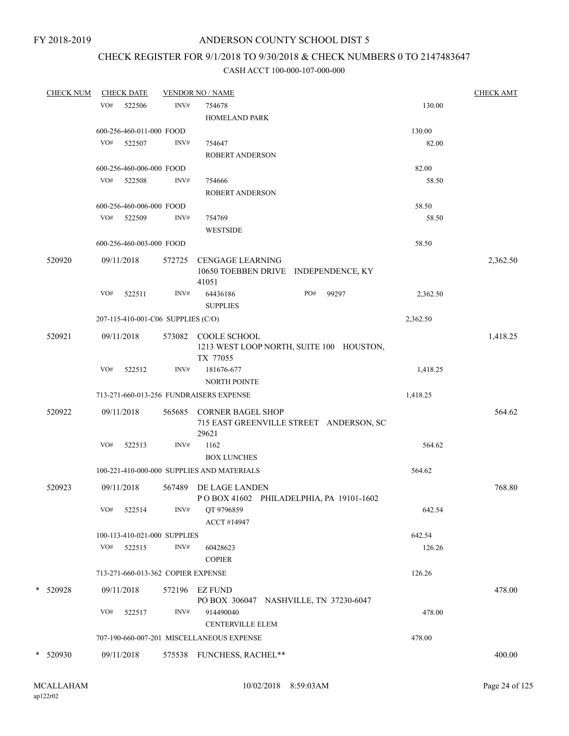FY 2018-2019

# ANDERSON COUNTY SCHOOL DIST 5

## CHECK REGISTER FOR 9/1/2018 TO 9/30/2018 & CHECK NUMBERS 0 TO 2147483647

### CASH ACCT 100-000-107-000-000

| CHECK NUM | CHECK DATE | VENDOR NO / NAME | | CHECK AMT |
|---|---|---|---|---|
| | VO# 522506 | INV# 754678<br>HOMELAND PARK | 130.00 | |
| | 600-256-460-011-000 FOOD | | 130.00 | |
| | VO# 522507 | INV# 754647<br>ROBERT ANDERSON | 82.00 | |
| | 600-256-460-006-000 FOOD | | 82.00 | |
| | VO# 522508 | INV# 754666<br>ROBERT ANDERSON | 58.50 | |
| | 600-256-460-006-000 FOOD | | 58.50 | |
| | VO# 522509 | INV# 754769<br>WESTSIDE | 58.50 | |
| | 600-256-460-003-000 FOOD | | 58.50 | |
| 520920 | 09/11/2018 | 572725 CENGAGE LEARNING<br>10650 TOEBBEN DRIVE INDEPENDENCE, KY 41051 | | 2,362.50 |
| | VO# 522511 | INV# 64436186 PO# 99297<br>SUPPLIES | 2,362.50 | |
| | 207-115-410-001-C06 SUPPLIES (C/O) | | 2,362.50 | |
| 520921 | 09/11/2018 | 573082 COOLE SCHOOL<br>1213 WEST LOOP NORTH, SUITE 100 HOUSTON, TX 77055 | | 1,418.25 |
| | VO# 522512 | INV# 181676-677<br>NORTH POINTE | 1,418.25 | |
| | 713-271-660-013-256 FUNDRAISERS EXPENSE | | 1,418.25 | |
| 520922 | 09/11/2018 | 565685 CORNER BAGEL SHOP<br>715 EAST GREENVILLE STREET ANDERSON, SC 29621 | | 564.62 |
| | VO# 522513 | INV# 1162<br>BOX LUNCHES | 564.62 | |
| | 100-221-410-000-000 SUPPLIES AND MATERIALS | | 564.62 | |
| 520923 | 09/11/2018 | 567489 DE LAGE LANDEN<br>P O BOX 41602 PHILADELPHIA, PA 19101-1602 | | 768.80 |
| | VO# 522514 | INV# QT 9796859<br>ACCT #14947 | 642.54 | |
| | 100-113-410-021-000 SUPPLIES | | 642.54 | |
| | VO# 522515 | INV# 60428623<br>COPIER | 126.26 | |
| | 713-271-660-013-362 COPIER EXPENSE | | 126.26 | |
| * 520928 | 09/11/2018 | 572196 EZ FUND<br>PO BOX 306047 NASHVILLE, TN 37230-6047 | | 478.00 |
| | VO# 522517 | INV# 914490040<br>CENTERVILLE ELEM | 478.00 | |
| | 707-190-660-007-201 MISCELLANEOUS EXPENSE | | 478.00 | |
| * 520930 | 09/11/2018 | 575538 FUNCHESS, RACHEL** | | 400.00 |

MCALLAHAM
ap122r02

10/02/2018 8:59:03AM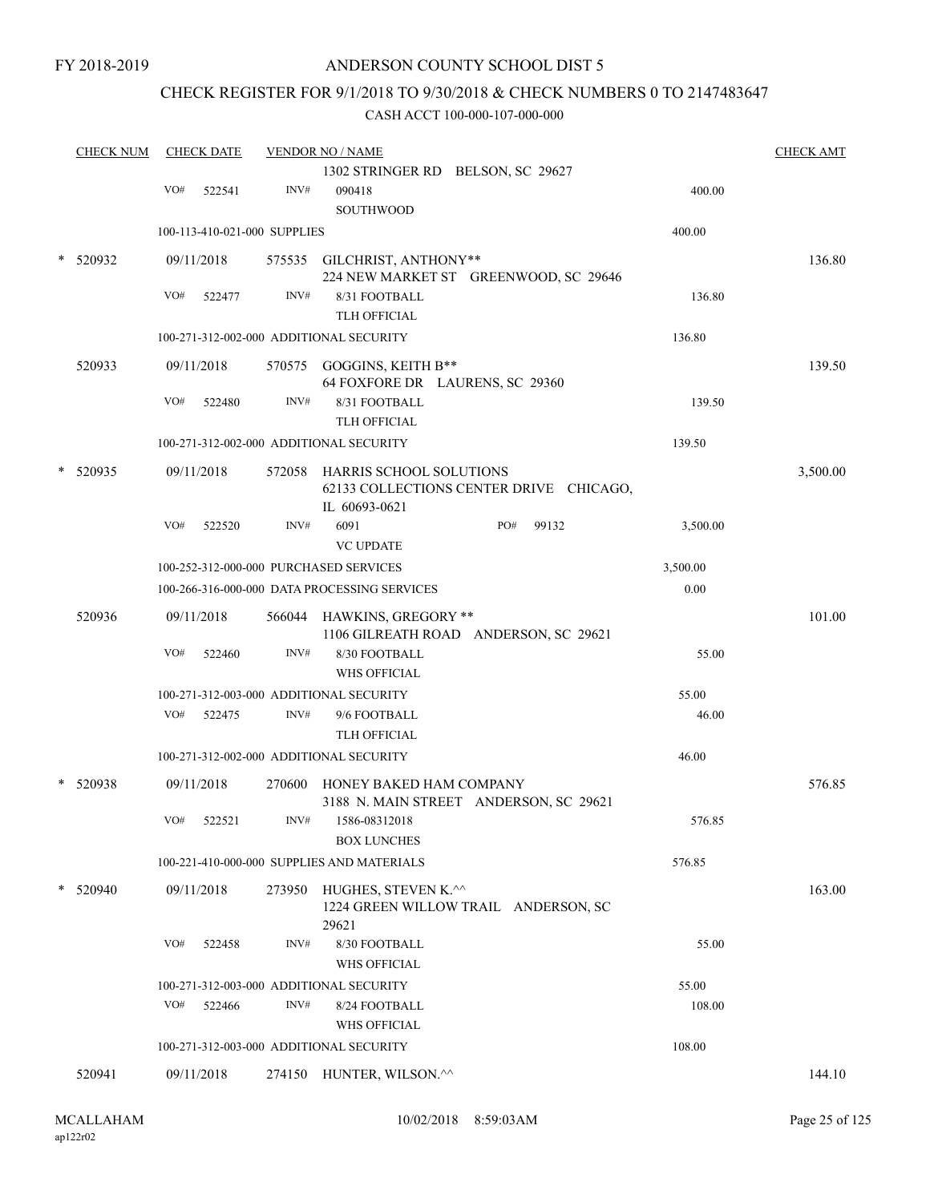FY 2018-2019

ANDERSON COUNTY SCHOOL DIST 5

CHECK REGISTER FOR 9/1/2018 TO 9/30/2018 & CHECK NUMBERS 0 TO 2147483647

CASH ACCT 100-000-107-000-000

| CHECK NUM | CHECK DATE | VENDOR NO / NAME | | CHECK AMT |
|---|---|---|---|---|
| | | 1302 STRINGER RD BELSON, SC 29627 | | |
| | VO# 522541 | INV# 090418 SOUTHWOOD | 400.00 | |
| | 100-113-410-021-000 SUPPLIES | | 400.00 | |
| * 520932 | 09/11/2018 | 575535 GILCHRIST, ANTHONY** 224 NEW MARKET ST GREENWOOD, SC 29646 | | 136.80 |
| | VO# 522477 | INV# 8/31 FOOTBALL TLH OFFICIAL | 136.80 | |
| | 100-271-312-002-000 ADDITIONAL SECURITY | | 136.80 | |
| 520933 | 09/11/2018 | 570575 GOGGINS, KEITH B** 64 FOXFORE DR LAURENS, SC 29360 | | 139.50 |
| | VO# 522480 | INV# 8/31 FOOTBALL TLH OFFICIAL | 139.50 | |
| | 100-271-312-002-000 ADDITIONAL SECURITY | | 139.50 | |
| * 520935 | 09/11/2018 | 572058 HARRIS SCHOOL SOLUTIONS 62133 COLLECTIONS CENTER DRIVE CHICAGO, IL 60693-0621 | | 3,500.00 |
| | VO# 522520 | INV# 6091 PO# 99132 VC UPDATE | 3,500.00 | |
| | 100-252-312-000-000 PURCHASED SERVICES | | 3,500.00 | |
| | 100-266-316-000-000 DATA PROCESSING SERVICES | | 0.00 | |
| 520936 | 09/11/2018 | 566044 HAWKINS, GREGORY ** 1106 GILREATH ROAD ANDERSON, SC 29621 | | 101.00 |
| | VO# 522460 | INV# 8/30 FOOTBALL WHS OFFICIAL | 55.00 | |
| | 100-271-312-003-000 ADDITIONAL SECURITY | | 55.00 | |
| | VO# 522475 | INV# 9/6 FOOTBALL TLH OFFICIAL | 46.00 | |
| | 100-271-312-002-000 ADDITIONAL SECURITY | | 46.00 | |
| * 520938 | 09/11/2018 | 270600 HONEY BAKED HAM COMPANY 3188 N. MAIN STREET ANDERSON, SC 29621 | | 576.85 |
| | VO# 522521 | INV# 1586-08312018 BOX LUNCHES | 576.85 | |
| | 100-221-410-000-000 SUPPLIES AND MATERIALS | | 576.85 | |
| * 520940 | 09/11/2018 | 273950 HUGHES, STEVEN K.^^ 1224 GREEN WILLOW TRAIL ANDERSON, SC 29621 | | 163.00 |
| | VO# 522458 | INV# 8/30 FOOTBALL WHS OFFICIAL | 55.00 | |
| | 100-271-312-003-000 ADDITIONAL SECURITY | | 55.00 | |
| | VO# 522466 | INV# 8/24 FOOTBALL WHS OFFICIAL | 108.00 | |
| | 100-271-312-003-000 ADDITIONAL SECURITY | | 108.00 | |
| 520941 | 09/11/2018 | 274150 HUNTER, WILSON.^^ | | 144.10 |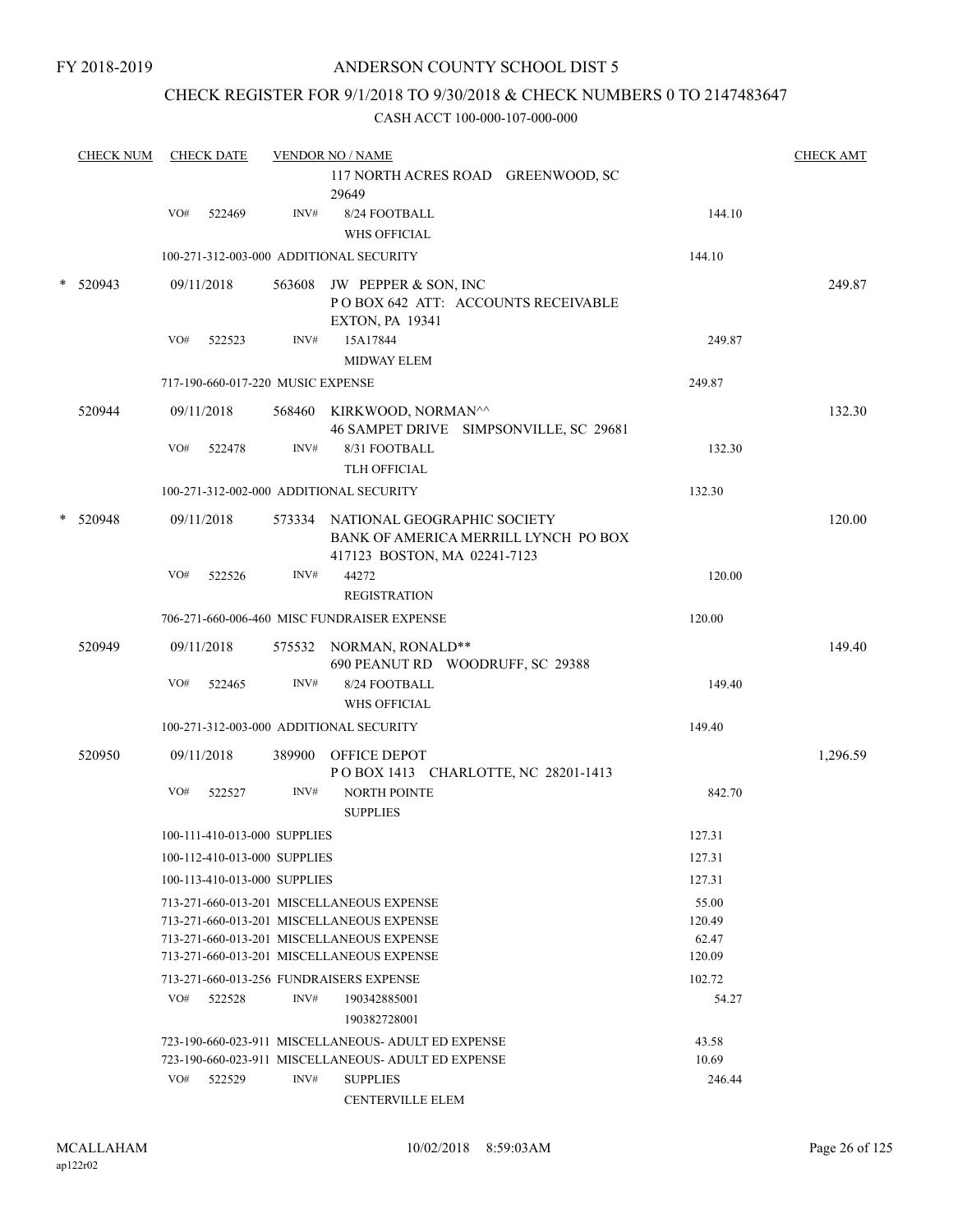FY 2018-2019

# ANDERSON COUNTY SCHOOL DIST 5

## CHECK REGISTER FOR 9/1/2018 TO 9/30/2018 & CHECK NUMBERS 0 TO 2147483647

CASH ACCT 100-000-107-000-000

| CHECK NUM | CHECK DATE | VENDOR NO / NAME | | CHECK AMT |
|---|---|---|---|---|
| | | 117 NORTH ACRES ROAD GREENWOOD, SC 29649 | | |
| | VO# 522469 | INV# 8/24 FOOTBALL<br>WHS OFFICIAL | 144.10 | |
| | | 100-271-312-003-000 ADDITIONAL SECURITY | 144.10 | |
| * 520943 | 09/11/2018 | 563608 JW PEPPER & SON, INC<br>P O BOX 642 ATT: ACCOUNTS RECEIVABLE<br>EXTON, PA 19341 | | 249.87 |
| | VO# 522523 | INV# 15A17844<br>MIDWAY ELEM | 249.87 | |
| | | 717-190-660-017-220 MUSIC EXPENSE | 249.87 | |
| 520944 | 09/11/2018 | 568460 KIRKWOOD, NORMAN^^<br>46 SAMPET DRIVE SIMPSONVILLE, SC 29681 | | 132.30 |
| | VO# 522478 | INV# 8/31 FOOTBALL<br>TLH OFFICIAL | 132.30 | |
| | | 100-271-312-002-000 ADDITIONAL SECURITY | 132.30 | |
| * 520948 | 09/11/2018 | 573334 NATIONAL GEOGRAPHIC SOCIETY<br>BANK OF AMERICA MERRILL LYNCH PO BOX 417123 BOSTON, MA 02241-7123 | | 120.00 |
| | VO# 522526 | INV# 44272<br>REGISTRATION | 120.00 | |
| | | 706-271-660-006-460 MISC FUNDRAISER EXPENSE | 120.00 | |
| 520949 | 09/11/2018 | 575532 NORMAN, RONALD**<br>690 PEANUT RD WOODRUFF, SC 29388 | | 149.40 |
| | VO# 522465 | INV# 8/24 FOOTBALL<br>WHS OFFICIAL | 149.40 | |
| | | 100-271-312-003-000 ADDITIONAL SECURITY | 149.40 | |
| 520950 | 09/11/2018 | 389900 OFFICE DEPOT<br>P O BOX 1413 CHARLOTTE, NC 28201-1413 | | 1,296.59 |
| | VO# 522527 | INV# NORTH POINTE<br>SUPPLIES | 842.70 | |
| | | 100-111-410-013-000 SUPPLIES | 127.31 | |
| | | 100-112-410-013-000 SUPPLIES | 127.31 | |
| | | 100-113-410-013-000 SUPPLIES | 127.31 | |
| | | 713-271-660-013-201 MISCELLANEOUS EXPENSE | 55.00 | |
| | | 713-271-660-013-201 MISCELLANEOUS EXPENSE | 120.49 | |
| | | 713-271-660-013-201 MISCELLANEOUS EXPENSE | 62.47 | |
| | | 713-271-660-013-201 MISCELLANEOUS EXPENSE | 120.09 | |
| | | 713-271-660-013-256 FUNDRAISERS EXPENSE | 102.72 | |
| | VO# 522528 | INV# 190342885001<br>190382728001 | 54.27 | |
| | | 723-190-660-023-911 MISCELLANEOUS- ADULT ED EXPENSE | 43.58 | |
| | | 723-190-660-023-911 MISCELLANEOUS- ADULT ED EXPENSE | 10.69 | |
| | VO# 522529 | INV# SUPPLIES<br>CENTERVILLE ELEM | 246.44 | |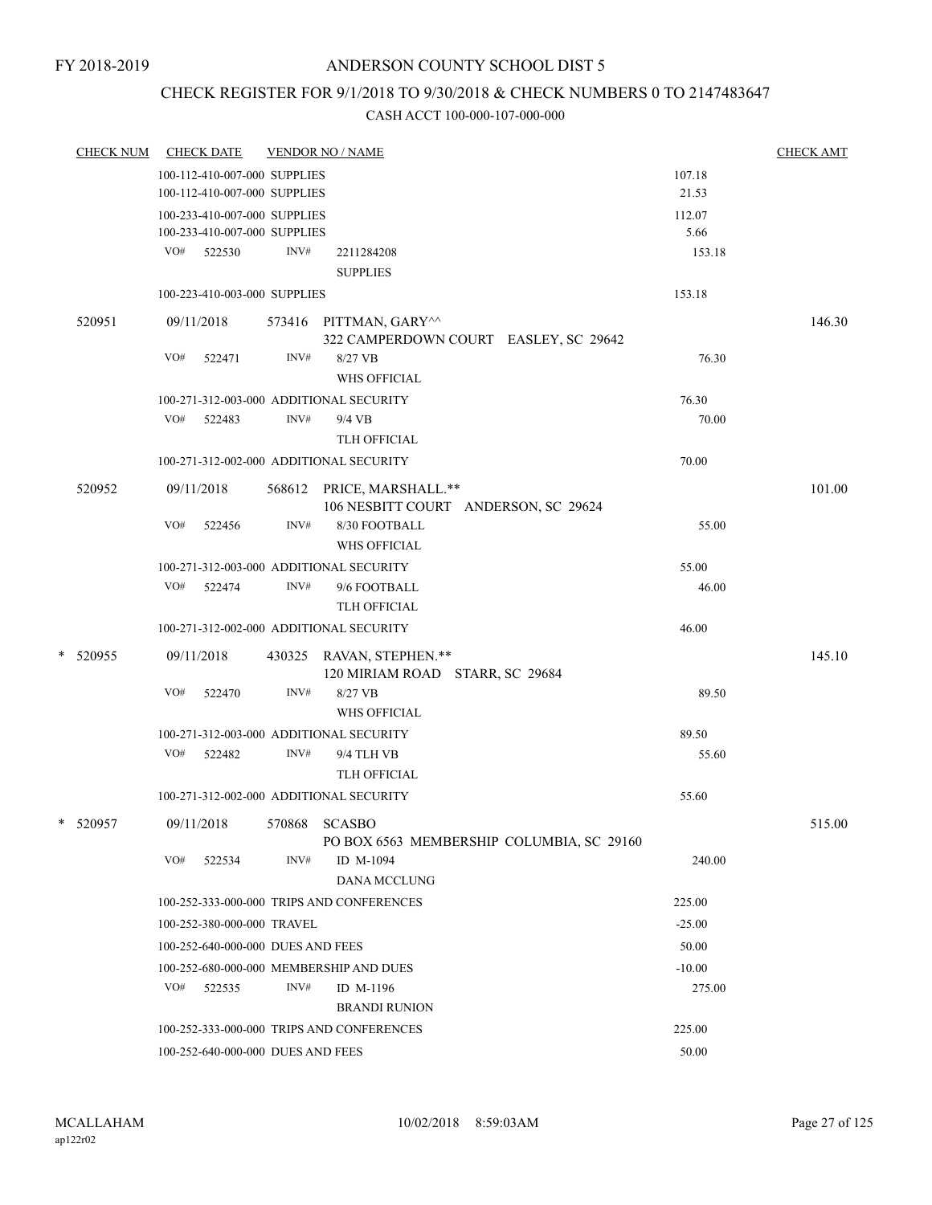FY 2018-2019

# ANDERSON COUNTY SCHOOL DIST 5

## CHECK REGISTER FOR 9/1/2018 TO 9/30/2018 & CHECK NUMBERS 0 TO 2147483647

### CASH ACCT 100-000-107-000-000

| CHECK NUM | CHECK DATE | VENDOR NO / NAME | | CHECK AMT |
|---|---|---|---|---|
| | 100-112-410-007-000 SUPPLIES | | 107.18 | |
| | 100-112-410-007-000 SUPPLIES | | 21.53 | |
| | 100-233-410-007-000 SUPPLIES | | 112.07 | |
| | 100-233-410-007-000 SUPPLIES | | 5.66 | |
| | VO# 522530 | INV# 2211284208 SUPPLIES | 153.18 | |
| | 100-223-410-003-000 SUPPLIES | | 153.18 | |
| 520951 | 09/11/2018 | 573416 PITTMAN, GARY^^ 322 CAMPERDOWN COURT EASLEY, SC 29642 | | 146.30 |
| | VO# 522471 | INV# 8/27 VB WHS OFFICIAL | 76.30 | |
| | 100-271-312-003-000 ADDITIONAL SECURITY | | 76.30 | |
| | VO# 522483 | INV# 9/4 VB TLH OFFICIAL | 70.00 | |
| | 100-271-312-002-000 ADDITIONAL SECURITY | | 70.00 | |
| 520952 | 09/11/2018 | 568612 PRICE, MARSHALL.** 106 NESBITT COURT ANDERSON, SC 29624 | | 101.00 |
| | VO# 522456 | INV# 8/30 FOOTBALL WHS OFFICIAL | 55.00 | |
| | 100-271-312-003-000 ADDITIONAL SECURITY | | 55.00 | |
| | VO# 522474 | INV# 9/6 FOOTBALL TLH OFFICIAL | 46.00 | |
| | 100-271-312-002-000 ADDITIONAL SECURITY | | 46.00 | |
| * 520955 | 09/11/2018 | 430325 RAVAN, STEPHEN.** 120 MIRIAM ROAD STARR, SC 29684 | | 145.10 |
| | VO# 522470 | INV# 8/27 VB WHS OFFICIAL | 89.50 | |
| | 100-271-312-003-000 ADDITIONAL SECURITY | | 89.50 | |
| | VO# 522482 | INV# 9/4 TLH VB TLH OFFICIAL | 55.60 | |
| | 100-271-312-002-000 ADDITIONAL SECURITY | | 55.60 | |
| * 520957 | 09/11/2018 | 570868 SCASBO PO BOX 6563 MEMBERSHIP COLUMBIA, SC 29160 | | 515.00 |
| | VO# 522534 | INV# ID M-1094 DANA MCCLUNG | 240.00 | |
| | 100-252-333-000-000 TRIPS AND CONFERENCES | | 225.00 | |
| | 100-252-380-000-000 TRAVEL | | -25.00 | |
| | 100-252-640-000-000 DUES AND FEES | | 50.00 | |
| | 100-252-680-000-000 MEMBERSHIP AND DUES | | -10.00 | |
| | VO# 522535 | INV# ID M-1196 BRANDI RUNION | 275.00 | |
| | 100-252-333-000-000 TRIPS AND CONFERENCES | | 225.00 | |
| | 100-252-640-000-000 DUES AND FEES | | 50.00 | |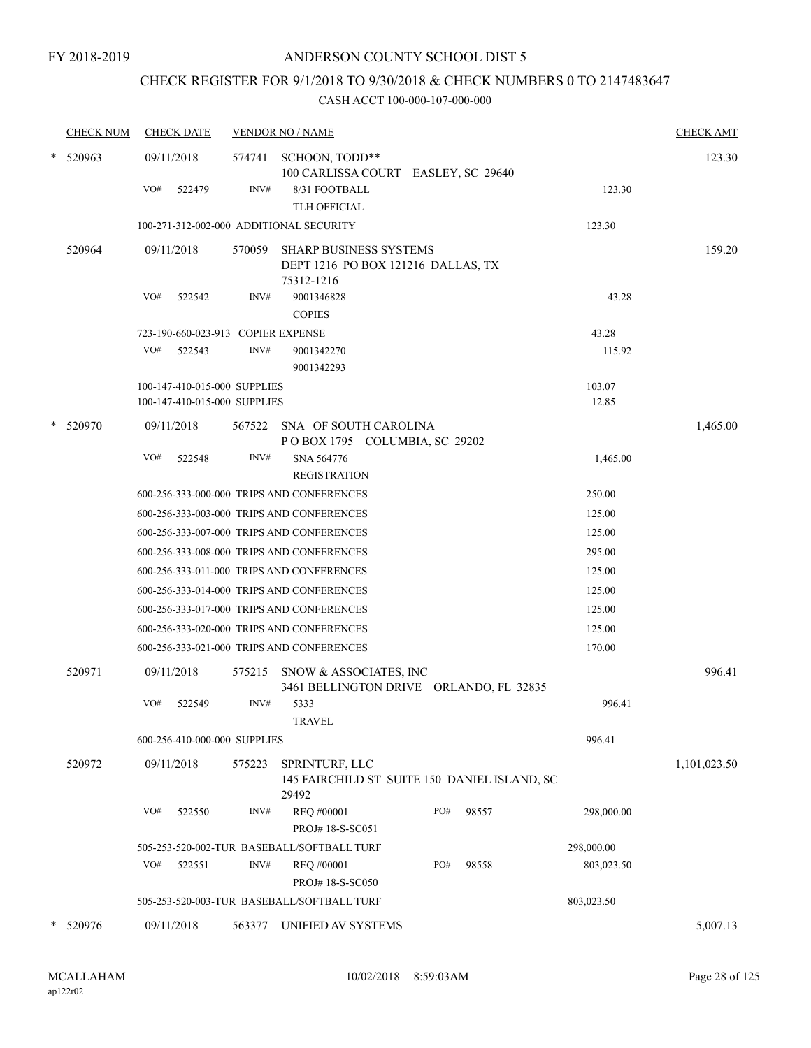FY 2018-2019

ANDERSON COUNTY SCHOOL DIST 5

CHECK REGISTER FOR 9/1/2018 TO 9/30/2018 & CHECK NUMBERS 0 TO 2147483647

CASH ACCT 100-000-107-000-000

| CHECK NUM | CHECK DATE | VENDOR NO / NAME | | CHECK AMT |
|---|---|---|---|---|
| * 520963 | 09/11/2018 | 574741 SCHOON, TODD** 100 CARLISSA COURT EASLEY, SC 29640 | | 123.30 |
| | VO# 522479 | INV# 8/31 FOOTBALL TLH OFFICIAL | 123.30 | |
| | 100-271-312-002-000 ADDITIONAL SECURITY | | 123.30 | |
| 520964 | 09/11/2018 | 570059 SHARP BUSINESS SYSTEMS DEPT 1216 PO BOX 121216 DALLAS, TX 75312-1216 | | 159.20 |
| | VO# 522542 | INV# 9001346828 COPIES | 43.28 | |
| | 723-190-660-023-913 COPIER EXPENSE | | 43.28 | |
| | VO# 522543 | INV# 9001342270 9001342293 | 115.92 | |
| | 100-147-410-015-000 SUPPLIES | | 103.07 | |
| | 100-147-410-015-000 SUPPLIES | | 12.85 | |
| * 520970 | 09/11/2018 | 567522 SNA OF SOUTH CAROLINA P O BOX 1795 COLUMBIA, SC 29202 | | 1,465.00 |
| | VO# 522548 | INV# SNA 564776 REGISTRATION | 1,465.00 | |
| | 600-256-333-000-000 TRIPS AND CONFERENCES | | 250.00 | |
| | 600-256-333-003-000 TRIPS AND CONFERENCES | | 125.00 | |
| | 600-256-333-007-000 TRIPS AND CONFERENCES | | 125.00 | |
| | 600-256-333-008-000 TRIPS AND CONFERENCES | | 295.00 | |
| | 600-256-333-011-000 TRIPS AND CONFERENCES | | 125.00 | |
| | 600-256-333-014-000 TRIPS AND CONFERENCES | | 125.00 | |
| | 600-256-333-017-000 TRIPS AND CONFERENCES | | 125.00 | |
| | 600-256-333-020-000 TRIPS AND CONFERENCES | | 125.00 | |
| | 600-256-333-021-000 TRIPS AND CONFERENCES | | 170.00 | |
| 520971 | 09/11/2018 | 575215 SNOW & ASSOCIATES, INC 3461 BELLINGTON DRIVE ORLANDO, FL 32835 | | 996.41 |
| | VO# 522549 | INV# 5333 TRAVEL | 996.41 | |
| | 600-256-410-000-000 SUPPLIES | | 996.41 | |
| 520972 | 09/11/2018 | 575223 SPRINTURF, LLC 145 FAIRCHILD ST SUITE 150 DANIEL ISLAND, SC 29492 | | 1,101,023.50 |
| | VO# 522550 | INV# REQ #00001 PROJ# 18-S-SC051 PO# 98557 | 298,000.00 | |
| | 505-253-520-002-TUR BASEBALL/SOFTBALL TURF | | 298,000.00 | |
| | VO# 522551 | INV# REQ #00001 PROJ# 18-S-SC050 PO# 98558 | 803,023.50 | |
| | 505-253-520-003-TUR BASEBALL/SOFTBALL TURF | | 803,023.50 | |
| * 520976 | 09/11/2018 | 563377 UNIFIED AV SYSTEMS | | 5,007.13 |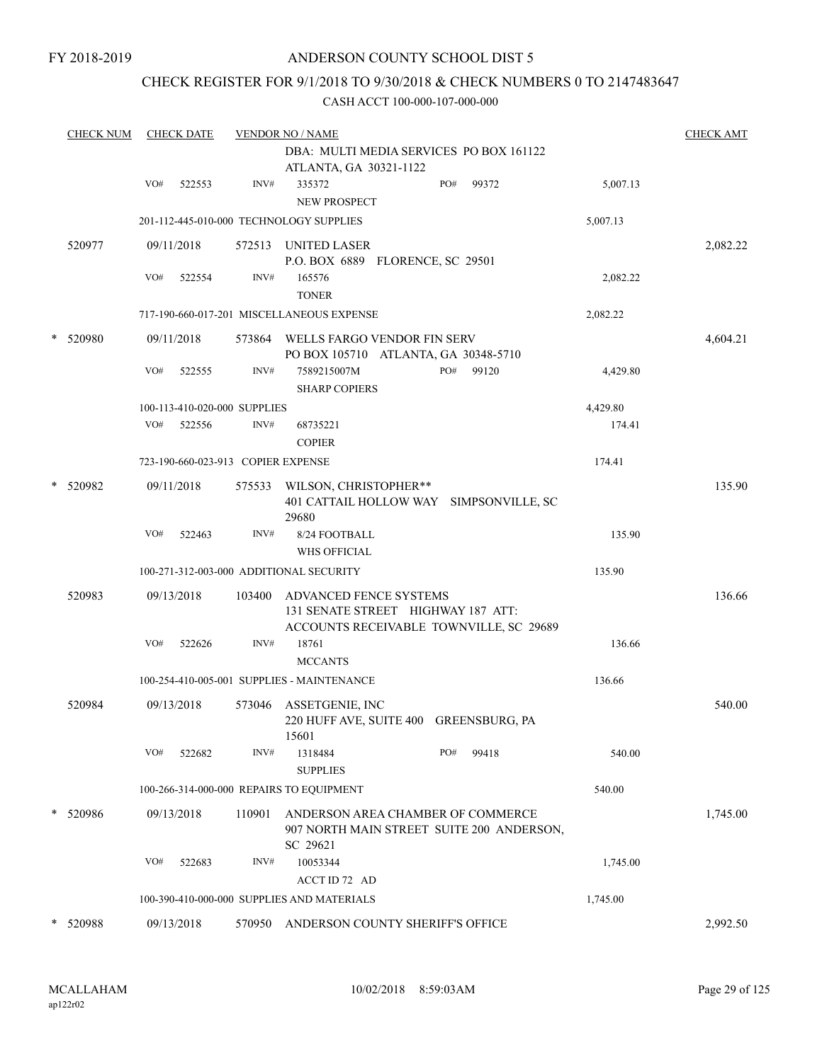FY 2018-2019

# ANDERSON COUNTY SCHOOL DIST 5

## CHECK REGISTER FOR 9/1/2018 TO 9/30/2018 & CHECK NUMBERS 0 TO 2147483647

### CASH ACCT 100-000-107-000-000

| CHECK NUM | CHECK DATE | VENDOR NO / NAME | | | CHECK AMT |
|---|---|---|---|---|---|
| | | | DBA: MULTI MEDIA SERVICES PO BOX 161122 ATLANTA, GA 30321-1122 | | |
| | VO# 522553 | INV# | 335372 NEW PROSPECT | PO# 99372 | 5,007.13 | |
| | 201-112-445-010-000 TECHNOLOGY SUPPLIES | | | 5,007.13 | |
| 520977 | 09/11/2018 | 572513 | UNITED LASER P.O. BOX 6889 FLORENCE, SC 29501 | | 2,082.22 |
| | VO# 522554 | INV# | 165576 TONER | 2,082.22 | |
| | 717-190-660-017-201 MISCELLANEOUS EXPENSE | | | 2,082.22 | |
| * 520980 | 09/11/2018 | 573864 | WELLS FARGO VENDOR FIN SERV PO BOX 105710 ATLANTA, GA 30348-5710 | | 4,604.21 |
| | VO# 522555 | INV# | 7589215007M SHARP COPIERS | PO# 99120 | 4,429.80 | |
| | 100-113-410-020-000 SUPPLIES | | | 4,429.80 | |
| | VO# 522556 | INV# | 68735221 COPIER | 174.41 | |
| | 723-190-660-023-913 COPIER EXPENSE | | | 174.41 | |
| * 520982 | 09/11/2018 | 575533 | WILSON, CHRISTOPHER** 401 CATTAIL HOLLOW WAY SIMPSONVILLE, SC 29680 | | 135.90 |
| | VO# 522463 | INV# | 8/24 FOOTBALL WHS OFFICIAL | 135.90 | |
| | 100-271-312-003-000 ADDITIONAL SECURITY | | | 135.90 | |
| 520983 | 09/13/2018 | 103400 | ADVANCED FENCE SYSTEMS 131 SENATE STREET HIGHWAY 187 ATT: ACCOUNTS RECEIVABLE TOWNVILLE, SC 29689 | | 136.66 |
| | VO# 522626 | INV# | 18761 MCCANTS | 136.66 | |
| | 100-254-410-005-001 SUPPLIES - MAINTENANCE | | | 136.66 | |
| 520984 | 09/13/2018 | 573046 | ASSETGENIE, INC 220 HUFF AVE, SUITE 400 GREENSBURG, PA 15601 | | 540.00 |
| | VO# 522682 | INV# | 1318484 SUPPLIES | PO# 99418 | 540.00 | |
| | 100-266-314-000-000 REPAIRS TO EQUIPMENT | | | 540.00 | |
| * 520986 | 09/13/2018 | 110901 | ANDERSON AREA CHAMBER OF COMMERCE 907 NORTH MAIN STREET SUITE 200 ANDERSON, SC 29621 | | 1,745.00 |
| | VO# 522683 | INV# | 10053344 ACCT ID 72 AD | 1,745.00 | |
| | 100-390-410-000-000 SUPPLIES AND MATERIALS | | | 1,745.00 | |
| * 520988 | 09/13/2018 | 570950 | ANDERSON COUNTY SHERIFF'S OFFICE | | 2,992.50 |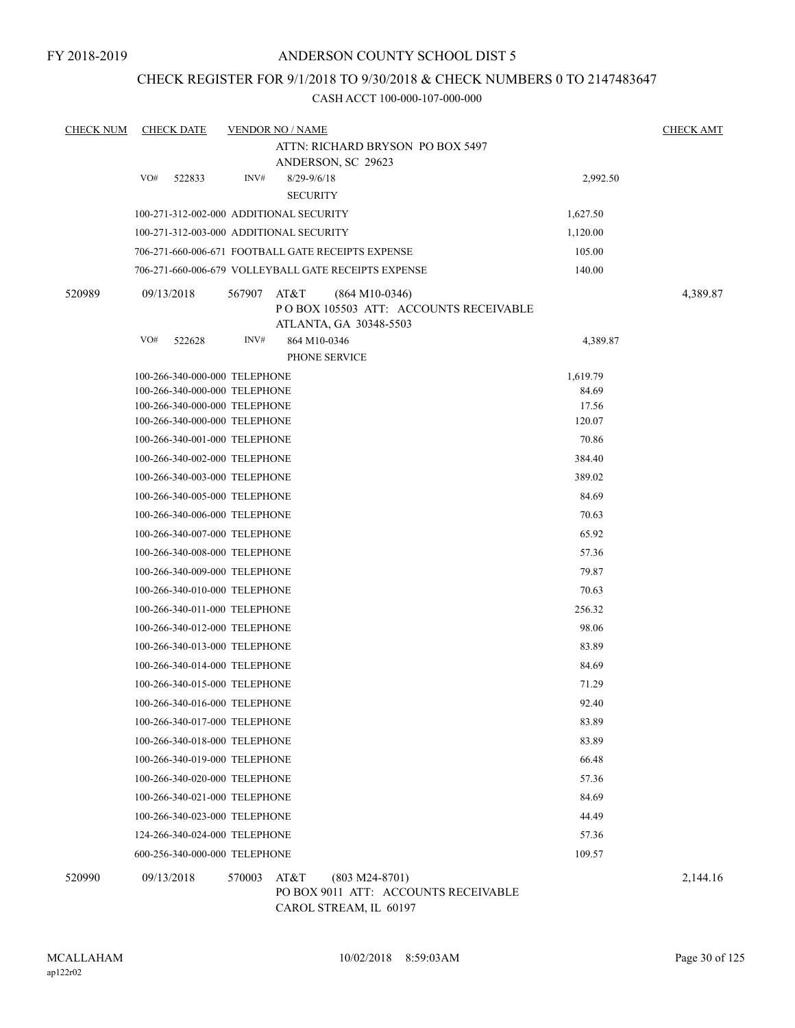FY 2018-2019

# ANDERSON COUNTY SCHOOL DIST 5

## CHECK REGISTER FOR 9/1/2018 TO 9/30/2018 & CHECK NUMBERS 0 TO 2147483647

CASH ACCT 100-000-107-000-000

| CHECK NUM | CHECK DATE | VENDOR NO / NAME | | CHECK AMT |
|---|---|---|---|---|
| | | ATTN: RICHARD BRYSON PO BOX 5497<br>ANDERSON, SC 29623 | | |
| | VO# 522833 | INV# 8/29-9/6/18<br>SECURITY | 2,992.50 | |
| | | 100-271-312-002-000 ADDITIONAL SECURITY | 1,627.50 | |
| | | 100-271-312-003-000 ADDITIONAL SECURITY | 1,120.00 | |
| | | 706-271-660-006-671 FOOTBALL GATE RECEIPTS EXPENSE | 105.00 | |
| | | 706-271-660-006-679 VOLLEYBALL GATE RECEIPTS EXPENSE | 140.00 | |
| 520989 | 09/13/2018 | 567907 AT&T (864 M10-0346)<br>P O BOX 105503 ATT: ACCOUNTS RECEIVABLE<br>ATLANTA, GA 30348-5503 | | 4,389.87 |
| | VO# 522628 | INV# 864 M10-0346<br>PHONE SERVICE | 4,389.87 | |
| | | 100-266-340-000-000 TELEPHONE | 1,619.79 | |
| | | 100-266-340-000-000 TELEPHONE | 84.69 | |
| | | 100-266-340-000-000 TELEPHONE | 17.56 | |
| | | 100-266-340-000-000 TELEPHONE | 120.07 | |
| | | 100-266-340-001-000 TELEPHONE | 70.86 | |
| | | 100-266-340-002-000 TELEPHONE | 384.40 | |
| | | 100-266-340-003-000 TELEPHONE | 389.02 | |
| | | 100-266-340-005-000 TELEPHONE | 84.69 | |
| | | 100-266-340-006-000 TELEPHONE | 70.63 | |
| | | 100-266-340-007-000 TELEPHONE | 65.92 | |
| | | 100-266-340-008-000 TELEPHONE | 57.36 | |
| | | 100-266-340-009-000 TELEPHONE | 79.87 | |
| | | 100-266-340-010-000 TELEPHONE | 70.63 | |
| | | 100-266-340-011-000 TELEPHONE | 256.32 | |
| | | 100-266-340-012-000 TELEPHONE | 98.06 | |
| | | 100-266-340-013-000 TELEPHONE | 83.89 | |
| | | 100-266-340-014-000 TELEPHONE | 84.69 | |
| | | 100-266-340-015-000 TELEPHONE | 71.29 | |
| | | 100-266-340-016-000 TELEPHONE | 92.40 | |
| | | 100-266-340-017-000 TELEPHONE | 83.89 | |
| | | 100-266-340-018-000 TELEPHONE | 83.89 | |
| | | 100-266-340-019-000 TELEPHONE | 66.48 | |
| | | 100-266-340-020-000 TELEPHONE | 57.36 | |
| | | 100-266-340-021-000 TELEPHONE | 84.69 | |
| | | 100-266-340-023-000 TELEPHONE | 44.49 | |
| | | 124-266-340-024-000 TELEPHONE | 57.36 | |
| | | 600-256-340-000-000 TELEPHONE | 109.57 | |
| 520990 | 09/13/2018 | 570003 AT&T (803 M24-8701)<br>PO BOX 9011 ATT: ACCOUNTS RECEIVABLE<br>CAROL STREAM, IL 60197 | | 2,144.16 |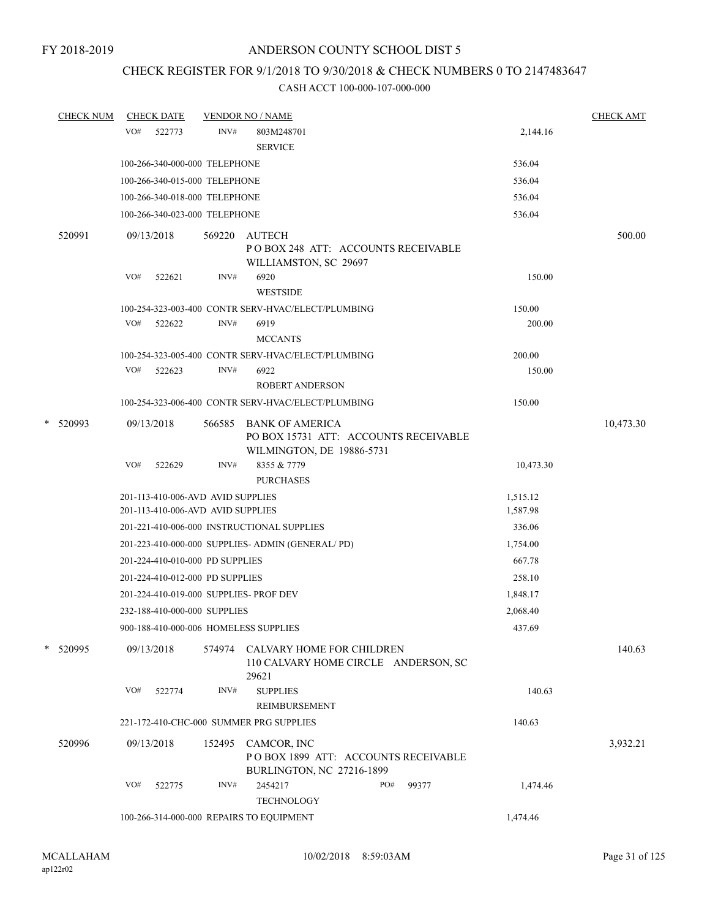FY 2018-2019

# ANDERSON COUNTY SCHOOL DIST 5

## CHECK REGISTER FOR 9/1/2018 TO 9/30/2018 & CHECK NUMBERS 0 TO 2147483647

CASH ACCT 100-000-107-000-000

| CHECK NUM | CHECK DATE | VENDOR NO / NAME | | CHECK AMT |
|---|---|---|---|---|
| | VO# 522773 | INV# 803M248701 SERVICE | 2,144.16 | |
| | 100-266-340-000-000 TELEPHONE | | 536.04 | |
| | 100-266-340-015-000 TELEPHONE | | 536.04 | |
| | 100-266-340-018-000 TELEPHONE | | 536.04 | |
| | 100-266-340-023-000 TELEPHONE | | 536.04 | |
| 520991 | 09/13/2018 | 569220 AUTECH P O BOX 248 ATT: ACCOUNTS RECEIVABLE WILLIAMSTON, SC 29697 | | 500.00 |
| | VO# 522621 | INV# 6920 WESTSIDE | 150.00 | |
| | 100-254-323-003-400 CONTR SERV-HVAC/ELECT/PLUMBING | | 150.00 | |
| | VO# 522622 | INV# 6919 MCCANTS | 200.00 | |
| | 100-254-323-005-400 CONTR SERV-HVAC/ELECT/PLUMBING | | 200.00 | |
| | VO# 522623 | INV# 6922 ROBERT ANDERSON | 150.00 | |
| | 100-254-323-006-400 CONTR SERV-HVAC/ELECT/PLUMBING | | 150.00 | |
| * 520993 | 09/13/2018 | 566585 BANK OF AMERICA PO BOX 15731 ATT: ACCOUNTS RECEIVABLE WILMINGTON, DE 19886-5731 | | 10,473.30 |
| | VO# 522629 | INV# 8355 & 7779 PURCHASES | 10,473.30 | |
| | 201-113-410-006-AVD AVID SUPPLIES | | 1,515.12 | |
| | 201-113-410-006-AVD AVID SUPPLIES | | 1,587.98 | |
| | 201-221-410-006-000 INSTRUCTIONAL SUPPLIES | | 336.06 | |
| | 201-223-410-000-000 SUPPLIES- ADMIN (GENERAL/ PD) | | 1,754.00 | |
| | 201-224-410-010-000 PD SUPPLIES | | 667.78 | |
| | 201-224-410-012-000 PD SUPPLIES | | 258.10 | |
| | 201-224-410-019-000 SUPPLIES- PROF DEV | | 1,848.17 | |
| | 232-188-410-000-000 SUPPLIES | | 2,068.40 | |
| | 900-188-410-000-006 HOMELESS SUPPLIES | | 437.69 | |
| * 520995 | 09/13/2018 | 574974 CALVARY HOME FOR CHILDREN 110 CALVARY HOME CIRCLE ANDERSON, SC 29621 | | 140.63 |
| | VO# 522774 | INV# SUPPLIES REIMBURSEMENT | 140.63 | |
| | 221-172-410-CHC-000 SUMMER PRG SUPPLIES | | 140.63 | |
| 520996 | 09/13/2018 | 152495 CAMCOR, INC P O BOX 1899 ATT: ACCOUNTS RECEIVABLE BURLINGTON, NC 27216-1899 | | 3,932.21 |
| | VO# 522775 | INV# 2454217 PO# 99377 TECHNOLOGY | 1,474.46 | |
| | 100-266-314-000-000 REPAIRS TO EQUIPMENT | | 1,474.46 | |

MCALLAHAM ap122r02 10/02/2018 8:59:03AM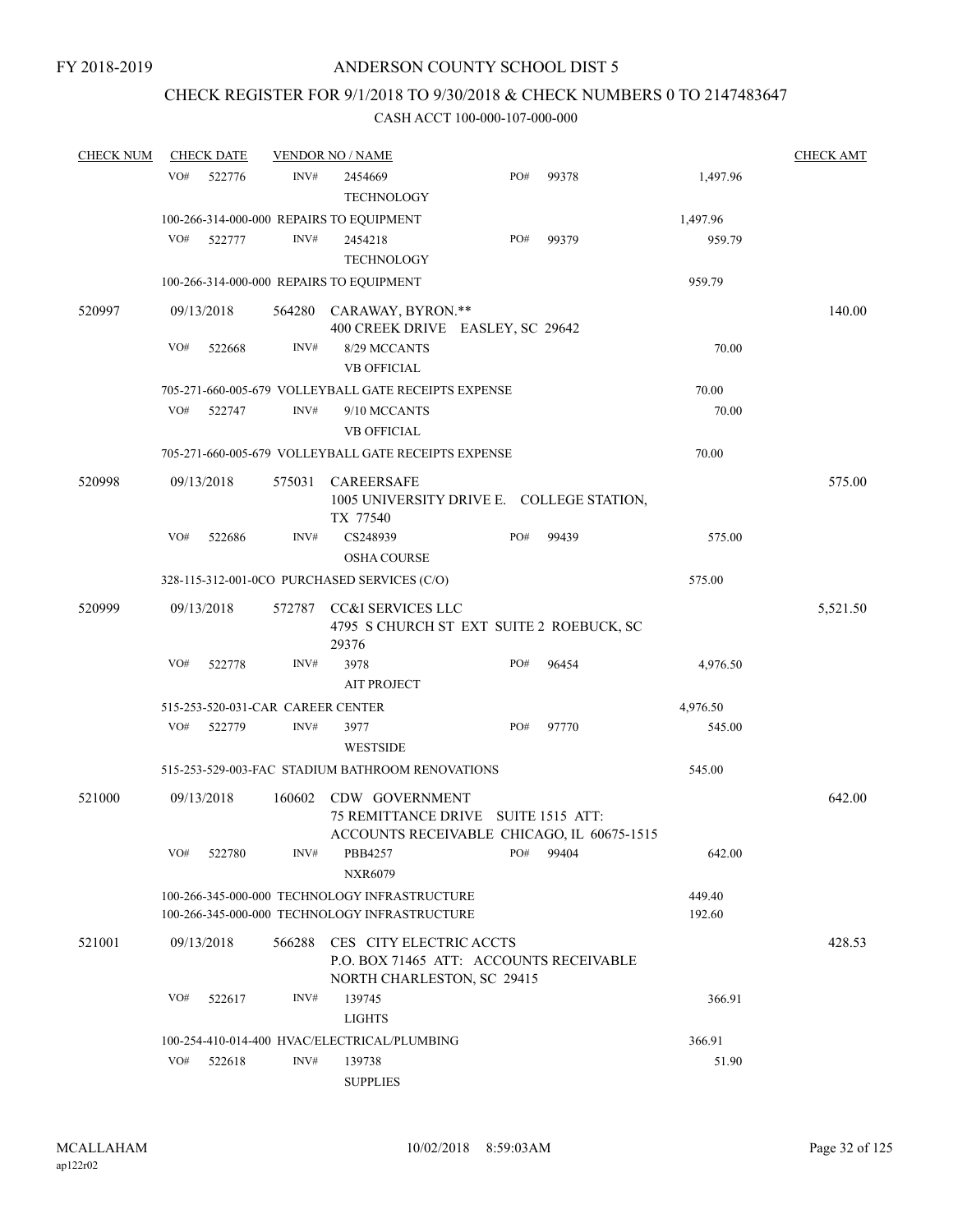FY 2018-2019

# ANDERSON COUNTY SCHOOL DIST 5

## CHECK REGISTER FOR 9/1/2018 TO 9/30/2018 & CHECK NUMBERS 0 TO 2147483647

### CASH ACCT 100-000-107-000-000

| CHECK NUM | CHECK DATE | VENDOR NO / NAME | | | | CHECK AMT |
|---|---|---|---|---|---|---|
| | VO# 522776 | INV# 2454669 TECHNOLOGY | PO# 99378 | | 1,497.96 | |
| | 100-266-314-000-000 REPAIRS TO EQUIPMENT | | | | 1,497.96 | |
| | VO# 522777 | INV# 2454218 TECHNOLOGY | PO# 99379 | | 959.79 | |
| | 100-266-314-000-000 REPAIRS TO EQUIPMENT | | | | 959.79 | |
| 520997 | 09/13/2018 | 564280 CARAWAY, BYRON.** 400 CREEK DRIVE EASLEY, SC 29642 | | | | 140.00 |
| | VO# 522668 | INV# 8/29 MCCANTS VB OFFICIAL | | | 70.00 | |
| | 705-271-660-005-679 VOLLEYBALL GATE RECEIPTS EXPENSE | | | | 70.00 | |
| | VO# 522747 | INV# 9/10 MCCANTS VB OFFICIAL | | | 70.00 | |
| | 705-271-660-005-679 VOLLEYBALL GATE RECEIPTS EXPENSE | | | | 70.00 | |
| 520998 | 09/13/2018 | 575031 CAREERSAFE 1005 UNIVERSITY DRIVE E. COLLEGE STATION, TX 77540 | | | | 575.00 |
| | VO# 522686 | INV# CS248939 OSHA COURSE | PO# 99439 | | 575.00 | |
| | 328-115-312-001-0CO PURCHASED SERVICES (C/O) | | | | 575.00 | |
| 520999 | 09/13/2018 | 572787 CC&I SERVICES LLC 4795 S CHURCH ST EXT SUITE 2 ROEBUCK, SC 29376 | | | | 5,521.50 |
| | VO# 522778 | INV# 3978 AIT PROJECT | PO# 96454 | | 4,976.50 | |
| | 515-253-520-031-CAR CAREER CENTER | | | | 4,976.50 | |
| | VO# 522779 | INV# 3977 WESTSIDE | PO# 97770 | | 545.00 | |
| | 515-253-529-003-FAC STADIUM BATHROOM RENOVATIONS | | | | 545.00 | |
| 521000 | 09/13/2018 | 160602 CDW GOVERNMENT 75 REMITTANCE DRIVE SUITE 1515 ATT: ACCOUNTS RECEIVABLE CHICAGO, IL 60675-1515 | | | | 642.00 |
| | VO# 522780 | INV# PBB4257 NXR6079 | PO# 99404 | | 642.00 | |
| | 100-266-345-000-000 TECHNOLOGY INFRASTRUCTURE | | | | 449.40 | |
| | 100-266-345-000-000 TECHNOLOGY INFRASTRUCTURE | | | | 192.60 | |
| 521001 | 09/13/2018 | 566288 CES CITY ELECTRIC ACCTS P.O. BOX 71465 ATT: ACCOUNTS RECEIVABLE NORTH CHARLESTON, SC 29415 | | | | 428.53 |
| | VO# 522617 | INV# 139745 LIGHTS | | | 366.91 | |
| | 100-254-410-014-400 HVAC/ELECTRICAL/PLUMBING | | | | 366.91 | |
| | VO# 522618 | INV# 139738 SUPPLIES | | | 51.90 | |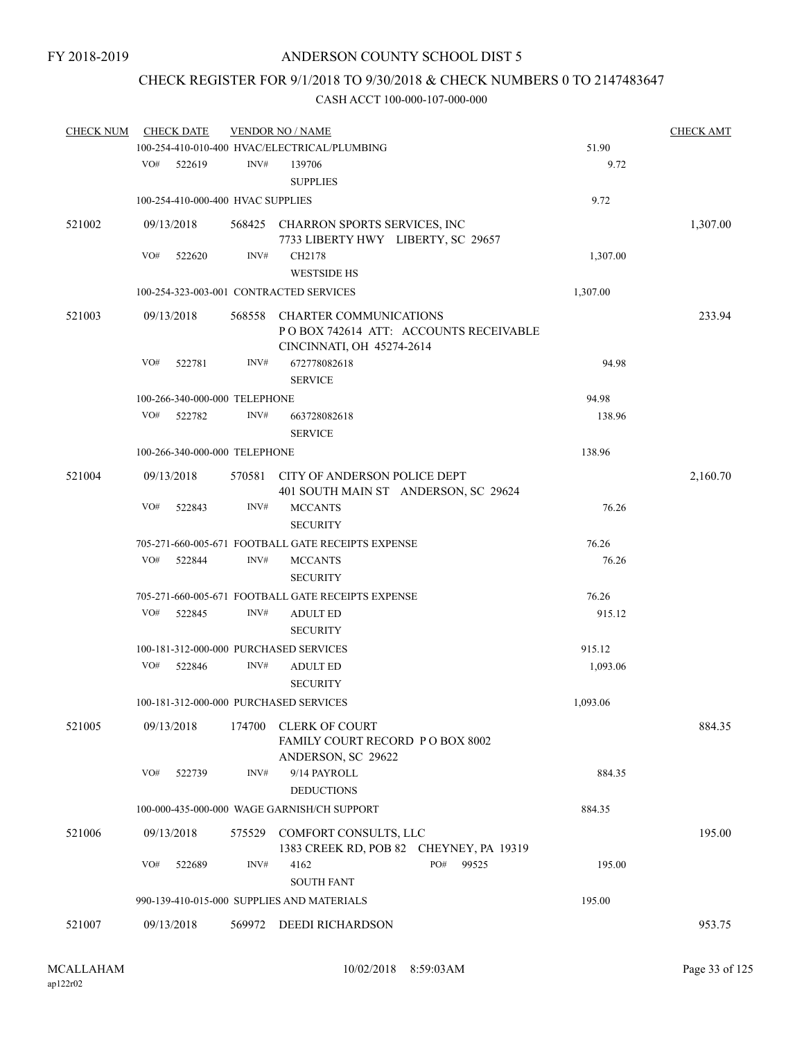FY 2018-2019

# ANDERSON COUNTY SCHOOL DIST 5

## CHECK REGISTER FOR 9/1/2018 TO 9/30/2018 & CHECK NUMBERS 0 TO 2147483647

### CASH ACCT 100-000-107-000-000

| CHECK NUM | CHECK DATE | VENDOR NO / NAME | | CHECK AMT |
|---|---|---|---|---|
| | | 100-254-410-010-400 HVAC/ELECTRICAL/PLUMBING | 51.90 | |
| | VO# 522619 | INV# 139706<br>SUPPLIES | 9.72 | |
| | | 100-254-410-000-400 HVAC SUPPLIES | 9.72 | |
| 521002 | 09/13/2018 | 568425 CHARRON SPORTS SERVICES, INC<br>7733 LIBERTY HWY LIBERTY, SC 29657 | | 1,307.00 |
| | VO# 522620 | INV# CH2178<br>WESTSIDE HS | 1,307.00 | |
| | | 100-254-323-003-001 CONTRACTED SERVICES | 1,307.00 | |
| 521003 | 09/13/2018 | 568558 CHARTER COMMUNICATIONS<br>P O BOX 742614 ATT: ACCOUNTS RECEIVABLE<br>CINCINNATI, OH 45274-2614 | | 233.94 |
| | VO# 522781 | INV# 672778082618<br>SERVICE | 94.98 | |
| | | 100-266-340-000-000 TELEPHONE | 94.98 | |
| | VO# 522782 | INV# 663728082618<br>SERVICE | 138.96 | |
| | | 100-266-340-000-000 TELEPHONE | 138.96 | |
| 521004 | 09/13/2018 | 570581 CITY OF ANDERSON POLICE DEPT<br>401 SOUTH MAIN ST ANDERSON, SC 29624 | | 2,160.70 |
| | VO# 522843 | INV# MCCANTS<br>SECURITY | 76.26 | |
| | | 705-271-660-005-671 FOOTBALL GATE RECEIPTS EXPENSE | 76.26 | |
| | VO# 522844 | INV# MCCANTS<br>SECURITY | 76.26 | |
| | | 705-271-660-005-671 FOOTBALL GATE RECEIPTS EXPENSE | 76.26 | |
| | VO# 522845 | INV# ADULT ED<br>SECURITY | 915.12 | |
| | | 100-181-312-000-000 PURCHASED SERVICES | 915.12 | |
| | VO# 522846 | INV# ADULT ED<br>SECURITY | 1,093.06 | |
| | | 100-181-312-000-000 PURCHASED SERVICES | 1,093.06 | |
| 521005 | 09/13/2018 | 174700 CLERK OF COURT<br>FAMILY COURT RECORD P O BOX 8002<br>ANDERSON, SC 29622 | | 884.35 |
| | VO# 522739 | INV# 9/14 PAYROLL<br>DEDUCTIONS | 884.35 | |
| | | 100-000-435-000-000 WAGE GARNISH/CH SUPPORT | 884.35 | |
| 521006 | 09/13/2018 | 575529 COMFORT CONSULTS, LLC<br>1383 CREEK RD, POB 82 CHEYNEY, PA 19319 | | 195.00 |
| | VO# 522689 | INV# 4162 PO# 99525<br>SOUTH FANT | 195.00 | |
| | | 990-139-410-015-000 SUPPLIES AND MATERIALS | 195.00 | |
| 521007 | 09/13/2018 | 569972 DEEDI RICHARDSON | | 953.75 |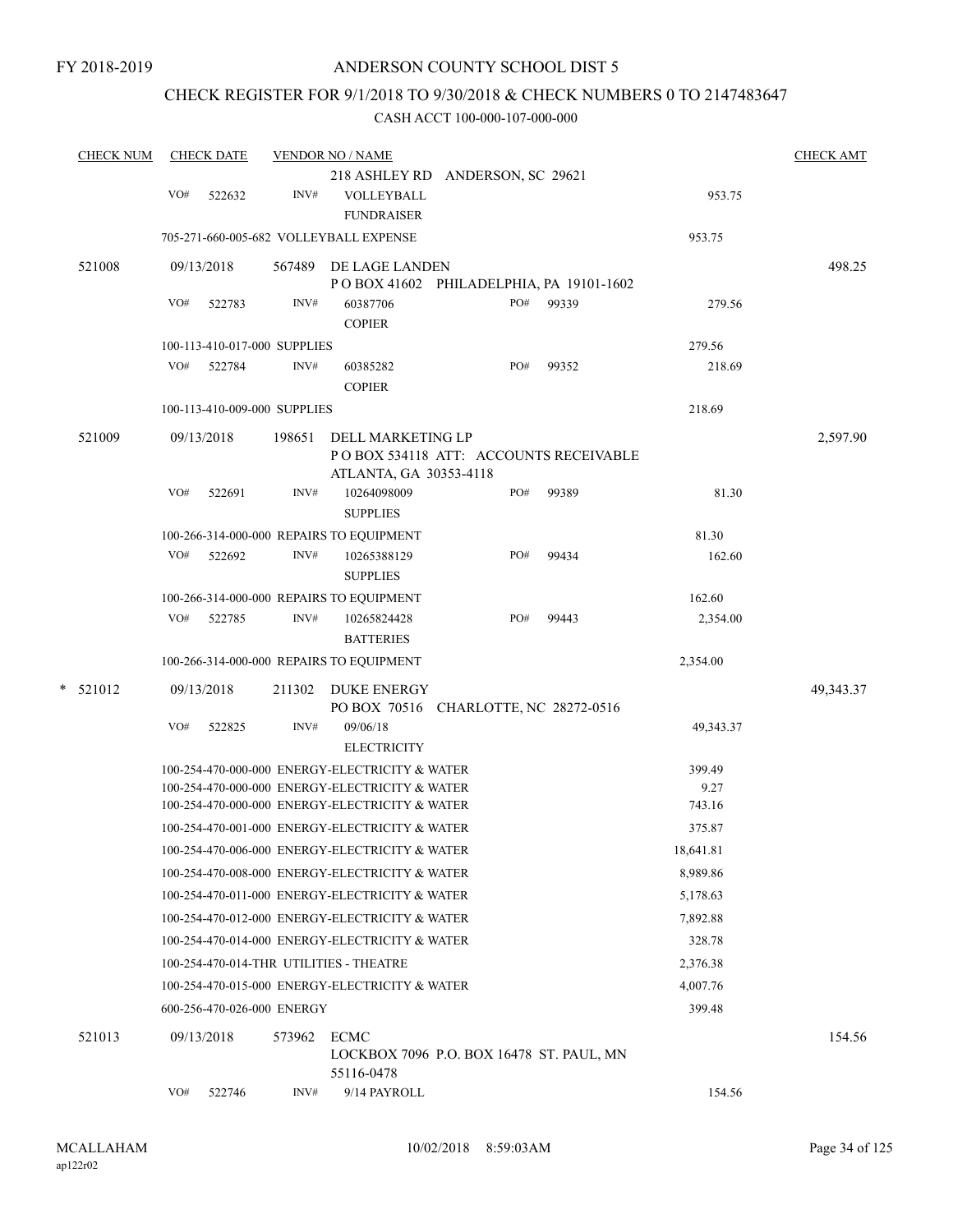FY 2018-2019

# ANDERSON COUNTY SCHOOL DIST 5

## CHECK REGISTER FOR 9/1/2018 TO 9/30/2018 & CHECK NUMBERS 0 TO 2147483647

CASH ACCT 100-000-107-000-000

| CHECK NUM | CHECK DATE | VENDOR NO / NAME | | | CHECK AMT |
|---|---|---|---|---|---|
| | | 218 ASHLEY RD ANDERSON, SC 29621 | | | |
| | VO# 522632 | INV# VOLLEYBALL FUNDRAISER | | 953.75 | |
| | 705-271-660-005-682 VOLLEYBALL EXPENSE | | | 953.75 | |
| 521008 | 09/13/2018 | 567489 DE LAGE LANDEN<br>P O BOX 41602 PHILADELPHIA, PA 19101-1602 | | | 498.25 |
| | VO# 522783 | INV# 60387706 COPIER | PO# 99339 | 279.56 | |
| | 100-113-410-017-000 SUPPLIES | | | 279.56 | |
| | VO# 522784 | INV# 60385282 COPIER | PO# 99352 | 218.69 | |
| | 100-113-410-009-000 SUPPLIES | | | 218.69 | |
| 521009 | 09/13/2018 | 198651 DELL MARKETING LP<br>P O BOX 534118 ATT: ACCOUNTS RECEIVABLE<br>ATLANTA, GA 30353-4118 | | | 2,597.90 |
| | VO# 522691 | INV# 10264098009 SUPPLIES | PO# 99389 | 81.30 | |
| | 100-266-314-000-000 REPAIRS TO EQUIPMENT | | | 81.30 | |
| | VO# 522692 | INV# 10265388129 SUPPLIES | PO# 99434 | 162.60 | |
| | 100-266-314-000-000 REPAIRS TO EQUIPMENT | | | 162.60 | |
| | VO# 522785 | INV# 10265824428 BATTERIES | PO# 99443 | 2,354.00 | |
| | 100-266-314-000-000 REPAIRS TO EQUIPMENT | | | 2,354.00 | |
| * 521012 | 09/13/2018 | 211302 DUKE ENERGY<br>PO BOX 70516 CHARLOTTE, NC 28272-0516 | | | 49,343.37 |
| | VO# 522825 | INV# 09/06/18 ELECTRICITY | | 49,343.37 | |
| | 100-254-470-000-000 ENERGY-ELECTRICITY & WATER | | | 399.49 | |
| | 100-254-470-000-000 ENERGY-ELECTRICITY & WATER | | | 9.27 | |
| | 100-254-470-000-000 ENERGY-ELECTRICITY & WATER | | | 743.16 | |
| | 100-254-470-001-000 ENERGY-ELECTRICITY & WATER | | | 375.87 | |
| | 100-254-470-006-000 ENERGY-ELECTRICITY & WATER | | | 18,641.81 | |
| | 100-254-470-008-000 ENERGY-ELECTRICITY & WATER | | | 8,989.86 | |
| | 100-254-470-011-000 ENERGY-ELECTRICITY & WATER | | | 5,178.63 | |
| | 100-254-470-012-000 ENERGY-ELECTRICITY & WATER | | | 7,892.88 | |
| | 100-254-470-014-000 ENERGY-ELECTRICITY & WATER | | | 328.78 | |
| | 100-254-470-014-THR UTILITIES - THEATRE | | | 2,376.38 | |
| | 100-254-470-015-000 ENERGY-ELECTRICITY & WATER | | | 4,007.76 | |
| | 600-256-470-026-000 ENERGY | | | 399.48 | |
| 521013 | 09/13/2018 | 573962 ECMC<br>LOCKBOX 7096 P.O. BOX 16478 ST. PAUL, MN 55116-0478 | | | 154.56 |
| | VO# 522746 | INV# 9/14 PAYROLL | | 154.56 | |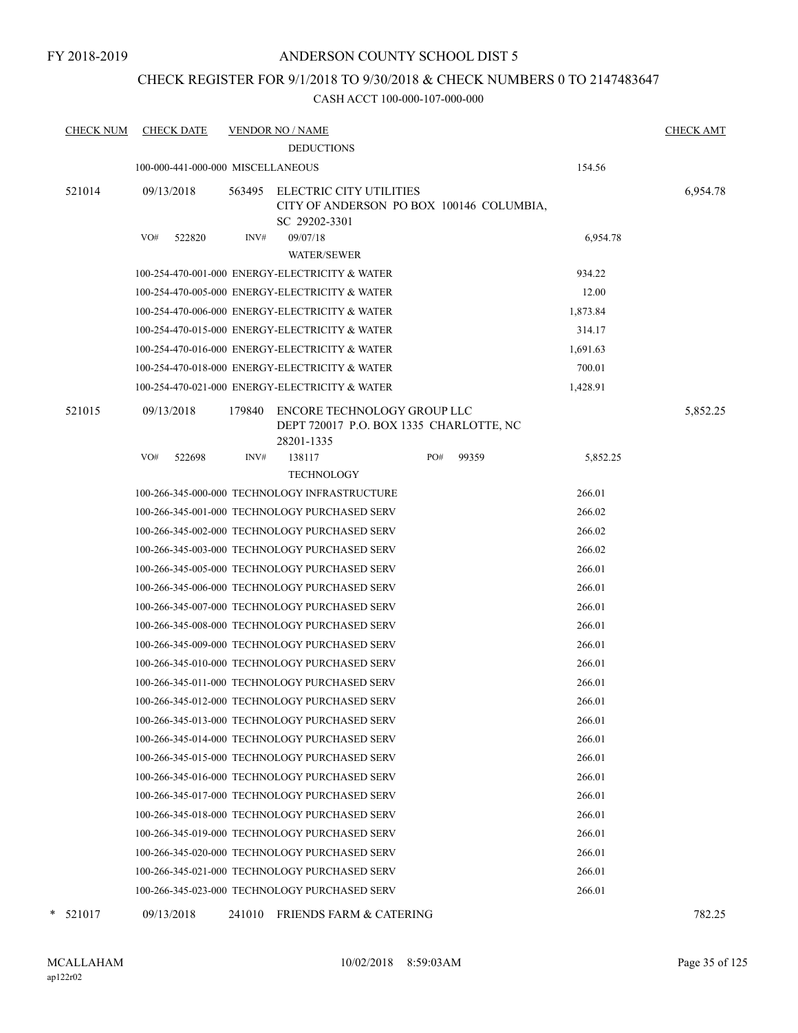FY 2018-2019

# ANDERSON COUNTY SCHOOL DIST 5

## CHECK REGISTER FOR 9/1/2018 TO 9/30/2018 & CHECK NUMBERS 0 TO 2147483647

CASH ACCT 100-000-107-000-000

| CHECK NUM | CHECK DATE | VENDOR NO / NAME | | CHECK AMT |
|---|---|---|---|---|
| | | DEDUCTIONS | | |
| | 100-000-441-000-000 MISCELLANEOUS | | 154.56 | |
| 521014 | 09/13/2018 | 563495 ELECTRIC CITY UTILITIES CITY OF ANDERSON PO BOX 100146 COLUMBIA, SC 29202-3301 | | 6,954.78 |
| | VO# 522820 | INV# 09/07/18 WATER/SEWER | 6,954.78 | |
| | 100-254-470-001-000 ENERGY-ELECTRICITY & WATER | | 934.22 | |
| | 100-254-470-005-000 ENERGY-ELECTRICITY & WATER | | 12.00 | |
| | 100-254-470-006-000 ENERGY-ELECTRICITY & WATER | | 1,873.84 | |
| | 100-254-470-015-000 ENERGY-ELECTRICITY & WATER | | 314.17 | |
| | 100-254-470-016-000 ENERGY-ELECTRICITY & WATER | | 1,691.63 | |
| | 100-254-470-018-000 ENERGY-ELECTRICITY & WATER | | 700.01 | |
| | 100-254-470-021-000 ENERGY-ELECTRICITY & WATER | | 1,428.91 | |
| 521015 | 09/13/2018 | 179840 ENCORE TECHNOLOGY GROUP LLC DEPT 720017 P.O. BOX 1335 CHARLOTTE, NC 28201-1335 | | 5,852.25 |
| | VO# 522698 | INV# 138117 PO# 99359 TECHNOLOGY | 5,852.25 | |
| | 100-266-345-000-000 TECHNOLOGY INFRASTRUCTURE | | 266.01 | |
| | 100-266-345-001-000 TECHNOLOGY PURCHASED SERV | | 266.02 | |
| | 100-266-345-002-000 TECHNOLOGY PURCHASED SERV | | 266.02 | |
| | 100-266-345-003-000 TECHNOLOGY PURCHASED SERV | | 266.02 | |
| | 100-266-345-005-000 TECHNOLOGY PURCHASED SERV | | 266.01 | |
| | 100-266-345-006-000 TECHNOLOGY PURCHASED SERV | | 266.01 | |
| | 100-266-345-007-000 TECHNOLOGY PURCHASED SERV | | 266.01 | |
| | 100-266-345-008-000 TECHNOLOGY PURCHASED SERV | | 266.01 | |
| | 100-266-345-009-000 TECHNOLOGY PURCHASED SERV | | 266.01 | |
| | 100-266-345-010-000 TECHNOLOGY PURCHASED SERV | | 266.01 | |
| | 100-266-345-011-000 TECHNOLOGY PURCHASED SERV | | 266.01 | |
| | 100-266-345-012-000 TECHNOLOGY PURCHASED SERV | | 266.01 | |
| | 100-266-345-013-000 TECHNOLOGY PURCHASED SERV | | 266.01 | |
| | 100-266-345-014-000 TECHNOLOGY PURCHASED SERV | | 266.01 | |
| | 100-266-345-015-000 TECHNOLOGY PURCHASED SERV | | 266.01 | |
| | 100-266-345-016-000 TECHNOLOGY PURCHASED SERV | | 266.01 | |
| | 100-266-345-017-000 TECHNOLOGY PURCHASED SERV | | 266.01 | |
| | 100-266-345-018-000 TECHNOLOGY PURCHASED SERV | | 266.01 | |
| | 100-266-345-019-000 TECHNOLOGY PURCHASED SERV | | 266.01 | |
| | 100-266-345-020-000 TECHNOLOGY PURCHASED SERV | | 266.01 | |
| | 100-266-345-021-000 TECHNOLOGY PURCHASED SERV | | 266.01 | |
| | 100-266-345-023-000 TECHNOLOGY PURCHASED SERV | | 266.01 | |
| * 521017 | 09/13/2018 | 241010 FRIENDS FARM & CATERING | | 782.25 |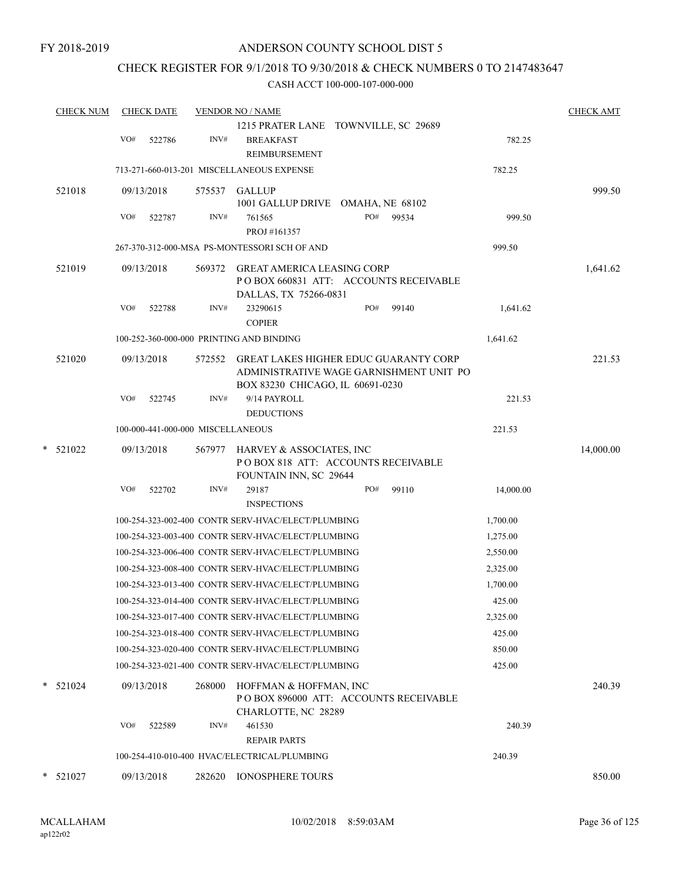FY 2018-2019

# ANDERSON COUNTY SCHOOL DIST 5

## CHECK REGISTER FOR 9/1/2018 TO 9/30/2018 & CHECK NUMBERS 0 TO 2147483647

### CASH ACCT 100-000-107-000-000

| CHECK NUM | CHECK DATE | VENDOR NO / NAME | | | CHECK AMT |
|---|---|---|---|---|---|
| | | | 1215 PRATER LANE TOWNVILLE, SC 29689 | | |
| | VO# 522786 | INV# | BREAKFAST REIMBURSEMENT | 782.25 | |
| | 713-271-660-013-201 MISCELLANEOUS EXPENSE | | | 782.25 | |
| 521018 | 09/13/2018 | 575537 | GALLUP<br>1001 GALLUP DRIVE OMAHA, NE 68102 | | 999.50 |
| | VO# 522787 | INV# | 761565 PROJ #161357 PO# 99534 | 999.50 | |
| | 267-370-312-000-MSA PS-MONTESSORI SCH OF AND | | | 999.50 | |
| 521019 | 09/13/2018 | 569372 | GREAT AMERICA LEASING CORP<br>P O BOX 660831 ATT: ACCOUNTS RECEIVABLE<br>DALLAS, TX 75266-0831 | | 1,641.62 |
| | VO# 522788 | INV# | 23290615 COPIER PO# 99140 | 1,641.62 | |
| | 100-252-360-000-000 PRINTING AND BINDING | | | 1,641.62 | |
| 521020 | 09/13/2018 | 572552 | GREAT LAKES HIGHER EDUC GUARANTY CORP<br>ADMINISTRATIVE WAGE GARNISHMENT UNIT PO BOX 83230 CHICAGO, IL 60691-0230 | | 221.53 |
| | VO# 522745 | INV# | 9/14 PAYROLL DEDUCTIONS | 221.53 | |
| | 100-000-441-000-000 MISCELLANEOUS | | | 221.53 | |
| * 521022 | 09/13/2018 | 567977 | HARVEY & ASSOCIATES, INC<br>P O BOX 818 ATT: ACCOUNTS RECEIVABLE<br>FOUNTAIN INN, SC 29644 | | 14,000.00 |
| | VO# 522702 | INV# | 29187 INSPECTIONS PO# 99110 | 14,000.00 | |
| | 100-254-323-002-400 CONTR SERV-HVAC/ELECT/PLUMBING | | | 1,700.00 | |
| | 100-254-323-003-400 CONTR SERV-HVAC/ELECT/PLUMBING | | | 1,275.00 | |
| | 100-254-323-006-400 CONTR SERV-HVAC/ELECT/PLUMBING | | | 2,550.00 | |
| | 100-254-323-008-400 CONTR SERV-HVAC/ELECT/PLUMBING | | | 2,325.00 | |
| | 100-254-323-013-400 CONTR SERV-HVAC/ELECT/PLUMBING | | | 1,700.00 | |
| | 100-254-323-014-400 CONTR SERV-HVAC/ELECT/PLUMBING | | | 425.00 | |
| | 100-254-323-017-400 CONTR SERV-HVAC/ELECT/PLUMBING | | | 2,325.00 | |
| | 100-254-323-018-400 CONTR SERV-HVAC/ELECT/PLUMBING | | | 425.00 | |
| | 100-254-323-020-400 CONTR SERV-HVAC/ELECT/PLUMBING | | | 850.00 | |
| | 100-254-323-021-400 CONTR SERV-HVAC/ELECT/PLUMBING | | | 425.00 | |
| * 521024 | 09/13/2018 | 268000 | HOFFMAN & HOFFMAN, INC<br>P O BOX 896000 ATT: ACCOUNTS RECEIVABLE<br>CHARLOTTE, NC 28289 | | 240.39 |
| | VO# 522589 | INV# | 461530 REPAIR PARTS | 240.39 | |
| | 100-254-410-010-400 HVAC/ELECTRICAL/PLUMBING | | | 240.39 | |
| * 521027 | 09/13/2018 | 282620 | IONOSPHERE TOURS | | 850.00 |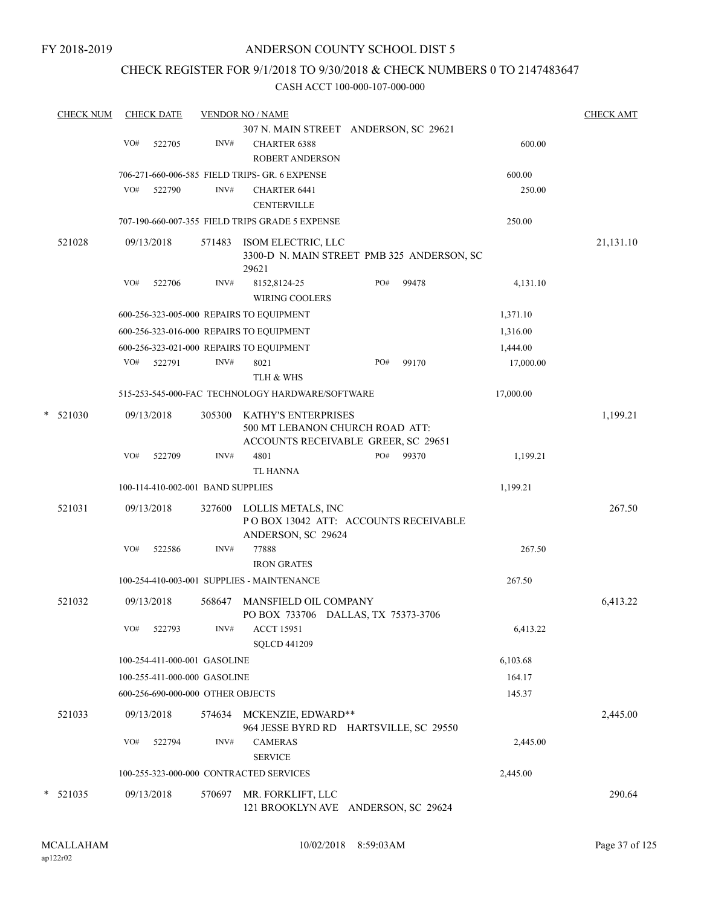FY 2018-2019

# ANDERSON COUNTY SCHOOL DIST 5

## CHECK REGISTER FOR 9/1/2018 TO 9/30/2018 & CHECK NUMBERS 0 TO 2147483647

CASH ACCT 100-000-107-000-000

| CHECK NUM | CHECK DATE | VENDOR NO / NAME | | | | CHECK AMT |
|---|---|---|---|---|---|---|
| | | | 307 N. MAIN STREET ANDERSON, SC 29621 | | | |
| | VO# 522705 | INV# | CHARTER 6388<br>ROBERT ANDERSON | | 600.00 | |
| | 706-271-660-006-585 FIELD TRIPS- GR. 6 EXPENSE | | | | 600.00 | |
| | VO# 522790 | INV# | CHARTER 6441<br>CENTERVILLE | | 250.00 | |
| | 707-190-660-007-355 FIELD TRIPS GRADE 5 EXPENSE | | | | 250.00 | |
| 521028 | 09/13/2018 | 571483 | ISOM ELECTRIC, LLC<br>3300-D N. MAIN STREET PMB 325 ANDERSON, SC 29621 | | | 21,131.10 |
| | VO# 522706 | INV# | 8152,8124-25<br>WIRING COOLERS | PO# 99478 | 4,131.10 | |
| | 600-256-323-005-000 REPAIRS TO EQUIPMENT | | | | 1,371.10 | |
| | 600-256-323-016-000 REPAIRS TO EQUIPMENT | | | | 1,316.00 | |
| | 600-256-323-021-000 REPAIRS TO EQUIPMENT | | | | 1,444.00 | |
| | VO# 522791 | INV# | 8021<br>TLH & WHS | PO# 99170 | 17,000.00 | |
| | 515-253-545-000-FAC TECHNOLOGY HARDWARE/SOFTWARE | | | | 17,000.00 | |
| * 521030 | 09/13/2018 | 305300 | KATHY'S ENTERPRISES<br>500 MT LEBANON CHURCH ROAD ATT: ACCOUNTS RECEIVABLE GREER, SC 29651 | | | 1,199.21 |
| | VO# 522709 | INV# | 4801<br>TL HANNA | PO# 99370 | 1,199.21 | |
| | 100-114-410-002-001 BAND SUPPLIES | | | | 1,199.21 | |
| 521031 | 09/13/2018 | 327600 | LOLLIS METALS, INC<br>P O BOX 13042 ATT: ACCOUNTS RECEIVABLE ANDERSON, SC 29624 | | | 267.50 |
| | VO# 522586 | INV# | 77888<br>IRON GRATES | | 267.50 | |
| | 100-254-410-003-001 SUPPLIES - MAINTENANCE | | | | 267.50 | |
| 521032 | 09/13/2018 | 568647 | MANSFIELD OIL COMPANY<br>PO BOX 733706 DALLAS, TX 75373-3706 | | | 6,413.22 |
| | VO# 522793 | INV# | ACCT 15951<br>SQLCD 441209 | | 6,413.22 | |
| | 100-254-411-000-001 GASOLINE | | | | 6,103.68 | |
| | 100-255-411-000-000 GASOLINE | | | | 164.17 | |
| | 600-256-690-000-000 OTHER OBJECTS | | | | 145.37 | |
| 521033 | 09/13/2018 | 574634 | MCKENZIE, EDWARD**<br>964 JESSE BYRD RD HARTSVILLE, SC 29550 | | | 2,445.00 |
| | VO# 522794 | INV# | CAMERAS<br>SERVICE | | 2,445.00 | |
| | 100-255-323-000-000 CONTRACTED SERVICES | | | | 2,445.00 | |
| * 521035 | 09/13/2018 | 570697 | MR. FORKLIFT, LLC<br>121 BROOKLYN AVE ANDERSON, SC 29624 | | | 290.64 |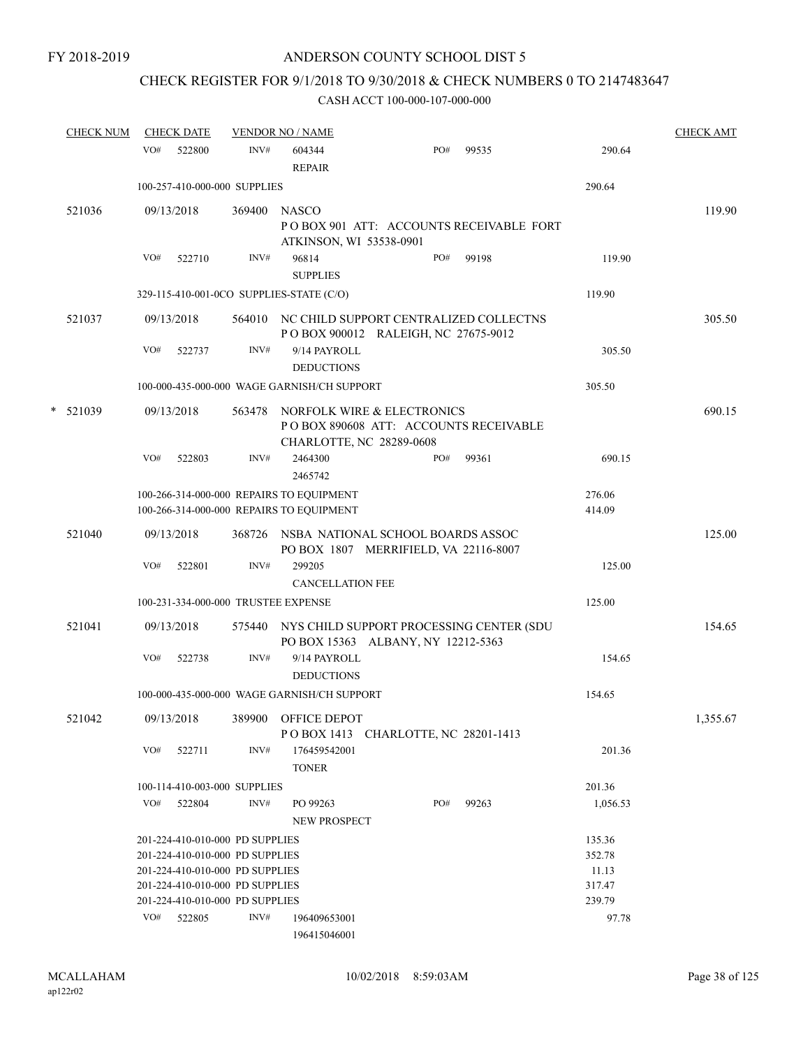FY 2018-2019

# ANDERSON COUNTY SCHOOL DIST 5

## CHECK REGISTER FOR 9/1/2018 TO 9/30/2018 & CHECK NUMBERS 0 TO 2147483647

CASH ACCT 100-000-107-000-000

| CHECK NUM | CHECK DATE | VENDOR NO / NAME | | | | CHECK AMT |
|---|---|---|---|---|---|---|
| | VO# 522800 | INV# 604344 REPAIR | PO# 99535 | | 290.64 | |
| | 100-257-410-000-000 SUPPLIES | | | | 290.64 | |
| 521036 | 09/13/2018 | 369400 NASCO P O BOX 901 ATT: ACCOUNTS RECEIVABLE FORT ATKINSON, WI 53538-0901 | | | | 119.90 |
| | VO# 522710 | INV# 96814 SUPPLIES | PO# 99198 | | 119.90 | |
| | 329-115-410-001-0CO SUPPLIES-STATE (C/O) | | | | 119.90 | |
| 521037 | 09/13/2018 | 564010 NC CHILD SUPPORT CENTRALIZED COLLECTNS P O BOX 900012 RALEIGH, NC 27675-9012 | | | | 305.50 |
| | VO# 522737 | INV# 9/14 PAYROLL DEDUCTIONS | | | 305.50 | |
| | 100-000-435-000-000 WAGE GARNISH/CH SUPPORT | | | | 305.50 | |
| * 521039 | 09/13/2018 | 563478 NORFOLK WIRE & ELECTRONICS P O BOX 890608 ATT: ACCOUNTS RECEIVABLE CHARLOTTE, NC 28289-0608 | | | | 690.15 |
| | VO# 522803 | INV# 2464300 2465742 | PO# 99361 | | 690.15 | |
| | 100-266-314-000-000 REPAIRS TO EQUIPMENT | | | | 276.06 | |
| | 100-266-314-000-000 REPAIRS TO EQUIPMENT | | | | 414.09 | |
| 521040 | 09/13/2018 | 368726 NSBA NATIONAL SCHOOL BOARDS ASSOC PO BOX 1807 MERRIFIELD, VA 22116-8007 | | | | 125.00 |
| | VO# 522801 | INV# 299205 CANCELLATION FEE | | | 125.00 | |
| | 100-231-334-000-000 TRUSTEE EXPENSE | | | | 125.00 | |
| 521041 | 09/13/2018 | 575440 NYS CHILD SUPPORT PROCESSING CENTER (SDU PO BOX 15363 ALBANY, NY 12212-5363 | | | | 154.65 |
| | VO# 522738 | INV# 9/14 PAYROLL DEDUCTIONS | | | 154.65 | |
| | 100-000-435-000-000 WAGE GARNISH/CH SUPPORT | | | | 154.65 | |
| 521042 | 09/13/2018 | 389900 OFFICE DEPOT P O BOX 1413 CHARLOTTE, NC 28201-1413 | | | | 1,355.67 |
| | VO# 522711 | INV# 176459542001 TONER | | | 201.36 | |
| | 100-114-410-003-000 SUPPLIES | | | | 201.36 | |
| | VO# 522804 | INV# PO 99263 NEW PROSPECT | PO# 99263 | | 1,056.53 | |
| | 201-224-410-010-000 PD SUPPLIES | | | | 135.36 | |
| | 201-224-410-010-000 PD SUPPLIES | | | | 352.78 | |
| | 201-224-410-010-000 PD SUPPLIES | | | | 11.13 | |
| | 201-224-410-010-000 PD SUPPLIES | | | | 317.47 | |
| | 201-224-410-010-000 PD SUPPLIES | | | | 239.79 | |
| | VO# 522805 | INV# 196409653001 196415046001 | | | 97.78 | |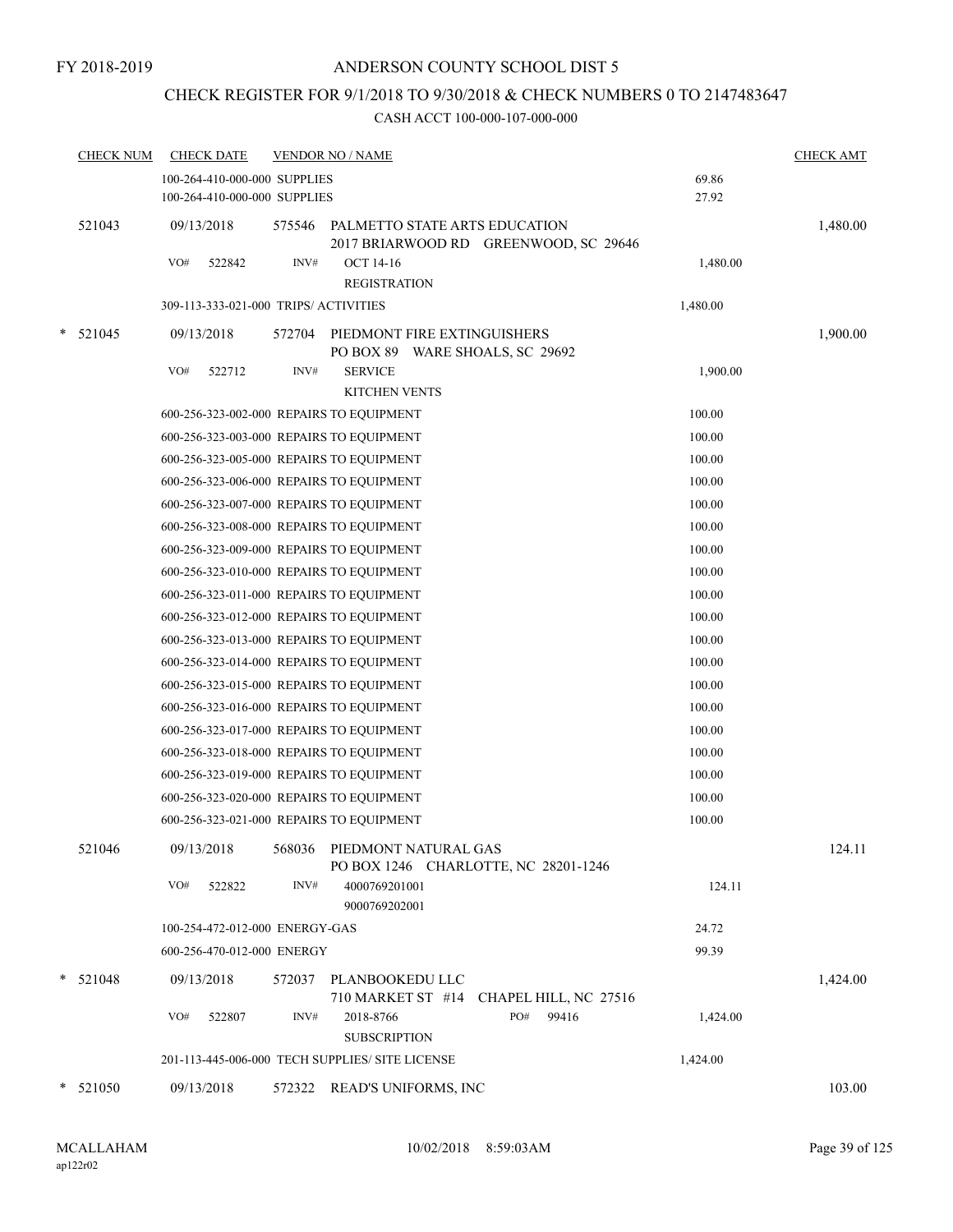FY 2018-2019

ANDERSON COUNTY SCHOOL DIST 5

CHECK REGISTER FOR 9/1/2018 TO 9/30/2018 & CHECK NUMBERS 0 TO 2147483647

CASH ACCT 100-000-107-000-000

| CHECK NUM | CHECK DATE | VENDOR NO / NAME | | CHECK AMT |
|---|---|---|---|---|
| | 100-264-410-000-000 SUPPLIES | | 69.86 | |
| | 100-264-410-000-000 SUPPLIES | | 27.92 | |
| 521043 | 09/13/2018 | 575546 PALMETTO STATE ARTS EDUCATION<br>2017 BRIARWOOD RD GREENWOOD, SC 29646 | | 1,480.00 |
| | VO# 522842 | INV# OCT 14-16<br>REGISTRATION | 1,480.00 | |
| | 309-113-333-021-000 TRIPS/ ACTIVITIES | | 1,480.00 | |
| * 521045 | 09/13/2018 | 572704 PIEDMONT FIRE EXTINGUISHERS<br>PO BOX 89 WARE SHOALS, SC 29692 | | 1,900.00 |
| | VO# 522712 | INV# SERVICE<br>KITCHEN VENTS | 1,900.00 | |
| | 600-256-323-002-000 REPAIRS TO EQUIPMENT | | 100.00 | |
| | 600-256-323-003-000 REPAIRS TO EQUIPMENT | | 100.00 | |
| | 600-256-323-005-000 REPAIRS TO EQUIPMENT | | 100.00 | |
| | 600-256-323-006-000 REPAIRS TO EQUIPMENT | | 100.00 | |
| | 600-256-323-007-000 REPAIRS TO EQUIPMENT | | 100.00 | |
| | 600-256-323-008-000 REPAIRS TO EQUIPMENT | | 100.00 | |
| | 600-256-323-009-000 REPAIRS TO EQUIPMENT | | 100.00 | |
| | 600-256-323-010-000 REPAIRS TO EQUIPMENT | | 100.00 | |
| | 600-256-323-011-000 REPAIRS TO EQUIPMENT | | 100.00 | |
| | 600-256-323-012-000 REPAIRS TO EQUIPMENT | | 100.00 | |
| | 600-256-323-013-000 REPAIRS TO EQUIPMENT | | 100.00 | |
| | 600-256-323-014-000 REPAIRS TO EQUIPMENT | | 100.00 | |
| | 600-256-323-015-000 REPAIRS TO EQUIPMENT | | 100.00 | |
| | 600-256-323-016-000 REPAIRS TO EQUIPMENT | | 100.00 | |
| | 600-256-323-017-000 REPAIRS TO EQUIPMENT | | 100.00 | |
| | 600-256-323-018-000 REPAIRS TO EQUIPMENT | | 100.00 | |
| | 600-256-323-019-000 REPAIRS TO EQUIPMENT | | 100.00 | |
| | 600-256-323-020-000 REPAIRS TO EQUIPMENT | | 100.00 | |
| | 600-256-323-021-000 REPAIRS TO EQUIPMENT | | 100.00 | |
| 521046 | 09/13/2018 | 568036 PIEDMONT NATURAL GAS<br>PO BOX 1246 CHARLOTTE, NC 28201-1246 | | 124.11 |
| | VO# 522822 | INV# 4000769201001<br>9000769202001 | 124.11 | |
| | 100-254-472-012-000 ENERGY-GAS | | 24.72 | |
| | 600-256-470-012-000 ENERGY | | 99.39 | |
| * 521048 | 09/13/2018 | 572037 PLANBOOKEDU LLC<br>710 MARKET ST #14 CHAPEL HILL, NC 27516 | | 1,424.00 |
| | VO# 522807 | INV# 2018-8766 PO# 99416<br>SUBSCRIPTION | 1,424.00 | |
| | 201-113-445-006-000 TECH SUPPLIES/ SITE LICENSE | | 1,424.00 | |
| * 521050 | 09/13/2018 | 572322 READ'S UNIFORMS, INC | | 103.00 |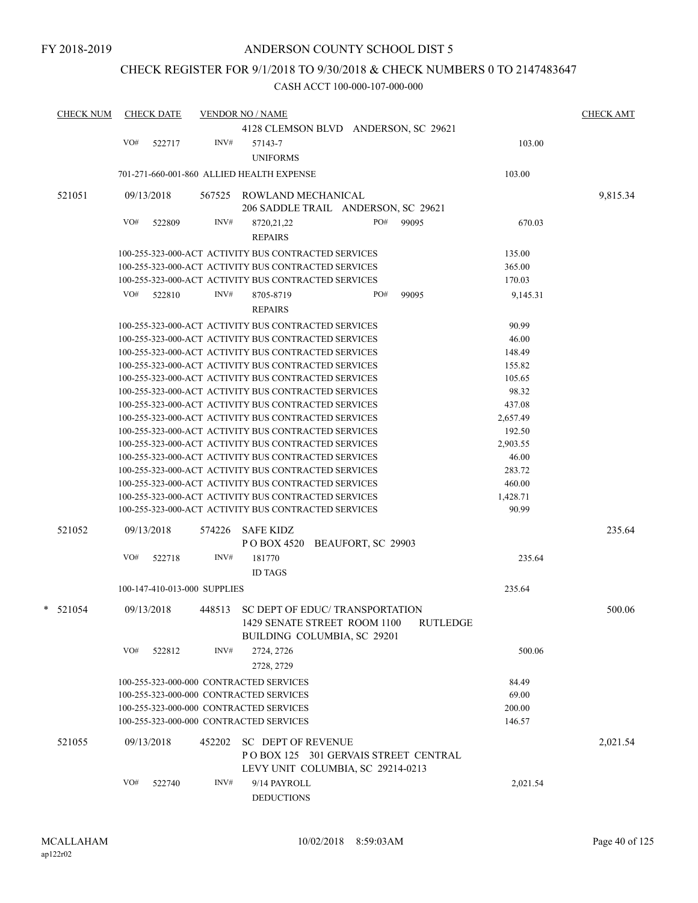FY 2018-2019

ANDERSON COUNTY SCHOOL DIST 5

CHECK REGISTER FOR 9/1/2018 TO 9/30/2018 & CHECK NUMBERS 0 TO 2147483647

CASH ACCT 100-000-107-000-000

| CHECK NUM | CHECK DATE | VENDOR NO / NAME | | CHECK AMT |
|---|---|---|---|---|
| | | 4128 CLEMSON BLVD ANDERSON, SC 29621 | | |
| | VO# 522717 | INV# 57143-7 UNIFORMS | 103.00 | |
| | | 701-271-660-001-860 ALLIED HEALTH EXPENSE | 103.00 | |
| 521051 | 09/13/2018 | 567525 ROWLAND MECHANICAL 206 SADDLE TRAIL ANDERSON, SC 29621 | | 9,815.34 |
| | VO# 522809 | INV# 8720,21,22 REPAIRS PO# 99095 | 670.03 | |
| | | 100-255-323-000-ACT ACTIVITY BUS CONTRACTED SERVICES | 135.00 | |
| | | 100-255-323-000-ACT ACTIVITY BUS CONTRACTED SERVICES | 365.00 | |
| | | 100-255-323-000-ACT ACTIVITY BUS CONTRACTED SERVICES | 170.03 | |
| | VO# 522810 | INV# 8705-8719 REPAIRS PO# 99095 | 9,145.31 | |
| | | 100-255-323-000-ACT ACTIVITY BUS CONTRACTED SERVICES | 90.99 | |
| | | 100-255-323-000-ACT ACTIVITY BUS CONTRACTED SERVICES | 46.00 | |
| | | 100-255-323-000-ACT ACTIVITY BUS CONTRACTED SERVICES | 148.49 | |
| | | 100-255-323-000-ACT ACTIVITY BUS CONTRACTED SERVICES | 155.82 | |
| | | 100-255-323-000-ACT ACTIVITY BUS CONTRACTED SERVICES | 105.65 | |
| | | 100-255-323-000-ACT ACTIVITY BUS CONTRACTED SERVICES | 98.32 | |
| | | 100-255-323-000-ACT ACTIVITY BUS CONTRACTED SERVICES | 437.08 | |
| | | 100-255-323-000-ACT ACTIVITY BUS CONTRACTED SERVICES | 2,657.49 | |
| | | 100-255-323-000-ACT ACTIVITY BUS CONTRACTED SERVICES | 192.50 | |
| | | 100-255-323-000-ACT ACTIVITY BUS CONTRACTED SERVICES | 2,903.55 | |
| | | 100-255-323-000-ACT ACTIVITY BUS CONTRACTED SERVICES | 46.00 | |
| | | 100-255-323-000-ACT ACTIVITY BUS CONTRACTED SERVICES | 283.72 | |
| | | 100-255-323-000-ACT ACTIVITY BUS CONTRACTED SERVICES | 460.00 | |
| | | 100-255-323-000-ACT ACTIVITY BUS CONTRACTED SERVICES | 1,428.71 | |
| | | 100-255-323-000-ACT ACTIVITY BUS CONTRACTED SERVICES | 90.99 | |
| 521052 | 09/13/2018 | 574226 SAFE KIDZ P O BOX 4520 BEAUFORT, SC 29903 | | 235.64 |
| | VO# 522718 | INV# 181770 ID TAGS | 235.64 | |
| | | 100-147-410-013-000 SUPPLIES | 235.64 | |
| * 521054 | 09/13/2018 | 448513 SC DEPT OF EDUC/ TRANSPORTATION 1429 SENATE STREET ROOM 1100 RUTLEDGE BUILDING COLUMBIA, SC 29201 | | 500.06 |
| | VO# 522812 | INV# 2724, 2726 2728, 2729 | 500.06 | |
| | | 100-255-323-000-000 CONTRACTED SERVICES | 84.49 | |
| | | 100-255-323-000-000 CONTRACTED SERVICES | 69.00 | |
| | | 100-255-323-000-000 CONTRACTED SERVICES | 200.00 | |
| | | 100-255-323-000-000 CONTRACTED SERVICES | 146.57 | |
| 521055 | 09/13/2018 | 452202 SC DEPT OF REVENUE P O BOX 125 301 GERVAIS STREET CENTRAL LEVY UNIT COLUMBIA, SC 29214-0213 | | 2,021.54 |
| | VO# 522740 | INV# 9/14 PAYROLL DEDUCTIONS | 2,021.54 | |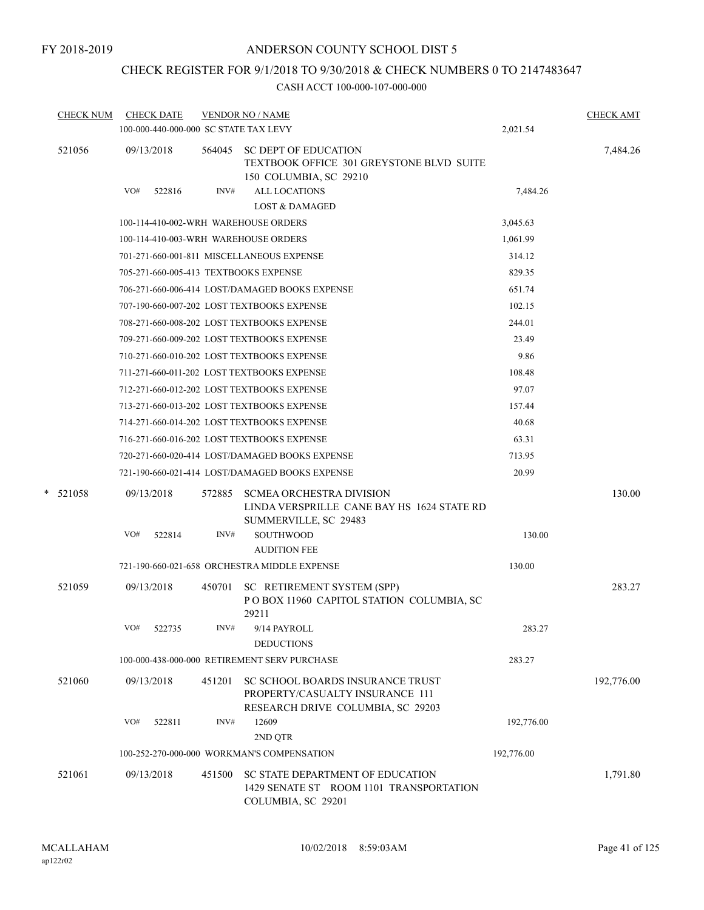FY 2018-2019

# ANDERSON COUNTY SCHOOL DIST 5

## CHECK REGISTER FOR 9/1/2018 TO 9/30/2018 & CHECK NUMBERS 0 TO 2147483647

CASH ACCT 100-000-107-000-000

| CHECK NUM | CHECK DATE | VENDOR NO / NAME | | CHECK AMT |
|---|---|---|---|---|
| | 100-000-440-000-000 SC STATE TAX LEVY | | 2,021.54 | |
| 521056 | 09/13/2018 | 564045 SC DEPT OF EDUCATION TEXTBOOK OFFICE 301 GREYSTONE BLVD SUITE 150 COLUMBIA, SC 29210 | | 7,484.26 |
| | VO# 522816 | INV# ALL LOCATIONS LOST & DAMAGED | 7,484.26 | |
| | 100-114-410-002-WRH WAREHOUSE ORDERS | | 3,045.63 | |
| | 100-114-410-003-WRH WAREHOUSE ORDERS | | 1,061.99 | |
| | 701-271-660-001-811 MISCELLANEOUS EXPENSE | | 314.12 | |
| | 705-271-660-005-413 TEXTBOOKS EXPENSE | | 829.35 | |
| | 706-271-660-006-414 LOST/DAMAGED BOOKS EXPENSE | | 651.74 | |
| | 707-190-660-007-202 LOST TEXTBOOKS EXPENSE | | 102.15 | |
| | 708-271-660-008-202 LOST TEXTBOOKS EXPENSE | | 244.01 | |
| | 709-271-660-009-202 LOST TEXTBOOKS EXPENSE | | 23.49 | |
| | 710-271-660-010-202 LOST TEXTBOOKS EXPENSE | | 9.86 | |
| | 711-271-660-011-202 LOST TEXTBOOKS EXPENSE | | 108.48 | |
| | 712-271-660-012-202 LOST TEXTBOOKS EXPENSE | | 97.07 | |
| | 713-271-660-013-202 LOST TEXTBOOKS EXPENSE | | 157.44 | |
| | 714-271-660-014-202 LOST TEXTBOOKS EXPENSE | | 40.68 | |
| | 716-271-660-016-202 LOST TEXTBOOKS EXPENSE | | 63.31 | |
| | 720-271-660-020-414 LOST/DAMAGED BOOKS EXPENSE | | 713.95 | |
| | 721-190-660-021-414 LOST/DAMAGED BOOKS EXPENSE | | 20.99 | |
| * 521058 | 09/13/2018 | 572885 SCMEA ORCHESTRA DIVISION LINDA VERSPRILLE CANE BAY HS 1624 STATE RD SUMMERVILLE, SC 29483 | | 130.00 |
| | VO# 522814 | INV# SOUTHWOOD AUDITION FEE | 130.00 | |
| | 721-190-660-021-658 ORCHESTRA MIDDLE EXPENSE | | 130.00 | |
| 521059 | 09/13/2018 | 450701 SC RETIREMENT SYSTEM (SPP) P O BOX 11960 CAPITOL STATION COLUMBIA, SC 29211 | | 283.27 |
| | VO# 522735 | INV# 9/14 PAYROLL DEDUCTIONS | 283.27 | |
| | 100-000-438-000-000 RETIREMENT SERV PURCHASE | | 283.27 | |
| 521060 | 09/13/2018 | 451201 SC SCHOOL BOARDS INSURANCE TRUST PROPERTY/CASUALTY INSURANCE 111 RESEARCH DRIVE COLUMBIA, SC 29203 | | 192,776.00 |
| | VO# 522811 | INV# 12609 2ND QTR | 192,776.00 | |
| | 100-252-270-000-000 WORKMAN'S COMPENSATION | | 192,776.00 | |
| 521061 | 09/13/2018 | 451500 SC STATE DEPARTMENT OF EDUCATION 1429 SENATE ST ROOM 1101 TRANSPORTATION COLUMBIA, SC 29201 | | 1,791.80 |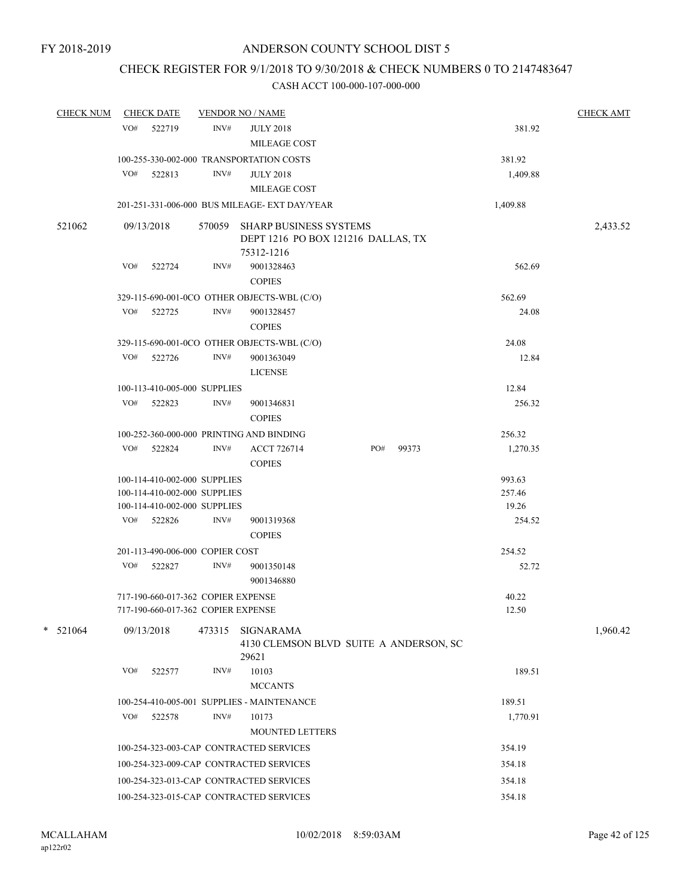FY 2018-2019

# ANDERSON COUNTY SCHOOL DIST 5

## CHECK REGISTER FOR 9/1/2018 TO 9/30/2018 & CHECK NUMBERS 0 TO 2147483647

### CASH ACCT 100-000-107-000-000

| CHECK NUM | CHECK DATE | VENDOR NO / NAME | | CHECK AMT |
|---|---|---|---|---|
| | VO# 522719 | INV# JULY 2018 MILEAGE COST | 381.92 | |
| | 100-255-330-002-000 TRANSPORTATION COSTS | | 381.92 | |
| | VO# 522813 | INV# JULY 2018 MILEAGE COST | 1,409.88 | |
| | 201-251-331-006-000 BUS MILEAGE- EXT DAY/YEAR | | 1,409.88 | |
| 521062 | 09/13/2018 | 570059 SHARP BUSINESS SYSTEMS DEPT 1216 PO BOX 121216 DALLAS, TX 75312-1216 | | 2,433.52 |
| | VO# 522724 | INV# 9001328463 COPIES | 562.69 | |
| | 329-115-690-001-0CO OTHER OBJECTS-WBL (C/O) | | 562.69 | |
| | VO# 522725 | INV# 9001328457 COPIES | 24.08 | |
| | 329-115-690-001-0CO OTHER OBJECTS-WBL (C/O) | | 24.08 | |
| | VO# 522726 | INV# 9001363049 LICENSE | 12.84 | |
| | 100-113-410-005-000 SUPPLIES | | 12.84 | |
| | VO# 522823 | INV# 9001346831 COPIES | 256.32 | |
| | 100-252-360-000-000 PRINTING AND BINDING | | 256.32 | |
| | VO# 522824 | INV# ACCT 726714 PO# 99373 COPIES | 1,270.35 | |
| | 100-114-410-002-000 SUPPLIES | | 993.63 | |
| | 100-114-410-002-000 SUPPLIES | | 257.46 | |
| | 100-114-410-002-000 SUPPLIES | | 19.26 | |
| | VO# 522826 | INV# 9001319368 COPIES | 254.52 | |
| | 201-113-490-006-000 COPIER COST | | 254.52 | |
| | VO# 522827 | INV# 9001350148 9001346880 | 52.72 | |
| | 717-190-660-017-362 COPIER EXPENSE | | 40.22 | |
| | 717-190-660-017-362 COPIER EXPENSE | | 12.50 | |
| * 521064 | 09/13/2018 | 473315 SIGNARAMA 4130 CLEMSON BLVD SUITE A ANDERSON, SC 29621 | | 1,960.42 |
| | VO# 522577 | INV# 10103 MCCANTS | 189.51 | |
| | 100-254-410-005-001 SUPPLIES - MAINTENANCE | | 189.51 | |
| | VO# 522578 | INV# 10173 MOUNTED LETTERS | 1,770.91 | |
| | 100-254-323-003-CAP CONTRACTED SERVICES | | 354.19 | |
| | 100-254-323-009-CAP CONTRACTED SERVICES | | 354.18 | |
| | 100-254-323-013-CAP CONTRACTED SERVICES | | 354.18 | |
| | 100-254-323-015-CAP CONTRACTED SERVICES | | 354.18 | |

MCALLAHAM ap122r02 10/02/2018 8:59:03AM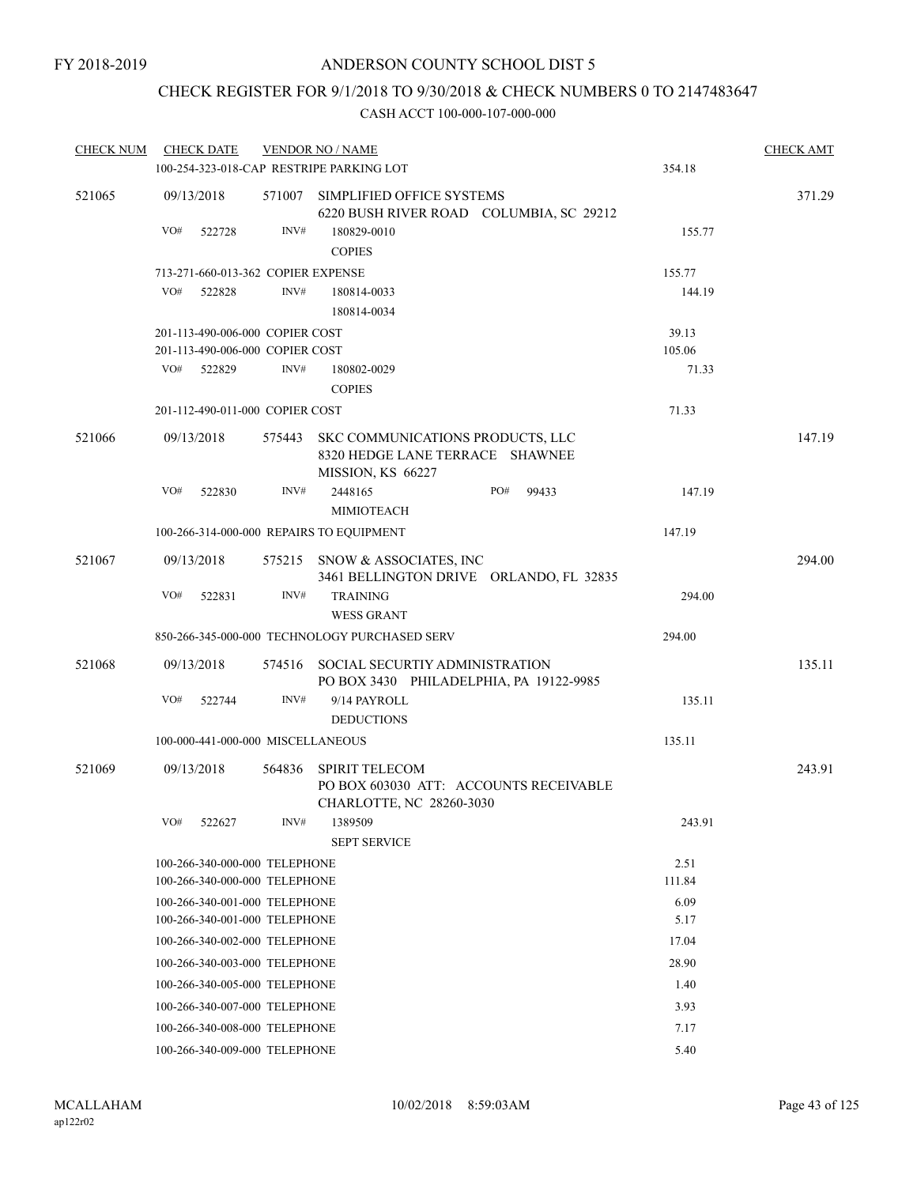FY 2018-2019

ANDERSON COUNTY SCHOOL DIST 5

CHECK REGISTER FOR 9/1/2018 TO 9/30/2018 & CHECK NUMBERS 0 TO 2147483647

CASH ACCT 100-000-107-000-000

| CHECK NUM | CHECK DATE | VENDOR NO / NAME | | CHECK AMT |
|---|---|---|---|---|
| | 100-254-323-018-CAP RESTRIPE PARKING LOT | | 354.18 | |
| 521065 | 09/13/2018 | 571007 SIMPLIFIED OFFICE SYSTEMS<br>6220 BUSH RIVER ROAD COLUMBIA, SC 29212 | | 371.29 |
| | VO# 522728 | INV# 180829-0010<br>COPIES | 155.77 | |
| | 713-271-660-013-362 COPIER EXPENSE | | 155.77 | |
| | VO# 522828 | INV# 180814-0033<br>180814-0034 | 144.19 | |
| | 201-113-490-006-000 COPIER COST | | 39.13 | |
| | 201-113-490-006-000 COPIER COST | | 105.06 | |
| | VO# 522829 | INV# 180802-0029<br>COPIES | 71.33 | |
| | 201-112-490-011-000 COPIER COST | | 71.33 | |
| 521066 | 09/13/2018 | 575443 SKC COMMUNICATIONS PRODUCTS, LLC<br>8320 HEDGE LANE TERRACE SHAWNEE MISSION, KS 66227 | | 147.19 |
| | VO# 522830 | INV# 2448165 PO# 99433<br>MIMIOTEACH | 147.19 | |
| | 100-266-314-000-000 REPAIRS TO EQUIPMENT | | 147.19 | |
| 521067 | 09/13/2018 | 575215 SNOW & ASSOCIATES, INC<br>3461 BELLINGTON DRIVE ORLANDO, FL 32835 | | 294.00 |
| | VO# 522831 | INV# TRAINING<br>WESS GRANT | 294.00 | |
| | 850-266-345-000-000 TECHNOLOGY PURCHASED SERV | | 294.00 | |
| 521068 | 09/13/2018 | 574516 SOCIAL SECURTIY ADMINISTRATION<br>PO BOX 3430 PHILADELPHIA, PA 19122-9985 | | 135.11 |
| | VO# 522744 | INV# 9/14 PAYROLL<br>DEDUCTIONS | 135.11 | |
| | 100-000-441-000-000 MISCELLANEOUS | | 135.11 | |
| 521069 | 09/13/2018 | 564836 SPIRIT TELECOM<br>PO BOX 603030 ATT: ACCOUNTS RECEIVABLE CHARLOTTE, NC 28260-3030 | | 243.91 |
| | VO# 522627 | INV# 1389509<br>SEPT SERVICE | 243.91 | |
| | 100-266-340-000-000 TELEPHONE | | 2.51 | |
| | 100-266-340-000-000 TELEPHONE | | 111.84 | |
| | 100-266-340-001-000 TELEPHONE | | 6.09 | |
| | 100-266-340-001-000 TELEPHONE | | 5.17 | |
| | 100-266-340-002-000 TELEPHONE | | 17.04 | |
| | 100-266-340-003-000 TELEPHONE | | 28.90 | |
| | 100-266-340-005-000 TELEPHONE | | 1.40 | |
| | 100-266-340-007-000 TELEPHONE | | 3.93 | |
| | 100-266-340-008-000 TELEPHONE | | 7.17 | |
| | 100-266-340-009-000 TELEPHONE | | 5.40 | |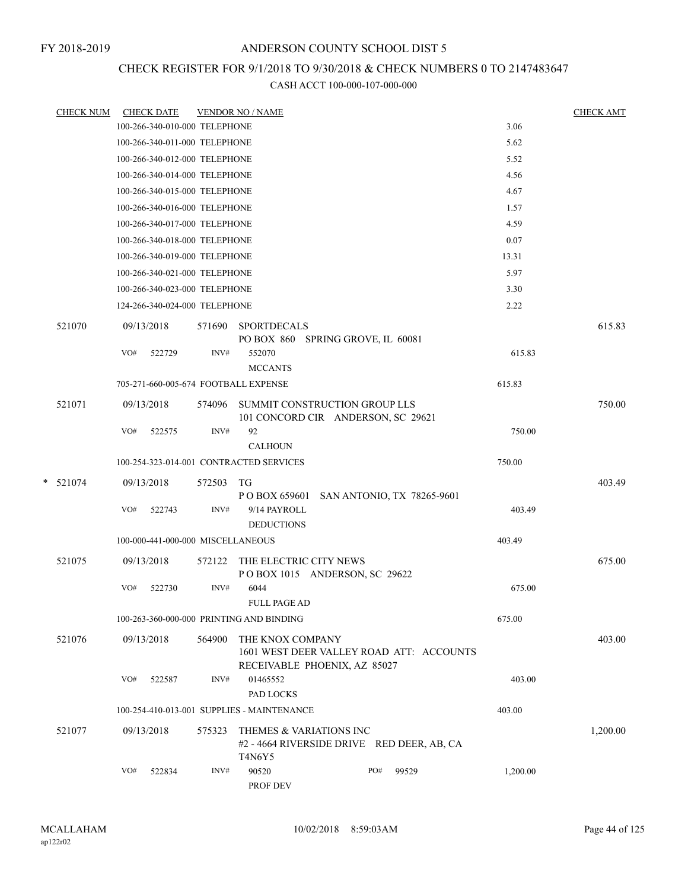FY 2018-2019

# ANDERSON COUNTY SCHOOL DIST 5

## CHECK REGISTER FOR 9/1/2018 TO 9/30/2018 & CHECK NUMBERS 0 TO 2147483647

CASH ACCT 100-000-107-000-000

| CHECK NUM | CHECK DATE | VENDOR NO / NAME | | CHECK AMT |
|---|---|---|---|---|
| | 100-266-340-010-000 TELEPHONE | | 3.06 | |
| | 100-266-340-011-000 TELEPHONE | | 5.62 | |
| | 100-266-340-012-000 TELEPHONE | | 5.52 | |
| | 100-266-340-014-000 TELEPHONE | | 4.56 | |
| | 100-266-340-015-000 TELEPHONE | | 4.67 | |
| | 100-266-340-016-000 TELEPHONE | | 1.57 | |
| | 100-266-340-017-000 TELEPHONE | | 4.59 | |
| | 100-266-340-018-000 TELEPHONE | | 0.07 | |
| | 100-266-340-019-000 TELEPHONE | | 13.31 | |
| | 100-266-340-021-000 TELEPHONE | | 5.97 | |
| | 100-266-340-023-000 TELEPHONE | | 3.30 | |
| | 124-266-340-024-000 TELEPHONE | | 2.22 | |
| 521070 | 09/13/2018 | 571690 SPORTDECALS<br>PO BOX 860 SPRING GROVE, IL 60081 | | 615.83 |
| | VO# 522729 | INV# 552070<br>MCCANTS | 615.83 | |
| | 705-271-660-005-674 FOOTBALL EXPENSE | | 615.83 | |
| 521071 | 09/13/2018 | 574096 SUMMIT CONSTRUCTION GROUP LLS<br>101 CONCORD CIR ANDERSON, SC 29621 | | 750.00 |
| | VO# 522575 | INV# 92<br>CALHOUN | 750.00 | |
| | 100-254-323-014-001 CONTRACTED SERVICES | | 750.00 | |
| * 521074 | 09/13/2018 | 572503 TG<br>P O BOX 659601 SAN ANTONIO, TX 78265-9601 | | 403.49 |
| | VO# 522743 | INV# 9/14 PAYROLL<br>DEDUCTIONS | 403.49 | |
| | 100-000-441-000-000 MISCELLANEOUS | | 403.49 | |
| 521075 | 09/13/2018 | 572122 THE ELECTRIC CITY NEWS<br>P O BOX 1015 ANDERSON, SC 29622 | | 675.00 |
| | VO# 522730 | INV# 6044<br>FULL PAGE AD | 675.00 | |
| | 100-263-360-000-000 PRINTING AND BINDING | | 675.00 | |
| 521076 | 09/13/2018 | 564900 THE KNOX COMPANY<br>1601 WEST DEER VALLEY ROAD ATT: ACCOUNTS RECEIVABLE PHOENIX, AZ 85027 | | 403.00 |
| | VO# 522587 | INV# 01465552<br>PAD LOCKS | 403.00 | |
| | 100-254-410-013-001 SUPPLIES - MAINTENANCE | | 403.00 | |
| 521077 | 09/13/2018 | 575323 THEMES & VARIATIONS INC<br>#2 - 4664 RIVERSIDE DRIVE RED DEER, AB, CA T4N6Y5 | | 1,200.00 |
| | VO# 522834 | INV# 90520 PO# 99529<br>PROF DEV | 1,200.00 | |

MCALLAHAM
ap122r02

10/02/2018 8:59:03AM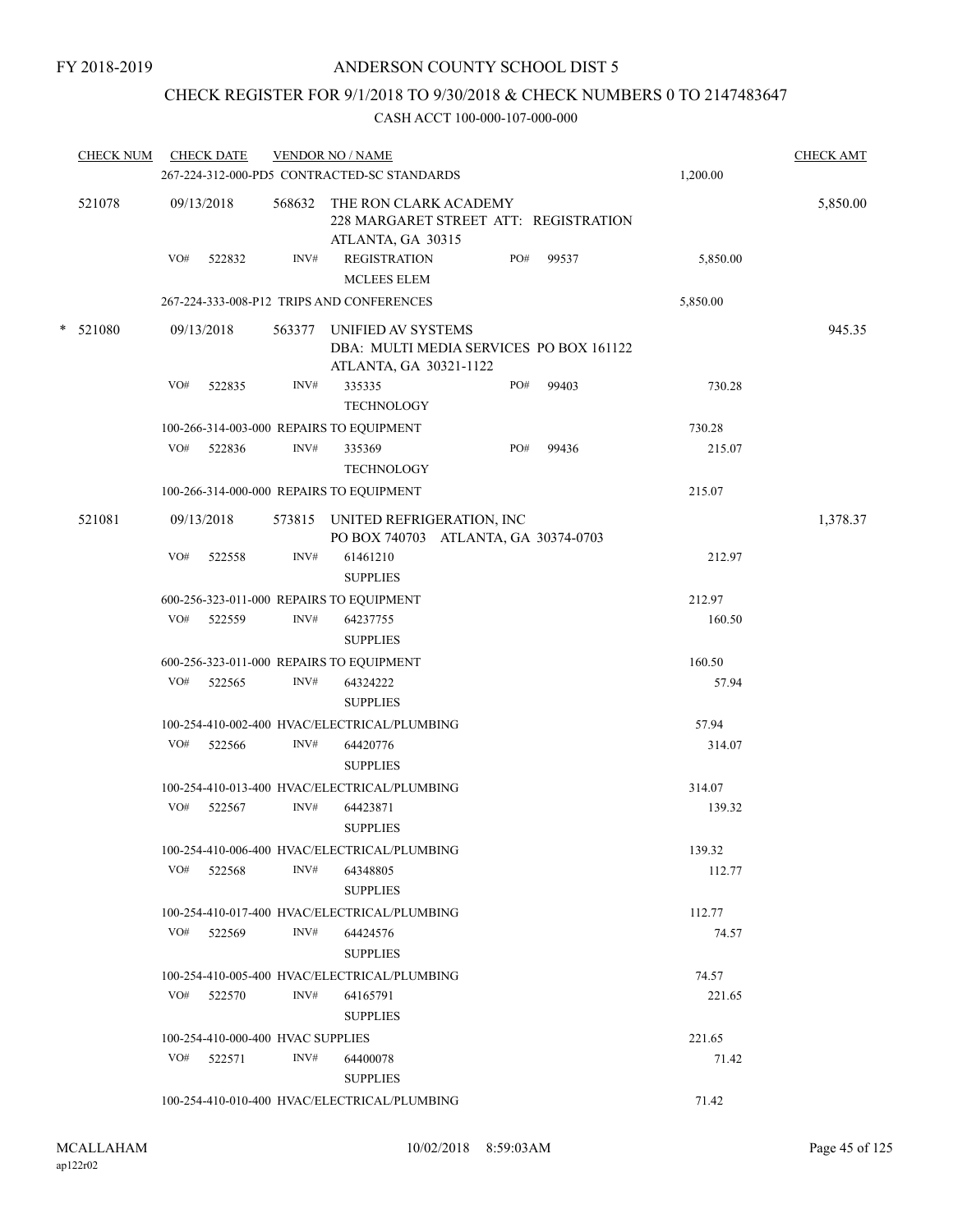FY 2018-2019

# ANDERSON COUNTY SCHOOL DIST 5

## CHECK REGISTER FOR 9/1/2018 TO 9/30/2018 & CHECK NUMBERS 0 TO 2147483647

### CASH ACCT 100-000-107-000-000

| CHECK NUM | CHECK DATE | VENDOR NO / NAME | | | CHECK AMT |
|---|---|---|---|---|---|
| | | 267-224-312-000-PD5 CONTRACTED-SC STANDARDS | | 1,200.00 | |
| 521078 | 09/13/2018 | 568632 THE RON CLARK ACADEMY<br>228 MARGARET STREET ATT: REGISTRATION<br>ATLANTA, GA 30315 | | | 5,850.00 |
| | VO# 522832 | INV# REGISTRATION<br>MCLEES ELEM | PO# 99537 | 5,850.00 | |
| | | 267-224-333-008-P12 TRIPS AND CONFERENCES | | 5,850.00 | |
| * 521080 | 09/13/2018 | 563377 UNIFIED AV SYSTEMS<br>DBA: MULTI MEDIA SERVICES PO BOX 161122<br>ATLANTA, GA 30321-1122 | | | 945.35 |
| | VO# 522835 | INV# 335335<br>TECHNOLOGY | PO# 99403 | 730.28 | |
| | | 100-266-314-003-000 REPAIRS TO EQUIPMENT | | 730.28 | |
| | VO# 522836 | INV# 335369<br>TECHNOLOGY | PO# 99436 | 215.07 | |
| | | 100-266-314-000-000 REPAIRS TO EQUIPMENT | | 215.07 | |
| 521081 | 09/13/2018 | 573815 UNITED REFRIGERATION, INC<br>PO BOX 740703 ATLANTA, GA 30374-0703 | | | 1,378.37 |
| | VO# 522558 | INV# 61461210<br>SUPPLIES | | 212.97 | |
| | | 600-256-323-011-000 REPAIRS TO EQUIPMENT | | 212.97 | |
| | VO# 522559 | INV# 64237755<br>SUPPLIES | | 160.50 | |
| | | 600-256-323-011-000 REPAIRS TO EQUIPMENT | | 160.50 | |
| | VO# 522565 | INV# 64324222<br>SUPPLIES | | 57.94 | |
| | | 100-254-410-002-400 HVAC/ELECTRICAL/PLUMBING | | 57.94 | |
| | VO# 522566 | INV# 64420776<br>SUPPLIES | | 314.07 | |
| | | 100-254-410-013-400 HVAC/ELECTRICAL/PLUMBING | | 314.07 | |
| | VO# 522567 | INV# 64423871<br>SUPPLIES | | 139.32 | |
| | | 100-254-410-006-400 HVAC/ELECTRICAL/PLUMBING | | 139.32 | |
| | VO# 522568 | INV# 64348805<br>SUPPLIES | | 112.77 | |
| | | 100-254-410-017-400 HVAC/ELECTRICAL/PLUMBING | | 112.77 | |
| | VO# 522569 | INV# 64424576<br>SUPPLIES | | 74.57 | |
| | | 100-254-410-005-400 HVAC/ELECTRICAL/PLUMBING | | 74.57 | |
| | VO# 522570 | INV# 64165791<br>SUPPLIES | | 221.65 | |
| | | 100-254-410-000-400 HVAC SUPPLIES | | 221.65 | |
| | VO# 522571 | INV# 64400078<br>SUPPLIES | | 71.42 | |
| | | 100-254-410-010-400 HVAC/ELECTRICAL/PLUMBING | | 71.42 | |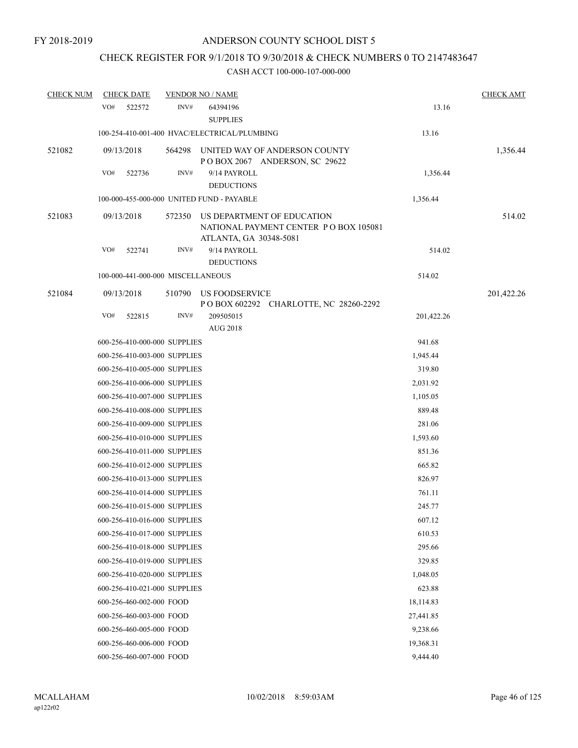FY 2018-2019

# ANDERSON COUNTY SCHOOL DIST 5

## CHECK REGISTER FOR 9/1/2018 TO 9/30/2018 & CHECK NUMBERS 0 TO 2147483647

### CASH ACCT 100-000-107-000-000

| CHECK NUM | CHECK DATE | VENDOR NO / NAME | | CHECK AMT |
|---|---|---|---|---|
| | VO# 522572 | INV# 64394196 SUPPLIES | 13.16 | |
| | 100-254-410-001-400 HVAC/ELECTRICAL/PLUMBING | | 13.16 | |
| 521082 | 09/13/2018 | 564298 UNITED WAY OF ANDERSON COUNTY P O BOX 2067 ANDERSON, SC 29622 | | 1,356.44 |
| | VO# 522736 | INV# 9/14 PAYROLL DEDUCTIONS | 1,356.44 | |
| | 100-000-455-000-000 UNITED FUND - PAYABLE | | 1,356.44 | |
| 521083 | 09/13/2018 | 572350 US DEPARTMENT OF EDUCATION NATIONAL PAYMENT CENTER P O BOX 105081 ATLANTA, GA 30348-5081 | | 514.02 |
| | VO# 522741 | INV# 9/14 PAYROLL DEDUCTIONS | 514.02 | |
| | 100-000-441-000-000 MISCELLANEOUS | | 514.02 | |
| 521084 | 09/13/2018 | 510790 US FOODSERVICE P O BOX 602292 CHARLOTTE, NC 28260-2292 | | 201,422.26 |
| | VO# 522815 | INV# 209505015 AUG 2018 | 201,422.26 | |
| | 600-256-410-000-000 SUPPLIES | | 941.68 | |
| | 600-256-410-003-000 SUPPLIES | | 1,945.44 | |
| | 600-256-410-005-000 SUPPLIES | | 319.80 | |
| | 600-256-410-006-000 SUPPLIES | | 2,031.92 | |
| | 600-256-410-007-000 SUPPLIES | | 1,105.05 | |
| | 600-256-410-008-000 SUPPLIES | | 889.48 | |
| | 600-256-410-009-000 SUPPLIES | | 281.06 | |
| | 600-256-410-010-000 SUPPLIES | | 1,593.60 | |
| | 600-256-410-011-000 SUPPLIES | | 851.36 | |
| | 600-256-410-012-000 SUPPLIES | | 665.82 | |
| | 600-256-410-013-000 SUPPLIES | | 826.97 | |
| | 600-256-410-014-000 SUPPLIES | | 761.11 | |
| | 600-256-410-015-000 SUPPLIES | | 245.77 | |
| | 600-256-410-016-000 SUPPLIES | | 607.12 | |
| | 600-256-410-017-000 SUPPLIES | | 610.53 | |
| | 600-256-410-018-000 SUPPLIES | | 295.66 | |
| | 600-256-410-019-000 SUPPLIES | | 329.85 | |
| | 600-256-410-020-000 SUPPLIES | | 1,048.05 | |
| | 600-256-410-021-000 SUPPLIES | | 623.88 | |
| | 600-256-460-002-000 FOOD | | 18,114.83 | |
| | 600-256-460-003-000 FOOD | | 27,441.85 | |
| | 600-256-460-005-000 FOOD | | 9,238.66 | |
| | 600-256-460-006-000 FOOD | | 19,368.31 | |
| | 600-256-460-007-000 FOOD | | 9,444.40 | |

MCALLAHAM ap122r02 10/02/2018 8:59:03AM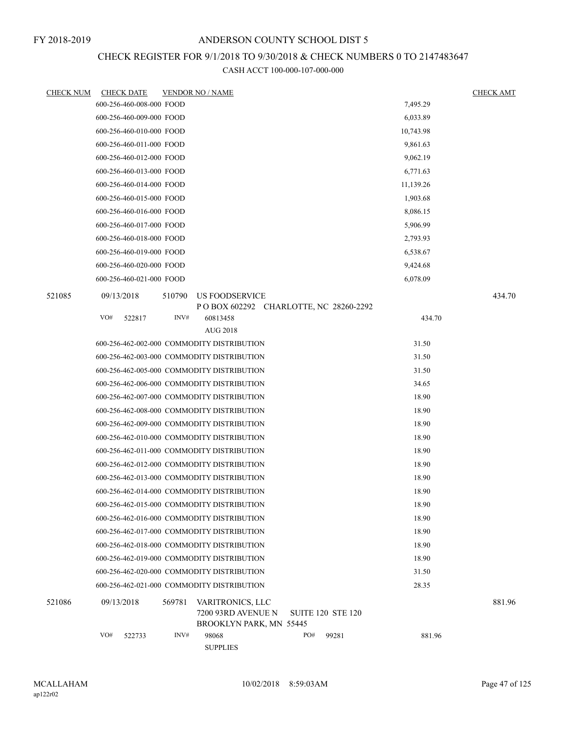FY 2018-2019

# ANDERSON COUNTY SCHOOL DIST 5

## CHECK REGISTER FOR 9/1/2018 TO 9/30/2018 & CHECK NUMBERS 0 TO 2147483647

### CASH ACCT 100-000-107-000-000

| CHECK NUM | CHECK DATE | VENDOR NO / NAME | | CHECK AMT |
|---|---|---|---|---|
| | 600-256-460-008-000 FOOD | | 7,495.29 | |
| | 600-256-460-009-000 FOOD | | 6,033.89 | |
| | 600-256-460-010-000 FOOD | | 10,743.98 | |
| | 600-256-460-011-000 FOOD | | 9,861.63 | |
| | 600-256-460-012-000 FOOD | | 9,062.19 | |
| | 600-256-460-013-000 FOOD | | 6,771.63 | |
| | 600-256-460-014-000 FOOD | | 11,139.26 | |
| | 600-256-460-015-000 FOOD | | 1,903.68 | |
| | 600-256-460-016-000 FOOD | | 8,086.15 | |
| | 600-256-460-017-000 FOOD | | 5,906.99 | |
| | 600-256-460-018-000 FOOD | | 2,793.93 | |
| | 600-256-460-019-000 FOOD | | 6,538.67 | |
| | 600-256-460-020-000 FOOD | | 9,424.68 | |
| | 600-256-460-021-000 FOOD | | 6,078.09 | |
| 521085 | 09/13/2018 | 510790 US FOODSERVICE<br>P O BOX 602292 CHARLOTTE, NC 28260-2292 | | 434.70 |
| | VO# 522817 | INV# 60813458<br>AUG 2018 | 434.70 | |
| | 600-256-462-002-000 COMMODITY DISTRIBUTION | | 31.50 | |
| | 600-256-462-003-000 COMMODITY DISTRIBUTION | | 31.50 | |
| | 600-256-462-005-000 COMMODITY DISTRIBUTION | | 31.50 | |
| | 600-256-462-006-000 COMMODITY DISTRIBUTION | | 34.65 | |
| | 600-256-462-007-000 COMMODITY DISTRIBUTION | | 18.90 | |
| | 600-256-462-008-000 COMMODITY DISTRIBUTION | | 18.90 | |
| | 600-256-462-009-000 COMMODITY DISTRIBUTION | | 18.90 | |
| | 600-256-462-010-000 COMMODITY DISTRIBUTION | | 18.90 | |
| | 600-256-462-011-000 COMMODITY DISTRIBUTION | | 18.90 | |
| | 600-256-462-012-000 COMMODITY DISTRIBUTION | | 18.90 | |
| | 600-256-462-013-000 COMMODITY DISTRIBUTION | | 18.90 | |
| | 600-256-462-014-000 COMMODITY DISTRIBUTION | | 18.90 | |
| | 600-256-462-015-000 COMMODITY DISTRIBUTION | | 18.90 | |
| | 600-256-462-016-000 COMMODITY DISTRIBUTION | | 18.90 | |
| | 600-256-462-017-000 COMMODITY DISTRIBUTION | | 18.90 | |
| | 600-256-462-018-000 COMMODITY DISTRIBUTION | | 18.90 | |
| | 600-256-462-019-000 COMMODITY DISTRIBUTION | | 18.90 | |
| | 600-256-462-020-000 COMMODITY DISTRIBUTION | | 31.50 | |
| | 600-256-462-021-000 COMMODITY DISTRIBUTION | | 28.35 | |
| 521086 | 09/13/2018 | 569781 VARITRONICS, LLC<br>7200 93RD AVENUE N SUITE 120 STE 120<br>BROOKLYN PARK, MN 55445 | | 881.96 |
| | VO# 522733 | INV# 98068 PO# 99281<br>SUPPLIES | 881.96 | |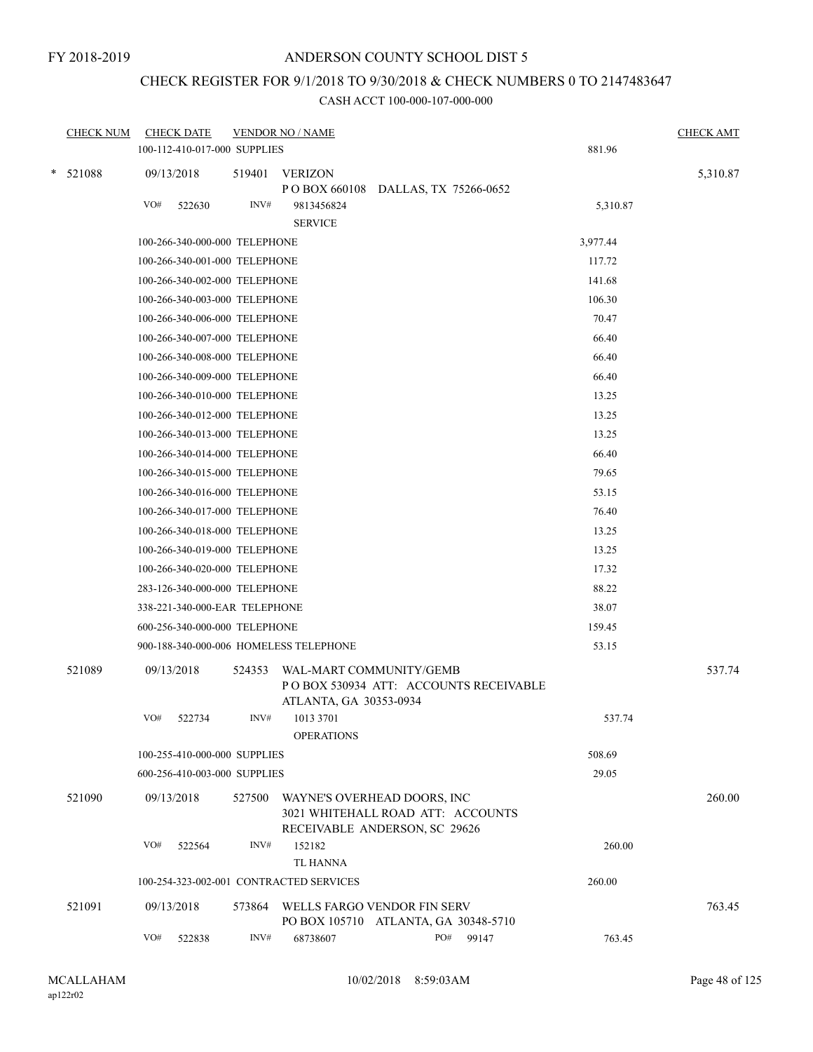FY 2018-2019

# ANDERSON COUNTY SCHOOL DIST 5

## CHECK REGISTER FOR 9/1/2018 TO 9/30/2018 & CHECK NUMBERS 0 TO 2147483647

### CASH ACCT 100-000-107-000-000

| CHECK NUM | CHECK DATE | VENDOR NO / NAME | | CHECK AMT |
|---|---|---|---|---|
| | 100-112-410-017-000 SUPPLIES | | 881.96 | |
| * 521088 | 09/13/2018 | 519401 VERIZON<br>P O BOX 660108 DALLAS, TX 75266-0652 | | 5,310.87 |
| | VO# 522630 | INV# 9813456824<br>SERVICE | 5,310.87 | |
| | 100-266-340-000-000 TELEPHONE | | 3,977.44 | |
| | 100-266-340-001-000 TELEPHONE | | 117.72 | |
| | 100-266-340-002-000 TELEPHONE | | 141.68 | |
| | 100-266-340-003-000 TELEPHONE | | 106.30 | |
| | 100-266-340-006-000 TELEPHONE | | 70.47 | |
| | 100-266-340-007-000 TELEPHONE | | 66.40 | |
| | 100-266-340-008-000 TELEPHONE | | 66.40 | |
| | 100-266-340-009-000 TELEPHONE | | 66.40 | |
| | 100-266-340-010-000 TELEPHONE | | 13.25 | |
| | 100-266-340-012-000 TELEPHONE | | 13.25 | |
| | 100-266-340-013-000 TELEPHONE | | 13.25 | |
| | 100-266-340-014-000 TELEPHONE | | 66.40 | |
| | 100-266-340-015-000 TELEPHONE | | 79.65 | |
| | 100-266-340-016-000 TELEPHONE | | 53.15 | |
| | 100-266-340-017-000 TELEPHONE | | 76.40 | |
| | 100-266-340-018-000 TELEPHONE | | 13.25 | |
| | 100-266-340-019-000 TELEPHONE | | 13.25 | |
| | 100-266-340-020-000 TELEPHONE | | 17.32 | |
| | 283-126-340-000-000 TELEPHONE | | 88.22 | |
| | 338-221-340-000-EAR TELEPHONE | | 38.07 | |
| | 600-256-340-000-000 TELEPHONE | | 159.45 | |
| | 900-188-340-000-006 HOMELESS TELEPHONE | | 53.15 | |
| 521089 | 09/13/2018 | 524353 WAL-MART COMMUNITY/GEMB<br>P O BOX 530934 ATT: ACCOUNTS RECEIVABLE<br>ATLANTA, GA 30353-0934 | | 537.74 |
| | VO# 522734 | INV# 1013 3701<br>OPERATIONS | 537.74 | |
| | 100-255-410-000-000 SUPPLIES | | 508.69 | |
| | 600-256-410-003-000 SUPPLIES | | 29.05 | |
| 521090 | 09/13/2018 | 527500 WAYNE'S OVERHEAD DOORS, INC<br>3021 WHITEHALL ROAD ATT: ACCOUNTS<br>RECEIVABLE ANDERSON, SC 29626 | | 260.00 |
| | VO# 522564 | INV# 152182<br>TL HANNA | 260.00 | |
| | 100-254-323-002-001 CONTRACTED SERVICES | | 260.00 | |
| 521091 | 09/13/2018 | 573864 WELLS FARGO VENDOR FIN SERV<br>PO BOX 105710 ATLANTA, GA 30348-5710 | | 763.45 |
| | VO# 522838 | INV# 68738607 PO# 99147 | 763.45 | |

MCALLAHAM
ap122r02

10/02/2018 8:59:03AM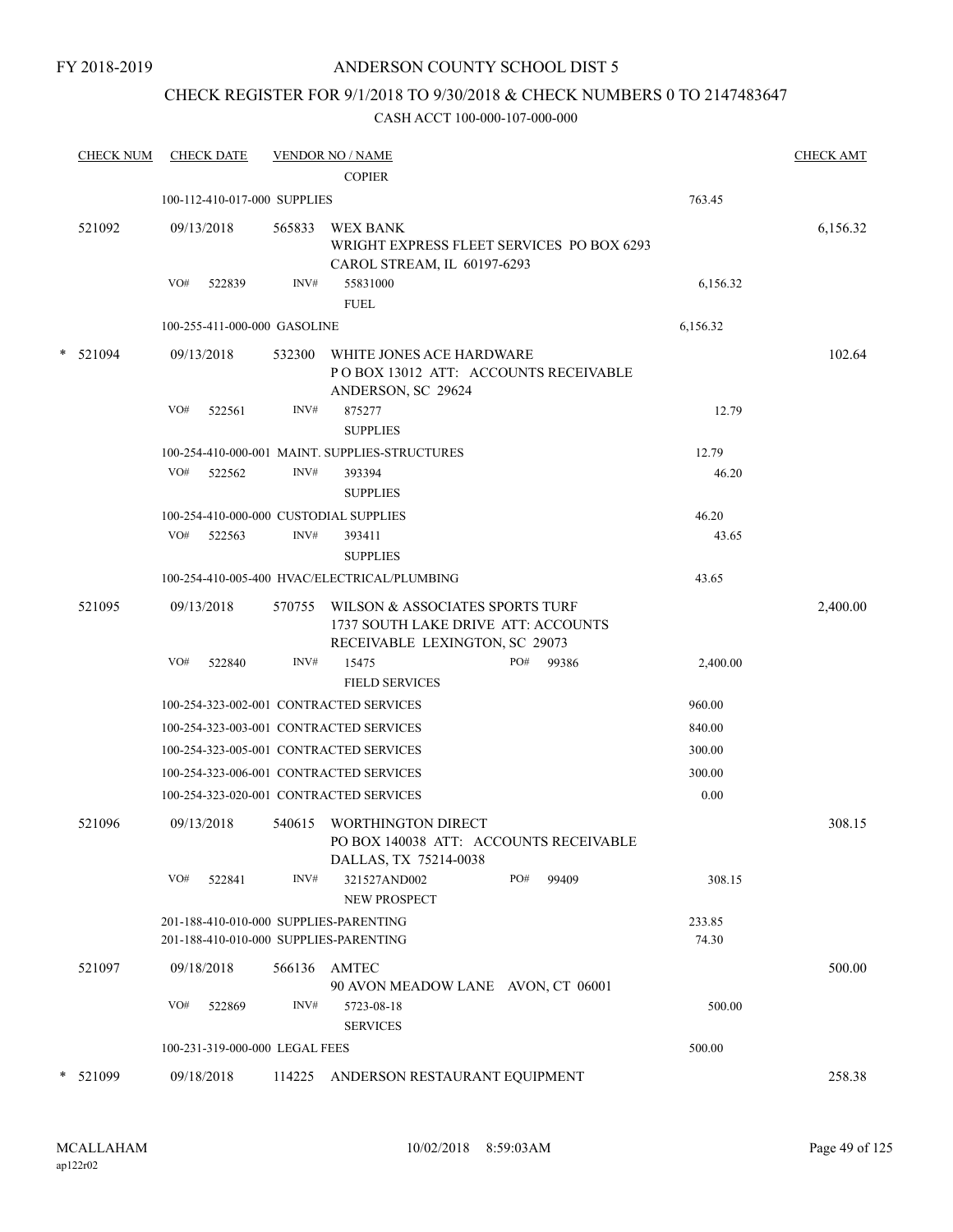FY 2018-2019

ANDERSON COUNTY SCHOOL DIST 5

CHECK REGISTER FOR 9/1/2018 TO 9/30/2018 & CHECK NUMBERS 0 TO 2147483647

CASH ACCT 100-000-107-000-000

| CHECK NUM | CHECK DATE | VENDOR NO / NAME | | CHECK AMT |
|---|---|---|---|---|
| | | COPIER | | |
| | 100-112-410-017-000 SUPPLIES | | 763.45 | |
| 521092 | 09/13/2018 | 565833 WEX BANK<br>WRIGHT EXPRESS FLEET SERVICES PO BOX 6293<br>CAROL STREAM, IL 60197-6293 | | 6,156.32 |
| | VO# 522839 | INV# 55831000<br>FUEL | 6,156.32 | |
| | 100-255-411-000-000 GASOLINE | | 6,156.32 | |
| * 521094 | 09/13/2018 | 532300 WHITE JONES ACE HARDWARE<br>P O BOX 13012 ATT: ACCOUNTS RECEIVABLE<br>ANDERSON, SC 29624 | | 102.64 |
| | VO# 522561 | INV# 875277<br>SUPPLIES | 12.79 | |
| | 100-254-410-000-001 MAINT. SUPPLIES-STRUCTURES | | 12.79 | |
| | VO# 522562 | INV# 393394<br>SUPPLIES | 46.20 | |
| | 100-254-410-000-000 CUSTODIAL SUPPLIES | | 46.20 | |
| | VO# 522563 | INV# 393411<br>SUPPLIES | 43.65 | |
| | 100-254-410-005-400 HVAC/ELECTRICAL/PLUMBING | | 43.65 | |
| 521095 | 09/13/2018 | 570755 WILSON & ASSOCIATES SPORTS TURF<br>1737 SOUTH LAKE DRIVE ATT: ACCOUNTS<br>RECEIVABLE LEXINGTON, SC 29073 | | 2,400.00 |
| | VO# 522840 | INV# 15475 PO# 99386<br>FIELD SERVICES | 2,400.00 | |
| | 100-254-323-002-001 CONTRACTED SERVICES | | 960.00 | |
| | 100-254-323-003-001 CONTRACTED SERVICES | | 840.00 | |
| | 100-254-323-005-001 CONTRACTED SERVICES | | 300.00 | |
| | 100-254-323-006-001 CONTRACTED SERVICES | | 300.00 | |
| | 100-254-323-020-001 CONTRACTED SERVICES | | 0.00 | |
| 521096 | 09/13/2018 | 540615 WORTHINGTON DIRECT<br>PO BOX 140038 ATT: ACCOUNTS RECEIVABLE<br>DALLAS, TX 75214-0038 | | 308.15 |
| | VO# 522841 | INV# 321527AND002 PO# 99409<br>NEW PROSPECT | 308.15 | |
| | 201-188-410-010-000 SUPPLIES-PARENTING | | 233.85 | |
| | 201-188-410-010-000 SUPPLIES-PARENTING | | 74.30 | |
| 521097 | 09/18/2018 | 566136 AMTEC<br>90 AVON MEADOW LANE AVON, CT 06001 | | 500.00 |
| | VO# 522869 | INV# 5723-08-18<br>SERVICES | 500.00 | |
| | 100-231-319-000-000 LEGAL FEES | | 500.00 | |
| * 521099 | 09/18/2018 | 114225 ANDERSON RESTAURANT EQUIPMENT | | 258.38 |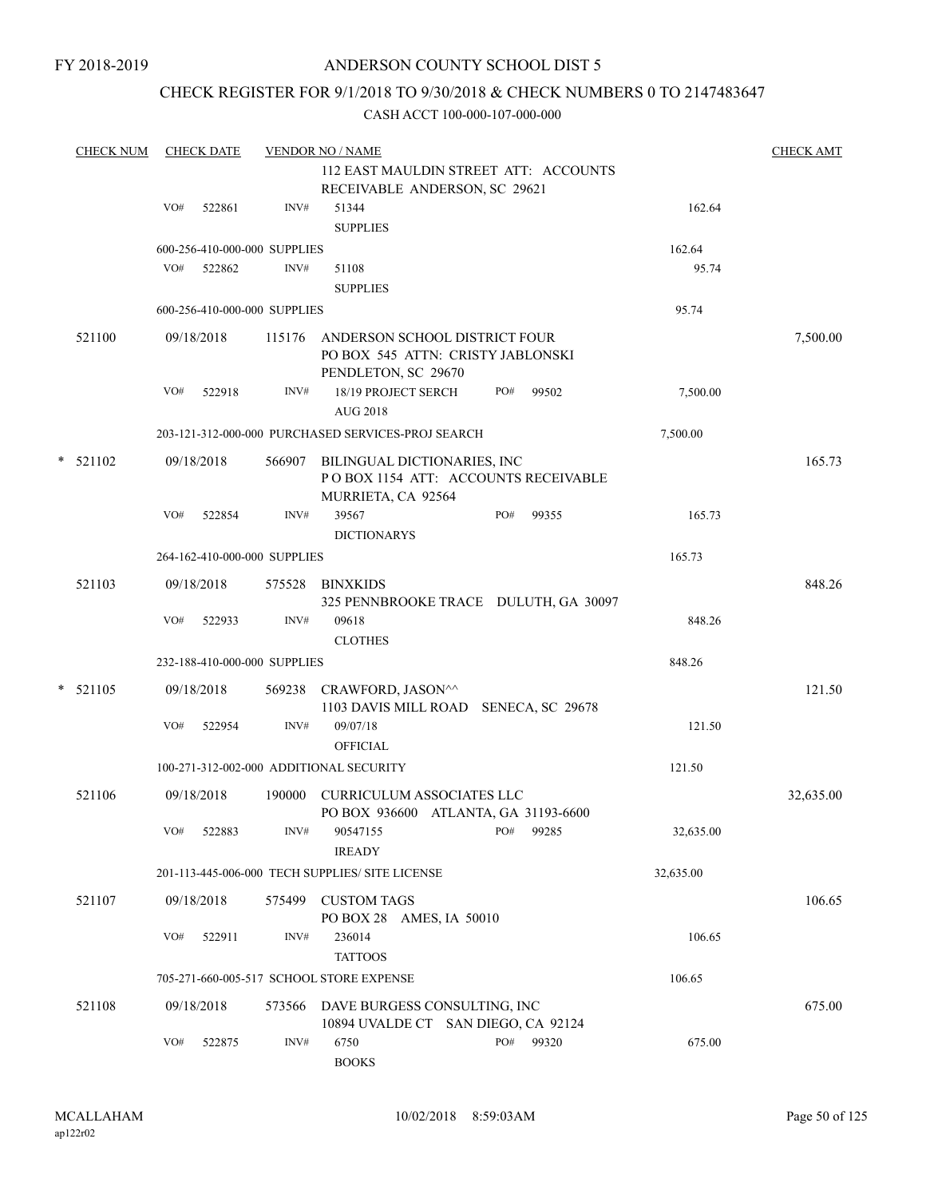FY 2018-2019

# ANDERSON COUNTY SCHOOL DIST 5

## CHECK REGISTER FOR 9/1/2018 TO 9/30/2018 & CHECK NUMBERS 0 TO 2147483647

### CASH ACCT 100-000-107-000-000

| CHECK NUM | CHECK DATE | VENDOR NO / NAME | | | CHECK AMT |
|---|---|---|---|---|---|
| | | | 112 EAST MAULDIN STREET ATT: ACCOUNTS RECEIVABLE ANDERSON, SC 29621 | | |
| | VO# 522861 | INV# | 51344 SUPPLIES | 162.64 | |
| | 600-256-410-000-000 SUPPLIES | | | 162.64 | |
| | VO# 522862 | INV# | 51108 SUPPLIES | 95.74 | |
| | 600-256-410-000-000 SUPPLIES | | | 95.74 | |
| 521100 | 09/18/2018 | 115176 | ANDERSON SCHOOL DISTRICT FOUR PO BOX 545 ATTN: CRISTY JABLONSKI PENDLETON, SC 29670 | | 7,500.00 |
| | VO# 522918 | INV# | 18/19 PROJECT SERCH AUG 2018 PO# 99502 | 7,500.00 | |
| | 203-121-312-000-000 PURCHASED SERVICES-PROJ SEARCH | | | 7,500.00 | |
| * 521102 | 09/18/2018 | 566907 | BILINGUAL DICTIONARIES, INC P O BOX 1154 ATT: ACCOUNTS RECEIVABLE MURRIETA, CA 92564 | | 165.73 |
| | VO# 522854 | INV# | 39567 DICTIONARYS PO# 99355 | 165.73 | |
| | 264-162-410-000-000 SUPPLIES | | | 165.73 | |
| 521103 | 09/18/2018 | 575528 | BINXKIDS 325 PENNBROOKE TRACE DULUTH, GA 30097 | | 848.26 |
| | VO# 522933 | INV# | 09618 CLOTHES | 848.26 | |
| | 232-188-410-000-000 SUPPLIES | | | 848.26 | |
| * 521105 | 09/18/2018 | 569238 | CRAWFORD, JASON^^ 1103 DAVIS MILL ROAD SENECA, SC 29678 | | 121.50 |
| | VO# 522954 | INV# | 09/07/18 OFFICIAL | 121.50 | |
| | 100-271-312-002-000 ADDITIONAL SECURITY | | | 121.50 | |
| 521106 | 09/18/2018 | 190000 | CURRICULUM ASSOCIATES LLC PO BOX 936600 ATLANTA, GA 31193-6600 | | 32,635.00 |
| | VO# 522883 | INV# | 90547155 IREADY PO# 99285 | 32,635.00 | |
| | 201-113-445-006-000 TECH SUPPLIES/ SITE LICENSE | | | 32,635.00 | |
| 521107 | 09/18/2018 | 575499 | CUSTOM TAGS PO BOX 28 AMES, IA 50010 | | 106.65 |
| | VO# 522911 | INV# | 236014 TATTOOS | 106.65 | |
| | 705-271-660-005-517 SCHOOL STORE EXPENSE | | | 106.65 | |
| 521108 | 09/18/2018 | 573566 | DAVE BURGESS CONSULTING, INC 10894 UVALDE CT SAN DIEGO, CA 92124 | | 675.00 |
| | VO# 522875 | INV# | 6750 BOOKS PO# 99320 | 675.00 | |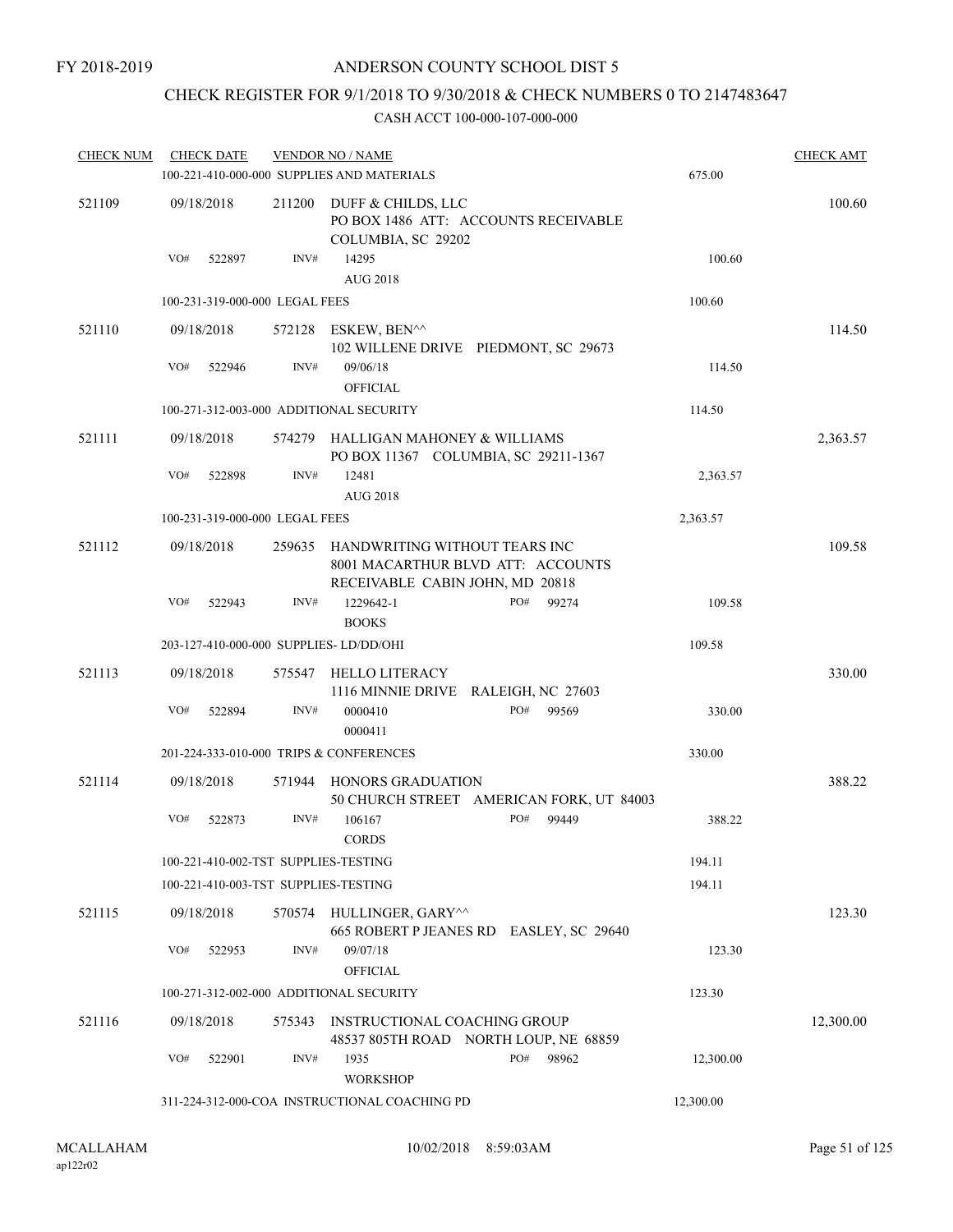FY 2018-2019

# ANDERSON COUNTY SCHOOL DIST 5

## CHECK REGISTER FOR 9/1/2018 TO 9/30/2018 & CHECK NUMBERS 0 TO 2147483647

### CASH ACCT 100-000-107-000-000

| CHECK NUM | CHECK DATE | VENDOR NO / NAME | | CHECK AMT |
|---|---|---|---|---|
| | | 100-221-410-000-000 SUPPLIES AND MATERIALS | 675.00 | |
| 521109 | 09/18/2018 | 211200 DUFF & CHILDS, LLC<br>PO BOX 1486 ATT: ACCOUNTS RECEIVABLE<br>COLUMBIA, SC 29202 | | 100.60 |
| | VO# 522897 | INV# 14295<br>AUG 2018 | 100.60 | |
| | | 100-231-319-000-000 LEGAL FEES | 100.60 | |
| 521110 | 09/18/2018 | 572128 ESKEW, BEN^^<br>102 WILLENE DRIVE PIEDMONT, SC 29673 | | 114.50 |
| | VO# 522946 | INV# 09/06/18<br>OFFICIAL | 114.50 | |
| | | 100-271-312-003-000 ADDITIONAL SECURITY | 114.50 | |
| 521111 | 09/18/2018 | 574279 HALLIGAN MAHONEY & WILLIAMS<br>PO BOX 11367 COLUMBIA, SC 29211-1367 | | 2,363.57 |
| | VO# 522898 | INV# 12481<br>AUG 2018 | 2,363.57 | |
| | | 100-231-319-000-000 LEGAL FEES | 2,363.57 | |
| 521112 | 09/18/2018 | 259635 HANDWRITING WITHOUT TEARS INC<br>8001 MACARTHUR BLVD ATT: ACCOUNTS<br>RECEIVABLE CABIN JOHN, MD 20818 | | 109.58 |
| | VO# 522943 | INV# 1229642-1 PO# 99274<br>BOOKS | 109.58 | |
| | | 203-127-410-000-000 SUPPLIES- LD/DD/OHI | 109.58 | |
| 521113 | 09/18/2018 | 575547 HELLO LITERACY<br>1116 MINNIE DRIVE RALEIGH, NC 27603 | | 330.00 |
| | VO# 522894 | INV# 0000410 PO# 99569<br>0000411 | 330.00 | |
| | | 201-224-333-010-000 TRIPS & CONFERENCES | 330.00 | |
| 521114 | 09/18/2018 | 571944 HONORS GRADUATION<br>50 CHURCH STREET AMERICAN FORK, UT 84003 | | 388.22 |
| | VO# 522873 | INV# 106167 PO# 99449<br>CORDS | 388.22 | |
| | | 100-221-410-002-TST SUPPLIES-TESTING | 194.11 | |
| | | 100-221-410-003-TST SUPPLIES-TESTING | 194.11 | |
| 521115 | 09/18/2018 | 570574 HULLINGER, GARY^^<br>665 ROBERT P JEANES RD EASLEY, SC 29640 | | 123.30 |
| | VO# 522953 | INV# 09/07/18<br>OFFICIAL | 123.30 | |
| | | 100-271-312-002-000 ADDITIONAL SECURITY | 123.30 | |
| 521116 | 09/18/2018 | 575343 INSTRUCTIONAL COACHING GROUP<br>48537 805TH ROAD NORTH LOUP, NE 68859 | | 12,300.00 |
| | VO# 522901 | INV# 1935 PO# 98962<br>WORKSHOP | 12,300.00 | |
| | | 311-224-312-000-COA INSTRUCTIONAL COACHING PD | 12,300.00 | |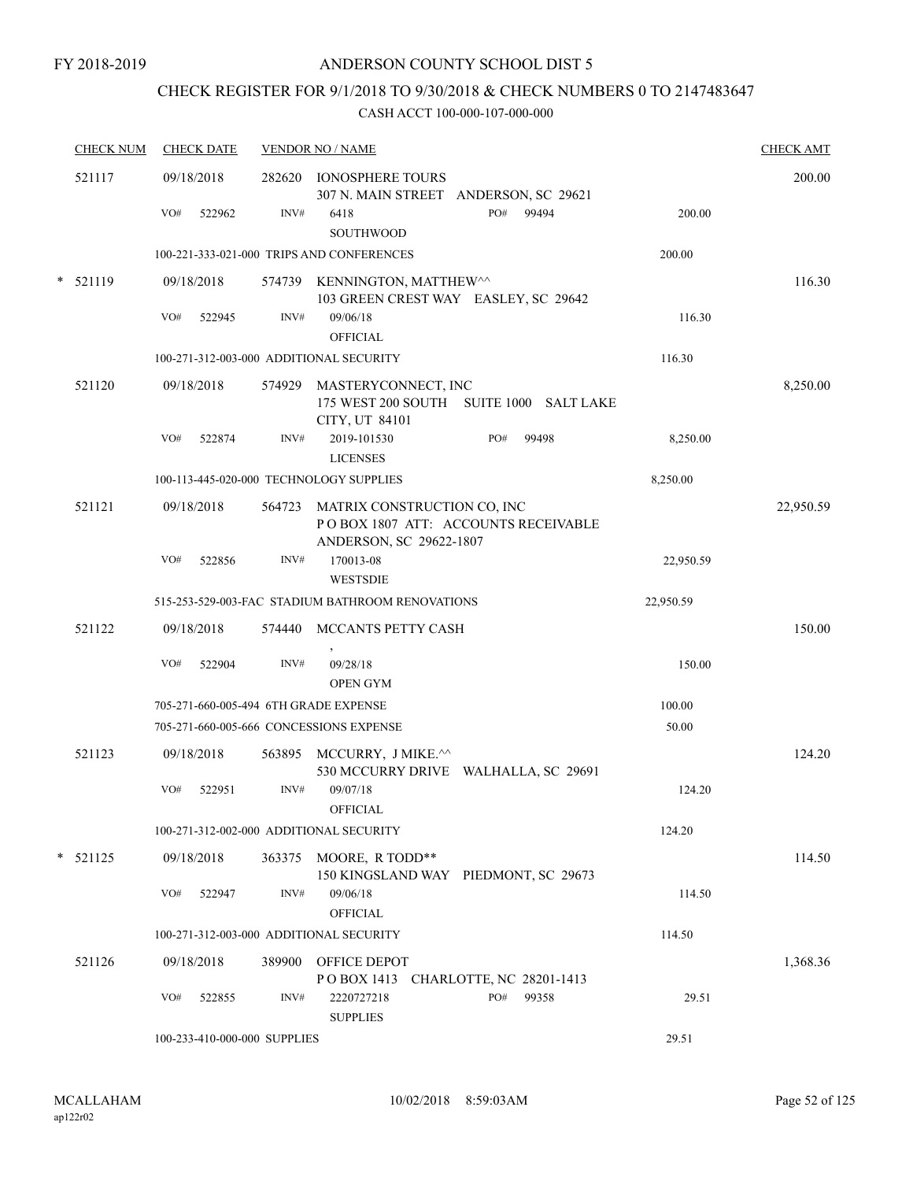FY 2018-2019

# ANDERSON COUNTY SCHOOL DIST 5

## CHECK REGISTER FOR 9/1/2018 TO 9/30/2018 & CHECK NUMBERS 0 TO 2147483647

### CASH ACCT 100-000-107-000-000

| CHECK NUM | CHECK DATE | VENDOR NO / NAME | | CHECK AMT |
|---|---|---|---|---|
| 521117 | 09/18/2018 | 282620 IONOSPHERE TOURS<br>307 N. MAIN STREET ANDERSON, SC 29621 | | 200.00 |
| | VO# 522962 | INV# 6418 PO# 99494<br>SOUTHWOOD | 200.00 | |
| | 100-221-333-021-000 TRIPS AND CONFERENCES | | 200.00 | |
| * 521119 | 09/18/2018 | 574739 KENNINGTON, MATTHEW^^<br>103 GREEN CREST WAY EASLEY, SC 29642 | | 116.30 |
| | VO# 522945 | INV# 09/06/18<br>OFFICIAL | 116.30 | |
| | 100-271-312-003-000 ADDITIONAL SECURITY | | 116.30 | |
| 521120 | 09/18/2018 | 574929 MASTERYCONNECT, INC<br>175 WEST 200 SOUTH SUITE 1000 SALT LAKE CITY, UT 84101 | | 8,250.00 |
| | VO# 522874 | INV# 2019-101530 PO# 99498<br>LICENSES | 8,250.00 | |
| | 100-113-445-020-000 TECHNOLOGY SUPPLIES | | 8,250.00 | |
| 521121 | 09/18/2018 | 564723 MATRIX CONSTRUCTION CO, INC<br>P O BOX 1807 ATT: ACCOUNTS RECEIVABLE ANDERSON, SC 29622-1807 | | 22,950.59 |
| | VO# 522856 | INV# 170013-08<br>WESTSDIE | 22,950.59 | |
| | 515-253-529-003-FAC STADIUM BATHROOM RENOVATIONS | | 22,950.59 | |
| 521122 | 09/18/2018 | 574440 MCCANTS PETTY CASH<br>, | | 150.00 |
| | VO# 522904 | INV# 09/28/18<br>OPEN GYM | 150.00 | |
| | 705-271-660-005-494 6TH GRADE EXPENSE | | 100.00 | |
| | 705-271-660-005-666 CONCESSIONS EXPENSE | | 50.00 | |
| 521123 | 09/18/2018 | 563895 MCCURRY, J MIKE.^^<br>530 MCCURRY DRIVE WALHALLA, SC 29691 | | 124.20 |
| | VO# 522951 | INV# 09/07/18<br>OFFICIAL | 124.20 | |
| | 100-271-312-002-000 ADDITIONAL SECURITY | | 124.20 | |
| * 521125 | 09/18/2018 | 363375 MOORE, R TODD**<br>150 KINGSLAND WAY PIEDMONT, SC 29673 | | 114.50 |
| | VO# 522947 | INV# 09/06/18<br>OFFICIAL | 114.50 | |
| | 100-271-312-003-000 ADDITIONAL SECURITY | | 114.50 | |
| 521126 | 09/18/2018 | 389900 OFFICE DEPOT<br>P O BOX 1413 CHARLOTTE, NC 28201-1413 | | 1,368.36 |
| | VO# 522855 | INV# 2220727218 PO# 99358<br>SUPPLIES | 29.51 | |
| | 100-233-410-000-000 SUPPLIES | | 29.51 | |

MCALLAHAM
ap122r02

10/02/2018 8:59:03AM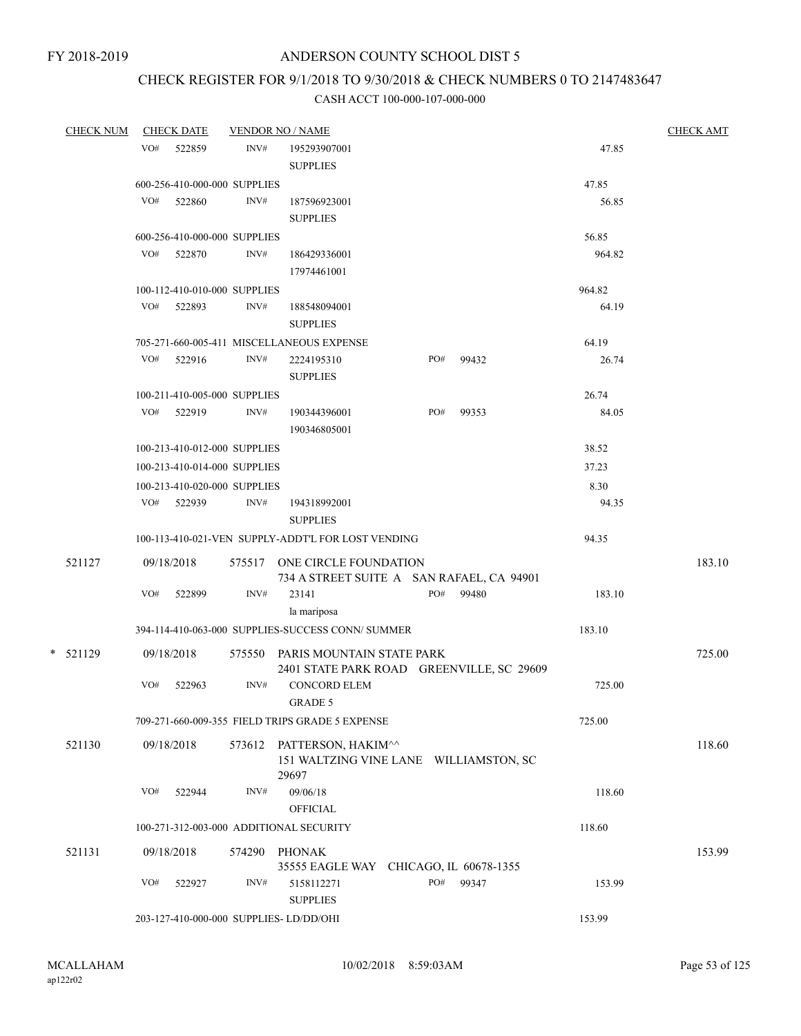FY 2018-2019

# ANDERSON COUNTY SCHOOL DIST 5

## CHECK REGISTER FOR 9/1/2018 TO 9/30/2018 & CHECK NUMBERS 0 TO 2147483647

### CASH ACCT 100-000-107-000-000

| CHECK NUM | CHECK DATE | VENDOR NO / NAME | | | CHECK AMT |
|---|---|---|---|---|---|
| | VO# 522859 | INV# 195293907001 SUPPLIES | | 47.85 | |
| | 600-256-410-000-000 SUPPLIES | | | 47.85 | |
| | VO# 522860 | INV# 187596923001 SUPPLIES | | 56.85 | |
| | 600-256-410-000-000 SUPPLIES | | | 56.85 | |
| | VO# 522870 | INV# 186429336001 17974461001 | | 964.82 | |
| | 100-112-410-010-000 SUPPLIES | | | 964.82 | |
| | VO# 522893 | INV# 188548094001 SUPPLIES | | 64.19 | |
| | 705-271-660-005-411 MISCELLANEOUS EXPENSE | | | 64.19 | |
| | VO# 522916 | INV# 2224195310 SUPPLIES | PO# 99432 | 26.74 | |
| | 100-211-410-005-000 SUPPLIES | | | 26.74 | |
| | VO# 522919 | INV# 190344396001 190346805001 | PO# 99353 | 84.05 | |
| | 100-213-410-012-000 SUPPLIES | | | 38.52 | |
| | 100-213-410-014-000 SUPPLIES | | | 37.23 | |
| | 100-213-410-020-000 SUPPLIES | | | 8.30 | |
| | VO# 522939 | INV# 194318992001 SUPPLIES | | 94.35 | |
| | 100-113-410-021-VEN SUPPLY-ADDT'L FOR LOST VENDING | | | 94.35 | |
| 521127 | 09/18/2018 | 575517 ONE CIRCLE FOUNDATION 734 A STREET SUITE A SAN RAFAEL, CA 94901 | | | 183.10 |
| | VO# 522899 | INV# 23141 la mariposa | PO# 99480 | 183.10 | |
| | 394-114-410-063-000 SUPPLIES-SUCCESS CONN/ SUMMER | | | 183.10 | |
| * 521129 | 09/18/2018 | 575550 PARIS MOUNTAIN STATE PARK 2401 STATE PARK ROAD GREENVILLE, SC 29609 | | | 725.00 |
| | VO# 522963 | INV# CONCORD ELEM GRADE 5 | | 725.00 | |
| | 709-271-660-009-355 FIELD TRIPS GRADE 5 EXPENSE | | | 725.00 | |
| 521130 | 09/18/2018 | 573612 PATTERSON, HAKIM^^ 151 WALTZING VINE LANE WILLIAMSTON, SC 29697 | | | 118.60 |
| | VO# 522944 | INV# 09/06/18 OFFICIAL | | 118.60 | |
| | 100-271-312-003-000 ADDITIONAL SECURITY | | | 118.60 | |
| 521131 | 09/18/2018 | 574290 PHONAK 35555 EAGLE WAY CHICAGO, IL 60678-1355 | | | 153.99 |
| | VO# 522927 | INV# 5158112271 SUPPLIES | PO# 99347 | 153.99 | |
| | 203-127-410-000-000 SUPPLIES- LD/DD/OHI | | | 153.99 | |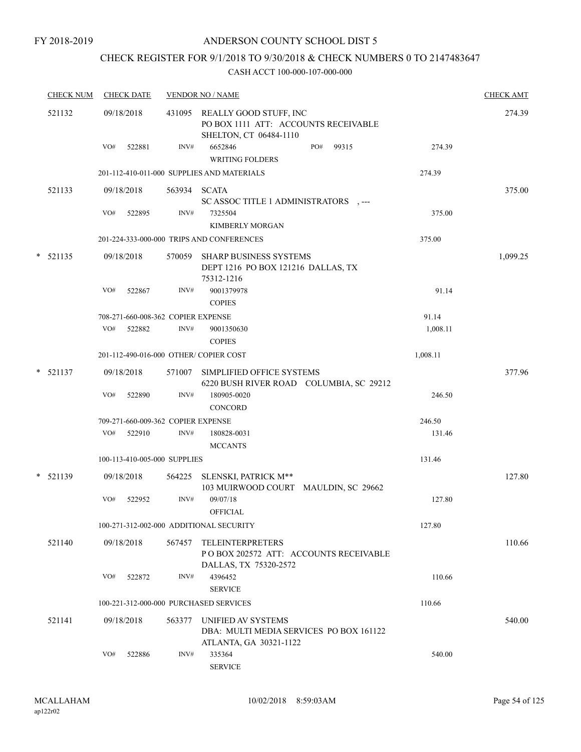FY 2018-2019

# ANDERSON COUNTY SCHOOL DIST 5

## CHECK REGISTER FOR 9/1/2018 TO 9/30/2018 & CHECK NUMBERS 0 TO 2147483647

### CASH ACCT 100-000-107-000-000

| CHECK NUM | CHECK DATE | VENDOR NO / NAME | | | CHECK AMT |
|---|---|---|---|---|---|
| 521132 | 09/18/2018 | 431095 | REALLY GOOD STUFF, INC<br>PO BOX 1111 ATT: ACCOUNTS RECEIVABLE<br>SHELTON, CT 06484-1110 | | 274.39 |
| | VO# 522881 | INV# | 6652846 PO# 99315<br>WRITING FOLDERS | 274.39 | |
| | 201-112-410-011-000 SUPPLIES AND MATERIALS | | | 274.39 | |
| 521133 | 09/18/2018 | 563934 | SCATA<br>SC ASSOC TITLE 1 ADMINISTRATORS , --- | | 375.00 |
| | VO# 522895 | INV# | 7325504<br>KIMBERLY MORGAN | 375.00 | |
| | 201-224-333-000-000 TRIPS AND CONFERENCES | | | 375.00 | |
| * 521135 | 09/18/2018 | 570059 | SHARP BUSINESS SYSTEMS<br>DEPT 1216 PO BOX 121216 DALLAS, TX<br>75312-1216 | | 1,099.25 |
| | VO# 522867 | INV# | 9001379978<br>COPIES | 91.14 | |
| | 708-271-660-008-362 COPIER EXPENSE | | | 91.14 | |
| | VO# 522882 | INV# | 9001350630<br>COPIES | 1,008.11 | |
| | 201-112-490-016-000 OTHER/ COPIER COST | | | 1,008.11 | |
| * 521137 | 09/18/2018 | 571007 | SIMPLIFIED OFFICE SYSTEMS<br>6220 BUSH RIVER ROAD COLUMBIA, SC 29212 | | 377.96 |
| | VO# 522890 | INV# | 180905-0020<br>CONCORD | 246.50 | |
| | 709-271-660-009-362 COPIER EXPENSE | | | 246.50 | |
| | VO# 522910 | INV# | 180828-0031<br>MCCANTS | 131.46 | |
| | 100-113-410-005-000 SUPPLIES | | | 131.46 | |
| * 521139 | 09/18/2018 | 564225 | SLENSKI, PATRICK M**<br>103 MUIRWOOD COURT MAULDIN, SC 29662 | | 127.80 |
| | VO# 522952 | INV# | 09/07/18<br>OFFICIAL | 127.80 | |
| | 100-271-312-002-000 ADDITIONAL SECURITY | | | 127.80 | |
| 521140 | 09/18/2018 | 567457 | TELEINTERPRETERS<br>P O BOX 202572 ATT: ACCOUNTS RECEIVABLE<br>DALLAS, TX 75320-2572 | | 110.66 |
| | VO# 522872 | INV# | 4396452<br>SERVICE | 110.66 | |
| | 100-221-312-000-000 PURCHASED SERVICES | | | 110.66 | |
| 521141 | 09/18/2018 | 563377 | UNIFIED AV SYSTEMS<br>DBA: MULTI MEDIA SERVICES PO BOX 161122<br>ATLANTA, GA 30321-1122 | | 540.00 |
| | VO# 522886 | INV# | 335364<br>SERVICE | 540.00 | |

MCALLAHAM
ap122r02

10/02/2018 8:59:03AM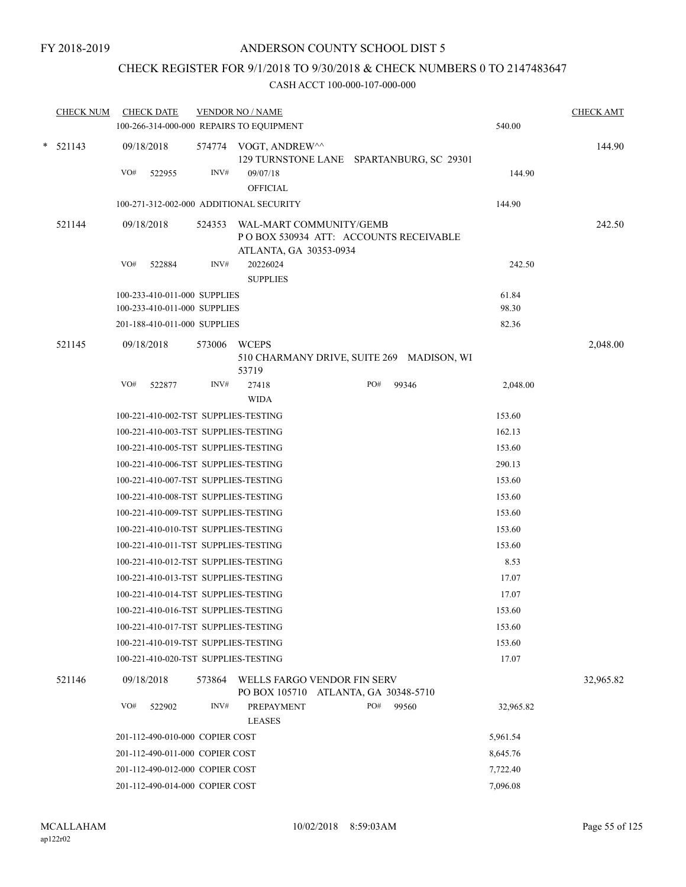FY 2018-2019

# ANDERSON COUNTY SCHOOL DIST 5

## CHECK REGISTER FOR 9/1/2018 TO 9/30/2018 & CHECK NUMBERS 0 TO 2147483647

### CASH ACCT 100-000-107-000-000

| CHECK NUM | CHECK DATE | VENDOR NO / NAME | | CHECK AMT |
|---|---|---|---|---|
| | | 100-266-314-000-000 REPAIRS TO EQUIPMENT | 540.00 | |
| * 521143 | 09/18/2018 | 574774 VOGT, ANDREW^^ 129 TURNSTONE LANE SPARTANBURG, SC 29301 | | 144.90 |
| | VO# 522955 | INV# 09/07/18 OFFICIAL | 144.90 | |
| | | 100-271-312-002-000 ADDITIONAL SECURITY | 144.90 | |
| 521144 | 09/18/2018 | 524353 WAL-MART COMMUNITY/GEMB P O BOX 530934 ATT: ACCOUNTS RECEIVABLE ATLANTA, GA 30353-0934 | | 242.50 |
| | VO# 522884 | INV# 20226024 SUPPLIES | 242.50 | |
| | | 100-233-410-011-000 SUPPLIES | 61.84 | |
| | | 100-233-410-011-000 SUPPLIES | 98.30 | |
| | | 201-188-410-011-000 SUPPLIES | 82.36 | |
| 521145 | 09/18/2018 | 573006 WCEPS 510 CHARMANY DRIVE, SUITE 269 MADISON, WI 53719 | | 2,048.00 |
| | VO# 522877 | INV# 27418 WIDA PO# 99346 | 2,048.00 | |
| | | 100-221-410-002-TST SUPPLIES-TESTING | 153.60 | |
| | | 100-221-410-003-TST SUPPLIES-TESTING | 162.13 | |
| | | 100-221-410-005-TST SUPPLIES-TESTING | 153.60 | |
| | | 100-221-410-006-TST SUPPLIES-TESTING | 290.13 | |
| | | 100-221-410-007-TST SUPPLIES-TESTING | 153.60 | |
| | | 100-221-410-008-TST SUPPLIES-TESTING | 153.60 | |
| | | 100-221-410-009-TST SUPPLIES-TESTING | 153.60 | |
| | | 100-221-410-010-TST SUPPLIES-TESTING | 153.60 | |
| | | 100-221-410-011-TST SUPPLIES-TESTING | 153.60 | |
| | | 100-221-410-012-TST SUPPLIES-TESTING | 8.53 | |
| | | 100-221-410-013-TST SUPPLIES-TESTING | 17.07 | |
| | | 100-221-410-014-TST SUPPLIES-TESTING | 17.07 | |
| | | 100-221-410-016-TST SUPPLIES-TESTING | 153.60 | |
| | | 100-221-410-017-TST SUPPLIES-TESTING | 153.60 | |
| | | 100-221-410-019-TST SUPPLIES-TESTING | 153.60 | |
| | | 100-221-410-020-TST SUPPLIES-TESTING | 17.07 | |
| 521146 | 09/18/2018 | 573864 WELLS FARGO VENDOR FIN SERV PO BOX 105710 ATLANTA, GA 30348-5710 | | 32,965.82 |
| | VO# 522902 | INV# PREPAYMENT LEASES PO# 99560 | 32,965.82 | |
| | | 201-112-490-010-000 COPIER COST | 5,961.54 | |
| | | 201-112-490-011-000 COPIER COST | 8,645.76 | |
| | | 201-112-490-012-000 COPIER COST | 7,722.40 | |
| | | 201-112-490-014-000 COPIER COST | 7,096.08 | |

MCALLAHAM ap122r02 10/02/2018 8:59:03AM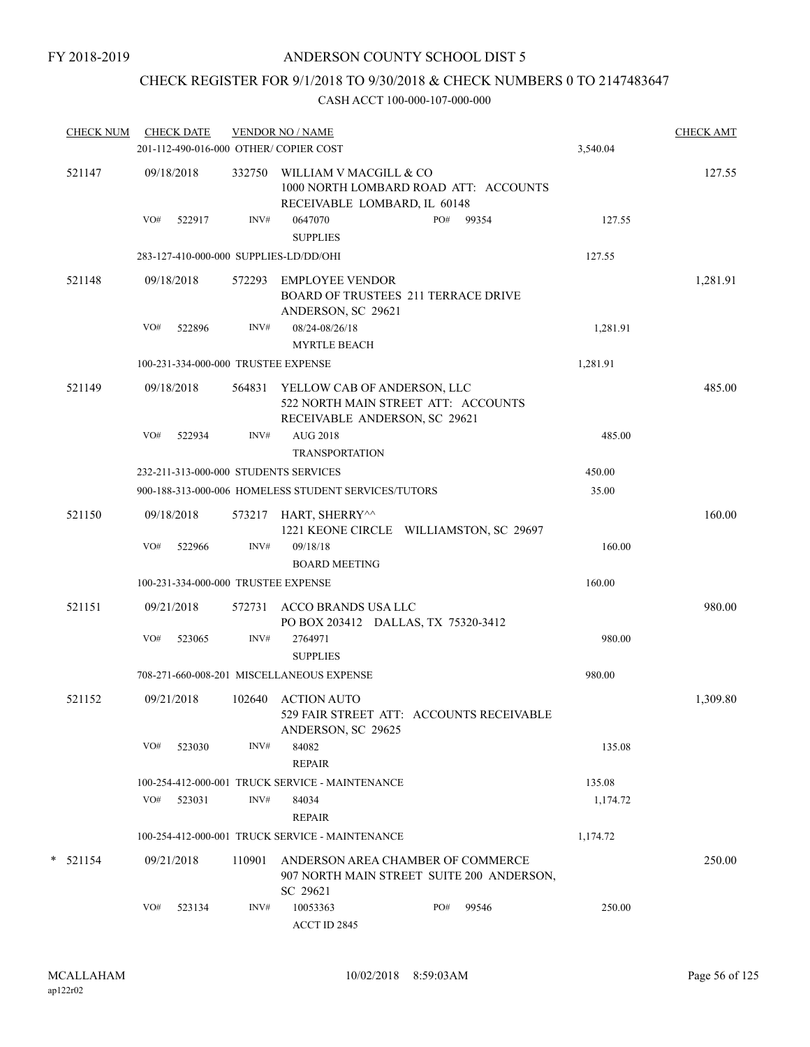FY 2018-2019

# ANDERSON COUNTY SCHOOL DIST 5

## CHECK REGISTER FOR 9/1/2018 TO 9/30/2018 & CHECK NUMBERS 0 TO 2147483647

### CASH ACCT 100-000-107-000-000

| CHECK NUM | CHECK DATE | VENDOR NO / NAME | | CHECK AMT |
|---|---|---|---|---|
| | 201-112-490-016-000 OTHER/ COPIER COST | | 3,540.04 | |
| 521147 | 09/18/2018 | 332750 WILLIAM V MACGILL & CO 1000 NORTH LOMBARD ROAD ATT: ACCOUNTS RECEIVABLE LOMBARD, IL 60148 | | 127.55 |
| | VO# 522917 | INV# 0647070 PO# 99354 SUPPLIES | 127.55 | |
| | 283-127-410-000-000 SUPPLIES-LD/DD/OHI | | 127.55 | |
| 521148 | 09/18/2018 | 572293 EMPLOYEE VENDOR BOARD OF TRUSTEES 211 TERRACE DRIVE ANDERSON, SC 29621 | | 1,281.91 |
| | VO# 522896 | INV# 08/24-08/26/18 MYRTLE BEACH | 1,281.91 | |
| | 100-231-334-000-000 TRUSTEE EXPENSE | | 1,281.91 | |
| 521149 | 09/18/2018 | 564831 YELLOW CAB OF ANDERSON, LLC 522 NORTH MAIN STREET ATT: ACCOUNTS RECEIVABLE ANDERSON, SC 29621 | | 485.00 |
| | VO# 522934 | INV# AUG 2018 TRANSPORTATION | 485.00 | |
| | 232-211-313-000-000 STUDENTS SERVICES | | 450.00 | |
| | 900-188-313-000-006 HOMELESS STUDENT SERVICES/TUTORS | | 35.00 | |
| 521150 | 09/18/2018 | 573217 HART, SHERRY^^ 1221 KEONE CIRCLE WILLIAMSTON, SC 29697 | | 160.00 |
| | VO# 522966 | INV# 09/18/18 BOARD MEETING | 160.00 | |
| | 100-231-334-000-000 TRUSTEE EXPENSE | | 160.00 | |
| 521151 | 09/21/2018 | 572731 ACCO BRANDS USA LLC PO BOX 203412 DALLAS, TX 75320-3412 | | 980.00 |
| | VO# 523065 | INV# 2764971 SUPPLIES | 980.00 | |
| | 708-271-660-008-201 MISCELLANEOUS EXPENSE | | 980.00 | |
| 521152 | 09/21/2018 | 102640 ACTION AUTO 529 FAIR STREET ATT: ACCOUNTS RECEIVABLE ANDERSON, SC 29625 | | 1,309.80 |
| | VO# 523030 | INV# 84082 REPAIR | 135.08 | |
| | 100-254-412-000-001 TRUCK SERVICE - MAINTENANCE | | 135.08 | |
| | VO# 523031 | INV# 84034 REPAIR | 1,174.72 | |
| | 100-254-412-000-001 TRUCK SERVICE - MAINTENANCE | | 1,174.72 | |
| * 521154 | 09/21/2018 | 110901 ANDERSON AREA CHAMBER OF COMMERCE 907 NORTH MAIN STREET SUITE 200 ANDERSON, SC 29621 | | 250.00 |
| | VO# 523134 | INV# 10053363 PO# 99546 ACCT ID 2845 | 250.00 | |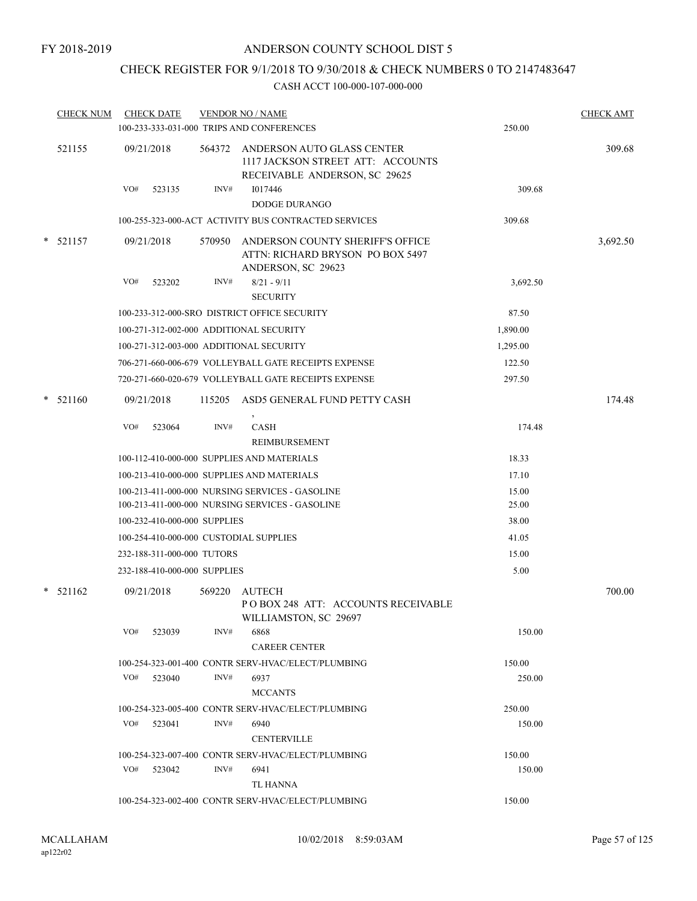FY 2018-2019

# ANDERSON COUNTY SCHOOL DIST 5

## CHECK REGISTER FOR 9/1/2018 TO 9/30/2018 & CHECK NUMBERS 0 TO 2147483647

### CASH ACCT 100-000-107-000-000

| CHECK NUM | CHECK DATE | VENDOR NO / NAME | | CHECK AMT |
|---|---|---|---|---|
| | | 100-233-333-031-000 TRIPS AND CONFERENCES | 250.00 | |
| 521155 | 09/21/2018 | 564372 ANDERSON AUTO GLASS CENTER 1117 JACKSON STREET ATT: ACCOUNTS RECEIVABLE ANDERSON, SC 29625 | | 309.68 |
| | VO# 523135 | INV# I017446 DODGE DURANGO | 309.68 | |
| | | 100-255-323-000-ACT ACTIVITY BUS CONTRACTED SERVICES | 309.68 | |
| * 521157 | 09/21/2018 | 570950 ANDERSON COUNTY SHERIFF'S OFFICE ATTN: RICHARD BRYSON PO BOX 5497 ANDERSON, SC 29623 | | 3,692.50 |
| | VO# 523202 | INV# 8/21 - 9/11 SECURITY | 3,692.50 | |
| | | 100-233-312-000-SRO DISTRICT OFFICE SECURITY | 87.50 | |
| | | 100-271-312-002-000 ADDITIONAL SECURITY | 1,890.00 | |
| | | 100-271-312-003-000 ADDITIONAL SECURITY | 1,295.00 | |
| | | 706-271-660-006-679 VOLLEYBALL GATE RECEIPTS EXPENSE | 122.50 | |
| | | 720-271-660-020-679 VOLLEYBALL GATE RECEIPTS EXPENSE | 297.50 | |
| * 521160 | 09/21/2018 | 115205 ASD5 GENERAL FUND PETTY CASH , | | 174.48 |
| | VO# 523064 | INV# CASH REIMBURSEMENT | 174.48 | |
| | | 100-112-410-000-000 SUPPLIES AND MATERIALS | 18.33 | |
| | | 100-213-410-000-000 SUPPLIES AND MATERIALS | 17.10 | |
| | | 100-213-411-000-000 NURSING SERVICES - GASOLINE | 15.00 | |
| | | 100-213-411-000-000 NURSING SERVICES - GASOLINE | 25.00 | |
| | | 100-232-410-000-000 SUPPLIES | 38.00 | |
| | | 100-254-410-000-000 CUSTODIAL SUPPLIES | 41.05 | |
| | | 232-188-311-000-000 TUTORS | 15.00 | |
| | | 232-188-410-000-000 SUPPLIES | 5.00 | |
| * 521162 | 09/21/2018 | 569220 AUTECH P O BOX 248 ATT: ACCOUNTS RECEIVABLE WILLIAMSTON, SC 29697 | | 700.00 |
| | VO# 523039 | INV# 6868 CAREER CENTER | 150.00 | |
| | | 100-254-323-001-400 CONTR SERV-HVAC/ELECT/PLUMBING | 150.00 | |
| | VO# 523040 | INV# 6937 MCCANTS | 250.00 | |
| | | 100-254-323-005-400 CONTR SERV-HVAC/ELECT/PLUMBING | 250.00 | |
| | VO# 523041 | INV# 6940 CENTERVILLE | 150.00 | |
| | | 100-254-323-007-400 CONTR SERV-HVAC/ELECT/PLUMBING | 150.00 | |
| | VO# 523042 | INV# 6941 TL HANNA | 150.00 | |
| | | 100-254-323-002-400 CONTR SERV-HVAC/ELECT/PLUMBING | 150.00 | |

MCALLAHAM
ap122r02

10/02/2018 8:59:03AM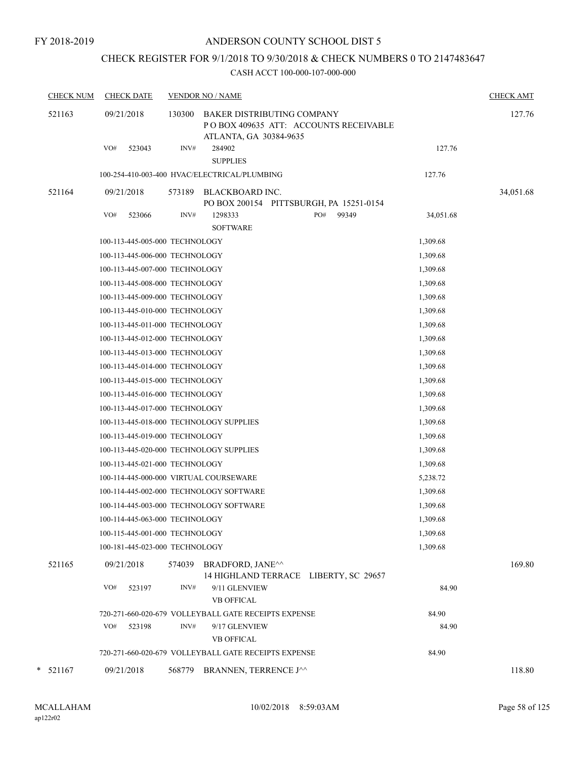FY 2018-2019

# ANDERSON COUNTY SCHOOL DIST 5

## CHECK REGISTER FOR 9/1/2018 TO 9/30/2018 & CHECK NUMBERS 0 TO 2147483647

### CASH ACCT 100-000-107-000-000

| CHECK NUM | CHECK DATE | VENDOR NO / NAME | | CHECK AMT |
|---|---|---|---|---|
| 521163 | 09/21/2018 | 130300 BAKER DISTRIBUTING COMPANY<br>P O BOX 409635 ATT: ACCOUNTS RECEIVABLE<br>ATLANTA, GA 30384-9635 | | 127.76 |
| | VO# 523043 | INV# 284902<br>SUPPLIES | 127.76 | |
| | 100-254-410-003-400 HVAC/ELECTRICAL/PLUMBING | | 127.76 | |
| 521164 | 09/21/2018 | 573189 BLACKBOARD INC.<br>PO BOX 200154 PITTSBURGH, PA 15251-0154 | | 34,051.68 |
| | VO# 523066 | INV# 1298333 PO# 99349<br>SOFTWARE | 34,051.68 | |
| | 100-113-445-005-000 TECHNOLOGY | | 1,309.68 | |
| | 100-113-445-006-000 TECHNOLOGY | | 1,309.68 | |
| | 100-113-445-007-000 TECHNOLOGY | | 1,309.68 | |
| | 100-113-445-008-000 TECHNOLOGY | | 1,309.68 | |
| | 100-113-445-009-000 TECHNOLOGY | | 1,309.68 | |
| | 100-113-445-010-000 TECHNOLOGY | | 1,309.68 | |
| | 100-113-445-011-000 TECHNOLOGY | | 1,309.68 | |
| | 100-113-445-012-000 TECHNOLOGY | | 1,309.68 | |
| | 100-113-445-013-000 TECHNOLOGY | | 1,309.68 | |
| | 100-113-445-014-000 TECHNOLOGY | | 1,309.68 | |
| | 100-113-445-015-000 TECHNOLOGY | | 1,309.68 | |
| | 100-113-445-016-000 TECHNOLOGY | | 1,309.68 | |
| | 100-113-445-017-000 TECHNOLOGY | | 1,309.68 | |
| | 100-113-445-018-000 TECHNOLOGY SUPPLIES | | 1,309.68 | |
| | 100-113-445-019-000 TECHNOLOGY | | 1,309.68 | |
| | 100-113-445-020-000 TECHNOLOGY SUPPLIES | | 1,309.68 | |
| | 100-113-445-021-000 TECHNOLOGY | | 1,309.68 | |
| | 100-114-445-000-000 VIRTUAL COURSEWARE | | 5,238.72 | |
| | 100-114-445-002-000 TECHNOLOGY SOFTWARE | | 1,309.68 | |
| | 100-114-445-003-000 TECHNOLOGY SOFTWARE | | 1,309.68 | |
| | 100-114-445-063-000 TECHNOLOGY | | 1,309.68 | |
| | 100-115-445-001-000 TECHNOLOGY | | 1,309.68 | |
| | 100-181-445-023-000 TECHNOLOGY | | 1,309.68 | |
| 521165 | 09/21/2018 | 574039 BRADFORD, JANE^^<br>14 HIGHLAND TERRACE LIBERTY, SC 29657 | | 169.80 |
| | VO# 523197 | INV# 9/11 GLENVIEW<br>VB OFFICAL | 84.90 | |
| | 720-271-660-020-679 VOLLEYBALL GATE RECEIPTS EXPENSE | | 84.90 | |
| | VO# 523198 | INV# 9/17 GLENVIEW<br>VB OFFICAL | 84.90 | |
| | 720-271-660-020-679 VOLLEYBALL GATE RECEIPTS EXPENSE | | 84.90 | |
| * 521167 | 09/21/2018 | 568779 BRANNEN, TERRENCE J^^ | | 118.80 |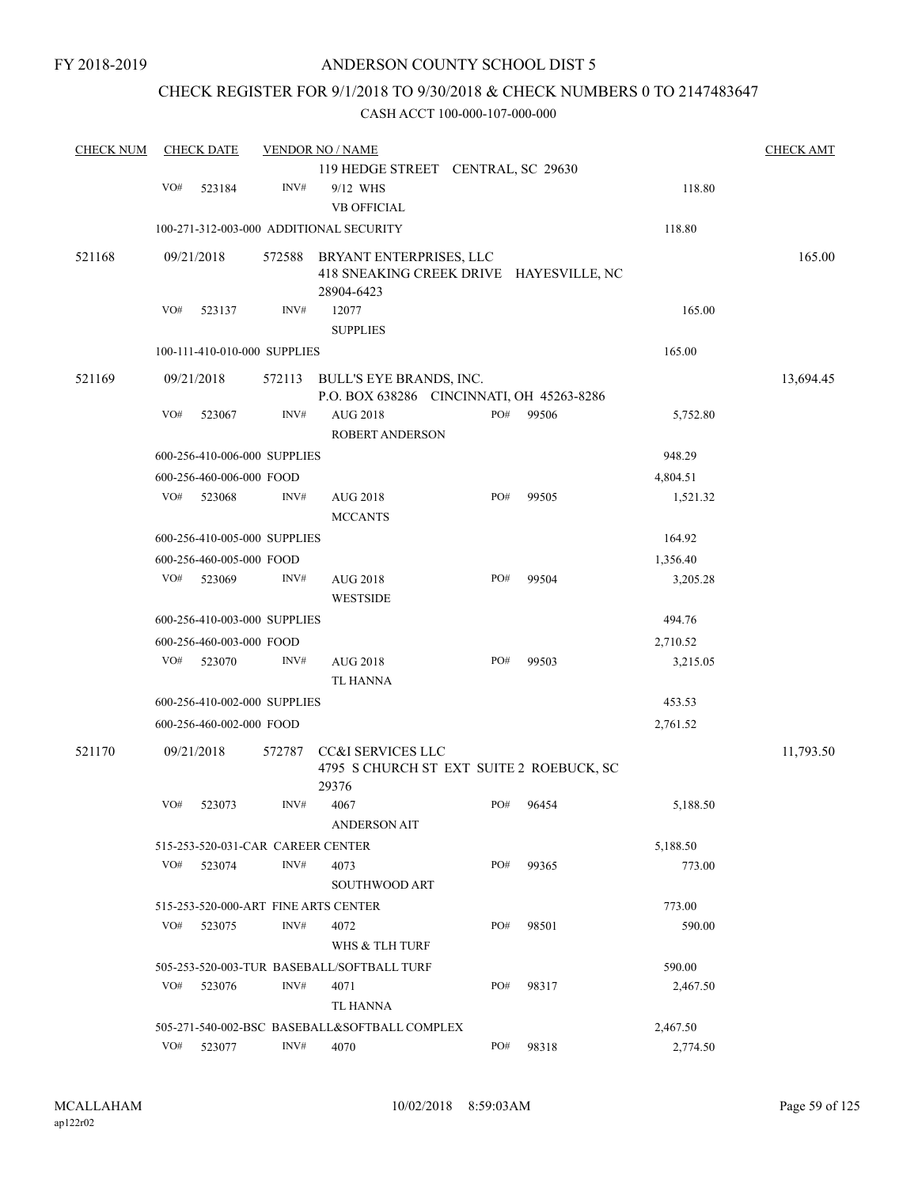FY 2018-2019

# ANDERSON COUNTY SCHOOL DIST 5

## CHECK REGISTER FOR 9/1/2018 TO 9/30/2018 & CHECK NUMBERS 0 TO 2147483647

CASH ACCT 100-000-107-000-000

| CHECK NUM | CHECK DATE | VENDOR NO / NAME | | | CHECK AMT |
|---|---|---|---|---|---|
| | | 119 HEDGE STREET CENTRAL, SC 29630 | | | |
| | VO# 523184 | INV# 9/12 WHS<br>VB OFFICIAL | | 118.80 | |
| | 100-271-312-003-000 ADDITIONAL SECURITY | | | 118.80 | |
| 521168 | 09/21/2018 | 572588 BRYANT ENTERPRISES, LLC<br>418 SNEAKING CREEK DRIVE HAYESVILLE, NC 28904-6423 | | | 165.00 |
| | VO# 523137 | INV# 12077<br>SUPPLIES | | 165.00 | |
| | 100-111-410-010-000 SUPPLIES | | | 165.00 | |
| 521169 | 09/21/2018 | 572113 BULL'S EYE BRANDS, INC.<br>P.O. BOX 638286 CINCINNATI, OH 45263-8286 | | | 13,694.45 |
| | VO# 523067 | INV# AUG 2018<br>ROBERT ANDERSON | PO# 99506 | 5,752.80 | |
| | 600-256-410-006-000 SUPPLIES | | | 948.29 | |
| | 600-256-460-006-000 FOOD | | | 4,804.51 | |
| | VO# 523068 | INV# AUG 2018<br>MCCANTS | PO# 99505 | 1,521.32 | |
| | 600-256-410-005-000 SUPPLIES | | | 164.92 | |
| | 600-256-460-005-000 FOOD | | | 1,356.40 | |
| | VO# 523069 | INV# AUG 2018<br>WESTSIDE | PO# 99504 | 3,205.28 | |
| | 600-256-410-003-000 SUPPLIES | | | 494.76 | |
| | 600-256-460-003-000 FOOD | | | 2,710.52 | |
| | VO# 523070 | INV# AUG 2018<br>TL HANNA | PO# 99503 | 3,215.05 | |
| | 600-256-410-002-000 SUPPLIES | | | 453.53 | |
| | 600-256-460-002-000 FOOD | | | 2,761.52 | |
| 521170 | 09/21/2018 | 572787 CC&I SERVICES LLC<br>4795 S CHURCH ST EXT SUITE 2 ROEBUCK, SC 29376 | | | 11,793.50 |
| | VO# 523073 | INV# 4067<br>ANDERSON AIT | PO# 96454 | 5,188.50 | |
| | 515-253-520-031-CAR CAREER CENTER | | | 5,188.50 | |
| | VO# 523074 | INV# 4073<br>SOUTHWOOD ART | PO# 99365 | 773.00 | |
| | 515-253-520-000-ART FINE ARTS CENTER | | | 773.00 | |
| | VO# 523075 | INV# 4072<br>WHS & TLH TURF | PO# 98501 | 590.00 | |
| | 505-253-520-003-TUR BASEBALL/SOFTBALL TURF | | | 590.00 | |
| | VO# 523076 | INV# 4071<br>TL HANNA | PO# 98317 | 2,467.50 | |
| | 505-271-540-002-BSC BASEBALL&SOFTBALL COMPLEX | | | 2,467.50 | |
| | VO# 523077 | INV# 4070 | PO# 98318 | 2,774.50 | |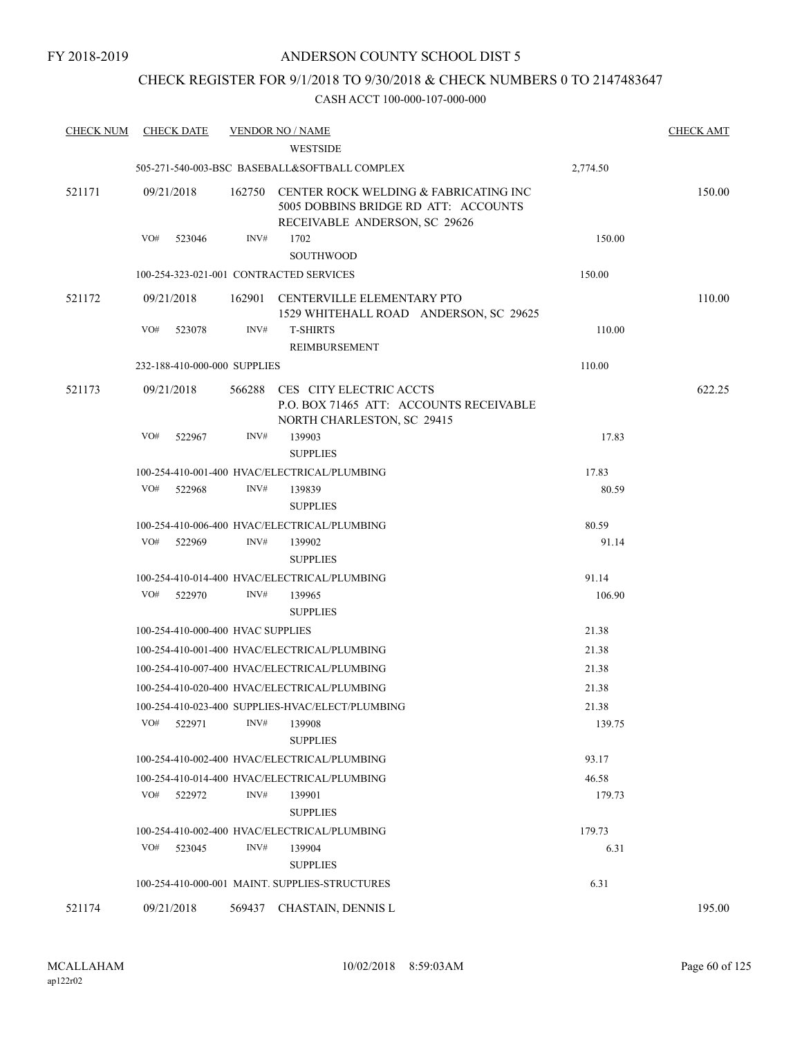FY 2018-2019

# ANDERSON COUNTY SCHOOL DIST 5

## CHECK REGISTER FOR 9/1/2018 TO 9/30/2018 & CHECK NUMBERS 0 TO 2147483647

CASH ACCT 100-000-107-000-000

| CHECK NUM | CHECK DATE | VENDOR NO / NAME | | CHECK AMT |
|---|---|---|---|---|
| | | WESTSIDE | | |
| | | 505-271-540-003-BSC BASEBALL&SOFTBALL COMPLEX | 2,774.50 | |
| 521171 | 09/21/2018 | 162750 CENTER ROCK WELDING & FABRICATING INC 5005 DOBBINS BRIDGE RD ATT: ACCOUNTS RECEIVABLE ANDERSON, SC 29626 | | 150.00 |
| | VO# 523046 | INV# 1702 SOUTHWOOD | 150.00 | |
| | | 100-254-323-021-001 CONTRACTED SERVICES | 150.00 | |
| 521172 | 09/21/2018 | 162901 CENTERVILLE ELEMENTARY PTO 1529 WHITEHALL ROAD ANDERSON, SC 29625 | | 110.00 |
| | VO# 523078 | INV# T-SHIRTS REIMBURSEMENT | 110.00 | |
| | | 232-188-410-000-000 SUPPLIES | 110.00 | |
| 521173 | 09/21/2018 | 566288 CES CITY ELECTRIC ACCTS P.O. BOX 71465 ATT: ACCOUNTS RECEIVABLE NORTH CHARLESTON, SC 29415 | | 622.25 |
| | VO# 522967 | INV# 139903 SUPPLIES | 17.83 | |
| | | 100-254-410-001-400 HVAC/ELECTRICAL/PLUMBING | 17.83 | |
| | VO# 522968 | INV# 139839 SUPPLIES | 80.59 | |
| | | 100-254-410-006-400 HVAC/ELECTRICAL/PLUMBING | 80.59 | |
| | VO# 522969 | INV# 139902 SUPPLIES | 91.14 | |
| | | 100-254-410-014-400 HVAC/ELECTRICAL/PLUMBING | 91.14 | |
| | VO# 522970 | INV# 139965 SUPPLIES | 106.90 | |
| | | 100-254-410-000-400 HVAC SUPPLIES | 21.38 | |
| | | 100-254-410-001-400 HVAC/ELECTRICAL/PLUMBING | 21.38 | |
| | | 100-254-410-007-400 HVAC/ELECTRICAL/PLUMBING | 21.38 | |
| | | 100-254-410-020-400 HVAC/ELECTRICAL/PLUMBING | 21.38 | |
| | | 100-254-410-023-400 SUPPLIES-HVAC/ELECT/PLUMBING | 21.38 | |
| | VO# 522971 | INV# 139908 SUPPLIES | 139.75 | |
| | | 100-254-410-002-400 HVAC/ELECTRICAL/PLUMBING | 93.17 | |
| | | 100-254-410-014-400 HVAC/ELECTRICAL/PLUMBING | 46.58 | |
| | VO# 522972 | INV# 139901 SUPPLIES | 179.73 | |
| | | 100-254-410-002-400 HVAC/ELECTRICAL/PLUMBING | 179.73 | |
| | VO# 523045 | INV# 139904 SUPPLIES | 6.31 | |
| | | 100-254-410-000-001 MAINT. SUPPLIES-STRUCTURES | 6.31 | |
| 521174 | 09/21/2018 | 569437 CHASTAIN, DENNIS L | | 195.00 |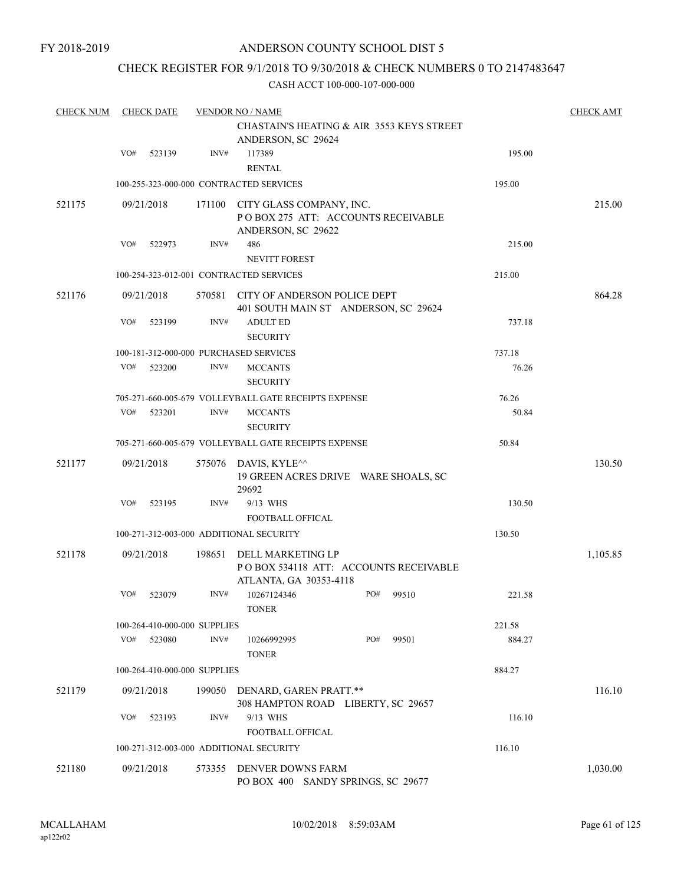FY 2018-2019

# ANDERSON COUNTY SCHOOL DIST 5

## CHECK REGISTER FOR 9/1/2018 TO 9/30/2018 & CHECK NUMBERS 0 TO 2147483647

### CASH ACCT 100-000-107-000-000

| CHECK NUM | CHECK DATE | VENDOR NO / NAME | | | CHECK AMT |
|---|---|---|---|---|---|
| | | CHASTAIN'S HEATING & AIR 3553 KEYS STREET ANDERSON, SC 29624 | | | |
| | VO# 523139 | INV# 117389 RENTAL | | 195.00 | |
| | | 100-255-323-000-000 CONTRACTED SERVICES | | 195.00 | |
| 521175 | 09/21/2018 | 171100 CITY GLASS COMPANY, INC. P O BOX 275 ATT: ACCOUNTS RECEIVABLE ANDERSON, SC 29622 | | | 215.00 |
| | VO# 522973 | INV# 486 NEVITT FOREST | | 215.00 | |
| | | 100-254-323-012-001 CONTRACTED SERVICES | | 215.00 | |
| 521176 | 09/21/2018 | 570581 CITY OF ANDERSON POLICE DEPT 401 SOUTH MAIN ST ANDERSON, SC 29624 | | | 864.28 |
| | VO# 523199 | INV# ADULT ED SECURITY | | 737.18 | |
| | | 100-181-312-000-000 PURCHASED SERVICES | | 737.18 | |
| | VO# 523200 | INV# MCCANTS SECURITY | | 76.26 | |
| | | 705-271-660-005-679 VOLLEYBALL GATE RECEIPTS EXPENSE | | 76.26 | |
| | VO# 523201 | INV# MCCANTS SECURITY | | 50.84 | |
| | | 705-271-660-005-679 VOLLEYBALL GATE RECEIPTS EXPENSE | | 50.84 | |
| 521177 | 09/21/2018 | 575076 DAVIS, KYLE^^ 19 GREEN ACRES DRIVE WARE SHOALS, SC 29692 | | | 130.50 |
| | VO# 523195 | INV# 9/13 WHS FOOTBALL OFFICAL | | 130.50 | |
| | | 100-271-312-003-000 ADDITIONAL SECURITY | | 130.50 | |
| 521178 | 09/21/2018 | 198651 DELL MARKETING LP P O BOX 534118 ATT: ACCOUNTS RECEIVABLE ATLANTA, GA 30353-4118 | | | 1,105.85 |
| | VO# 523079 | INV# 10267124346 TONER | PO# 99510 | 221.58 | |
| | | 100-264-410-000-000 SUPPLIES | | 221.58 | |
| | VO# 523080 | INV# 10266992995 TONER | PO# 99501 | 884.27 | |
| | | 100-264-410-000-000 SUPPLIES | | 884.27 | |
| 521179 | 09/21/2018 | 199050 DENARD, GAREN PRATT.** 308 HAMPTON ROAD LIBERTY, SC 29657 | | | 116.10 |
| | VO# 523193 | INV# 9/13 WHS FOOTBALL OFFICAL | | 116.10 | |
| | | 100-271-312-003-000 ADDITIONAL SECURITY | | 116.10 | |
| 521180 | 09/21/2018 | 573355 DENVER DOWNS FARM PO BOX 400 SANDY SPRINGS, SC 29677 | | | 1,030.00 |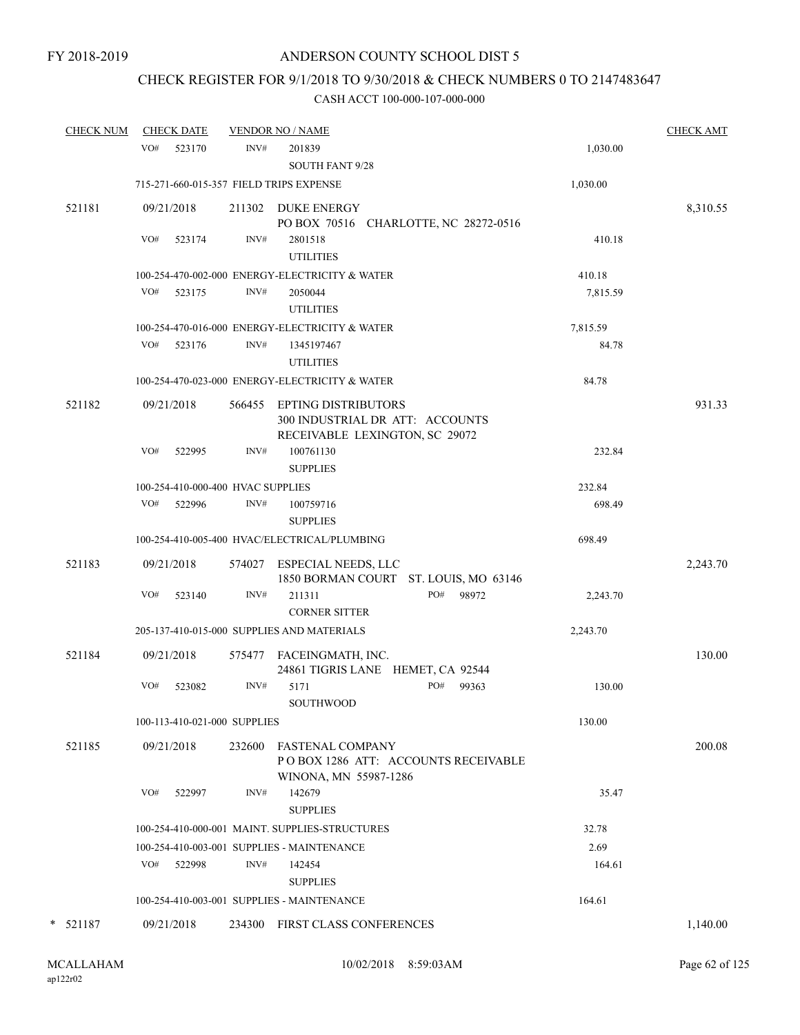FY 2018-2019

# ANDERSON COUNTY SCHOOL DIST 5

## CHECK REGISTER FOR 9/1/2018 TO 9/30/2018 & CHECK NUMBERS 0 TO 2147483647

### CASH ACCT 100-000-107-000-000

| CHECK NUM | CHECK DATE | VENDOR NO / NAME | | CHECK AMT |
|---|---|---|---|---|
| | VO# 523170 | INV# 201839<br>SOUTH FANT 9/28 | 1,030.00 | |
| | 715-271-660-015-357 FIELD TRIPS EXPENSE | | 1,030.00 | |
| 521181 | 09/21/2018 | 211302 DUKE ENERGY<br>PO BOX 70516 CHARLOTTE, NC 28272-0516 | | 8,310.55 |
| | VO# 523174 | INV# 2801518<br>UTILITIES | 410.18 | |
| | 100-254-470-002-000 ENERGY-ELECTRICITY & WATER | | 410.18 | |
| | VO# 523175 | INV# 2050044<br>UTILITIES | 7,815.59 | |
| | 100-254-470-016-000 ENERGY-ELECTRICITY & WATER | | 7,815.59 | |
| | VO# 523176 | INV# 1345197467<br>UTILITIES | 84.78 | |
| | 100-254-470-023-000 ENERGY-ELECTRICITY & WATER | | 84.78 | |
| 521182 | 09/21/2018 | 566455 EPTING DISTRIBUTORS<br>300 INDUSTRIAL DR ATT: ACCOUNTS RECEIVABLE LEXINGTON, SC 29072 | | 931.33 |
| | VO# 522995 | INV# 100761130<br>SUPPLIES | 232.84 | |
| | 100-254-410-000-400 HVAC SUPPLIES | | 232.84 | |
| | VO# 522996 | INV# 100759716<br>SUPPLIES | 698.49 | |
| | 100-254-410-005-400 HVAC/ELECTRICAL/PLUMBING | | 698.49 | |
| 521183 | 09/21/2018 | 574027 ESPECIAL NEEDS, LLC<br>1850 BORMAN COURT ST. LOUIS, MO 63146 | | 2,243.70 |
| | VO# 523140 | INV# 211311 PO# 98972<br>CORNER SITTER | 2,243.70 | |
| | 205-137-410-015-000 SUPPLIES AND MATERIALS | | 2,243.70 | |
| 521184 | 09/21/2018 | 575477 FACEINGMATH, INC.<br>24861 TIGRIS LANE HEMET, CA 92544 | | 130.00 |
| | VO# 523082 | INV# 5171 PO# 99363<br>SOUTHWOOD | 130.00 | |
| | 100-113-410-021-000 SUPPLIES | | 130.00 | |
| 521185 | 09/21/2018 | 232600 FASTENAL COMPANY<br>P O BOX 1286 ATT: ACCOUNTS RECEIVABLE WINONA, MN 55987-1286 | | 200.08 |
| | VO# 522997 | INV# 142679<br>SUPPLIES | 35.47 | |
| | 100-254-410-000-001 MAINT. SUPPLIES-STRUCTURES | | 32.78 | |
| | 100-254-410-003-001 SUPPLIES - MAINTENANCE | | 2.69 | |
| | VO# 522998 | INV# 142454<br>SUPPLIES | 164.61 | |
| | 100-254-410-003-001 SUPPLIES - MAINTENANCE | | 164.61 | |
| * 521187 | 09/21/2018 | 234300 FIRST CLASS CONFERENCES | | 1,140.00 |

MCALLAHAM ap122r02 10/02/2018 8:59:03AM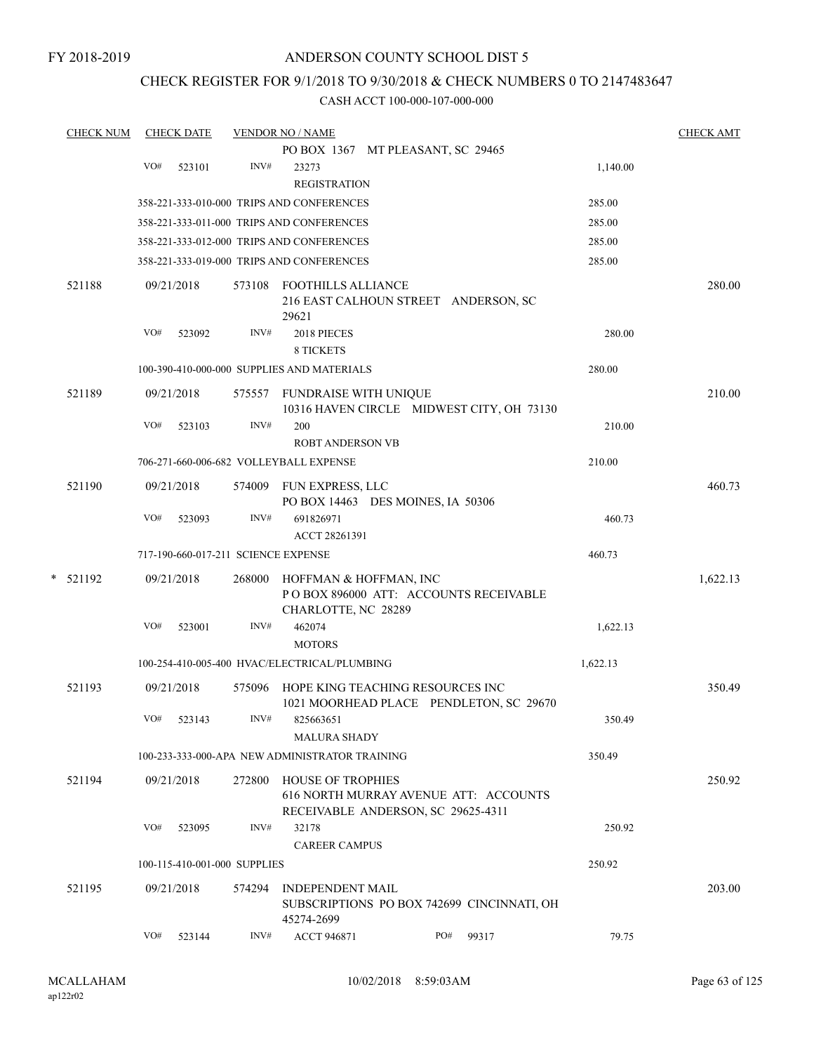FY 2018-2019

# ANDERSON COUNTY SCHOOL DIST 5

## CHECK REGISTER FOR 9/1/2018 TO 9/30/2018 & CHECK NUMBERS 0 TO 2147483647

CASH ACCT 100-000-107-000-000

| CHECK NUM | CHECK DATE | VENDOR NO / NAME | | CHECK AMT |
|---|---|---|---|---|
| | | PO BOX 1367 MT PLEASANT, SC 29465 | | |
| | VO# 523101 | INV# 23273 REGISTRATION | 1,140.00 | |
| | | 358-221-333-010-000 TRIPS AND CONFERENCES | 285.00 | |
| | | 358-221-333-011-000 TRIPS AND CONFERENCES | 285.00 | |
| | | 358-221-333-012-000 TRIPS AND CONFERENCES | 285.00 | |
| | | 358-221-333-019-000 TRIPS AND CONFERENCES | 285.00 | |
| 521188 | 09/21/2018 | 573108 FOOTHILLS ALLIANCE 216 EAST CALHOUN STREET ANDERSON, SC 29621 | | 280.00 |
| | VO# 523092 | INV# 2018 PIECES 8 TICKETS | 280.00 | |
| | | 100-390-410-000-000 SUPPLIES AND MATERIALS | 280.00 | |
| 521189 | 09/21/2018 | 575557 FUNDRAISE WITH UNIQUE 10316 HAVEN CIRCLE MIDWEST CITY, OH 73130 | | 210.00 |
| | VO# 523103 | INV# 200 ROBT ANDERSON VB | 210.00 | |
| | | 706-271-660-006-682 VOLLEYBALL EXPENSE | 210.00 | |
| 521190 | 09/21/2018 | 574009 FUN EXPRESS, LLC PO BOX 14463 DES MOINES, IA 50306 | | 460.73 |
| | VO# 523093 | INV# 691826971 ACCT 28261391 | 460.73 | |
| | | 717-190-660-017-211 SCIENCE EXPENSE | 460.73 | |
| * 521192 | 09/21/2018 | 268000 HOFFMAN & HOFFMAN, INC P O BOX 896000 ATT: ACCOUNTS RECEIVABLE CHARLOTTE, NC 28289 | | 1,622.13 |
| | VO# 523001 | INV# 462074 MOTORS | 1,622.13 | |
| | | 100-254-410-005-400 HVAC/ELECTRICAL/PLUMBING | 1,622.13 | |
| 521193 | 09/21/2018 | 575096 HOPE KING TEACHING RESOURCES INC 1021 MOORHEAD PLACE PENDLETON, SC 29670 | | 350.49 |
| | VO# 523143 | INV# 825663651 MALURA SHADY | 350.49 | |
| | | 100-233-333-000-APA NEW ADMINISTRATOR TRAINING | 350.49 | |
| 521194 | 09/21/2018 | 272800 HOUSE OF TROPHIES 616 NORTH MURRAY AVENUE ATT: ACCOUNTS RECEIVABLE ANDERSON, SC 29625-4311 | | 250.92 |
| | VO# 523095 | INV# 32178 CAREER CAMPUS | 250.92 | |
| | | 100-115-410-001-000 SUPPLIES | 250.92 | |
| 521195 | 09/21/2018 | 574294 INDEPENDENT MAIL SUBSCRIPTIONS PO BOX 742699 CINCINNATI, OH 45274-2699 | | 203.00 |
| | VO# 523144 | INV# ACCT 946871 PO# 99317 | 79.75 | |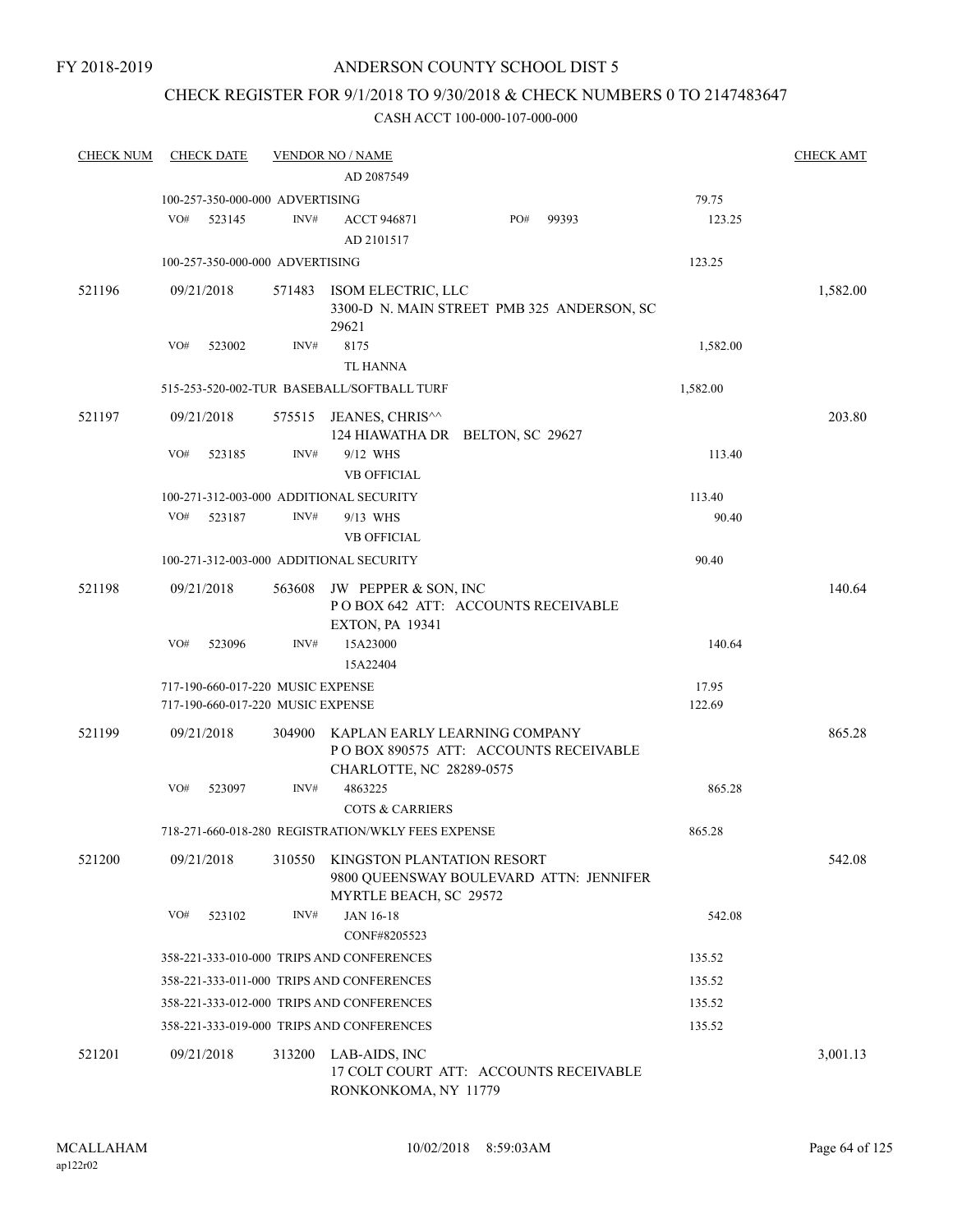FY 2018-2019

# ANDERSON COUNTY SCHOOL DIST 5

## CHECK REGISTER FOR 9/1/2018 TO 9/30/2018 & CHECK NUMBERS 0 TO 2147483647

CASH ACCT 100-000-107-000-000

| CHECK NUM | CHECK DATE | VENDOR NO / NAME | | CHECK AMT |
|---|---|---|---|---|
| | | AD 2087549 | | |
| | 100-257-350-000-000 ADVERTISING | | 79.75 | |
| | VO# 523145 | INV# ACCT 946871 PO# 99393 | 123.25 | |
| | | AD 2101517 | | |
| | 100-257-350-000-000 ADVERTISING | | 123.25 | |
| 521196 | 09/21/2018 | 571483 ISOM ELECTRIC, LLC<br>3300-D N. MAIN STREET PMB 325 ANDERSON, SC 29621 | | 1,582.00 |
| | VO# 523002 | INV# 8175 | 1,582.00 | |
| | | TL HANNA | | |
| | 515-253-520-002-TUR BASEBALL/SOFTBALL TURF | | 1,582.00 | |
| 521197 | 09/21/2018 | 575515 JEANES, CHRIS^^<br>124 HIAWATHA DR BELTON, SC 29627 | | 203.80 |
| | VO# 523185 | INV# 9/12 WHS | 113.40 | |
| | | VB OFFICIAL | | |
| | 100-271-312-003-000 ADDITIONAL SECURITY | | 113.40 | |
| | VO# 523187 | INV# 9/13 WHS | 90.40 | |
| | | VB OFFICIAL | | |
| | 100-271-312-003-000 ADDITIONAL SECURITY | | 90.40 | |
| 521198 | 09/21/2018 | 563608 JW PEPPER & SON, INC<br>P O BOX 642 ATT: ACCOUNTS RECEIVABLE<br>EXTON, PA 19341 | | 140.64 |
| | VO# 523096 | INV# 15A23000 | 140.64 | |
| | | 15A22404 | | |
| | 717-190-660-017-220 MUSIC EXPENSE | | 17.95 | |
| | 717-190-660-017-220 MUSIC EXPENSE | | 122.69 | |
| 521199 | 09/21/2018 | 304900 KAPLAN EARLY LEARNING COMPANY<br>P O BOX 890575 ATT: ACCOUNTS RECEIVABLE<br>CHARLOTTE, NC 28289-0575 | | 865.28 |
| | VO# 523097 | INV# 4863225 | 865.28 | |
| | | COTS & CARRIERS | | |
| | 718-271-660-018-280 REGISTRATION/WKLY FEES EXPENSE | | 865.28 | |
| 521200 | 09/21/2018 | 310550 KINGSTON PLANTATION RESORT<br>9800 QUEENSWAY BOULEVARD ATTN: JENNIFER<br>MYRTLE BEACH, SC 29572 | | 542.08 |
| | VO# 523102 | INV# JAN 16-18 | 542.08 | |
| | | CONF#8205523 | | |
| | 358-221-333-010-000 TRIPS AND CONFERENCES | | 135.52 | |
| | 358-221-333-011-000 TRIPS AND CONFERENCES | | 135.52 | |
| | 358-221-333-012-000 TRIPS AND CONFERENCES | | 135.52 | |
| | 358-221-333-019-000 TRIPS AND CONFERENCES | | 135.52 | |
| 521201 | 09/21/2018 | 313200 LAB-AIDS, INC<br>17 COLT COURT ATT: ACCOUNTS RECEIVABLE<br>RONKONKOMA, NY 11779 | | 3,001.13 |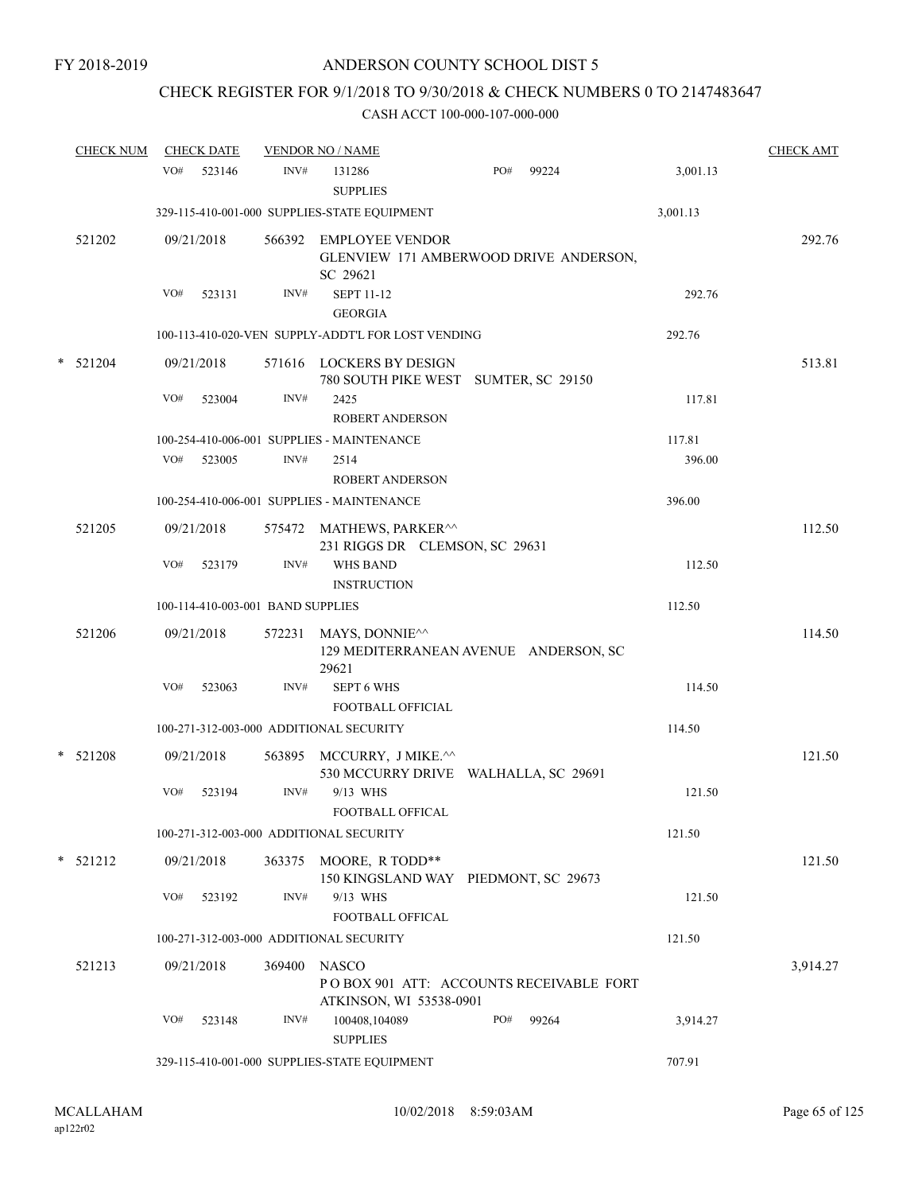FY 2018-2019

# ANDERSON COUNTY SCHOOL DIST 5

## CHECK REGISTER FOR 9/1/2018 TO 9/30/2018 & CHECK NUMBERS 0 TO 2147483647

### CASH ACCT 100-000-107-000-000

| CHECK NUM | CHECK DATE | VENDOR NO / NAME | | | CHECK AMT |
|---|---|---|---|---|---|
| | VO# 523146 | INV# 131286 SUPPLIES | PO# 99224 | 3,001.13 | |
| | 329-115-410-001-000 SUPPLIES-STATE EQUIPMENT | | | 3,001.13 | |
| 521202 | 09/21/2018 | 566392 EMPLOYEE VENDOR GLENVIEW 171 AMBERWOOD DRIVE ANDERSON, SC 29621 | | | 292.76 |
| | VO# 523131 | INV# SEPT 11-12 GEORGIA | | 292.76 | |
| | 100-113-410-020-VEN SUPPLY-ADDT'L FOR LOST VENDING | | | 292.76 | |
| * 521204 | 09/21/2018 | 571616 LOCKERS BY DESIGN 780 SOUTH PIKE WEST SUMTER, SC 29150 | | | 513.81 |
| | VO# 523004 | INV# 2425 ROBERT ANDERSON | | 117.81 | |
| | 100-254-410-006-001 SUPPLIES - MAINTENANCE | | | 117.81 | |
| | VO# 523005 | INV# 2514 ROBERT ANDERSON | | 396.00 | |
| | 100-254-410-006-001 SUPPLIES - MAINTENANCE | | | 396.00 | |
| 521205 | 09/21/2018 | 575472 MATHEWS, PARKER^^ 231 RIGGS DR CLEMSON, SC 29631 | | | 112.50 |
| | VO# 523179 | INV# WHS BAND INSTRUCTION | | 112.50 | |
| | 100-114-410-003-001 BAND SUPPLIES | | | 112.50 | |
| 521206 | 09/21/2018 | 572231 MAYS, DONNIE^^ 129 MEDITERRANEAN AVENUE ANDERSON, SC 29621 | | | 114.50 |
| | VO# 523063 | INV# SEPT 6 WHS FOOTBALL OFFICIAL | | 114.50 | |
| | 100-271-312-003-000 ADDITIONAL SECURITY | | | 114.50 | |
| * 521208 | 09/21/2018 | 563895 MCCURRY, J MIKE.^^ 530 MCCURRY DRIVE WALHALLA, SC 29691 | | | 121.50 |
| | VO# 523194 | INV# 9/13 WHS FOOTBALL OFFICAL | | 121.50 | |
| | 100-271-312-003-000 ADDITIONAL SECURITY | | | 121.50 | |
| * 521212 | 09/21/2018 | 363375 MOORE, R TODD** 150 KINGSLAND WAY PIEDMONT, SC 29673 | | | 121.50 |
| | VO# 523192 | INV# 9/13 WHS FOOTBALL OFFICAL | | 121.50 | |
| | 100-271-312-003-000 ADDITIONAL SECURITY | | | 121.50 | |
| 521213 | 09/21/2018 | 369400 NASCO P O BOX 901 ATT: ACCOUNTS RECEIVABLE FORT ATKINSON, WI 53538-0901 | | | 3,914.27 |
| | VO# 523148 | INV# 100408,104089 SUPPLIES | PO# 99264 | 3,914.27 | |
| | 329-115-410-001-000 SUPPLIES-STATE EQUIPMENT | | | 707.91 | |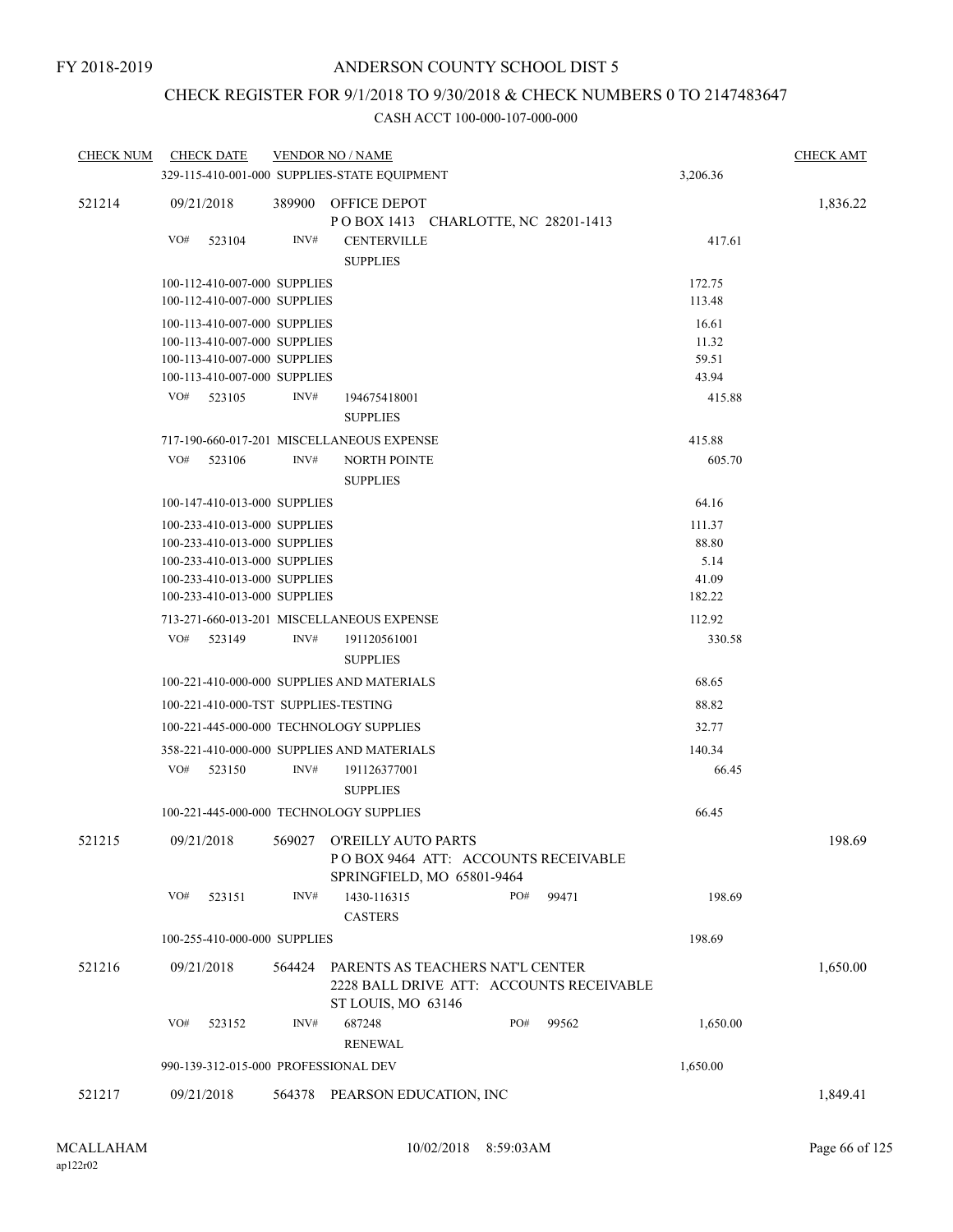FY 2018-2019

# ANDERSON COUNTY SCHOOL DIST 5

## CHECK REGISTER FOR 9/1/2018 TO 9/30/2018 & CHECK NUMBERS 0 TO 2147483647

CASH ACCT 100-000-107-000-000

| CHECK NUM | CHECK DATE | VENDOR NO / NAME | | CHECK AMT |
|---|---|---|---|---|
| | 329-115-410-001-000 SUPPLIES-STATE EQUIPMENT | | 3,206.36 | |
| 521214 | 09/21/2018 | 389900 OFFICE DEPOT<br>P O BOX 1413 CHARLOTTE, NC 28201-1413 | | 1,836.22 |
| | VO# 523104 | INV# CENTERVILLE<br>SUPPLIES | 417.61 | |
| | 100-112-410-007-000 SUPPLIES | | 172.75 | |
| | 100-112-410-007-000 SUPPLIES | | 113.48 | |
| | 100-113-410-007-000 SUPPLIES | | 16.61 | |
| | 100-113-410-007-000 SUPPLIES | | 11.32 | |
| | 100-113-410-007-000 SUPPLIES | | 59.51 | |
| | 100-113-410-007-000 SUPPLIES | | 43.94 | |
| | VO# 523105 | INV# 194675418001<br>SUPPLIES | 415.88 | |
| | 717-190-660-017-201 MISCELLANEOUS EXPENSE | | 415.88 | |
| | VO# 523106 | INV# NORTH POINTE<br>SUPPLIES | 605.70 | |
| | 100-147-410-013-000 SUPPLIES | | 64.16 | |
| | 100-233-410-013-000 SUPPLIES | | 111.37 | |
| | 100-233-410-013-000 SUPPLIES | | 88.80 | |
| | 100-233-410-013-000 SUPPLIES | | 5.14 | |
| | 100-233-410-013-000 SUPPLIES | | 41.09 | |
| | 100-233-410-013-000 SUPPLIES | | 182.22 | |
| | 713-271-660-013-201 MISCELLANEOUS EXPENSE | | 112.92 | |
| | VO# 523149 | INV# 191120561001<br>SUPPLIES | 330.58 | |
| | 100-221-410-000-000 SUPPLIES AND MATERIALS | | 68.65 | |
| | 100-221-410-000-TST SUPPLIES-TESTING | | 88.82 | |
| | 100-221-445-000-000 TECHNOLOGY SUPPLIES | | 32.77 | |
| | 358-221-410-000-000 SUPPLIES AND MATERIALS | | 140.34 | |
| | VO# 523150 | INV# 191126377001<br>SUPPLIES | 66.45 | |
| | 100-221-445-000-000 TECHNOLOGY SUPPLIES | | 66.45 | |
| 521215 | 09/21/2018 | 569027 O'REILLY AUTO PARTS<br>P O BOX 9464 ATT: ACCOUNTS RECEIVABLE<br>SPRINGFIELD, MO 65801-9464 | | 198.69 |
| | VO# 523151 | INV# 1430-116315 PO# 99471<br>CASTERS | 198.69 | |
| | 100-255-410-000-000 SUPPLIES | | 198.69 | |
| 521216 | 09/21/2018 | 564424 PARENTS AS TEACHERS NAT'L CENTER<br>2228 BALL DRIVE ATT: ACCOUNTS RECEIVABLE<br>ST LOUIS, MO 63146 | | 1,650.00 |
| | VO# 523152 | INV# 687248 PO# 99562<br>RENEWAL | 1,650.00 | |
| | 990-139-312-015-000 PROFESSIONAL DEV | | 1,650.00 | |
| 521217 | 09/21/2018 | 564378 PEARSON EDUCATION, INC | | 1,849.41 |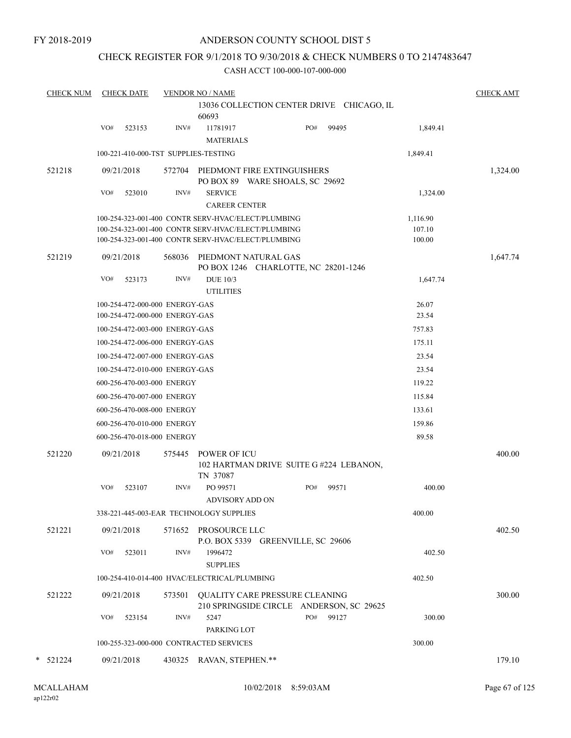FY 2018-2019

ANDERSON COUNTY SCHOOL DIST 5

CHECK REGISTER FOR 9/1/2018 TO 9/30/2018 & CHECK NUMBERS 0 TO 2147483647

CASH ACCT 100-000-107-000-000

| CHECK NUM | CHECK DATE | VENDOR NO / NAME | | CHECK AMT |
|---|---|---|---|---|
| | | 13036 COLLECTION CENTER DRIVE CHICAGO, IL 60693 | | |
| | VO# 523153 | INV# 11781917 PO# 99495<br>MATERIALS | 1,849.41 | |
| | 100-221-410-000-TST SUPPLIES-TESTING | | 1,849.41 | |
| 521218 | 09/21/2018 | 572704 PIEDMONT FIRE EXTINGUISHERS<br>PO BOX 89 WARE SHOALS, SC 29692 | | 1,324.00 |
| | VO# 523010 | INV# SERVICE<br>CAREER CENTER | 1,324.00 | |
| | 100-254-323-001-400 CONTR SERV-HVAC/ELECT/PLUMBING | | 1,116.90 | |
| | 100-254-323-001-400 CONTR SERV-HVAC/ELECT/PLUMBING | | 107.10 | |
| | 100-254-323-001-400 CONTR SERV-HVAC/ELECT/PLUMBING | | 100.00 | |
| 521219 | 09/21/2018 | 568036 PIEDMONT NATURAL GAS<br>PO BOX 1246 CHARLOTTE, NC 28201-1246 | | 1,647.74 |
| | VO# 523173 | INV# DUE 10/3<br>UTILITIES | 1,647.74 | |
| | 100-254-472-000-000 ENERGY-GAS | | 26.07 | |
| | 100-254-472-000-000 ENERGY-GAS | | 23.54 | |
| | 100-254-472-003-000 ENERGY-GAS | | 757.83 | |
| | 100-254-472-006-000 ENERGY-GAS | | 175.11 | |
| | 100-254-472-007-000 ENERGY-GAS | | 23.54 | |
| | 100-254-472-010-000 ENERGY-GAS | | 23.54 | |
| | 600-256-470-003-000 ENERGY | | 119.22 | |
| | 600-256-470-007-000 ENERGY | | 115.84 | |
| | 600-256-470-008-000 ENERGY | | 133.61 | |
| | 600-256-470-010-000 ENERGY | | 159.86 | |
| | 600-256-470-018-000 ENERGY | | 89.58 | |
| 521220 | 09/21/2018 | 575445 POWER OF ICU<br>102 HARTMAN DRIVE SUITE G #224 LEBANON, TN 37087 | | 400.00 |
| | VO# 523107 | INV# PO 99571 PO# 99571<br>ADVISORY ADD ON | 400.00 | |
| | 338-221-445-003-EAR TECHNOLOGY SUPPLIES | | 400.00 | |
| 521221 | 09/21/2018 | 571652 PROSOURCE LLC<br>P.O. BOX 5339 GREENVILLE, SC 29606 | | 402.50 |
| | VO# 523011 | INV# 1996472<br>SUPPLIES | 402.50 | |
| | 100-254-410-014-400 HVAC/ELECTRICAL/PLUMBING | | 402.50 | |
| 521222 | 09/21/2018 | 573501 QUALITY CARE PRESSURE CLEANING<br>210 SPRINGSIDE CIRCLE ANDERSON, SC 29625 | | 300.00 |
| | VO# 523154 | INV# 5247 PO# 99127<br>PARKING LOT | 300.00 | |
| | 100-255-323-000-000 CONTRACTED SERVICES | | 300.00 | |
| * 521224 | 09/21/2018 | 430325 RAVAN, STEPHEN.** | | 179.10 |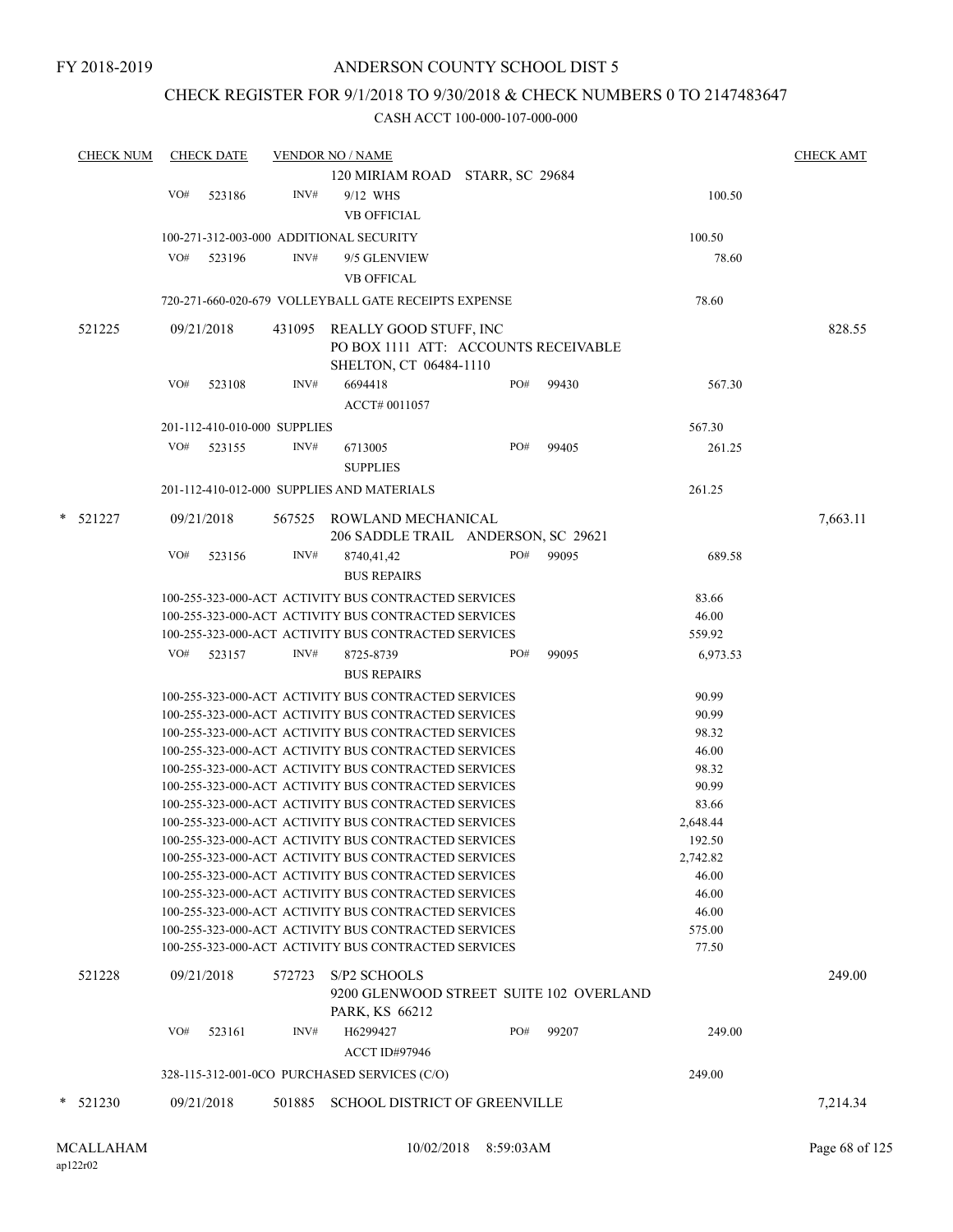FY 2018-2019

# ANDERSON COUNTY SCHOOL DIST 5

## CHECK REGISTER FOR 9/1/2018 TO 9/30/2018 & CHECK NUMBERS 0 TO 2147483647

CASH ACCT 100-000-107-000-000

| CHECK NUM | CHECK DATE | VENDOR NO / NAME | | | CHECK AMT |
|---|---|---|---|---|---|
| | | 120 MIRIAM ROAD STARR, SC 29684 | | | |
| | VO# 523186 | INV# 9/12 WHS<br>VB OFFICIAL | | 100.50 | |
| | 100-271-312-003-000 ADDITIONAL SECURITY | | | 100.50 | |
| | VO# 523196 | INV# 9/5 GLENVIEW<br>VB OFFICAL | | 78.60 | |
| | 720-271-660-020-679 VOLLEYBALL GATE RECEIPTS EXPENSE | | | 78.60 | |
| 521225 | 09/21/2018 | 431095 REALLY GOOD STUFF, INC<br>PO BOX 1111 ATT: ACCOUNTS RECEIVABLE<br>SHELTON, CT 06484-1110 | | | 828.55 |
| | VO# 523108 | INV# 6694418<br>ACCT# 0011057 | PO# 99430 | 567.30 | |
| | 201-112-410-010-000 SUPPLIES | | | 567.30 | |
| | VO# 523155 | INV# 6713005<br>SUPPLIES | PO# 99405 | 261.25 | |
| | 201-112-410-012-000 SUPPLIES AND MATERIALS | | | 261.25 | |
| * 521227 | 09/21/2018 | 567525 ROWLAND MECHANICAL<br>206 SADDLE TRAIL ANDERSON, SC 29621 | | | 7,663.11 |
| | VO# 523156 | INV# 8740,41,42<br>BUS REPAIRS | PO# 99095 | 689.58 | |
| | 100-255-323-000-ACT ACTIVITY BUS CONTRACTED SERVICES | | | 83.66 | |
| | 100-255-323-000-ACT ACTIVITY BUS CONTRACTED SERVICES | | | 46.00 | |
| | 100-255-323-000-ACT ACTIVITY BUS CONTRACTED SERVICES | | | 559.92 | |
| | VO# 523157 | INV# 8725-8739<br>BUS REPAIRS | PO# 99095 | 6,973.53 | |
| | 100-255-323-000-ACT ACTIVITY BUS CONTRACTED SERVICES | | | 90.99 | |
| | 100-255-323-000-ACT ACTIVITY BUS CONTRACTED SERVICES | | | 90.99 | |
| | 100-255-323-000-ACT ACTIVITY BUS CONTRACTED SERVICES | | | 98.32 | |
| | 100-255-323-000-ACT ACTIVITY BUS CONTRACTED SERVICES | | | 46.00 | |
| | 100-255-323-000-ACT ACTIVITY BUS CONTRACTED SERVICES | | | 98.32 | |
| | 100-255-323-000-ACT ACTIVITY BUS CONTRACTED SERVICES | | | 90.99 | |
| | 100-255-323-000-ACT ACTIVITY BUS CONTRACTED SERVICES | | | 83.66 | |
| | 100-255-323-000-ACT ACTIVITY BUS CONTRACTED SERVICES | | | 2,648.44 | |
| | 100-255-323-000-ACT ACTIVITY BUS CONTRACTED SERVICES | | | 192.50 | |
| | 100-255-323-000-ACT ACTIVITY BUS CONTRACTED SERVICES | | | 2,742.82 | |
| | 100-255-323-000-ACT ACTIVITY BUS CONTRACTED SERVICES | | | 46.00 | |
| | 100-255-323-000-ACT ACTIVITY BUS CONTRACTED SERVICES | | | 46.00 | |
| | 100-255-323-000-ACT ACTIVITY BUS CONTRACTED SERVICES | | | 46.00 | |
| | 100-255-323-000-ACT ACTIVITY BUS CONTRACTED SERVICES | | | 575.00 | |
| | 100-255-323-000-ACT ACTIVITY BUS CONTRACTED SERVICES | | | 77.50 | |
| 521228 | 09/21/2018 | 572723 S/P2 SCHOOLS<br>9200 GLENWOOD STREET SUITE 102 OVERLAND PARK, KS 66212 | | | 249.00 |
| | VO# 523161 | INV# H6299427<br>ACCT ID#97946 | PO# 99207 | 249.00 | |
| | 328-115-312-001-0CO PURCHASED SERVICES (C/O) | | | 249.00 | |
| * 521230 | 09/21/2018 | 501885 SCHOOL DISTRICT OF GREENVILLE | | | 7,214.34 |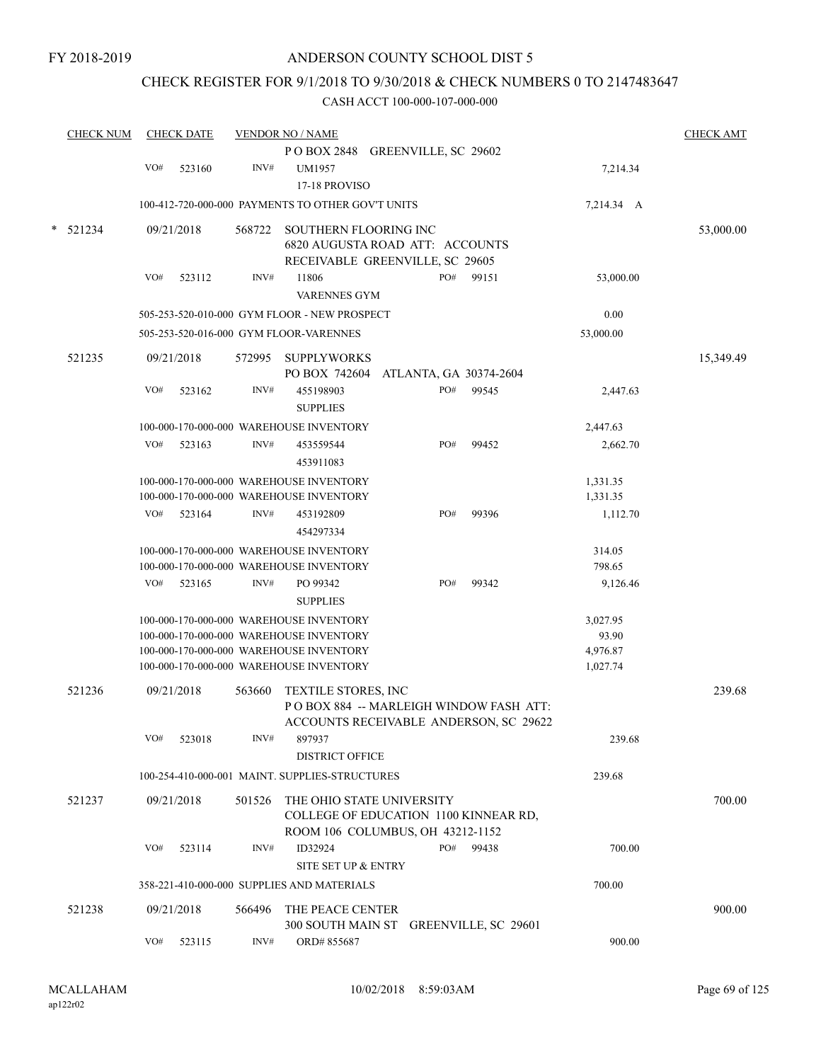FY 2018-2019

# ANDERSON COUNTY SCHOOL DIST 5

## CHECK REGISTER FOR 9/1/2018 TO 9/30/2018 & CHECK NUMBERS 0 TO 2147483647

CASH ACCT 100-000-107-000-000

| CHECK NUM | CHECK DATE | VENDOR NO / NAME | | CHECK AMT |
|---|---|---|---|---|
| | | P O BOX 2848 GREENVILLE, SC 29602 | | |
| | VO# 523160 | INV# UM1957<br>17-18 PROVISO | 7,214.34 | |
| | | 100-412-720-000-000 PAYMENTS TO OTHER GOV'T UNITS | 7,214.34 A | |
| * 521234 | 09/21/2018 | 568722 SOUTHERN FLOORING INC<br>6820 AUGUSTA ROAD ATT: ACCOUNTS RECEIVABLE GREENVILLE, SC 29605 | | 53,000.00 |
| | VO# 523112 | INV# 11806 PO# 99151<br>VARENNES GYM | 53,000.00 | |
| | | 505-253-520-010-000 GYM FLOOR - NEW PROSPECT | 0.00 | |
| | | 505-253-520-016-000 GYM FLOOR-VARENNES | 53,000.00 | |
| 521235 | 09/21/2018 | 572995 SUPPLYWORKS<br>PO BOX 742604 ATLANTA, GA 30374-2604 | | 15,349.49 |
| | VO# 523162 | INV# 455198903 PO# 99545<br>SUPPLIES | 2,447.63 | |
| | | 100-000-170-000-000 WAREHOUSE INVENTORY | 2,447.63 | |
| | VO# 523163 | INV# 453559544 PO# 99452<br>453911083 | 2,662.70 | |
| | | 100-000-170-000-000 WAREHOUSE INVENTORY | 1,331.35 | |
| | | 100-000-170-000-000 WAREHOUSE INVENTORY | 1,331.35 | |
| | VO# 523164 | INV# 453192809 PO# 99396<br>454297334 | 1,112.70 | |
| | | 100-000-170-000-000 WAREHOUSE INVENTORY | 314.05 | |
| | | 100-000-170-000-000 WAREHOUSE INVENTORY | 798.65 | |
| | VO# 523165 | INV# PO 99342 PO# 99342<br>SUPPLIES | 9,126.46 | |
| | | 100-000-170-000-000 WAREHOUSE INVENTORY | 3,027.95 | |
| | | 100-000-170-000-000 WAREHOUSE INVENTORY | 93.90 | |
| | | 100-000-170-000-000 WAREHOUSE INVENTORY | 4,976.87 | |
| | | 100-000-170-000-000 WAREHOUSE INVENTORY | 1,027.74 | |
| 521236 | 09/21/2018 | 563660 TEXTILE STORES, INC<br>P O BOX 884 -- MARLEIGH WINDOW FASH ATT: ACCOUNTS RECEIVABLE ANDERSON, SC 29622 | | 239.68 |
| | VO# 523018 | INV# 897937<br>DISTRICT OFFICE | 239.68 | |
| | | 100-254-410-000-001 MAINT. SUPPLIES-STRUCTURES | 239.68 | |
| 521237 | 09/21/2018 | 501526 THE OHIO STATE UNIVERSITY<br>COLLEGE OF EDUCATION 1100 KINNEAR RD, ROOM 106 COLUMBUS, OH 43212-1152 | | 700.00 |
| | VO# 523114 | INV# ID32924 PO# 99438<br>SITE SET UP & ENTRY | 700.00 | |
| | | 358-221-410-000-000 SUPPLIES AND MATERIALS | 700.00 | |
| 521238 | 09/21/2018 | 566496 THE PEACE CENTER<br>300 SOUTH MAIN ST GREENVILLE, SC 29601 | | 900.00 |
| | VO# 523115 | INV# ORD# 855687 | 900.00 | |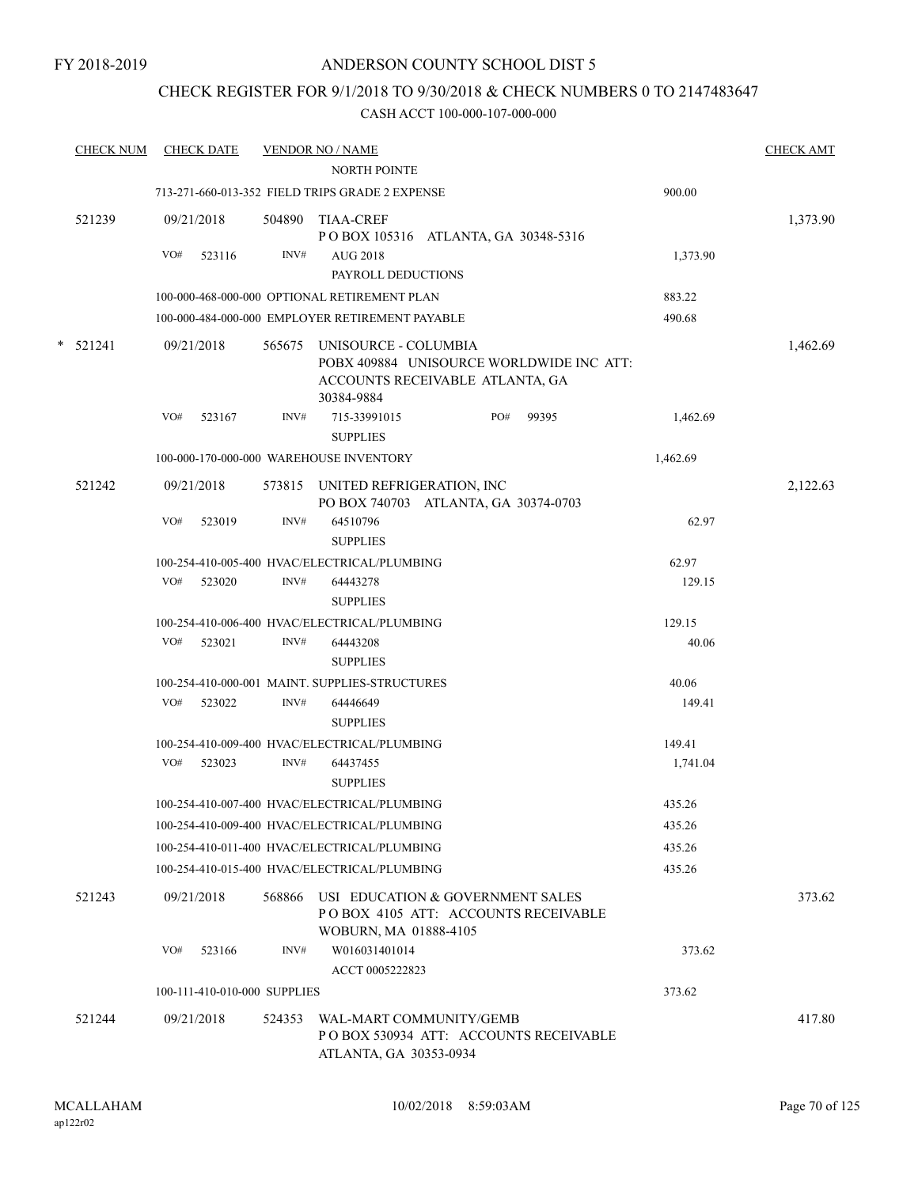FY 2018-2019

ANDERSON COUNTY SCHOOL DIST 5

CHECK REGISTER FOR 9/1/2018 TO 9/30/2018 & CHECK NUMBERS 0 TO 2147483647

CASH ACCT 100-000-107-000-000

| CHECK NUM | CHECK DATE | VENDOR NO / NAME | | CHECK AMT |
|---|---|---|---|---|
| | | NORTH POINTE | | |
| | | 713-271-660-013-352 FIELD TRIPS GRADE 2 EXPENSE | 900.00 | |
| 521239 | 09/21/2018 | 504890 TIAA-CREF<br>P O BOX 105316 ATLANTA, GA 30348-5316 | | 1,373.90 |
| | VO# 523116 | INV# AUG 2018<br>PAYROLL DEDUCTIONS | 1,373.90 | |
| | | 100-000-468-000-000 OPTIONAL RETIREMENT PLAN | 883.22 | |
| | | 100-000-484-000-000 EMPLOYER RETIREMENT PAYABLE | 490.68 | |
| * 521241 | 09/21/2018 | 565675 UNISOURCE - COLUMBIA<br>POBX 409884 UNISOURCE WORLDWIDE INC ATT: ACCOUNTS RECEIVABLE ATLANTA, GA 30384-9884 | | 1,462.69 |
| | VO# 523167 | INV# 715-33991015 PO# 99395<br>SUPPLIES | 1,462.69 | |
| | | 100-000-170-000-000 WAREHOUSE INVENTORY | 1,462.69 | |
| 521242 | 09/21/2018 | 573815 UNITED REFRIGERATION, INC<br>PO BOX 740703 ATLANTA, GA 30374-0703 | | 2,122.63 |
| | VO# 523019 | INV# 64510796<br>SUPPLIES | 62.97 | |
| | | 100-254-410-005-400 HVAC/ELECTRICAL/PLUMBING | 62.97 | |
| | VO# 523020 | INV# 64443278<br>SUPPLIES | 129.15 | |
| | | 100-254-410-006-400 HVAC/ELECTRICAL/PLUMBING | 129.15 | |
| | VO# 523021 | INV# 64443208<br>SUPPLIES | 40.06 | |
| | | 100-254-410-000-001 MAINT. SUPPLIES-STRUCTURES | 40.06 | |
| | VO# 523022 | INV# 64446649<br>SUPPLIES | 149.41 | |
| | | 100-254-410-009-400 HVAC/ELECTRICAL/PLUMBING | 149.41 | |
| | VO# 523023 | INV# 64437455<br>SUPPLIES | 1,741.04 | |
| | | 100-254-410-007-400 HVAC/ELECTRICAL/PLUMBING | 435.26 | |
| | | 100-254-410-009-400 HVAC/ELECTRICAL/PLUMBING | 435.26 | |
| | | 100-254-410-011-400 HVAC/ELECTRICAL/PLUMBING | 435.26 | |
| | | 100-254-410-015-400 HVAC/ELECTRICAL/PLUMBING | 435.26 | |
| 521243 | 09/21/2018 | 568866 USI EDUCATION & GOVERNMENT SALES<br>P O BOX 4105 ATT: ACCOUNTS RECEIVABLE WOBURN, MA 01888-4105 | | 373.62 |
| | VO# 523166 | INV# W016031401014<br>ACCT 0005222823 | 373.62 | |
| | | 100-111-410-010-000 SUPPLIES | 373.62 | |
| 521244 | 09/21/2018 | 524353 WAL-MART COMMUNITY/GEMB<br>P O BOX 530934 ATT: ACCOUNTS RECEIVABLE ATLANTA, GA 30353-0934 | | 417.80 |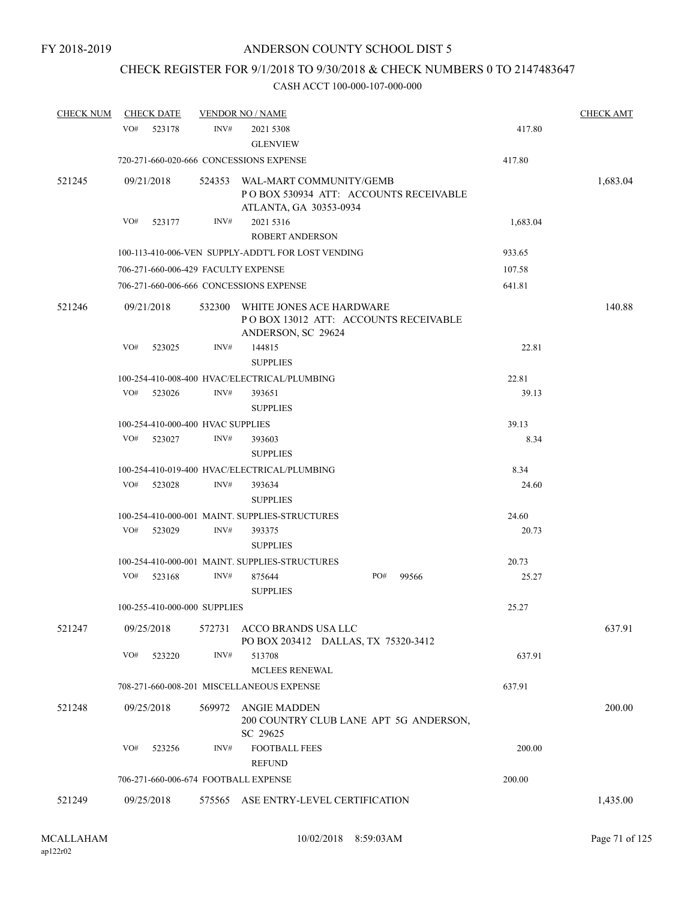FY 2018-2019

# ANDERSON COUNTY SCHOOL DIST 5

## CHECK REGISTER FOR 9/1/2018 TO 9/30/2018 & CHECK NUMBERS 0 TO 2147483647

### CASH ACCT 100-000-107-000-000

| CHECK NUM | CHECK DATE | VENDOR NO / NAME | | CHECK AMT |
|---|---|---|---|---|
| | VO# 523178 | INV# 2021 5308 GLENVIEW | 417.80 | |
| | 720-271-660-020-666 CONCESSIONS EXPENSE | | 417.80 | |
| 521245 | 09/21/2018 | 524353 WAL-MART COMMUNITY/GEMB P O BOX 530934 ATT: ACCOUNTS RECEIVABLE ATLANTA, GA 30353-0934 | | 1,683.04 |
| | VO# 523177 | INV# 2021 5316 ROBERT ANDERSON | 1,683.04 | |
| | 100-113-410-006-VEN SUPPLY-ADDT'L FOR LOST VENDING | | 933.65 | |
| | 706-271-660-006-429 FACULTY EXPENSE | | 107.58 | |
| | 706-271-660-006-666 CONCESSIONS EXPENSE | | 641.81 | |
| 521246 | 09/21/2018 | 532300 WHITE JONES ACE HARDWARE P O BOX 13012 ATT: ACCOUNTS RECEIVABLE ANDERSON, SC 29624 | | 140.88 |
| | VO# 523025 | INV# 144815 SUPPLIES | 22.81 | |
| | 100-254-410-008-400 HVAC/ELECTRICAL/PLUMBING | | 22.81 | |
| | VO# 523026 | INV# 393651 SUPPLIES | 39.13 | |
| | 100-254-410-000-400 HVAC SUPPLIES | | 39.13 | |
| | VO# 523027 | INV# 393603 SUPPLIES | 8.34 | |
| | 100-254-410-019-400 HVAC/ELECTRICAL/PLUMBING | | 8.34 | |
| | VO# 523028 | INV# 393634 SUPPLIES | 24.60 | |
| | 100-254-410-000-001 MAINT. SUPPLIES-STRUCTURES | | 24.60 | |
| | VO# 523029 | INV# 393375 SUPPLIES | 20.73 | |
| | 100-254-410-000-001 MAINT. SUPPLIES-STRUCTURES | | 20.73 | |
| | VO# 523168 | INV# 875644 PO# 99566 SUPPLIES | 25.27 | |
| | 100-255-410-000-000 SUPPLIES | | 25.27 | |
| 521247 | 09/25/2018 | 572731 ACCO BRANDS USA LLC PO BOX 203412 DALLAS, TX 75320-3412 | | 637.91 |
| | VO# 523220 | INV# 513708 MCLEES RENEWAL | 637.91 | |
| | 708-271-660-008-201 MISCELLANEOUS EXPENSE | | 637.91 | |
| 521248 | 09/25/2018 | 569972 ANGIE MADDEN 200 COUNTRY CLUB LANE APT 5G ANDERSON, SC 29625 | | 200.00 |
| | VO# 523256 | INV# FOOTBALL FEES REFUND | 200.00 | |
| | 706-271-660-006-674 FOOTBALL EXPENSE | | 200.00 | |
| 521249 | 09/25/2018 | 575565 ASE ENTRY-LEVEL CERTIFICATION | | 1,435.00 |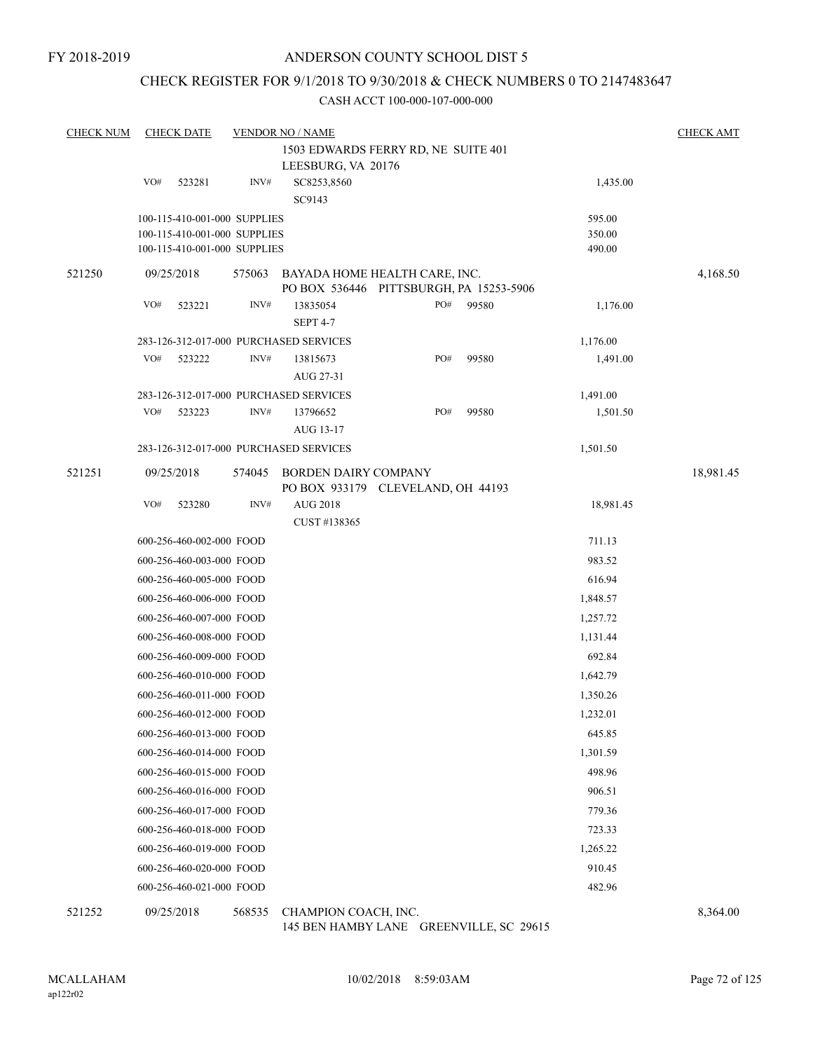FY 2018-2019

# ANDERSON COUNTY SCHOOL DIST 5

## CHECK REGISTER FOR 9/1/2018 TO 9/30/2018 & CHECK NUMBERS 0 TO 2147483647

CASH ACCT 100-000-107-000-000

| CHECK NUM | CHECK DATE | VENDOR NO / NAME | | CHECK AMT |
|---|---|---|---|---|
| | | 1503 EDWARDS FERRY RD, NE SUITE 401<br>LEESBURG, VA 20176 | | |
| | VO# 523281 | INV# SC8253,8560<br>SC9143 | 1,435.00 | |
| | 100-115-410-001-000 SUPPLIES | | 595.00 | |
| | 100-115-410-001-000 SUPPLIES | | 350.00 | |
| | 100-115-410-001-000 SUPPLIES | | 490.00 | |
| 521250 | 09/25/2018 | 575063 BAYADA HOME HEALTH CARE, INC.<br>PO BOX 536446 PITTSBURGH, PA 15253-5906 | | 4,168.50 |
| | VO# 523221 | INV# 13835054 PO# 99580<br>SEPT 4-7 | 1,176.00 | |
| | 283-126-312-017-000 PURCHASED SERVICES | | 1,176.00 | |
| | VO# 523222 | INV# 13815673 PO# 99580<br>AUG 27-31 | 1,491.00 | |
| | 283-126-312-017-000 PURCHASED SERVICES | | 1,491.00 | |
| | VO# 523223 | INV# 13796652 PO# 99580<br>AUG 13-17 | 1,501.50 | |
| | 283-126-312-017-000 PURCHASED SERVICES | | 1,501.50 | |
| 521251 | 09/25/2018 | 574045 BORDEN DAIRY COMPANY<br>PO BOX 933179 CLEVELAND, OH 44193 | | 18,981.45 |
| | VO# 523280 | INV# AUG 2018<br>CUST #138365 | 18,981.45 | |
| | 600-256-460-002-000 FOOD | | 711.13 | |
| | 600-256-460-003-000 FOOD | | 983.52 | |
| | 600-256-460-005-000 FOOD | | 616.94 | |
| | 600-256-460-006-000 FOOD | | 1,848.57 | |
| | 600-256-460-007-000 FOOD | | 1,257.72 | |
| | 600-256-460-008-000 FOOD | | 1,131.44 | |
| | 600-256-460-009-000 FOOD | | 692.84 | |
| | 600-256-460-010-000 FOOD | | 1,642.79 | |
| | 600-256-460-011-000 FOOD | | 1,350.26 | |
| | 600-256-460-012-000 FOOD | | 1,232.01 | |
| | 600-256-460-013-000 FOOD | | 645.85 | |
| | 600-256-460-014-000 FOOD | | 1,301.59 | |
| | 600-256-460-015-000 FOOD | | 498.96 | |
| | 600-256-460-016-000 FOOD | | 906.51 | |
| | 600-256-460-017-000 FOOD | | 779.36 | |
| | 600-256-460-018-000 FOOD | | 723.33 | |
| | 600-256-460-019-000 FOOD | | 1,265.22 | |
| | 600-256-460-020-000 FOOD | | 910.45 | |
| | 600-256-460-021-000 FOOD | | 482.96 | |
| 521252 | 09/25/2018 | 568535 CHAMPION COACH, INC.<br>145 BEN HAMBY LANE GREENVILLE, SC 29615 | | 8,364.00 |

MCALLAHAM
ap122r02

10/02/2018 8:59:03AM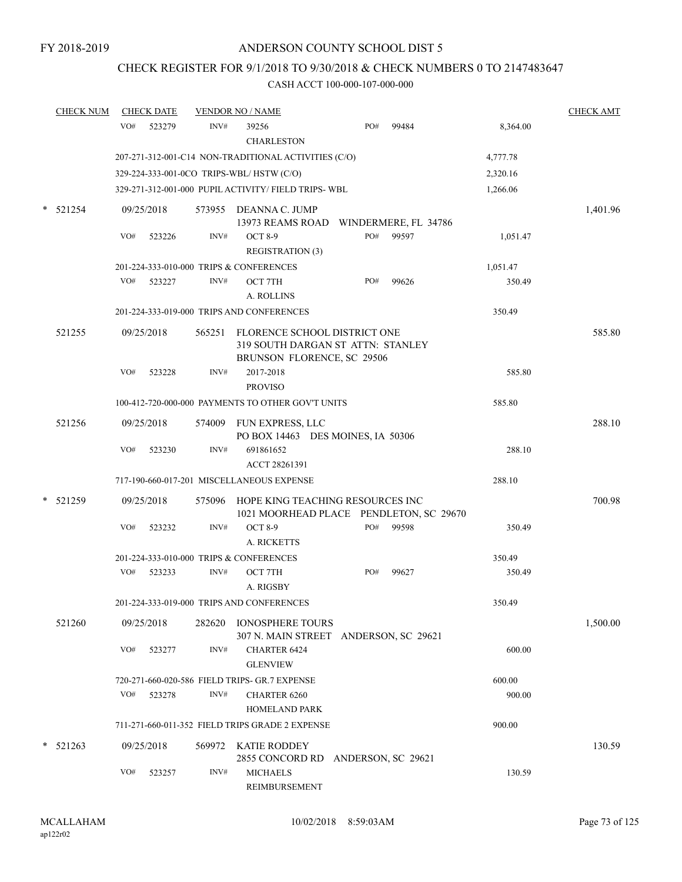FY 2018-2019

ANDERSON COUNTY SCHOOL DIST 5

CHECK REGISTER FOR 9/1/2018 TO 9/30/2018 & CHECK NUMBERS 0 TO 2147483647

CASH ACCT 100-000-107-000-000

| CHECK NUM | CHECK DATE | VENDOR NO / NAME | | | CHECK AMT |
|---|---|---|---|---|---|
| | VO# 523279 | INV# 39256 CHARLESTON | PO# 99484 | 8,364.00 | |
| | 207-271-312-001-C14 NON-TRADITIONAL ACTIVITIES (C/O) | | | 4,777.78 | |
| | 329-224-333-001-0CO TRIPS-WBL/ HSTW (C/O) | | | 2,320.16 | |
| | 329-271-312-001-000 PUPIL ACTIVITY/ FIELD TRIPS- WBL | | | 1,266.06 | |
| * 521254 | 09/25/2018 | 573955 DEANNA C. JUMP 13973 REAMS ROAD WINDERMERE, FL 34786 | | | 1,401.96 |
| | VO# 523226 | INV# OCT 8-9 REGISTRATION (3) | PO# 99597 | 1,051.47 | |
| | 201-224-333-010-000 TRIPS & CONFERENCES | | | 1,051.47 | |
| | VO# 523227 | INV# OCT 7TH A. ROLLINS | PO# 99626 | 350.49 | |
| | 201-224-333-019-000 TRIPS AND CONFERENCES | | | 350.49 | |
| 521255 | 09/25/2018 | 565251 FLORENCE SCHOOL DISTRICT ONE 319 SOUTH DARGAN ST ATTN: STANLEY BRUNSON FLORENCE, SC 29506 | | | 585.80 |
| | VO# 523228 | INV# 2017-2018 PROVISO | | 585.80 | |
| | 100-412-720-000-000 PAYMENTS TO OTHER GOV'T UNITS | | | 585.80 | |
| 521256 | 09/25/2018 | 574009 FUN EXPRESS, LLC PO BOX 14463 DES MOINES, IA 50306 | | | 288.10 |
| | VO# 523230 | INV# 691861652 ACCT 28261391 | | 288.10 | |
| | 717-190-660-017-201 MISCELLANEOUS EXPENSE | | | 288.10 | |
| * 521259 | 09/25/2018 | 575096 HOPE KING TEACHING RESOURCES INC 1021 MOORHEAD PLACE PENDLETON, SC 29670 | | | 700.98 |
| | VO# 523232 | INV# OCT 8-9 A. RICKETTS | PO# 99598 | 350.49 | |
| | 201-224-333-010-000 TRIPS & CONFERENCES | | | 350.49 | |
| | VO# 523233 | INV# OCT 7TH A. RIGSBY | PO# 99627 | 350.49 | |
| | 201-224-333-019-000 TRIPS AND CONFERENCES | | | 350.49 | |
| 521260 | 09/25/2018 | 282620 IONOSPHERE TOURS 307 N. MAIN STREET ANDERSON, SC 29621 | | | 1,500.00 |
| | VO# 523277 | INV# CHARTER 6424 GLENVIEW | | 600.00 | |
| | 720-271-660-020-586 FIELD TRIPS- GR.7 EXPENSE | | | 600.00 | |
| | VO# 523278 | INV# CHARTER 6260 HOMELAND PARK | | 900.00 | |
| | 711-271-660-011-352 FIELD TRIPS GRADE 2 EXPENSE | | | 900.00 | |
| * 521263 | 09/25/2018 | 569972 KATIE RODDEY 2855 CONCORD RD ANDERSON, SC 29621 | | | 130.59 |
| | VO# 523257 | INV# MICHAELS REIMBURSEMENT | | 130.59 | |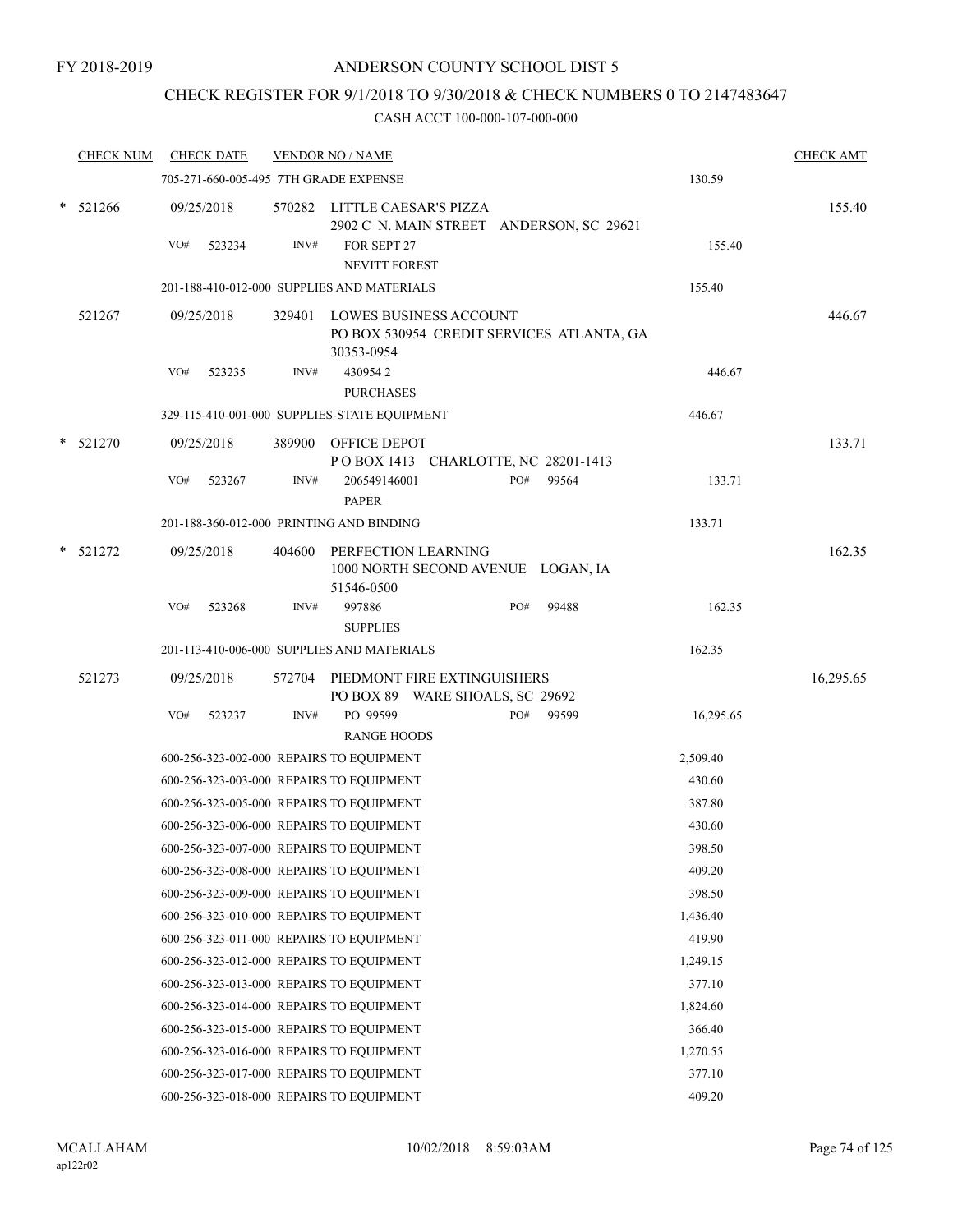FY 2018-2019

# ANDERSON COUNTY SCHOOL DIST 5

## CHECK REGISTER FOR 9/1/2018 TO 9/30/2018 & CHECK NUMBERS 0 TO 2147483647

### CASH ACCT 100-000-107-000-000

| CHECK NUM | CHECK DATE | VENDOR NO / NAME | | CHECK AMT |
|---|---|---|---|---|
| | 705-271-660-005-495 7TH GRADE EXPENSE | | 130.59 | |
| * 521266 | 09/25/2018 | 570282 LITTLE CAESAR'S PIZZA<br>2902 C N. MAIN STREET ANDERSON, SC 29621 | | 155.40 |
| | VO# 523234 | INV# FOR SEPT 27<br>NEVITT FOREST | 155.40 | |
| | 201-188-410-012-000 SUPPLIES AND MATERIALS | | 155.40 | |
| 521267 | 09/25/2018 | 329401 LOWES BUSINESS ACCOUNT<br>PO BOX 530954 CREDIT SERVICES ATLANTA, GA 30353-0954 | | 446.67 |
| | VO# 523235 | INV# 430954 2<br>PURCHASES | 446.67 | |
| | 329-115-410-001-000 SUPPLIES-STATE EQUIPMENT | | 446.67 | |
| * 521270 | 09/25/2018 | 389900 OFFICE DEPOT<br>P O BOX 1413 CHARLOTTE, NC 28201-1413 | | 133.71 |
| | VO# 523267 | INV# 206549146001 PO# 99564<br>PAPER | 133.71 | |
| | 201-188-360-012-000 PRINTING AND BINDING | | 133.71 | |
| * 521272 | 09/25/2018 | 404600 PERFECTION LEARNING<br>1000 NORTH SECOND AVENUE LOGAN, IA 51546-0500 | | 162.35 |
| | VO# 523268 | INV# 997886 PO# 99488<br>SUPPLIES | 162.35 | |
| | 201-113-410-006-000 SUPPLIES AND MATERIALS | | 162.35 | |
| 521273 | 09/25/2018 | 572704 PIEDMONT FIRE EXTINGUISHERS<br>PO BOX 89 WARE SHOALS, SC 29692 | | 16,295.65 |
| | VO# 523237 | INV# PO 99599 PO# 99599<br>RANGE HOODS | 16,295.65 | |
| | 600-256-323-002-000 REPAIRS TO EQUIPMENT | | 2,509.40 | |
| | 600-256-323-003-000 REPAIRS TO EQUIPMENT | | 430.60 | |
| | 600-256-323-005-000 REPAIRS TO EQUIPMENT | | 387.80 | |
| | 600-256-323-006-000 REPAIRS TO EQUIPMENT | | 430.60 | |
| | 600-256-323-007-000 REPAIRS TO EQUIPMENT | | 398.50 | |
| | 600-256-323-008-000 REPAIRS TO EQUIPMENT | | 409.20 | |
| | 600-256-323-009-000 REPAIRS TO EQUIPMENT | | 398.50 | |
| | 600-256-323-010-000 REPAIRS TO EQUIPMENT | | 1,436.40 | |
| | 600-256-323-011-000 REPAIRS TO EQUIPMENT | | 419.90 | |
| | 600-256-323-012-000 REPAIRS TO EQUIPMENT | | 1,249.15 | |
| | 600-256-323-013-000 REPAIRS TO EQUIPMENT | | 377.10 | |
| | 600-256-323-014-000 REPAIRS TO EQUIPMENT | | 1,824.60 | |
| | 600-256-323-015-000 REPAIRS TO EQUIPMENT | | 366.40 | |
| | 600-256-323-016-000 REPAIRS TO EQUIPMENT | | 1,270.55 | |
| | 600-256-323-017-000 REPAIRS TO EQUIPMENT | | 377.10 | |
| | 600-256-323-018-000 REPAIRS TO EQUIPMENT | | 409.20 | |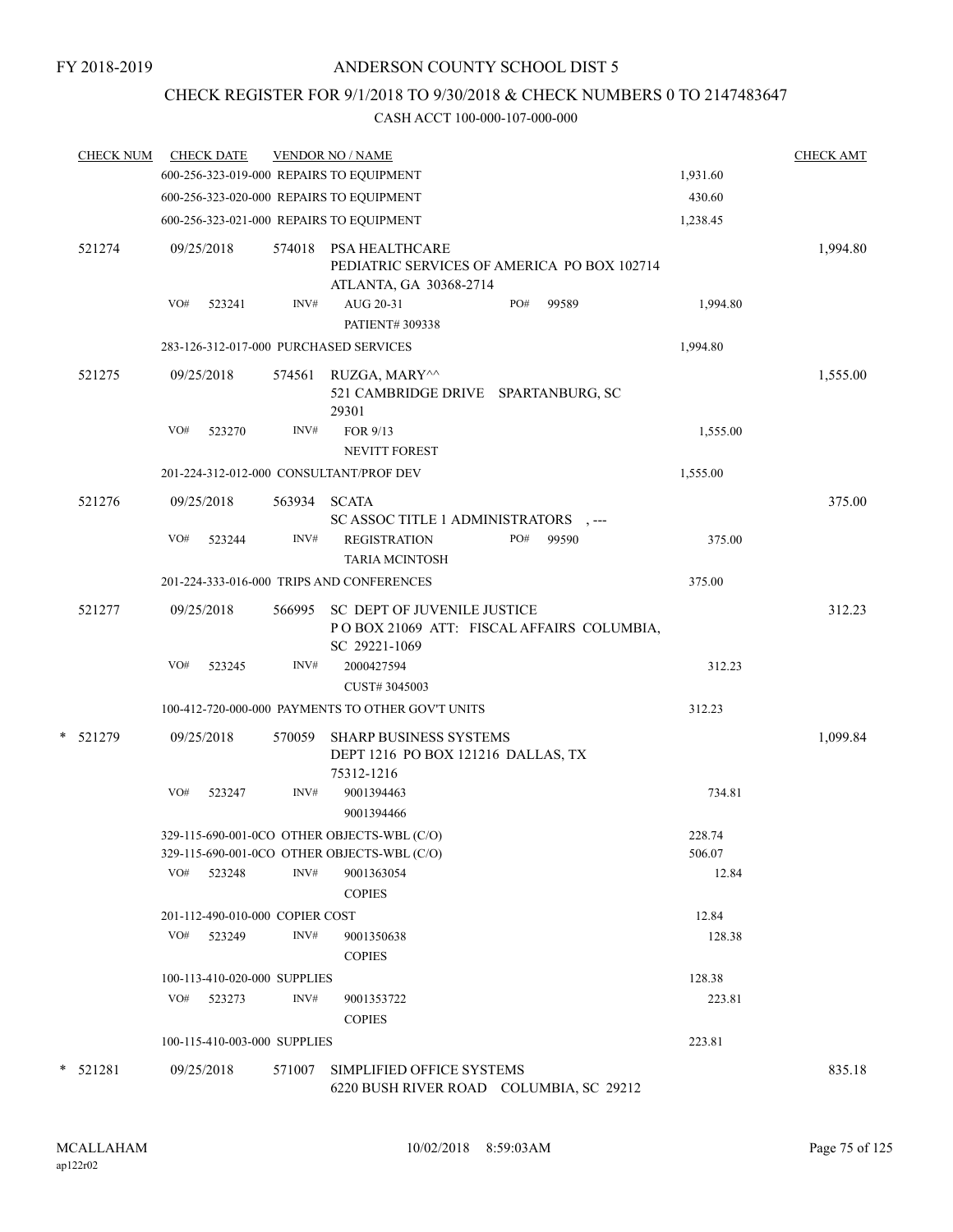# ANDERSON COUNTY SCHOOL DIST 5

FY 2018-2019

## CHECK REGISTER FOR 9/1/2018 TO 9/30/2018 & CHECK NUMBERS 0 TO 2147483647

CASH ACCT 100-000-107-000-000

| CHECK NUM | CHECK DATE | VENDOR NO / NAME | | CHECK AMT |
|---|---|---|---|---|
| | 600-256-323-019-000 REPAIRS TO EQUIPMENT | | 1,931.60 | |
| | 600-256-323-020-000 REPAIRS TO EQUIPMENT | | 430.60 | |
| | 600-256-323-021-000 REPAIRS TO EQUIPMENT | | 1,238.45 | |
| 521274 | 09/25/2018 | 574018 PSA HEALTHCARE<br>PEDIATRIC SERVICES OF AMERICA PO BOX 102714<br>ATLANTA, GA 30368-2714 | | 1,994.80 |
| | VO# 523241 | INV# AUG 20-31 PO# 99589<br>PATIENT# 309338 | 1,994.80 | |
| | 283-126-312-017-000 PURCHASED SERVICES | | 1,994.80 | |
| 521275 | 09/25/2018 | 574561 RUZGA, MARY^^<br>521 CAMBRIDGE DRIVE SPARTANBURG, SC<br>29301 | | 1,555.00 |
| | VO# 523270 | INV# FOR 9/13<br>NEVITT FOREST | 1,555.00 | |
| | 201-224-312-012-000 CONSULTANT/PROF DEV | | 1,555.00 | |
| 521276 | 09/25/2018 | 563934 SCATA<br>SC ASSOC TITLE 1 ADMINISTRATORS , --- | | 375.00 |
| | VO# 523244 | INV# REGISTRATION PO# 99590<br>TARIA MCINTOSH | 375.00 | |
| | 201-224-333-016-000 TRIPS AND CONFERENCES | | 375.00 | |
| 521277 | 09/25/2018 | 566995 SC DEPT OF JUVENILE JUSTICE<br>P O BOX 21069 ATT: FISCAL AFFAIRS COLUMBIA,<br>SC 29221-1069 | | 312.23 |
| | VO# 523245 | INV# 2000427594<br>CUST# 3045003 | 312.23 | |
| | 100-412-720-000-000 PAYMENTS TO OTHER GOV'T UNITS | | 312.23 | |
| * 521279 | 09/25/2018 | 570059 SHARP BUSINESS SYSTEMS<br>DEPT 1216 PO BOX 121216 DALLAS, TX<br>75312-1216 | | 1,099.84 |
| | VO# 523247 | INV# 9001394463<br>9001394466 | 734.81 | |
| | 329-115-690-001-0CO OTHER OBJECTS-WBL (C/O) | | 228.74 | |
| | 329-115-690-001-0CO OTHER OBJECTS-WBL (C/O) | | 506.07 | |
| | VO# 523248 | INV# 9001363054<br>COPIES | 12.84 | |
| | 201-112-490-010-000 COPIER COST | | 12.84 | |
| | VO# 523249 | INV# 9001350638<br>COPIES | 128.38 | |
| | 100-113-410-020-000 SUPPLIES | | 128.38 | |
| | VO# 523273 | INV# 9001353722<br>COPIES | 223.81 | |
| | 100-115-410-003-000 SUPPLIES | | 223.81 | |
| * 521281 | 09/25/2018 | 571007 SIMPLIFIED OFFICE SYSTEMS<br>6220 BUSH RIVER ROAD COLUMBIA, SC 29212 | | 835.18 |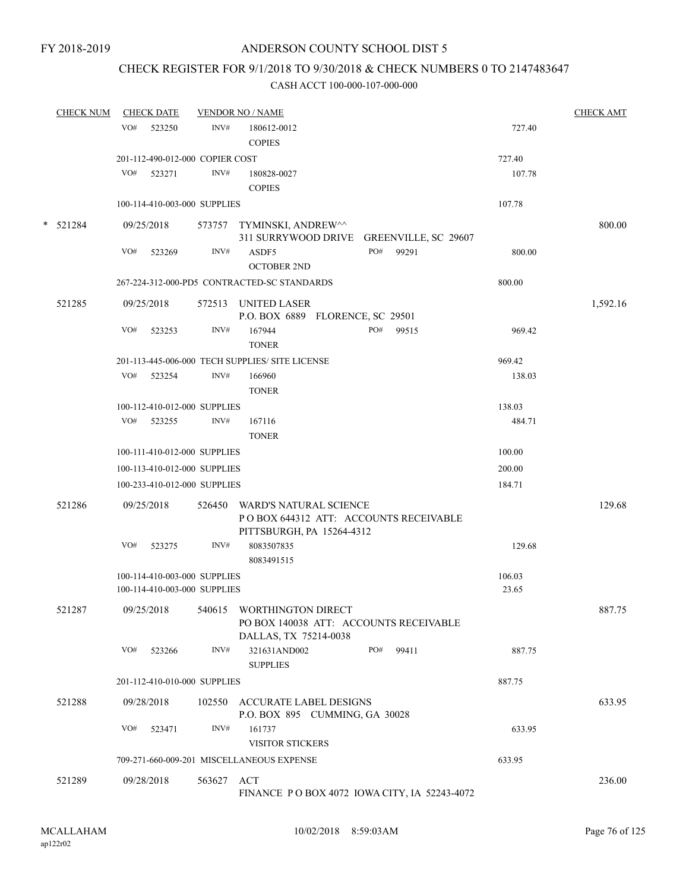FY 2018-2019

# ANDERSON COUNTY SCHOOL DIST 5

## CHECK REGISTER FOR 9/1/2018 TO 9/30/2018 & CHECK NUMBERS 0 TO 2147483647

### CASH ACCT 100-000-107-000-000

| CHECK NUM | CHECK DATE | VENDOR NO / NAME | | | CHECK AMT |
|---|---|---|---|---|---|
| | VO# 523250 | INV# 180612-0012 COPIES | | 727.40 | |
| | 201-112-490-012-000 COPIER COST | | | 727.40 | |
| | VO# 523271 | INV# 180828-0027 COPIES | | 107.78 | |
| | 100-114-410-003-000 SUPPLIES | | | 107.78 | |
| * 521284 | 09/25/2018 | 573757 TYMINSKI, ANDREW^^ 311 SURRYWOOD DRIVE GREENVILLE, SC 29607 | | | 800.00 |
| | VO# 523269 | INV# ASDF5 OCTOBER 2ND | PO# 99291 | 800.00 | |
| | 267-224-312-000-PD5 CONTRACTED-SC STANDARDS | | | 800.00 | |
| 521285 | 09/25/2018 | 572513 UNITED LASER P.O. BOX 6889 FLORENCE, SC 29501 | | | 1,592.16 |
| | VO# 523253 | INV# 167944 TONER | PO# 99515 | 969.42 | |
| | 201-113-445-006-000 TECH SUPPLIES/ SITE LICENSE | | | 969.42 | |
| | VO# 523254 | INV# 166960 TONER | | 138.03 | |
| | 100-112-410-012-000 SUPPLIES | | | 138.03 | |
| | VO# 523255 | INV# 167116 TONER | | 484.71 | |
| | 100-111-410-012-000 SUPPLIES | | | 100.00 | |
| | 100-113-410-012-000 SUPPLIES | | | 200.00 | |
| | 100-233-410-012-000 SUPPLIES | | | 184.71 | |
| 521286 | 09/25/2018 | 526450 WARD'S NATURAL SCIENCE P O BOX 644312 ATT: ACCOUNTS RECEIVABLE PITTSBURGH, PA 15264-4312 | | | 129.68 |
| | VO# 523275 | INV# 8083507835 8083491515 | | 129.68 | |
| | 100-114-410-003-000 SUPPLIES | | | 106.03 | |
| | 100-114-410-003-000 SUPPLIES | | | 23.65 | |
| 521287 | 09/25/2018 | 540615 WORTHINGTON DIRECT PO BOX 140038 ATT: ACCOUNTS RECEIVABLE DALLAS, TX 75214-0038 | | | 887.75 |
| | VO# 523266 | INV# 321631AND002 SUPPLIES | PO# 99411 | 887.75 | |
| | 201-112-410-010-000 SUPPLIES | | | 887.75 | |
| 521288 | 09/28/2018 | 102550 ACCURATE LABEL DESIGNS P.O. BOX 895 CUMMING, GA 30028 | | | 633.95 |
| | VO# 523471 | INV# 161737 VISITOR STICKERS | | 633.95 | |
| | 709-271-660-009-201 MISCELLANEOUS EXPENSE | | | 633.95 | |
| 521289 | 09/28/2018 | 563627 ACT FINANCE P O BOX 4072 IOWA CITY, IA 52243-4072 | | | 236.00 |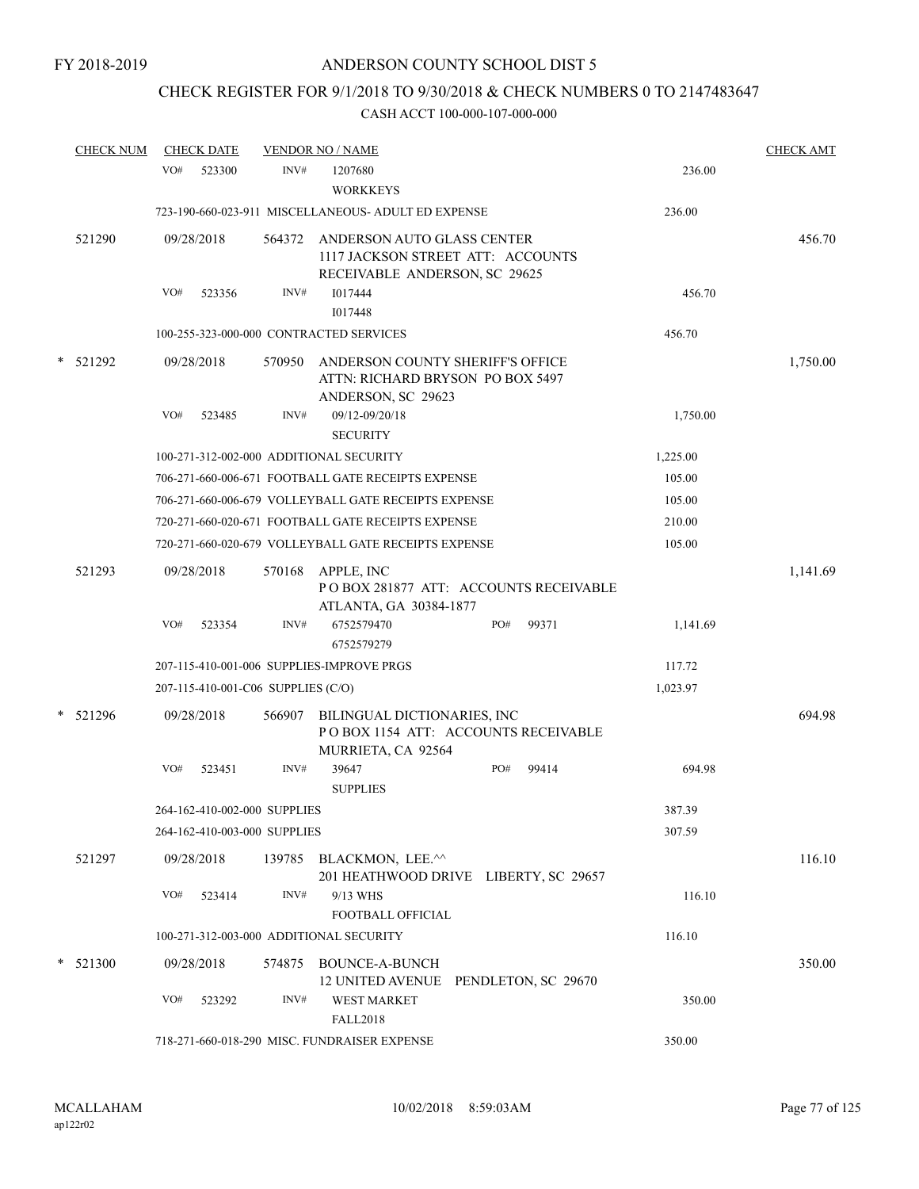FY 2018-2019

# ANDERSON COUNTY SCHOOL DIST 5

## CHECK REGISTER FOR 9/1/2018 TO 9/30/2018 & CHECK NUMBERS 0 TO 2147483647

### CASH ACCT 100-000-107-000-000

| CHECK NUM | CHECK DATE | VENDOR NO / NAME | | CHECK AMT |
|---|---|---|---|---|
| | VO# 523300 | INV# 1207680 WORKKEYS | 236.00 | |
| | | 723-190-660-023-911 MISCELLANEOUS- ADULT ED EXPENSE | 236.00 | |
| 521290 | 09/28/2018 | 564372 ANDERSON AUTO GLASS CENTER 1117 JACKSON STREET ATT: ACCOUNTS RECEIVABLE ANDERSON, SC 29625 | | 456.70 |
| | VO# 523356 | INV# I017444 I017448 | 456.70 | |
| | | 100-255-323-000-000 CONTRACTED SERVICES | 456.70 | |
| * 521292 | 09/28/2018 | 570950 ANDERSON COUNTY SHERIFF'S OFFICE ATTN: RICHARD BRYSON PO BOX 5497 ANDERSON, SC 29623 | | 1,750.00 |
| | VO# 523485 | INV# 09/12-09/20/18 SECURITY | 1,750.00 | |
| | | 100-271-312-002-000 ADDITIONAL SECURITY | 1,225.00 | |
| | | 706-271-660-006-671 FOOTBALL GATE RECEIPTS EXPENSE | 105.00 | |
| | | 706-271-660-006-679 VOLLEYBALL GATE RECEIPTS EXPENSE | 105.00 | |
| | | 720-271-660-020-671 FOOTBALL GATE RECEIPTS EXPENSE | 210.00 | |
| | | 720-271-660-020-679 VOLLEYBALL GATE RECEIPTS EXPENSE | 105.00 | |
| 521293 | 09/28/2018 | 570168 APPLE, INC P O BOX 281877 ATT: ACCOUNTS RECEIVABLE ATLANTA, GA 30384-1877 | | 1,141.69 |
| | VO# 523354 | INV# 6752579470 6752579279 PO# 99371 | 1,141.69 | |
| | | 207-115-410-001-006 SUPPLIES-IMPROVE PRGS | 117.72 | |
| | | 207-115-410-001-C06 SUPPLIES (C/O) | 1,023.97 | |
| * 521296 | 09/28/2018 | 566907 BILINGUAL DICTIONARIES, INC P O BOX 1154 ATT: ACCOUNTS RECEIVABLE MURRIETA, CA 92564 | | 694.98 |
| | VO# 523451 | INV# 39647 SUPPLIES PO# 99414 | 694.98 | |
| | | 264-162-410-002-000 SUPPLIES | 387.39 | |
| | | 264-162-410-003-000 SUPPLIES | 307.59 | |
| 521297 | 09/28/2018 | 139785 BLACKMON, LEE.^^ 201 HEATHWOOD DRIVE LIBERTY, SC 29657 | | 116.10 |
| | VO# 523414 | INV# 9/13 WHS FOOTBALL OFFICIAL | 116.10 | |
| | | 100-271-312-003-000 ADDITIONAL SECURITY | 116.10 | |
| * 521300 | 09/28/2018 | 574875 BOUNCE-A-BUNCH 12 UNITED AVENUE PENDLETON, SC 29670 | | 350.00 |
| | VO# 523292 | INV# WEST MARKET FALL2018 | 350.00 | |
| | | 718-271-660-018-290 MISC. FUNDRAISER EXPENSE | 350.00 | |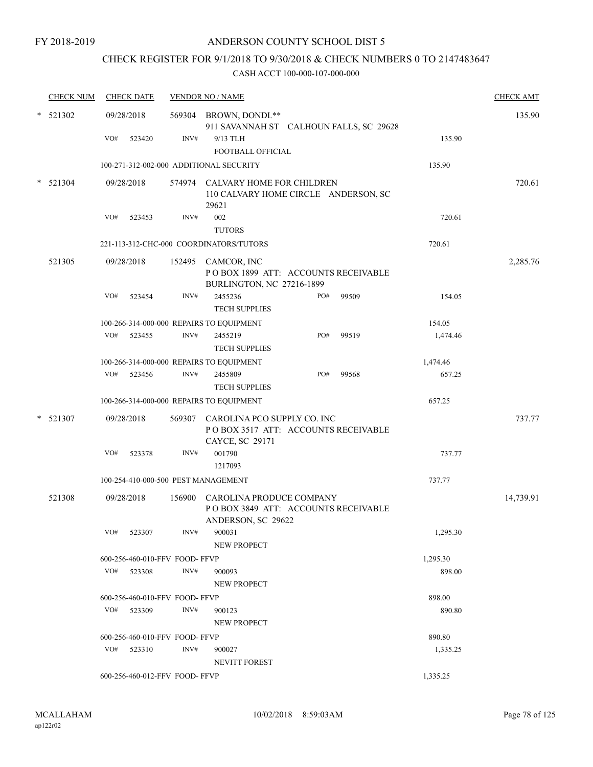FY 2018-2019

# ANDERSON COUNTY SCHOOL DIST 5

## CHECK REGISTER FOR 9/1/2018 TO 9/30/2018 & CHECK NUMBERS 0 TO 2147483647

### CASH ACCT 100-000-107-000-000

| CHECK NUM | CHECK DATE | VENDOR NO / NAME | | | CHECK AMT |
|---|---|---|---|---|---|
| * 521302 | 09/28/2018 | 569304 BROWN, DONDI.** 911 SAVANNAH ST CALHOUN FALLS, SC 29628 | | | 135.90 |
| | VO# 523420 | INV# 9/13 TLH FOOTBALL OFFICIAL | | 135.90 | |
| | 100-271-312-002-000 ADDITIONAL SECURITY | | | 135.90 | |
| * 521304 | 09/28/2018 | 574974 CALVARY HOME FOR CHILDREN 110 CALVARY HOME CIRCLE ANDERSON, SC 29621 | | | 720.61 |
| | VO# 523453 | INV# 002 TUTORS | | 720.61 | |
| | 221-113-312-CHC-000 COORDINATORS/TUTORS | | | 720.61 | |
| 521305 | 09/28/2018 | 152495 CAMCOR, INC P O BOX 1899 ATT: ACCOUNTS RECEIVABLE BURLINGTON, NC 27216-1899 | | | 2,285.76 |
| | VO# 523454 | INV# 2455236 TECH SUPPLIES | PO# 99509 | 154.05 | |
| | 100-266-314-000-000 REPAIRS TO EQUIPMENT | | | 154.05 | |
| | VO# 523455 | INV# 2455219 TECH SUPPLIES | PO# 99519 | 1,474.46 | |
| | 100-266-314-000-000 REPAIRS TO EQUIPMENT | | | 1,474.46 | |
| | VO# 523456 | INV# 2455809 TECH SUPPLIES | PO# 99568 | 657.25 | |
| | 100-266-314-000-000 REPAIRS TO EQUIPMENT | | | 657.25 | |
| * 521307 | 09/28/2018 | 569307 CAROLINA PCO SUPPLY CO. INC P O BOX 3517 ATT: ACCOUNTS RECEIVABLE CAYCE, SC 29171 | | | 737.77 |
| | VO# 523378 | INV# 001790 1217093 | | 737.77 | |
| | 100-254-410-000-500 PEST MANAGEMENT | | | 737.77 | |
| 521308 | 09/28/2018 | 156900 CAROLINA PRODUCE COMPANY P O BOX 3849 ATT: ACCOUNTS RECEIVABLE ANDERSON, SC 29622 | | | 14,739.91 |
| | VO# 523307 | INV# 900031 NEW PROPECT | | 1,295.30 | |
| | 600-256-460-010-FFV FOOD- FFVP | | | 1,295.30 | |
| | VO# 523308 | INV# 900093 NEW PROPECT | | 898.00 | |
| | 600-256-460-010-FFV FOOD- FFVP | | | 898.00 | |
| | VO# 523309 | INV# 900123 NEW PROPECT | | 890.80 | |
| | 600-256-460-010-FFV FOOD- FFVP | | | 890.80 | |
| | VO# 523310 | INV# 900027 NEVITT FOREST | | 1,335.25 | |
| | 600-256-460-012-FFV FOOD- FFVP | | | 1,335.25 | |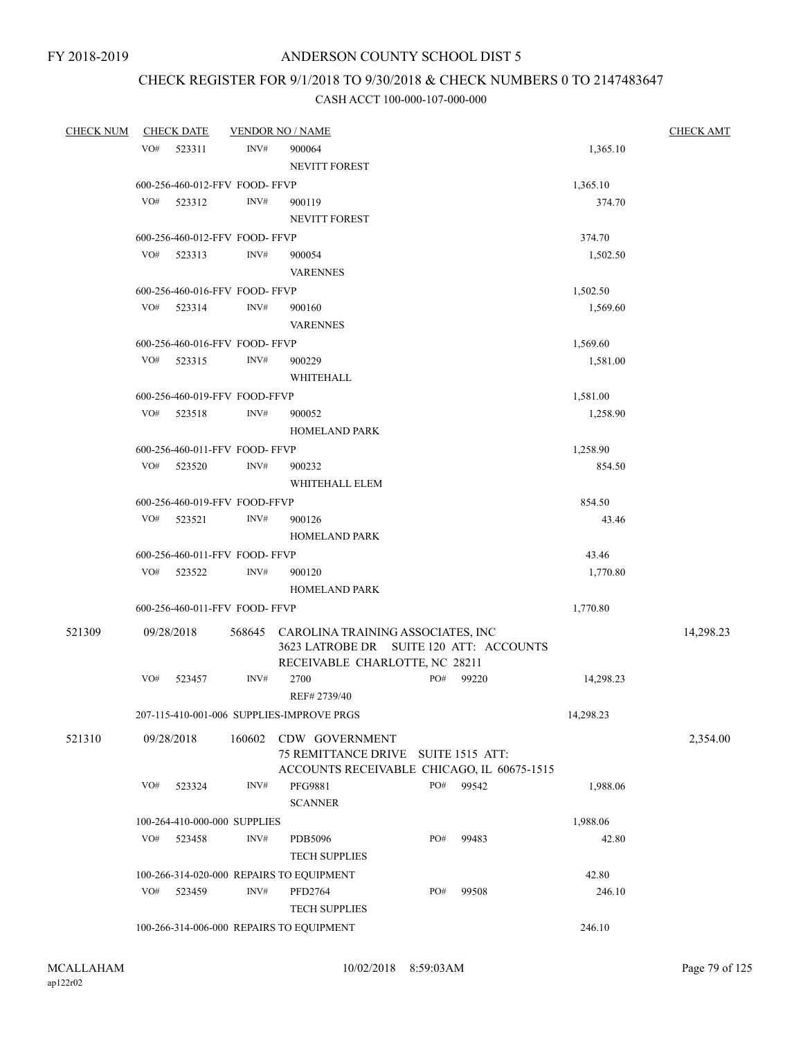FY 2018-2019

# ANDERSON COUNTY SCHOOL DIST 5

## CHECK REGISTER FOR 9/1/2018 TO 9/30/2018 & CHECK NUMBERS 0 TO 2147483647

### CASH ACCT 100-000-107-000-000

| CHECK NUM | CHECK DATE | VENDOR NO / NAME | | | CHECK AMT |
|---|---|---|---|---|---|
| | VO# 523311 | INV# 900064 NEVITT FOREST | | 1,365.10 | |
| | 600-256-460-012-FFV FOOD- FFVP | | | 1,365.10 | |
| | VO# 523312 | INV# 900119 NEVITT FOREST | | 374.70 | |
| | 600-256-460-012-FFV FOOD- FFVP | | | 374.70 | |
| | VO# 523313 | INV# 900054 VARENNES | | 1,502.50 | |
| | 600-256-460-016-FFV FOOD- FFVP | | | 1,502.50 | |
| | VO# 523314 | INV# 900160 VARENNES | | 1,569.60 | |
| | 600-256-460-016-FFV FOOD- FFVP | | | 1,569.60 | |
| | VO# 523315 | INV# 900229 WHITEHALL | | 1,581.00 | |
| | 600-256-460-019-FFV FOOD-FFVP | | | 1,581.00 | |
| | VO# 523518 | INV# 900052 HOMELAND PARK | | 1,258.90 | |
| | 600-256-460-011-FFV FOOD- FFVP | | | 1,258.90 | |
| | VO# 523520 | INV# 900232 WHITEHALL ELEM | | 854.50 | |
| | 600-256-460-019-FFV FOOD-FFVP | | | 854.50 | |
| | VO# 523521 | INV# 900126 HOMELAND PARK | | 43.46 | |
| | 600-256-460-011-FFV FOOD- FFVP | | | 43.46 | |
| | VO# 523522 | INV# 900120 HOMELAND PARK | | 1,770.80 | |
| | 600-256-460-011-FFV FOOD- FFVP | | | 1,770.80 | |
| 521309 | 09/28/2018 | 568645 CAROLINA TRAINING ASSOCIATES, INC 3623 LATROBE DR SUITE 120 ATT: ACCOUNTS RECEIVABLE CHARLOTTE, NC 28211 | | | 14,298.23 |
| | VO# 523457 | INV# 2700 REF# 2739/40 | PO# 99220 | 14,298.23 | |
| | 207-115-410-001-006 SUPPLIES-IMPROVE PRGS | | | 14,298.23 | |
| 521310 | 09/28/2018 | 160602 CDW GOVERNMENT 75 REMITTANCE DRIVE SUITE 1515 ATT: ACCOUNTS RECEIVABLE CHICAGO, IL 60675-1515 | | | 2,354.00 |
| | VO# 523324 | INV# PFG9881 SCANNER | PO# 99542 | 1,988.06 | |
| | 100-264-410-000-000 SUPPLIES | | | 1,988.06 | |
| | VO# 523458 | INV# PDB5096 TECH SUPPLIES | PO# 99483 | 42.80 | |
| | 100-266-314-020-000 REPAIRS TO EQUIPMENT | | | 42.80 | |
| | VO# 523459 | INV# PFD2764 TECH SUPPLIES | PO# 99508 | 246.10 | |
| | 100-266-314-006-000 REPAIRS TO EQUIPMENT | | | 246.10 | |

MCALLAHAM ap122r02 10/02/2018 8:59:03AM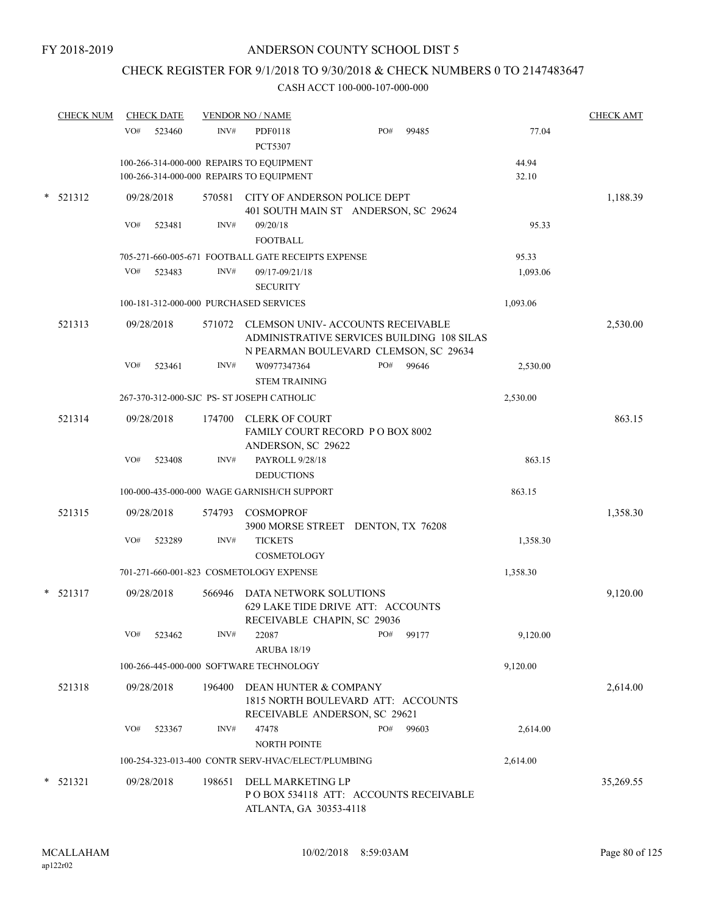FY 2018-2019

# ANDERSON COUNTY SCHOOL DIST 5

## CHECK REGISTER FOR 9/1/2018 TO 9/30/2018 & CHECK NUMBERS 0 TO 2147483647

CASH ACCT 100-000-107-000-000

| CHECK NUM | CHECK DATE | VENDOR NO / NAME | | | CHECK AMT |
|---|---|---|---|---|---|
| | VO# 523460 | INV# PDF0118 PCT5307 | PO# 99485 | 77.04 | |
| | 100-266-314-000-000 REPAIRS TO EQUIPMENT | | | 44.94 | |
| | 100-266-314-000-000 REPAIRS TO EQUIPMENT | | | 32.10 | |
| * 521312 | 09/28/2018 | 570581 CITY OF ANDERSON POLICE DEPT 401 SOUTH MAIN ST ANDERSON, SC 29624 | | | 1,188.39 |
| | VO# 523481 | INV# 09/20/18 FOOTBALL | | 95.33 | |
| | 705-271-660-005-671 FOOTBALL GATE RECEIPTS EXPENSE | | | 95.33 | |
| | VO# 523483 | INV# 09/17-09/21/18 SECURITY | | 1,093.06 | |
| | 100-181-312-000-000 PURCHASED SERVICES | | | 1,093.06 | |
| 521313 | 09/28/2018 | 571072 CLEMSON UNIV- ACCOUNTS RECEIVABLE ADMINISTRATIVE SERVICES BUILDING 108 SILAS N PEARMAN BOULEVARD CLEMSON, SC 29634 | | | 2,530.00 |
| | VO# 523461 | INV# W0977347364 STEM TRAINING | PO# 99646 | 2,530.00 | |
| | 267-370-312-000-SJC PS- ST JOSEPH CATHOLIC | | | 2,530.00 | |
| 521314 | 09/28/2018 | 174700 CLERK OF COURT FAMILY COURT RECORD P O BOX 8002 ANDERSON, SC 29622 | | | 863.15 |
| | VO# 523408 | INV# PAYROLL 9/28/18 DEDUCTIONS | | 863.15 | |
| | 100-000-435-000-000 WAGE GARNISH/CH SUPPORT | | | 863.15 | |
| 521315 | 09/28/2018 | 574793 COSMOPROF 3900 MORSE STREET DENTON, TX 76208 | | | 1,358.30 |
| | VO# 523289 | INV# TICKETS COSMETOLOGY | | 1,358.30 | |
| | 701-271-660-001-823 COSMETOLOGY EXPENSE | | | 1,358.30 | |
| * 521317 | 09/28/2018 | 566946 DATA NETWORK SOLUTIONS 629 LAKE TIDE DRIVE ATT: ACCOUNTS RECEIVABLE CHAPIN, SC 29036 | | | 9,120.00 |
| | VO# 523462 | INV# 22087 ARUBA 18/19 | PO# 99177 | 9,120.00 | |
| | 100-266-445-000-000 SOFTWARE TECHNOLOGY | | | 9,120.00 | |
| 521318 | 09/28/2018 | 196400 DEAN HUNTER & COMPANY 1815 NORTH BOULEVARD ATT: ACCOUNTS RECEIVABLE ANDERSON, SC 29621 | | | 2,614.00 |
| | VO# 523367 | INV# 47478 NORTH POINTE | PO# 99603 | 2,614.00 | |
| | 100-254-323-013-400 CONTR SERV-HVAC/ELECT/PLUMBING | | | 2,614.00 | |
| * 521321 | 09/28/2018 | 198651 DELL MARKETING LP P O BOX 534118 ATT: ACCOUNTS RECEIVABLE ATLANTA, GA 30353-4118 | | | 35,269.55 |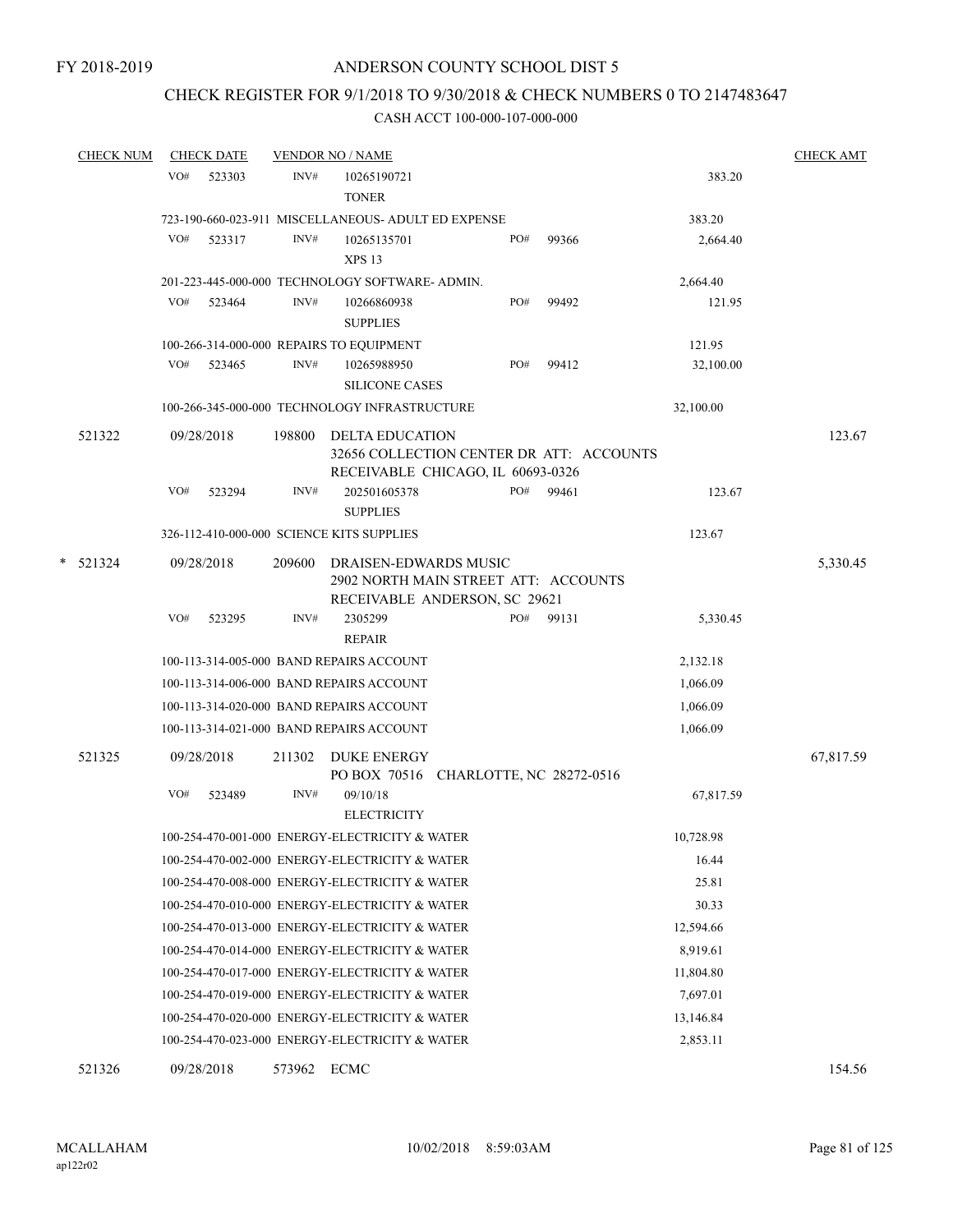FY 2018-2019

# ANDERSON COUNTY SCHOOL DIST 5

## CHECK REGISTER FOR 9/1/2018 TO 9/30/2018 & CHECK NUMBERS 0 TO 2147483647

### CASH ACCT 100-000-107-000-000

| CHECK NUM | CHECK DATE | VENDOR NO / NAME | | | CHECK AMT |
|---|---|---|---|---|---|
| | VO# 523303 | INV# 10265190721 TONER | | 383.20 | |
| | 723-190-660-023-911 MISCELLANEOUS- ADULT ED EXPENSE | | | 383.20 | |
| | VO# 523317 | INV# 10265135701 XPS 13 | PO# 99366 | 2,664.40 | |
| | 201-223-445-000-000 TECHNOLOGY SOFTWARE- ADMIN. | | | 2,664.40 | |
| | VO# 523464 | INV# 10266860938 SUPPLIES | PO# 99492 | 121.95 | |
| | 100-266-314-000-000 REPAIRS TO EQUIPMENT | | | 121.95 | |
| | VO# 523465 | INV# 10265988950 SILICONE CASES | PO# 99412 | 32,100.00 | |
| | 100-266-345-000-000 TECHNOLOGY INFRASTRUCTURE | | | 32,100.00 | |
| 521322 | 09/28/2018 | 198800 DELTA EDUCATION 32656 COLLECTION CENTER DR ATT: ACCOUNTS RECEIVABLE CHICAGO, IL 60693-0326 | | | 123.67 |
| | VO# 523294 | INV# 202501605378 SUPPLIES | PO# 99461 | 123.67 | |
| | 326-112-410-000-000 SCIENCE KITS SUPPLIES | | | 123.67 | |
| * 521324 | 09/28/2018 | 209600 DRAISEN-EDWARDS MUSIC 2902 NORTH MAIN STREET ATT: ACCOUNTS RECEIVABLE ANDERSON, SC 29621 | | | 5,330.45 |
| | VO# 523295 | INV# 2305299 REPAIR | PO# 99131 | 5,330.45 | |
| | 100-113-314-005-000 BAND REPAIRS ACCOUNT | | | 2,132.18 | |
| | 100-113-314-006-000 BAND REPAIRS ACCOUNT | | | 1,066.09 | |
| | 100-113-314-020-000 BAND REPAIRS ACCOUNT | | | 1,066.09 | |
| | 100-113-314-021-000 BAND REPAIRS ACCOUNT | | | 1,066.09 | |
| 521325 | 09/28/2018 | 211302 DUKE ENERGY PO BOX 70516 CHARLOTTE, NC 28272-0516 | | | 67,817.59 |
| | VO# 523489 | INV# 09/10/18 ELECTRICITY | | 67,817.59 | |
| | 100-254-470-001-000 ENERGY-ELECTRICITY & WATER | | | 10,728.98 | |
| | 100-254-470-002-000 ENERGY-ELECTRICITY & WATER | | | 16.44 | |
| | 100-254-470-008-000 ENERGY-ELECTRICITY & WATER | | | 25.81 | |
| | 100-254-470-010-000 ENERGY-ELECTRICITY & WATER | | | 30.33 | |
| | 100-254-470-013-000 ENERGY-ELECTRICITY & WATER | | | 12,594.66 | |
| | 100-254-470-014-000 ENERGY-ELECTRICITY & WATER | | | 8,919.61 | |
| | 100-254-470-017-000 ENERGY-ELECTRICITY & WATER | | | 11,804.80 | |
| | 100-254-470-019-000 ENERGY-ELECTRICITY & WATER | | | 7,697.01 | |
| | 100-254-470-020-000 ENERGY-ELECTRICITY & WATER | | | 13,146.84 | |
| | 100-254-470-023-000 ENERGY-ELECTRICITY & WATER | | | 2,853.11 | |
| 521326 | 09/28/2018 | 573962 ECMC | | | 154.56 |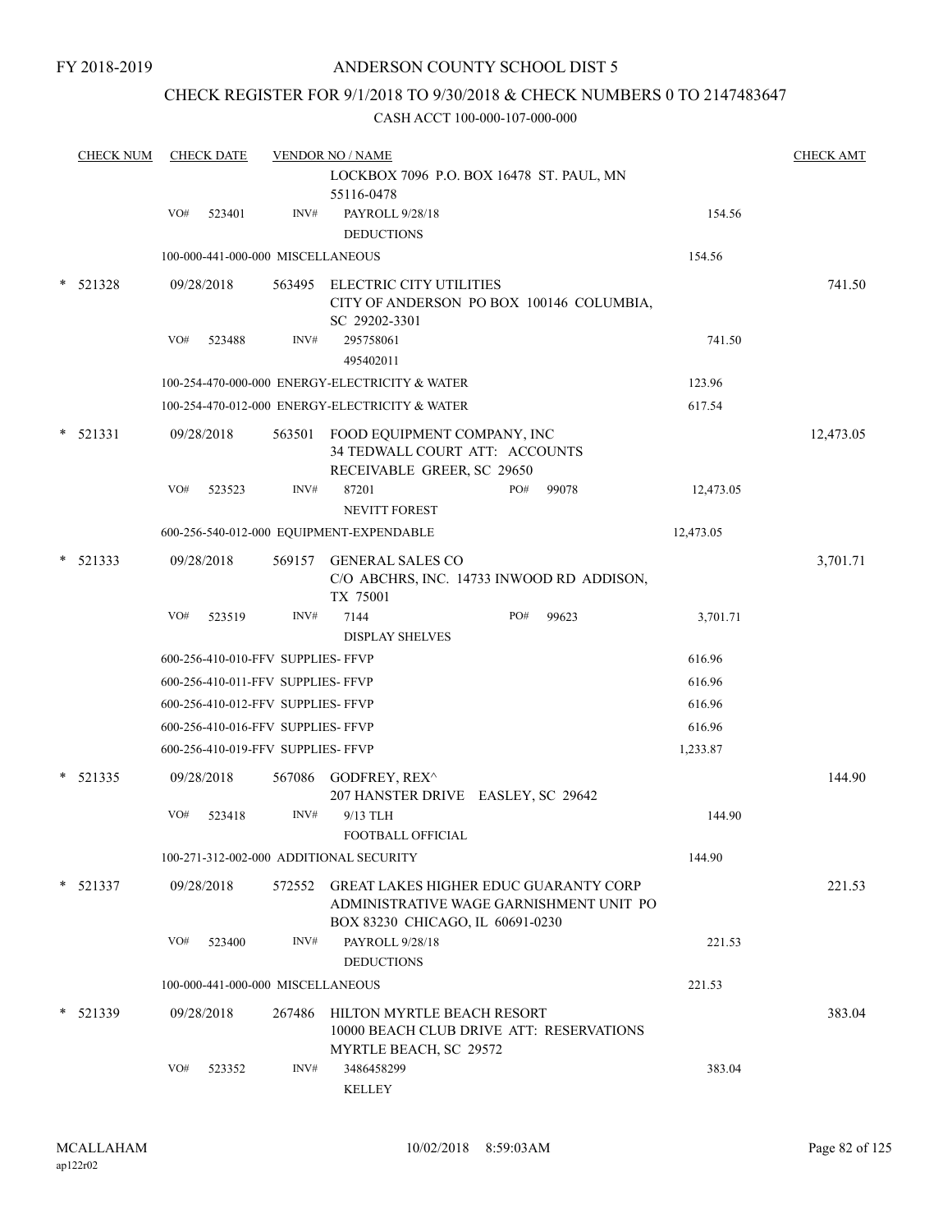FY 2018-2019

# ANDERSON COUNTY SCHOOL DIST 5

## CHECK REGISTER FOR 9/1/2018 TO 9/30/2018 & CHECK NUMBERS 0 TO 2147483647

### CASH ACCT 100-000-107-000-000

| CHECK NUM | CHECK DATE | VENDOR NO / NAME | | CHECK AMT |
|---|---|---|---|---|
| | | LOCKBOX 7096 P.O. BOX 16478 ST. PAUL, MN 55116-0478 | | |
| | VO# 523401 | INV# PAYROLL 9/28/18 DEDUCTIONS | 154.56 | |
| | 100-000-441-000-000 MISCELLANEOUS | | 154.56 | |
| * 521328 | 09/28/2018 | 563495 ELECTRIC CITY UTILITIES CITY OF ANDERSON PO BOX 100146 COLUMBIA, SC 29202-3301 | | 741.50 |
| | VO# 523488 | INV# 295758061 495402011 | 741.50 | |
| | 100-254-470-000-000 ENERGY-ELECTRICITY & WATER | | 123.96 | |
| | 100-254-470-012-000 ENERGY-ELECTRICITY & WATER | | 617.54 | |
| * 521331 | 09/28/2018 | 563501 FOOD EQUIPMENT COMPANY, INC 34 TEDWALL COURT ATT: ACCOUNTS RECEIVABLE GREER, SC 29650 | | 12,473.05 |
| | VO# 523523 | INV# 87201 PO# 99078 NEVITT FOREST | 12,473.05 | |
| | 600-256-540-012-000 EQUIPMENT-EXPENDABLE | | 12,473.05 | |
| * 521333 | 09/28/2018 | 569157 GENERAL SALES CO C/O ABCHRS, INC. 14733 INWOOD RD ADDISON, TX 75001 | | 3,701.71 |
| | VO# 523519 | INV# 7144 PO# 99623 DISPLAY SHELVES | 3,701.71 | |
| | 600-256-410-010-FFV SUPPLIES- FFVP | | 616.96 | |
| | 600-256-410-011-FFV SUPPLIES- FFVP | | 616.96 | |
| | 600-256-410-012-FFV SUPPLIES- FFVP | | 616.96 | |
| | 600-256-410-016-FFV SUPPLIES- FFVP | | 616.96 | |
| | 600-256-410-019-FFV SUPPLIES- FFVP | | 1,233.87 | |
| * 521335 | 09/28/2018 | 567086 GODFREY, REX^ 207 HANSTER DRIVE EASLEY, SC 29642 | | 144.90 |
| | VO# 523418 | INV# 9/13 TLH FOOTBALL OFFICIAL | 144.90 | |
| | 100-271-312-002-000 ADDITIONAL SECURITY | | 144.90 | |
| * 521337 | 09/28/2018 | 572552 GREAT LAKES HIGHER EDUC GUARANTY CORP ADMINISTRATIVE WAGE GARNISHMENT UNIT PO BOX 83230 CHICAGO, IL 60691-0230 | | 221.53 |
| | VO# 523400 | INV# PAYROLL 9/28/18 DEDUCTIONS | 221.53 | |
| | 100-000-441-000-000 MISCELLANEOUS | | 221.53 | |
| * 521339 | 09/28/2018 | 267486 HILTON MYRTLE BEACH RESORT 10000 BEACH CLUB DRIVE ATT: RESERVATIONS MYRTLE BEACH, SC 29572 | | 383.04 |
| | VO# 523352 | INV# 3486458299 KELLEY | 383.04 | |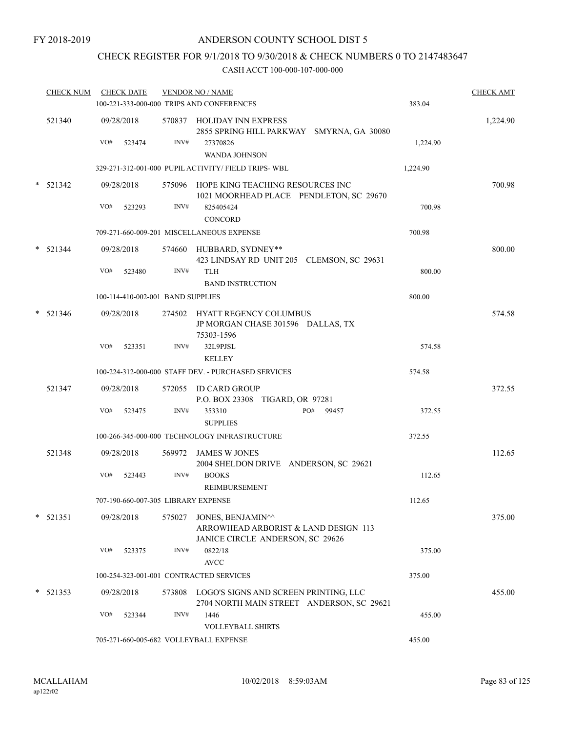FY 2018-2019

# ANDERSON COUNTY SCHOOL DIST 5

## CHECK REGISTER FOR 9/1/2018 TO 9/30/2018 & CHECK NUMBERS 0 TO 2147483647

### CASH ACCT 100-000-107-000-000

| CHECK NUM | CHECK DATE | VENDOR NO / NAME | | CHECK AMT |
|---|---|---|---|---|
| | | 100-221-333-000-000 TRIPS AND CONFERENCES | 383.04 | |
| 521340 | 09/28/2018 | 570837 HOLIDAY INN EXPRESS<br>2855 SPRING HILL PARKWAY SMYRNA, GA 30080 | | 1,224.90 |
| | VO# 523474 | INV# 27370826<br>WANDA JOHNSON | 1,224.90 | |
| | | 329-271-312-001-000 PUPIL ACTIVITY/ FIELD TRIPS- WBL | 1,224.90 | |
| * 521342 | 09/28/2018 | 575096 HOPE KING TEACHING RESOURCES INC<br>1021 MOORHEAD PLACE PENDLETON, SC 29670 | | 700.98 |
| | VO# 523293 | INV# 825405424<br>CONCORD | 700.98 | |
| | | 709-271-660-009-201 MISCELLANEOUS EXPENSE | 700.98 | |
| * 521344 | 09/28/2018 | 574660 HUBBARD, SYDNEY**<br>423 LINDSAY RD UNIT 205 CLEMSON, SC 29631 | | 800.00 |
| | VO# 523480 | INV# TLH<br>BAND INSTRUCTION | 800.00 | |
| | | 100-114-410-002-001 BAND SUPPLIES | 800.00 | |
| * 521346 | 09/28/2018 | 274502 HYATT REGENCY COLUMBUS<br>JP MORGAN CHASE 301596 DALLAS, TX 75303-1596 | | 574.58 |
| | VO# 523351 | INV# 32L9PJSL<br>KELLEY | 574.58 | |
| | | 100-224-312-000-000 STAFF DEV. - PURCHASED SERVICES | 574.58 | |
| 521347 | 09/28/2018 | 572055 ID CARD GROUP<br>P.O. BOX 23308 TIGARD, OR 97281 | | 372.55 |
| | VO# 523475 | INV# 353310 PO# 99457<br>SUPPLIES | 372.55 | |
| | | 100-266-345-000-000 TECHNOLOGY INFRASTRUCTURE | 372.55 | |
| 521348 | 09/28/2018 | 569972 JAMES W JONES<br>2004 SHELDON DRIVE ANDERSON, SC 29621 | | 112.65 |
| | VO# 523443 | INV# BOOKS<br>REIMBURSEMENT | 112.65 | |
| | | 707-190-660-007-305 LIBRARY EXPENSE | 112.65 | |
| * 521351 | 09/28/2018 | 575027 JONES, BENJAMIN^^<br>ARROWHEAD ARBORIST & LAND DESIGN 113 JANICE CIRCLE ANDERSON, SC 29626 | | 375.00 |
| | VO# 523375 | INV# 0822/18<br>AVCC | 375.00 | |
| | | 100-254-323-001-001 CONTRACTED SERVICES | 375.00 | |
| * 521353 | 09/28/2018 | 573808 LOGO'S SIGNS AND SCREEN PRINTING, LLC<br>2704 NORTH MAIN STREET ANDERSON, SC 29621 | | 455.00 |
| | VO# 523344 | INV# 1446<br>VOLLEYBALL SHIRTS | 455.00 | |
| | | 705-271-660-005-682 VOLLEYBALL EXPENSE | 455.00 | |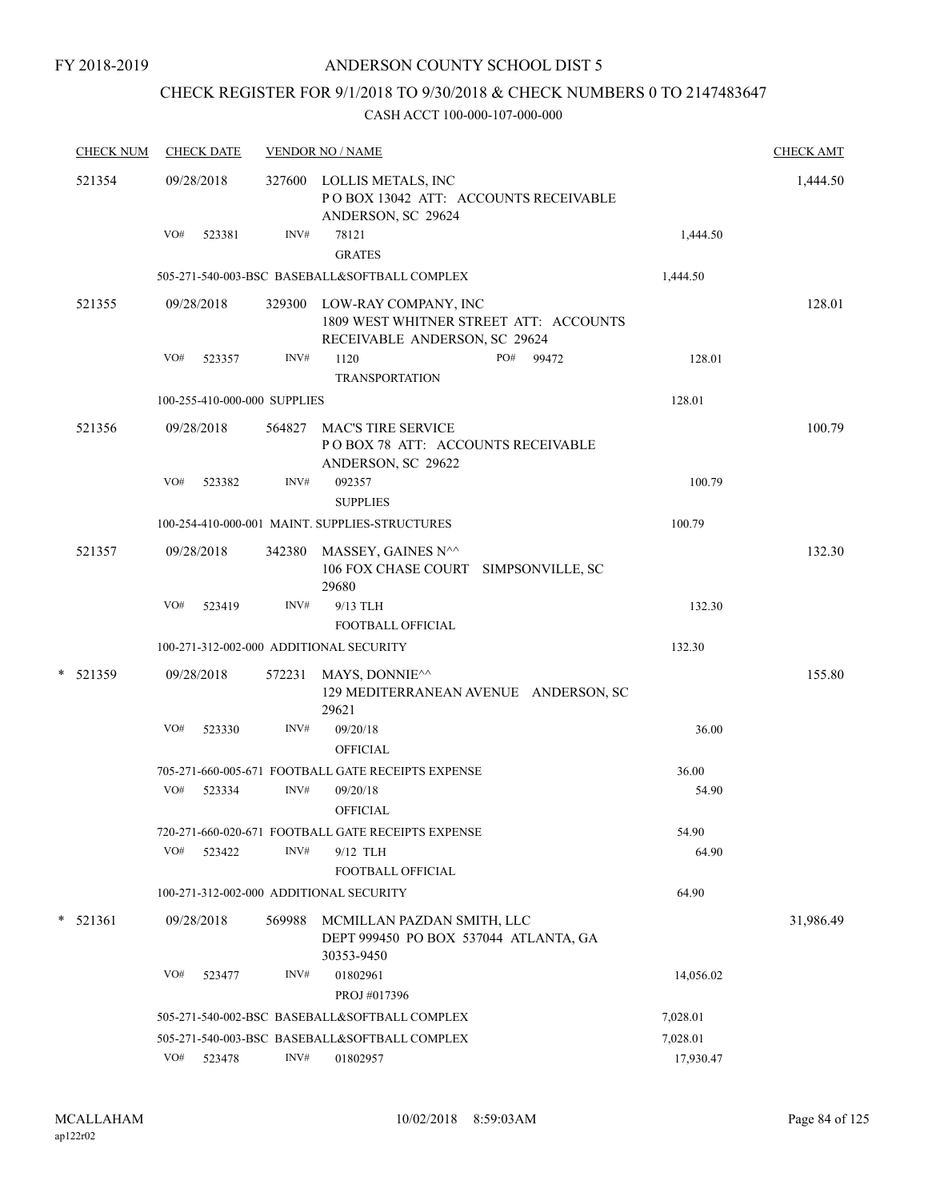FY 2018-2019

# ANDERSON COUNTY SCHOOL DIST 5

## CHECK REGISTER FOR 9/1/2018 TO 9/30/2018 & CHECK NUMBERS 0 TO 2147483647

CASH ACCT 100-000-107-000-000

| CHECK NUM | CHECK DATE | VENDOR NO / NAME | | CHECK AMT |
|---|---|---|---|---|
| 521354 | 09/28/2018 | 327600 LOLLIS METALS, INC<br>P O BOX 13042 ATT: ACCOUNTS RECEIVABLE<br>ANDERSON, SC 29624 | | 1,444.50 |
| | VO# 523381 | INV# 78121<br>GRATES | 1,444.50 | |
| | | 505-271-540-003-BSC BASEBALL&SOFTBALL COMPLEX | 1,444.50 | |
| 521355 | 09/28/2018 | 329300 LOW-RAY COMPANY, INC<br>1809 WEST WHITNER STREET ATT: ACCOUNTS<br>RECEIVABLE ANDERSON, SC 29624 | | 128.01 |
| | VO# 523357 | INV# 1120 PO# 99472<br>TRANSPORTATION | 128.01 | |
| | | 100-255-410-000-000 SUPPLIES | 128.01 | |
| 521356 | 09/28/2018 | 564827 MAC'S TIRE SERVICE<br>P O BOX 78 ATT: ACCOUNTS RECEIVABLE<br>ANDERSON, SC 29622 | | 100.79 |
| | VO# 523382 | INV# 092357<br>SUPPLIES | 100.79 | |
| | | 100-254-410-000-001 MAINT. SUPPLIES-STRUCTURES | 100.79 | |
| 521357 | 09/28/2018 | 342380 MASSEY, GAINES N^^<br>106 FOX CHASE COURT SIMPSONVILLE, SC<br>29680 | | 132.30 |
| | VO# 523419 | INV# 9/13 TLH<br>FOOTBALL OFFICIAL | 132.30 | |
| | | 100-271-312-002-000 ADDITIONAL SECURITY | 132.30 | |
| * 521359 | 09/28/2018 | 572231 MAYS, DONNIE^^<br>129 MEDITERRANEAN AVENUE ANDERSON, SC<br>29621 | | 155.80 |
| | VO# 523330 | INV# 09/20/18<br>OFFICIAL | 36.00 | |
| | | 705-271-660-005-671 FOOTBALL GATE RECEIPTS EXPENSE | 36.00 | |
| | VO# 523334 | INV# 09/20/18<br>OFFICIAL | 54.90 | |
| | | 720-271-660-020-671 FOOTBALL GATE RECEIPTS EXPENSE | 54.90 | |
| | VO# 523422 | INV# 9/12 TLH<br>FOOTBALL OFFICIAL | 64.90 | |
| | | 100-271-312-002-000 ADDITIONAL SECURITY | 64.90 | |
| * 521361 | 09/28/2018 | 569988 MCMILLAN PAZDAN SMITH, LLC<br>DEPT 999450 PO BOX 537044 ATLANTA, GA<br>30353-9450 | | 31,986.49 |
| | VO# 523477 | INV# 01802961<br>PROJ #017396 | 14,056.02 | |
| | | 505-271-540-002-BSC BASEBALL&SOFTBALL COMPLEX | 7,028.01 | |
| | | 505-271-540-003-BSC BASEBALL&SOFTBALL COMPLEX | 7,028.01 | |
| | VO# 523478 | INV# 01802957 | 17,930.47 | |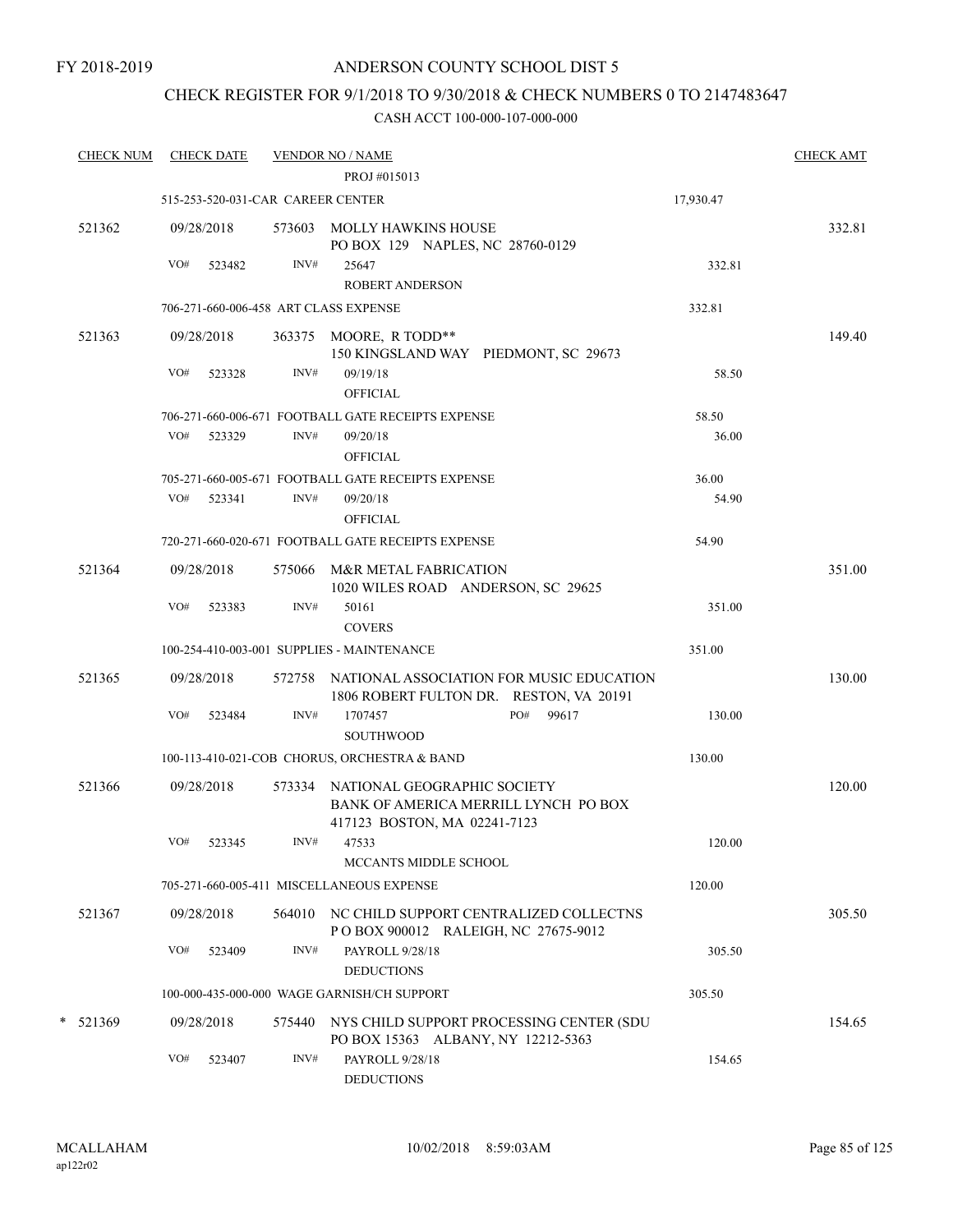FY 2018-2019

# ANDERSON COUNTY SCHOOL DIST 5

## CHECK REGISTER FOR 9/1/2018 TO 9/30/2018 & CHECK NUMBERS 0 TO 2147483647

### CASH ACCT 100-000-107-000-000

| CHECK NUM | CHECK DATE | VENDOR NO / NAME | | CHECK AMT |
|---|---|---|---|---|
| | | PROJ #015013 | | |
| | 515-253-520-031-CAR CAREER CENTER | | 17,930.47 | |
| 521362 | 09/28/2018 | 573603 MOLLY HAWKINS HOUSE<br>PO BOX 129 NAPLES, NC 28760-0129 | | 332.81 |
| | VO# 523482 | INV# 25647<br>ROBERT ANDERSON | 332.81 | |
| | 706-271-660-006-458 ART CLASS EXPENSE | | 332.81 | |
| 521363 | 09/28/2018 | 363375 MOORE, R TODD**<br>150 KINGSLAND WAY PIEDMONT, SC 29673 | | 149.40 |
| | VO# 523328 | INV# 09/19/18<br>OFFICIAL | 58.50 | |
| | 706-271-660-006-671 FOOTBALL GATE RECEIPTS EXPENSE | | 58.50 | |
| | VO# 523329 | INV# 09/20/18<br>OFFICIAL | 36.00 | |
| | 705-271-660-005-671 FOOTBALL GATE RECEIPTS EXPENSE | | 36.00 | |
| | VO# 523341 | INV# 09/20/18<br>OFFICIAL | 54.90 | |
| | 720-271-660-020-671 FOOTBALL GATE RECEIPTS EXPENSE | | 54.90 | |
| 521364 | 09/28/2018 | 575066 M&R METAL FABRICATION<br>1020 WILES ROAD ANDERSON, SC 29625 | | 351.00 |
| | VO# 523383 | INV# 50161<br>COVERS | 351.00 | |
| | 100-254-410-003-001 SUPPLIES - MAINTENANCE | | 351.00 | |
| 521365 | 09/28/2018 | 572758 NATIONAL ASSOCIATION FOR MUSIC EDUCATION<br>1806 ROBERT FULTON DR. RESTON, VA 20191 | | 130.00 |
| | VO# 523484 | INV# 1707457 PO# 99617<br>SOUTHWOOD | 130.00 | |
| | 100-113-410-021-COB CHORUS, ORCHESTRA & BAND | | 130.00 | |
| 521366 | 09/28/2018 | 573334 NATIONAL GEOGRAPHIC SOCIETY<br>BANK OF AMERICA MERRILL LYNCH PO BOX<br>417123 BOSTON, MA 02241-7123 | | 120.00 |
| | VO# 523345 | INV# 47533<br>MCCANTS MIDDLE SCHOOL | 120.00 | |
| | 705-271-660-005-411 MISCELLANEOUS EXPENSE | | 120.00 | |
| 521367 | 09/28/2018 | 564010 NC CHILD SUPPORT CENTRALIZED COLLECTNS<br>P O BOX 900012 RALEIGH, NC 27675-9012 | | 305.50 |
| | VO# 523409 | INV# PAYROLL 9/28/18<br>DEDUCTIONS | 305.50 | |
| | 100-000-435-000-000 WAGE GARNISH/CH SUPPORT | | 305.50 | |
| * 521369 | 09/28/2018 | 575440 NYS CHILD SUPPORT PROCESSING CENTER (SDU<br>PO BOX 15363 ALBANY, NY 12212-5363 | | 154.65 |
| | VO# 523407 | INV# PAYROLL 9/28/18<br>DEDUCTIONS | 154.65 | |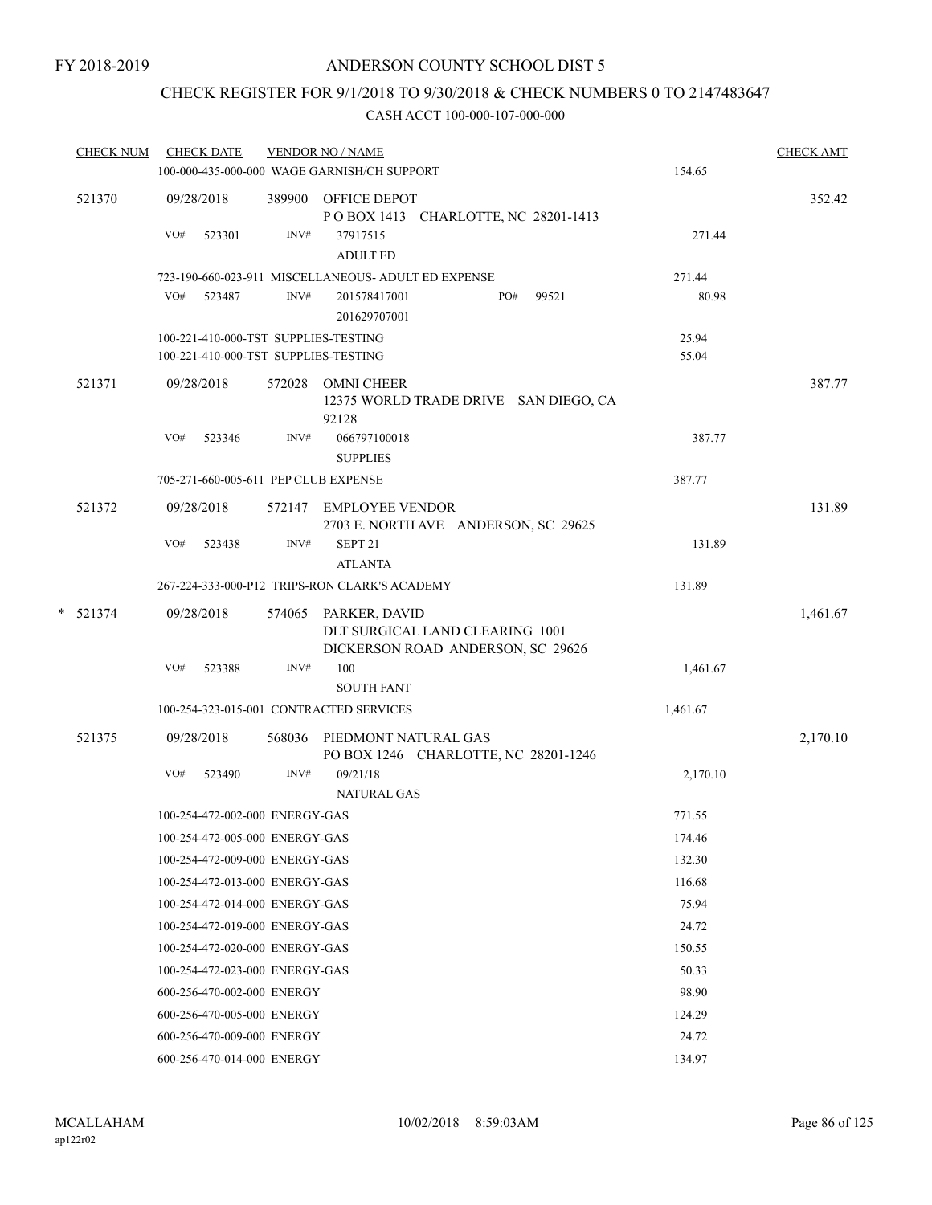FY 2018-2019

# ANDERSON COUNTY SCHOOL DIST 5

## CHECK REGISTER FOR 9/1/2018 TO 9/30/2018 & CHECK NUMBERS 0 TO 2147483647

### CASH ACCT 100-000-107-000-000

| CHECK NUM | CHECK DATE | VENDOR NO / NAME | | CHECK AMT |
|---|---|---|---|---|
| | | 100-000-435-000-000 WAGE GARNISH/CH SUPPORT | 154.65 | |
| 521370 | 09/28/2018 | 389900 OFFICE DEPOT<br>P O BOX 1413 CHARLOTTE, NC 28201-1413 | | 352.42 |
| | VO# 523301 | INV# 37917515<br>ADULT ED | 271.44 | |
| | | 723-190-660-023-911 MISCELLANEOUS- ADULT ED EXPENSE | 271.44 | |
| | VO# 523487 | INV# 201578417001 PO# 99521<br>201629707001 | 80.98 | |
| | | 100-221-410-000-TST SUPPLIES-TESTING | 25.94 | |
| | | 100-221-410-000-TST SUPPLIES-TESTING | 55.04 | |
| 521371 | 09/28/2018 | 572028 OMNI CHEER<br>12375 WORLD TRADE DRIVE SAN DIEGO, CA 92128 | | 387.77 |
| | VO# 523346 | INV# 066797100018<br>SUPPLIES | 387.77 | |
| | | 705-271-660-005-611 PEP CLUB EXPENSE | 387.77 | |
| 521372 | 09/28/2018 | 572147 EMPLOYEE VENDOR<br>2703 E. NORTH AVE ANDERSON, SC 29625 | | 131.89 |
| | VO# 523438 | INV# SEPT 21<br>ATLANTA | 131.89 | |
| | | 267-224-333-000-P12 TRIPS-RON CLARK'S ACADEMY | 131.89 | |
| * 521374 | 09/28/2018 | 574065 PARKER, DAVID<br>DLT SURGICAL LAND CLEARING 1001 DICKERSON ROAD ANDERSON, SC 29626 | | 1,461.67 |
| | VO# 523388 | INV# 100<br>SOUTH FANT | 1,461.67 | |
| | | 100-254-323-015-001 CONTRACTED SERVICES | 1,461.67 | |
| 521375 | 09/28/2018 | 568036 PIEDMONT NATURAL GAS<br>PO BOX 1246 CHARLOTTE, NC 28201-1246 | | 2,170.10 |
| | VO# 523490 | INV# 09/21/18<br>NATURAL GAS | 2,170.10 | |
| | | 100-254-472-002-000 ENERGY-GAS | 771.55 | |
| | | 100-254-472-005-000 ENERGY-GAS | 174.46 | |
| | | 100-254-472-009-000 ENERGY-GAS | 132.30 | |
| | | 100-254-472-013-000 ENERGY-GAS | 116.68 | |
| | | 100-254-472-014-000 ENERGY-GAS | 75.94 | |
| | | 100-254-472-019-000 ENERGY-GAS | 24.72 | |
| | | 100-254-472-020-000 ENERGY-GAS | 150.55 | |
| | | 100-254-472-023-000 ENERGY-GAS | 50.33 | |
| | | 600-256-470-002-000 ENERGY | 98.90 | |
| | | 600-256-470-005-000 ENERGY | 124.29 | |
| | | 600-256-470-009-000 ENERGY | 24.72 | |
| | | 600-256-470-014-000 ENERGY | 134.97 | |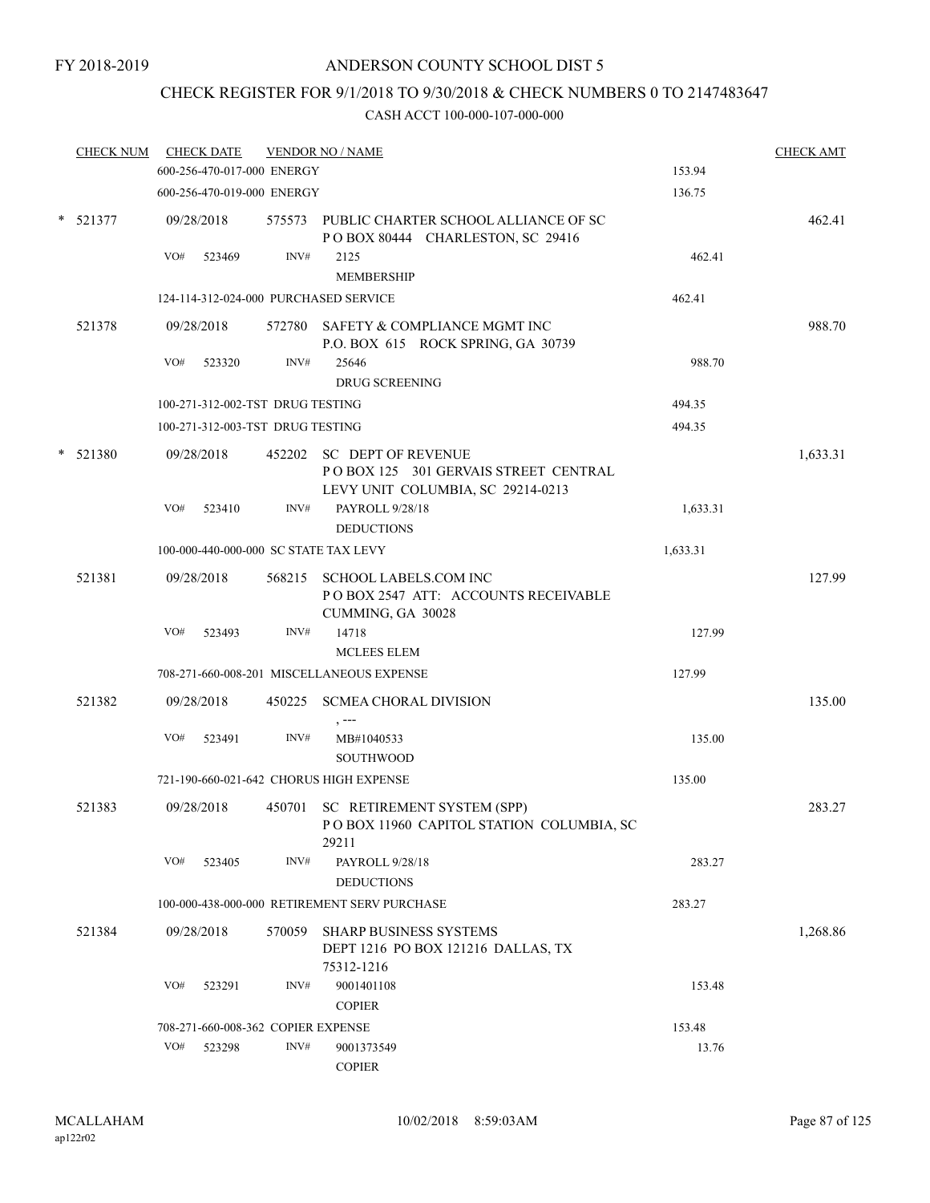FY 2018-2019

# ANDERSON COUNTY SCHOOL DIST 5

## CHECK REGISTER FOR 9/1/2018 TO 9/30/2018 & CHECK NUMBERS 0 TO 2147483647

### CASH ACCT 100-000-107-000-000

| CHECK NUM | CHECK DATE | VENDOR NO / NAME | | CHECK AMT |
|---|---|---|---|---|
| | 600-256-470-017-000 ENERGY | | 153.94 | |
| | 600-256-470-019-000 ENERGY | | 136.75 | |
| * 521377 | 09/28/2018 | 575573 PUBLIC CHARTER SCHOOL ALLIANCE OF SC<br>P O BOX 80444 CHARLESTON, SC 29416 | | 462.41 |
| | VO# 523469 | INV# 2125<br>MEMBERSHIP | 462.41 | |
| | 124-114-312-024-000 PURCHASED SERVICE | | 462.41 | |
| 521378 | 09/28/2018 | 572780 SAFETY & COMPLIANCE MGMT INC<br>P.O. BOX 615 ROCK SPRING, GA 30739 | | 988.70 |
| | VO# 523320 | INV# 25646<br>DRUG SCREENING | 988.70 | |
| | 100-271-312-002-TST DRUG TESTING | | 494.35 | |
| | 100-271-312-003-TST DRUG TESTING | | 494.35 | |
| * 521380 | 09/28/2018 | 452202 SC DEPT OF REVENUE<br>P O BOX 125 301 GERVAIS STREET CENTRAL<br>LEVY UNIT COLUMBIA, SC 29214-0213 | | 1,633.31 |
| | VO# 523410 | INV# PAYROLL 9/28/18<br>DEDUCTIONS | 1,633.31 | |
| | 100-000-440-000-000 SC STATE TAX LEVY | | 1,633.31 | |
| 521381 | 09/28/2018 | 568215 SCHOOL LABELS.COM INC<br>P O BOX 2547 ATT: ACCOUNTS RECEIVABLE<br>CUMMING, GA 30028 | | 127.99 |
| | VO# 523493 | INV# 14718<br>MCLEES ELEM | 127.99 | |
| | 708-271-660-008-201 MISCELLANEOUS EXPENSE | | 127.99 | |
| 521382 | 09/28/2018 | 450225 SCMEA CHORAL DIVISION<br>, --- | | 135.00 |
| | VO# 523491 | INV# MB#1040533<br>SOUTHWOOD | 135.00 | |
| | 721-190-660-021-642 CHORUS HIGH EXPENSE | | 135.00 | |
| 521383 | 09/28/2018 | 450701 SC RETIREMENT SYSTEM (SPP)<br>P O BOX 11960 CAPITOL STATION COLUMBIA, SC<br>29211 | | 283.27 |
| | VO# 523405 | INV# PAYROLL 9/28/18<br>DEDUCTIONS | 283.27 | |
| | 100-000-438-000-000 RETIREMENT SERV PURCHASE | | 283.27 | |
| 521384 | 09/28/2018 | 570059 SHARP BUSINESS SYSTEMS<br>DEPT 1216 PO BOX 121216 DALLAS, TX<br>75312-1216 | | 1,268.86 |
| | VO# 523291 | INV# 9001401108<br>COPIER | 153.48 | |
| | 708-271-660-008-362 COPIER EXPENSE | | 153.48 | |
| | VO# 523298 | INV# 9001373549<br>COPIER | 13.76 | |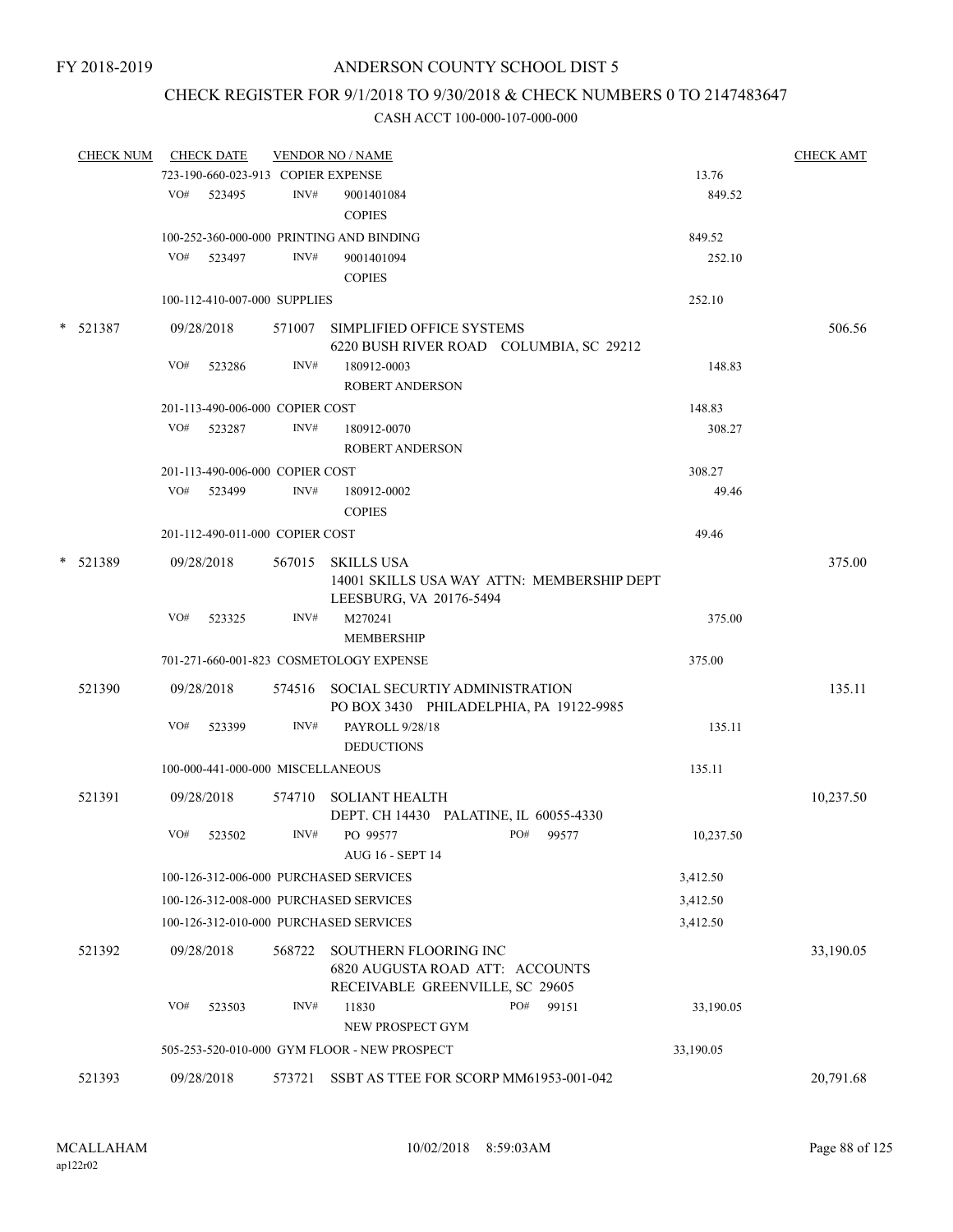FY 2018-2019

ANDERSON COUNTY SCHOOL DIST 5

CHECK REGISTER FOR 9/1/2018 TO 9/30/2018 & CHECK NUMBERS 0 TO 2147483647

CASH ACCT 100-000-107-000-000

| CHECK NUM | CHECK DATE | VENDOR NO / NAME | | CHECK AMT |
|---|---|---|---|---|
| | 723-190-660-023-913 COPIER EXPENSE | | 13.76 | |
| | VO# 523495 | INV# 9001401084 COPIES | 849.52 | |
| | 100-252-360-000-000 PRINTING AND BINDING | | 849.52 | |
| | VO# 523497 | INV# 9001401094 COPIES | 252.10 | |
| | 100-112-410-007-000 SUPPLIES | | 252.10 | |
| * 521387 | 09/28/2018 | 571007 SIMPLIFIED OFFICE SYSTEMS 6220 BUSH RIVER ROAD COLUMBIA, SC 29212 | | 506.56 |
| | VO# 523286 | INV# 180912-0003 ROBERT ANDERSON | 148.83 | |
| | 201-113-490-006-000 COPIER COST | | 148.83 | |
| | VO# 523287 | INV# 180912-0070 ROBERT ANDERSON | 308.27 | |
| | 201-113-490-006-000 COPIER COST | | 308.27 | |
| | VO# 523499 | INV# 180912-0002 COPIES | 49.46 | |
| | 201-112-490-011-000 COPIER COST | | 49.46 | |
| * 521389 | 09/28/2018 | 567015 SKILLS USA 14001 SKILLS USA WAY ATTN: MEMBERSHIP DEPT LEESBURG, VA 20176-5494 | | 375.00 |
| | VO# 523325 | INV# M270241 MEMBERSHIP | 375.00 | |
| | 701-271-660-001-823 COSMETOLOGY EXPENSE | | 375.00 | |
| 521390 | 09/28/2018 | 574516 SOCIAL SECURTIY ADMINISTRATION PO BOX 3430 PHILADELPHIA, PA 19122-9985 | | 135.11 |
| | VO# 523399 | INV# PAYROLL 9/28/18 DEDUCTIONS | 135.11 | |
| | 100-000-441-000-000 MISCELLANEOUS | | 135.11 | |
| 521391 | 09/28/2018 | 574710 SOLIANT HEALTH DEPT. CH 14430 PALATINE, IL 60055-4330 | | 10,237.50 |
| | VO# 523502 | INV# PO 99577 AUG 16 - SEPT 14 PO# 99577 | 10,237.50 | |
| | 100-126-312-006-000 PURCHASED SERVICES | | 3,412.50 | |
| | 100-126-312-008-000 PURCHASED SERVICES | | 3,412.50 | |
| | 100-126-312-010-000 PURCHASED SERVICES | | 3,412.50 | |
| 521392 | 09/28/2018 | 568722 SOUTHERN FLOORING INC 6820 AUGUSTA ROAD ATT: ACCOUNTS RECEIVABLE GREENVILLE, SC 29605 | | 33,190.05 |
| | VO# 523503 | INV# 11830 NEW PROSPECT GYM PO# 99151 | 33,190.05 | |
| | 505-253-520-010-000 GYM FLOOR - NEW PROSPECT | | 33,190.05 | |
| 521393 | 09/28/2018 | 573721 SSBT AS TTEE FOR SCORP MM61953-001-042 | | 20,791.68 |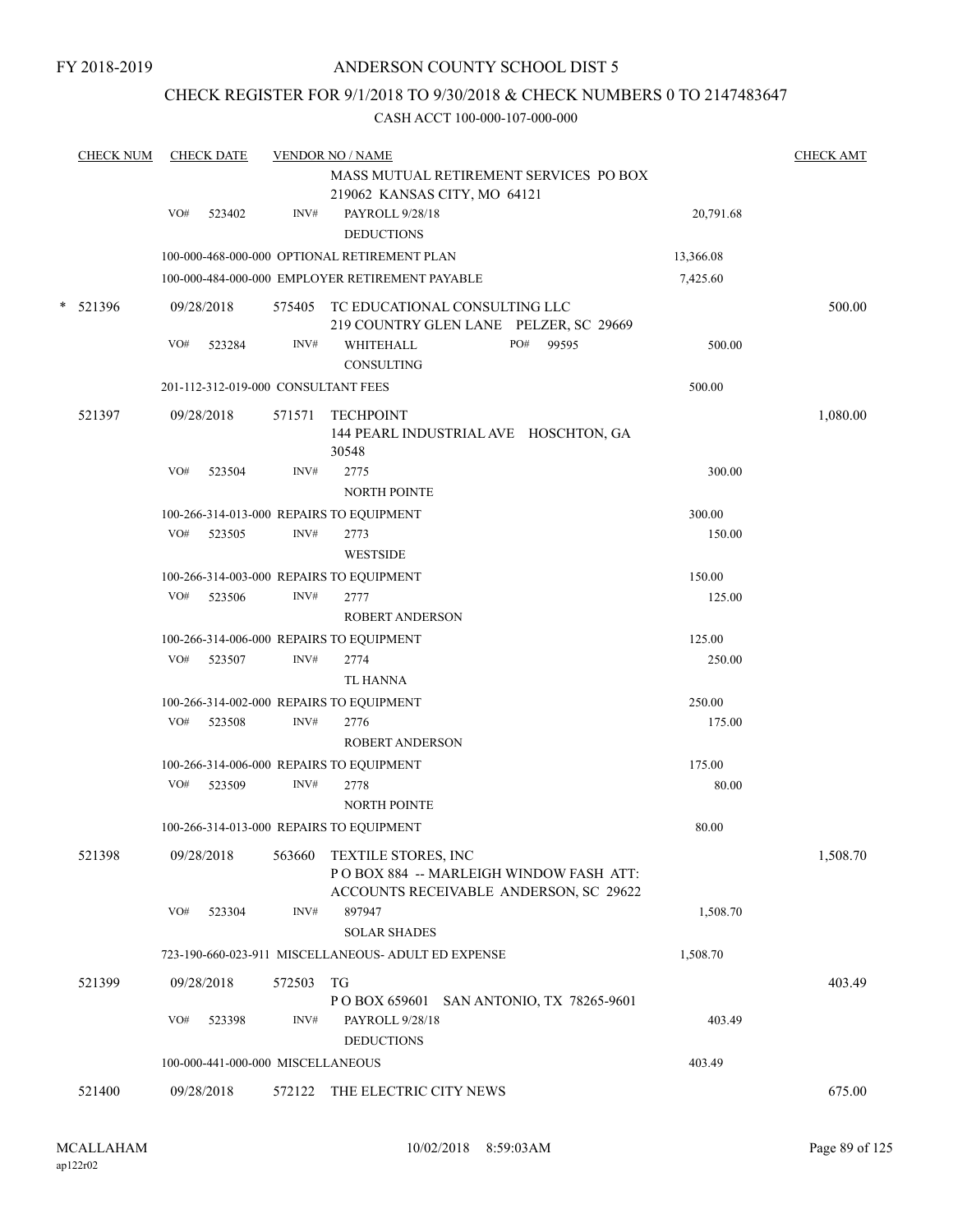FY 2018-2019

ANDERSON COUNTY SCHOOL DIST 5

CHECK REGISTER FOR 9/1/2018 TO 9/30/2018 & CHECK NUMBERS 0 TO 2147483647

CASH ACCT 100-000-107-000-000

| CHECK NUM | CHECK DATE | VENDOR NO / NAME | | CHECK AMT |
|---|---|---|---|---|
| | | MASS MUTUAL RETIREMENT SERVICES PO BOX 219062 KANSAS CITY, MO 64121 | | |
| | VO# 523402 | INV# PAYROLL 9/28/18 DEDUCTIONS | 20,791.68 | |
| | 100-000-468-000-000 OPTIONAL RETIREMENT PLAN | | 13,366.08 | |
| | 100-000-484-000-000 EMPLOYER RETIREMENT PAYABLE | | 7,425.60 | |
| * 521396 | 09/28/2018 | 575405 TC EDUCATIONAL CONSULTING LLC 219 COUNTRY GLEN LANE PELZER, SC 29669 | | 500.00 |
| | VO# 523284 | INV# WHITEHALL CONSULTING PO# 99595 | 500.00 | |
| | 201-112-312-019-000 CONSULTANT FEES | | 500.00 | |
| 521397 | 09/28/2018 | 571571 TECHPOINT 144 PEARL INDUSTRIAL AVE HOSCHTON, GA 30548 | | 1,080.00 |
| | VO# 523504 | INV# 2775 NORTH POINTE | 300.00 | |
| | 100-266-314-013-000 REPAIRS TO EQUIPMENT | | 300.00 | |
| | VO# 523505 | INV# 2773 WESTSIDE | 150.00 | |
| | 100-266-314-003-000 REPAIRS TO EQUIPMENT | | 150.00 | |
| | VO# 523506 | INV# 2777 ROBERT ANDERSON | 125.00 | |
| | 100-266-314-006-000 REPAIRS TO EQUIPMENT | | 125.00 | |
| | VO# 523507 | INV# 2774 TL HANNA | 250.00 | |
| | 100-266-314-002-000 REPAIRS TO EQUIPMENT | | 250.00 | |
| | VO# 523508 | INV# 2776 ROBERT ANDERSON | 175.00 | |
| | 100-266-314-006-000 REPAIRS TO EQUIPMENT | | 175.00 | |
| | VO# 523509 | INV# 2778 NORTH POINTE | 80.00 | |
| | 100-266-314-013-000 REPAIRS TO EQUIPMENT | | 80.00 | |
| 521398 | 09/28/2018 | 563660 TEXTILE STORES, INC P O BOX 884 -- MARLEIGH WINDOW FASH ATT: ACCOUNTS RECEIVABLE ANDERSON, SC 29622 | | 1,508.70 |
| | VO# 523304 | INV# 897947 SOLAR SHADES | 1,508.70 | |
| | 723-190-660-023-911 MISCELLANEOUS- ADULT ED EXPENSE | | 1,508.70 | |
| 521399 | 09/28/2018 | 572503 TG P O BOX 659601 SAN ANTONIO, TX 78265-9601 | | 403.49 |
| | VO# 523398 | INV# PAYROLL 9/28/18 DEDUCTIONS | 403.49 | |
| | 100-000-441-000-000 MISCELLANEOUS | | 403.49 | |
| 521400 | 09/28/2018 | 572122 THE ELECTRIC CITY NEWS | | 675.00 |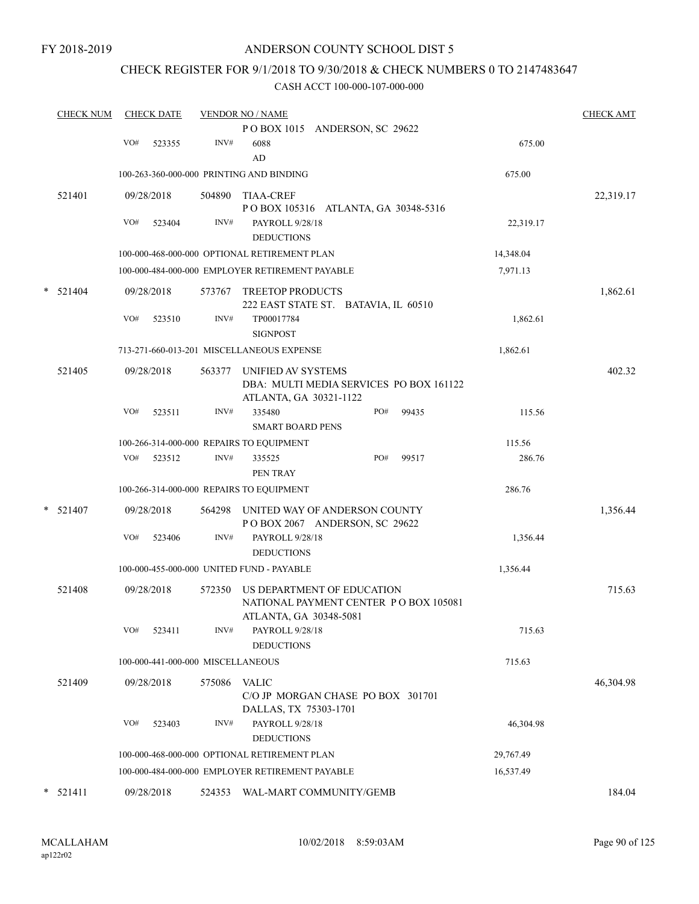FY 2018-2019

# ANDERSON COUNTY SCHOOL DIST 5

## CHECK REGISTER FOR 9/1/2018 TO 9/30/2018 & CHECK NUMBERS 0 TO 2147483647

### CASH ACCT 100-000-107-000-000

| CHECK NUM | CHECK DATE | VENDOR NO / NAME | | CHECK AMT |
|---|---|---|---|---|
| | | P O BOX 1015 ANDERSON, SC 29622 | | |
| | VO# 523355 | INV# 6088<br>AD | 675.00 | |
| | | 100-263-360-000-000 PRINTING AND BINDING | 675.00 | |
| 521401 | 09/28/2018 | 504890 TIAA-CREF<br>P O BOX 105316 ATLANTA, GA 30348-5316 | | 22,319.17 |
| | VO# 523404 | INV# PAYROLL 9/28/18<br>DEDUCTIONS | 22,319.17 | |
| | | 100-000-468-000-000 OPTIONAL RETIREMENT PLAN | 14,348.04 | |
| | | 100-000-484-000-000 EMPLOYER RETIREMENT PAYABLE | 7,971.13 | |
| * 521404 | 09/28/2018 | 573767 TREETOP PRODUCTS<br>222 EAST STATE ST. BATAVIA, IL 60510 | | 1,862.61 |
| | VO# 523510 | INV# TP00017784<br>SIGNPOST | 1,862.61 | |
| | | 713-271-660-013-201 MISCELLANEOUS EXPENSE | 1,862.61 | |
| 521405 | 09/28/2018 | 563377 UNIFIED AV SYSTEMS<br>DBA: MULTI MEDIA SERVICES PO BOX 161122<br>ATLANTA, GA 30321-1122 | | 402.32 |
| | VO# 523511 | INV# 335480 PO# 99435<br>SMART BOARD PENS | 115.56 | |
| | | 100-266-314-000-000 REPAIRS TO EQUIPMENT | 115.56 | |
| | VO# 523512 | INV# 335525 PO# 99517<br>PEN TRAY | 286.76 | |
| | | 100-266-314-000-000 REPAIRS TO EQUIPMENT | 286.76 | |
| * 521407 | 09/28/2018 | 564298 UNITED WAY OF ANDERSON COUNTY<br>P O BOX 2067 ANDERSON, SC 29622 | | 1,356.44 |
| | VO# 523406 | INV# PAYROLL 9/28/18<br>DEDUCTIONS | 1,356.44 | |
| | | 100-000-455-000-000 UNITED FUND - PAYABLE | 1,356.44 | |
| 521408 | 09/28/2018 | 572350 US DEPARTMENT OF EDUCATION<br>NATIONAL PAYMENT CENTER P O BOX 105081<br>ATLANTA, GA 30348-5081 | | 715.63 |
| | VO# 523411 | INV# PAYROLL 9/28/18<br>DEDUCTIONS | 715.63 | |
| | | 100-000-441-000-000 MISCELLANEOUS | 715.63 | |
| 521409 | 09/28/2018 | 575086 VALIC<br>C/O JP MORGAN CHASE PO BOX 301701<br>DALLAS, TX 75303-1701 | | 46,304.98 |
| | VO# 523403 | INV# PAYROLL 9/28/18<br>DEDUCTIONS | 46,304.98 | |
| | | 100-000-468-000-000 OPTIONAL RETIREMENT PLAN | 29,767.49 | |
| | | 100-000-484-000-000 EMPLOYER RETIREMENT PAYABLE | 16,537.49 | |
| * 521411 | 09/28/2018 | 524353 WAL-MART COMMUNITY/GEMB | | 184.04 |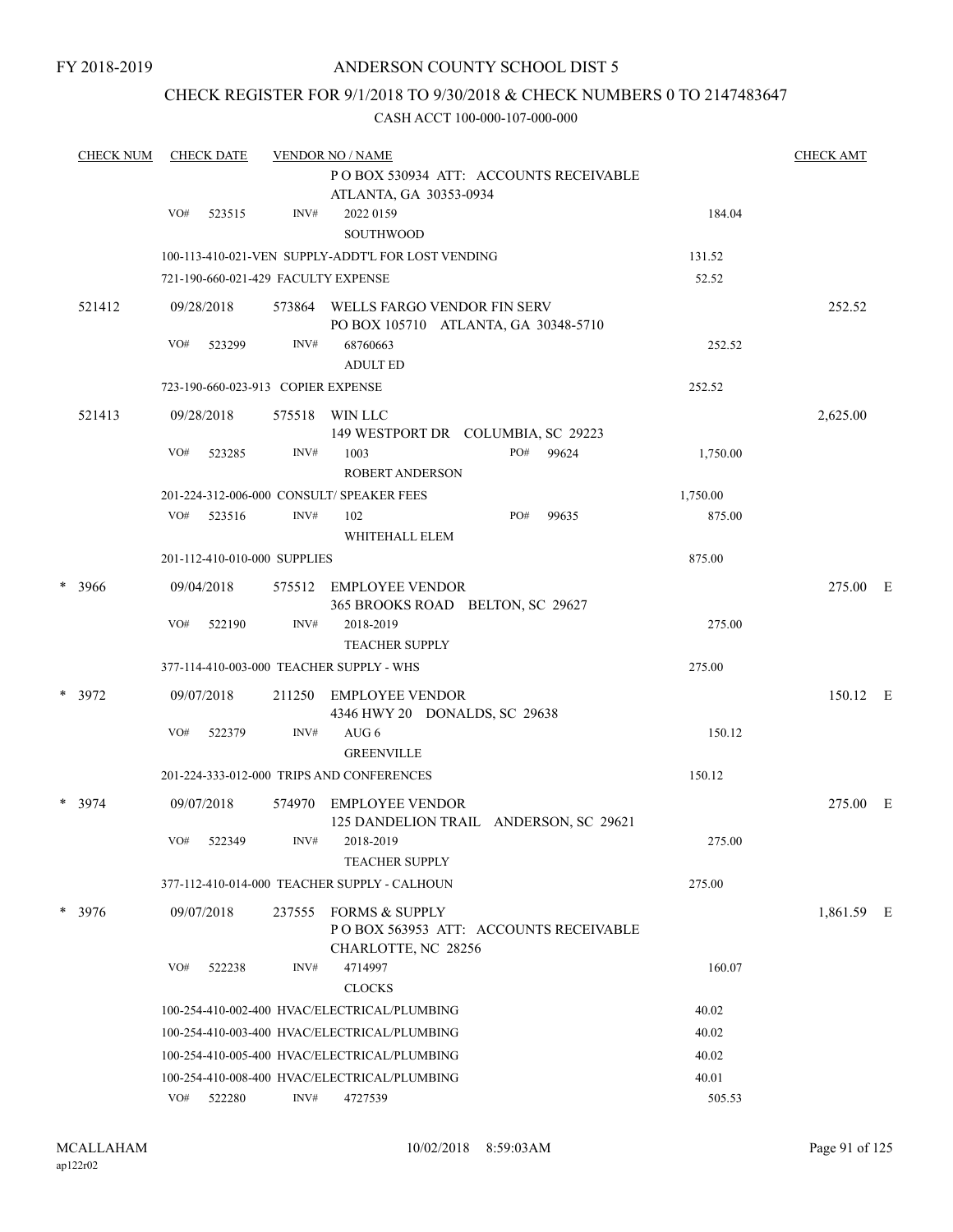FY 2018-2019

# ANDERSON COUNTY SCHOOL DIST 5

## CHECK REGISTER FOR 9/1/2018 TO 9/30/2018 & CHECK NUMBERS 0 TO 2147483647

### CASH ACCT 100-000-107-000-000

| CHECK NUM | CHECK DATE | VENDOR NO / NAME | | CHECK AMT |
|---|---|---|---|---|
| | | P O BOX 530934 ATT: ACCOUNTS RECEIVABLE ATLANTA, GA 30353-0934 | | |
| | VO# 523515 | INV# 2022 0159 SOUTHWOOD | 184.04 | |
| | 100-113-410-021-VEN SUPPLY-ADDT'L FOR LOST VENDING | | 131.52 | |
| | 721-190-660-021-429 FACULTY EXPENSE | | 52.52 | |
| 521412 | 09/28/2018 | 573864 WELLS FARGO VENDOR FIN SERV PO BOX 105710 ATLANTA, GA 30348-5710 | | 252.52 |
| | VO# 523299 | INV# 68760663 ADULT ED | 252.52 | |
| | 723-190-660-023-913 COPIER EXPENSE | | 252.52 | |
| 521413 | 09/28/2018 | 575518 WIN LLC 149 WESTPORT DR COLUMBIA, SC 29223 | | 2,625.00 |
| | VO# 523285 | INV# 1003 PO# 99624 ROBERT ANDERSON | 1,750.00 | |
| | 201-224-312-006-000 CONSULT/ SPEAKER FEES | | 1,750.00 | |
| | VO# 523516 | INV# 102 PO# 99635 WHITEHALL ELEM | 875.00 | |
| | 201-112-410-010-000 SUPPLIES | | 875.00 | |
| * 3966 | 09/04/2018 | 575512 EMPLOYEE VENDOR 365 BROOKS ROAD BELTON, SC 29627 | | 275.00 E |
| | VO# 522190 | INV# 2018-2019 TEACHER SUPPLY | 275.00 | |
| | 377-114-410-003-000 TEACHER SUPPLY - WHS | | 275.00 | |
| * 3972 | 09/07/2018 | 211250 EMPLOYEE VENDOR 4346 HWY 20 DONALDS, SC 29638 | | 150.12 E |
| | VO# 522379 | INV# AUG 6 GREENVILLE | 150.12 | |
| | 201-224-333-012-000 TRIPS AND CONFERENCES | | 150.12 | |
| * 3974 | 09/07/2018 | 574970 EMPLOYEE VENDOR 125 DANDELION TRAIL ANDERSON, SC 29621 | | 275.00 E |
| | VO# 522349 | INV# 2018-2019 TEACHER SUPPLY | 275.00 | |
| | 377-112-410-014-000 TEACHER SUPPLY - CALHOUN | | 275.00 | |
| * 3976 | 09/07/2018 | 237555 FORMS & SUPPLY P O BOX 563953 ATT: ACCOUNTS RECEIVABLE CHARLOTTE, NC 28256 | | 1,861.59 E |
| | VO# 522238 | INV# 4714997 CLOCKS | 160.07 | |
| | 100-254-410-002-400 HVAC/ELECTRICAL/PLUMBING | | 40.02 | |
| | 100-254-410-003-400 HVAC/ELECTRICAL/PLUMBING | | 40.02 | |
| | 100-254-410-005-400 HVAC/ELECTRICAL/PLUMBING | | 40.02 | |
| | 100-254-410-008-400 HVAC/ELECTRICAL/PLUMBING | | 40.01 | |
| | VO# 522280 | INV# 4727539 | 505.53 | |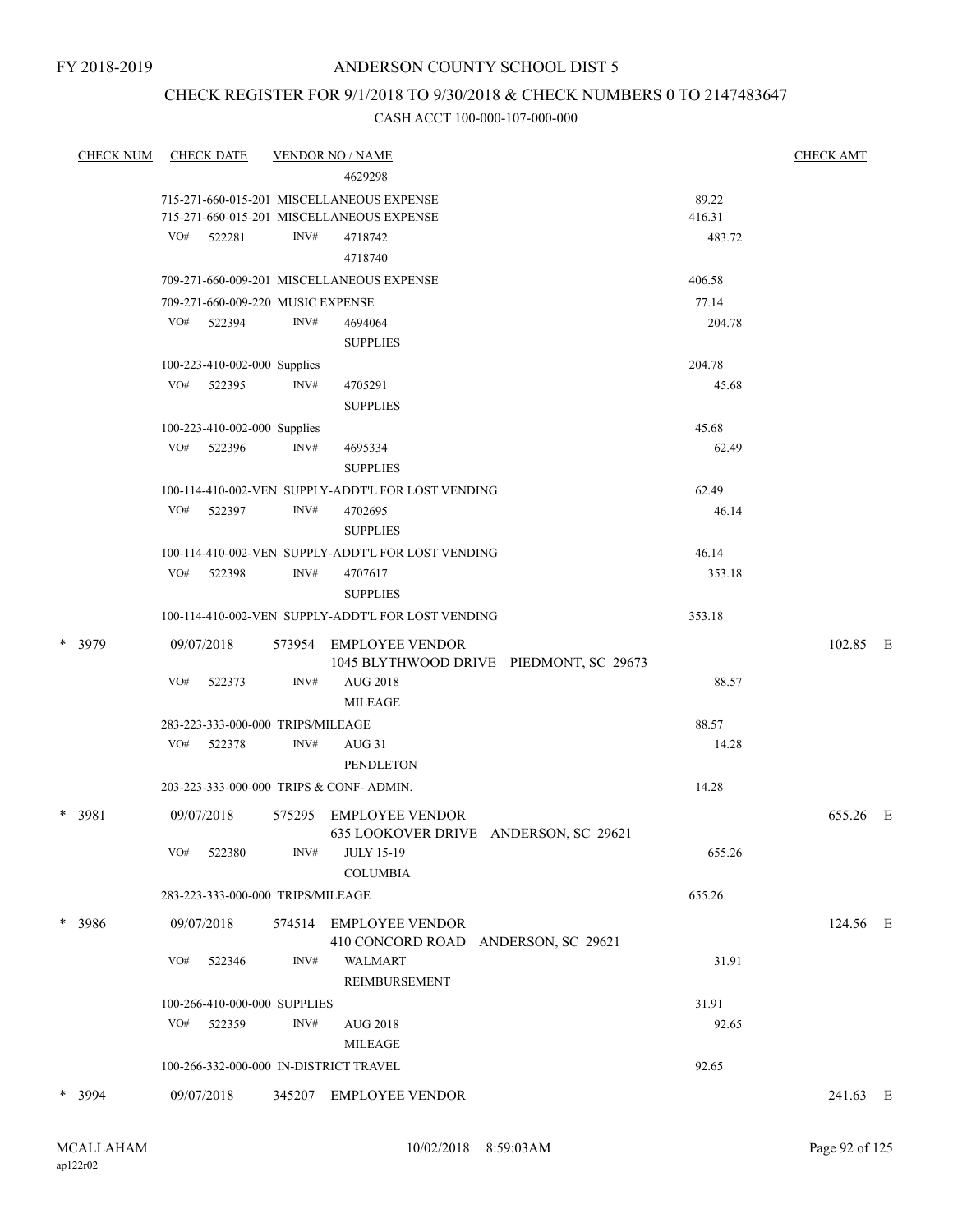FY 2018-2019

# ANDERSON COUNTY SCHOOL DIST 5

## CHECK REGISTER FOR 9/1/2018 TO 9/30/2018 & CHECK NUMBERS 0 TO 2147483647

### CASH ACCT 100-000-107-000-000

| CHECK NUM | CHECK DATE | VENDOR NO / NAME | | CHECK AMT |
|---|---|---|---|---|
| | | 4629298 | | |
| | | 715-271-660-015-201 MISCELLANEOUS EXPENSE | 89.22 | |
| | | 715-271-660-015-201 MISCELLANEOUS EXPENSE | 416.31 | |
| | VO# 522281 | INV# 4718742<br>4718740 | 483.72 | |
| | | 709-271-660-009-201 MISCELLANEOUS EXPENSE | 406.58 | |
| | | 709-271-660-009-220 MUSIC EXPENSE | 77.14 | |
| | VO# 522394 | INV# 4694064<br>SUPPLIES | 204.78 | |
| | | 100-223-410-002-000 Supplies | 204.78 | |
| | VO# 522395 | INV# 4705291<br>SUPPLIES | 45.68 | |
| | | 100-223-410-002-000 Supplies | 45.68 | |
| | VO# 522396 | INV# 4695334<br>SUPPLIES | 62.49 | |
| | | 100-114-410-002-VEN SUPPLY-ADDT'L FOR LOST VENDING | 62.49 | |
| | VO# 522397 | INV# 4702695<br>SUPPLIES | 46.14 | |
| | | 100-114-410-002-VEN SUPPLY-ADDT'L FOR LOST VENDING | 46.14 | |
| | VO# 522398 | INV# 4707617<br>SUPPLIES | 353.18 | |
| | | 100-114-410-002-VEN SUPPLY-ADDT'L FOR LOST VENDING | 353.18 | |
| * 3979 | 09/07/2018 | 573954 EMPLOYEE VENDOR<br>1045 BLYTHWOOD DRIVE PIEDMONT, SC 29673 | | 102.85 E |
| | VO# 522373 | INV# AUG 2018<br>MILEAGE | 88.57 | |
| | | 283-223-333-000-000 TRIPS/MILEAGE | 88.57 | |
| | VO# 522378 | INV# AUG 31<br>PENDLETON | 14.28 | |
| | | 203-223-333-000-000 TRIPS & CONF- ADMIN. | 14.28 | |
| * 3981 | 09/07/2018 | 575295 EMPLOYEE VENDOR<br>635 LOOKOVER DRIVE ANDERSON, SC 29621 | | 655.26 E |
| | VO# 522380 | INV# JULY 15-19<br>COLUMBIA | 655.26 | |
| | | 283-223-333-000-000 TRIPS/MILEAGE | 655.26 | |
| * 3986 | 09/07/2018 | 574514 EMPLOYEE VENDOR<br>410 CONCORD ROAD ANDERSON, SC 29621 | | 124.56 E |
| | VO# 522346 | INV# WALMART<br>REIMBURSEMENT | 31.91 | |
| | | 100-266-410-000-000 SUPPLIES | 31.91 | |
| | VO# 522359 | INV# AUG 2018<br>MILEAGE | 92.65 | |
| | | 100-266-332-000-000 IN-DISTRICT TRAVEL | 92.65 | |
| * 3994 | 09/07/2018 | 345207 EMPLOYEE VENDOR | | 241.63 E |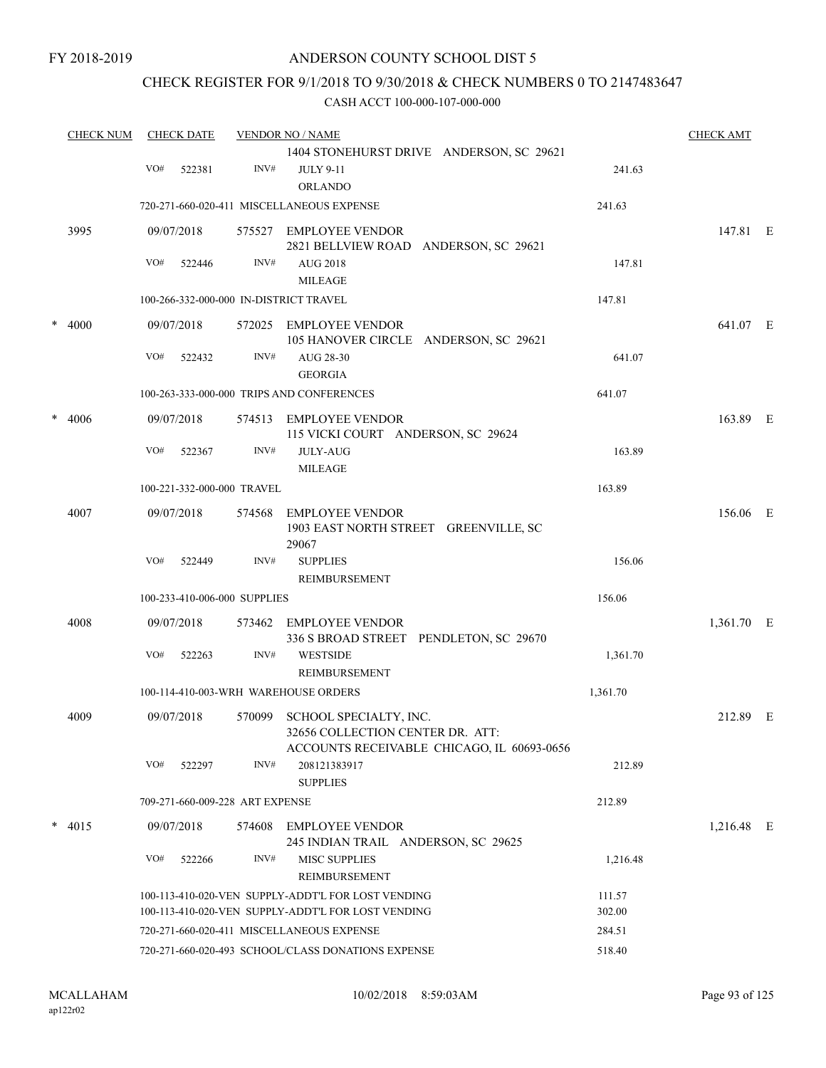FY 2018-2019

ANDERSON COUNTY SCHOOL DIST 5

CHECK REGISTER FOR 9/1/2018 TO 9/30/2018 & CHECK NUMBERS 0 TO 2147483647

CASH ACCT 100-000-107-000-000

| CHECK NUM | CHECK DATE | VENDOR NO / NAME | | CHECK AMT |
|---|---|---|---|---|
| | | 1404 STONEHURST DRIVE ANDERSON, SC 29621 | | |
| | VO# 522381 | INV# JULY 9-11 ORLANDO | 241.63 | |
| | | 720-271-660-020-411 MISCELLANEOUS EXPENSE | 241.63 | |
| 3995 | 09/07/2018 | 575527 EMPLOYEE VENDOR 2821 BELLVIEW ROAD ANDERSON, SC 29621 | | 147.81 E |
| | VO# 522446 | INV# AUG 2018 MILEAGE | 147.81 | |
| | | 100-266-332-000-000 IN-DISTRICT TRAVEL | 147.81 | |
| * 4000 | 09/07/2018 | 572025 EMPLOYEE VENDOR 105 HANOVER CIRCLE ANDERSON, SC 29621 | | 641.07 E |
| | VO# 522432 | INV# AUG 28-30 GEORGIA | 641.07 | |
| | | 100-263-333-000-000 TRIPS AND CONFERENCES | 641.07 | |
| * 4006 | 09/07/2018 | 574513 EMPLOYEE VENDOR 115 VICKI COURT ANDERSON, SC 29624 | | 163.89 E |
| | VO# 522367 | INV# JULY-AUG MILEAGE | 163.89 | |
| | | 100-221-332-000-000 TRAVEL | 163.89 | |
| 4007 | 09/07/2018 | 574568 EMPLOYEE VENDOR 1903 EAST NORTH STREET GREENVILLE, SC 29067 | | 156.06 E |
| | VO# 522449 | INV# SUPPLIES REIMBURSEMENT | 156.06 | |
| | | 100-233-410-006-000 SUPPLIES | 156.06 | |
| 4008 | 09/07/2018 | 573462 EMPLOYEE VENDOR 336 S BROAD STREET PENDLETON, SC 29670 | | 1,361.70 E |
| | VO# 522263 | INV# WESTSIDE REIMBURSEMENT | 1,361.70 | |
| | | 100-114-410-003-WRH WAREHOUSE ORDERS | 1,361.70 | |
| 4009 | 09/07/2018 | 570099 SCHOOL SPECIALTY, INC. 32656 COLLECTION CENTER DR. ATT: ACCOUNTS RECEIVABLE CHICAGO, IL 60693-0656 | | 212.89 E |
| | VO# 522297 | INV# 208121383917 SUPPLIES | 212.89 | |
| | | 709-271-660-009-228 ART EXPENSE | 212.89 | |
| * 4015 | 09/07/2018 | 574608 EMPLOYEE VENDOR 245 INDIAN TRAIL ANDERSON, SC 29625 | | 1,216.48 E |
| | VO# 522266 | INV# MISC SUPPLIES REIMBURSEMENT | 1,216.48 | |
| | | 100-113-410-020-VEN SUPPLY-ADDT'L FOR LOST VENDING | 111.57 | |
| | | 100-113-410-020-VEN SUPPLY-ADDT'L FOR LOST VENDING | 302.00 | |
| | | 720-271-660-020-411 MISCELLANEOUS EXPENSE | 284.51 | |
| | | 720-271-660-020-493 SCHOOL/CLASS DONATIONS EXPENSE | 518.40 | |

MCALLAHAM
ap122r02

10/02/2018 8:59:03AM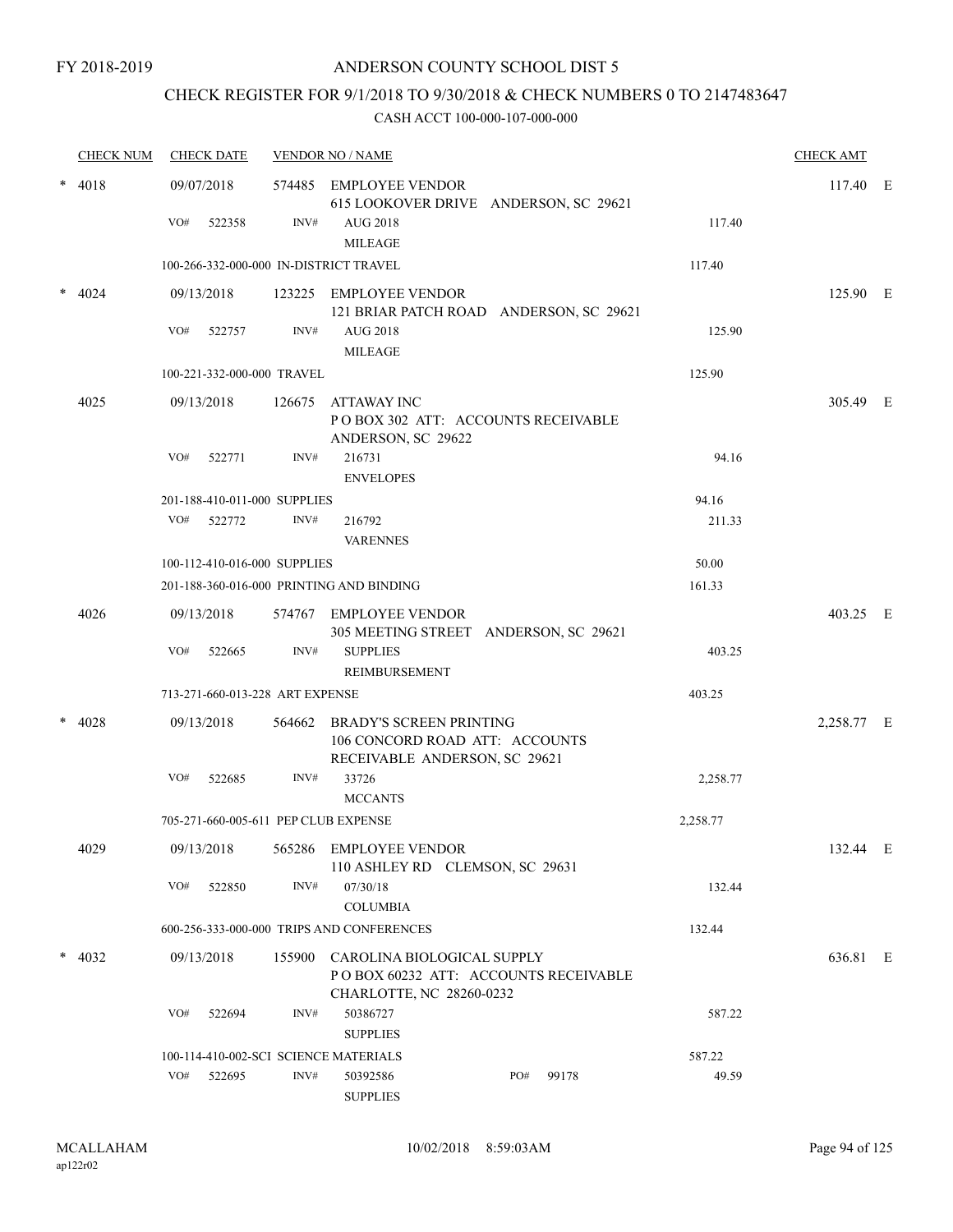FY 2018-2019

# ANDERSON COUNTY SCHOOL DIST 5

## CHECK REGISTER FOR 9/1/2018 TO 9/30/2018 & CHECK NUMBERS 0 TO 2147483647

### CASH ACCT 100-000-107-000-000

| CHECK NUM | CHECK DATE | VENDOR NO / NAME | | CHECK AMT | |
|---|---|---|---|---|---|
| * 4018 | 09/07/2018 | 574485 EMPLOYEE VENDOR 615 LOOKOVER DRIVE ANDERSON, SC 29621 | | 117.40 | E |
| | VO# 522358 | INV# AUG 2018 MILEAGE | 117.40 | | |
| | 100-266-332-000-000 IN-DISTRICT TRAVEL | | 117.40 | | |
| * 4024 | 09/13/2018 | 123225 EMPLOYEE VENDOR 121 BRIAR PATCH ROAD ANDERSON, SC 29621 | | 125.90 | E |
| | VO# 522757 | INV# AUG 2018 MILEAGE | 125.90 | | |
| | 100-221-332-000-000 TRAVEL | | 125.90 | | |
| 4025 | 09/13/2018 | 126675 ATTAWAY INC P O BOX 302 ATT: ACCOUNTS RECEIVABLE ANDERSON, SC 29622 | | 305.49 | E |
| | VO# 522771 | INV# 216731 ENVELOPES | 94.16 | | |
| | 201-188-410-011-000 SUPPLIES | | 94.16 | | |
| | VO# 522772 | INV# 216792 VARENNES | 211.33 | | |
| | 100-112-410-016-000 SUPPLIES | | 50.00 | | |
| | 201-188-360-016-000 PRINTING AND BINDING | | 161.33 | | |
| 4026 | 09/13/2018 | 574767 EMPLOYEE VENDOR 305 MEETING STREET ANDERSON, SC 29621 | | 403.25 | E |
| | VO# 522665 | INV# SUPPLIES REIMBURSEMENT | 403.25 | | |
| | 713-271-660-013-228 ART EXPENSE | | 403.25 | | |
| * 4028 | 09/13/2018 | 564662 BRADY'S SCREEN PRINTING 106 CONCORD ROAD ATT: ACCOUNTS RECEIVABLE ANDERSON, SC 29621 | | 2,258.77 | E |
| | VO# 522685 | INV# 33726 MCCANTS | 2,258.77 | | |
| | 705-271-660-005-611 PEP CLUB EXPENSE | | 2,258.77 | | |
| 4029 | 09/13/2018 | 565286 EMPLOYEE VENDOR 110 ASHLEY RD CLEMSON, SC 29631 | | 132.44 | E |
| | VO# 522850 | INV# 07/30/18 COLUMBIA | 132.44 | | |
| | 600-256-333-000-000 TRIPS AND CONFERENCES | | 132.44 | | |
| * 4032 | 09/13/2018 | 155900 CAROLINA BIOLOGICAL SUPPLY P O BOX 60232 ATT: ACCOUNTS RECEIVABLE CHARLOTTE, NC 28260-0232 | | 636.81 | E |
| | VO# 522694 | INV# 50386727 SUPPLIES | 587.22 | | |
| | 100-114-410-002-SCI SCIENCE MATERIALS | | 587.22 | | |
| | VO# 522695 | INV# 50392586 PO# 99178 SUPPLIES | 49.59 | | |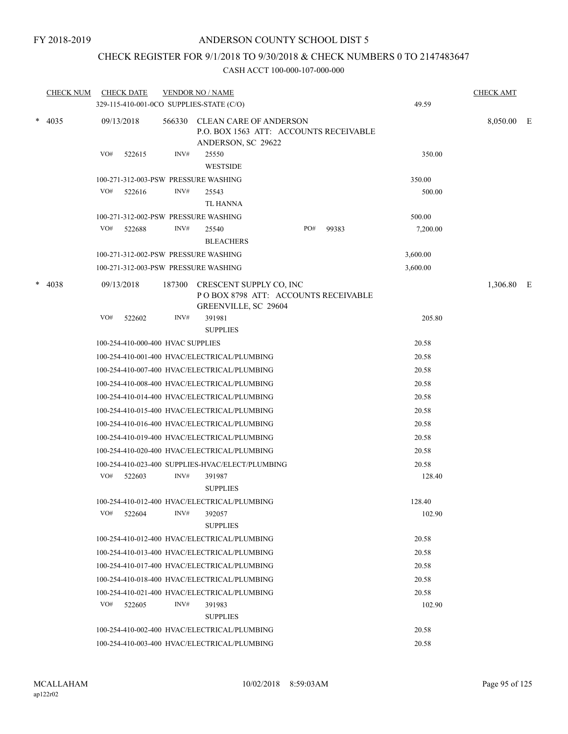FY 2018-2019

# ANDERSON COUNTY SCHOOL DIST 5

## CHECK REGISTER FOR 9/1/2018 TO 9/30/2018 & CHECK NUMBERS 0 TO 2147483647

### CASH ACCT 100-000-107-000-000

| CHECK NUM | CHECK DATE | VENDOR NO / NAME | | CHECK AMT |
|---|---|---|---|---|
| | 329-115-410-001-0CO SUPPLIES-STATE (C/O) | | 49.59 | |
| * 4035 | 09/13/2018 | 566330 CLEAN CARE OF ANDERSON<br>P.O. BOX 1563 ATT: ACCOUNTS RECEIVABLE<br>ANDERSON, SC 29622 | | 8,050.00 E |
| | VO# 522615 | INV# 25550<br>WESTSIDE | 350.00 | |
| | 100-271-312-003-PSW PRESSURE WASHING | | 350.00 | |
| | VO# 522616 | INV# 25543<br>TL HANNA | 500.00 | |
| | 100-271-312-002-PSW PRESSURE WASHING | | 500.00 | |
| | VO# 522688 | INV# 25540 PO# 99383<br>BLEACHERS | 7,200.00 | |
| | 100-271-312-002-PSW PRESSURE WASHING | | 3,600.00 | |
| | 100-271-312-003-PSW PRESSURE WASHING | | 3,600.00 | |
| * 4038 | 09/13/2018 | 187300 CRESCENT SUPPLY CO, INC<br>P O BOX 8798 ATT: ACCOUNTS RECEIVABLE<br>GREENVILLE, SC 29604 | | 1,306.80 E |
| | VO# 522602 | INV# 391981<br>SUPPLIES | 205.80 | |
| | 100-254-410-000-400 HVAC SUPPLIES | | 20.58 | |
| | 100-254-410-001-400 HVAC/ELECTRICAL/PLUMBING | | 20.58 | |
| | 100-254-410-007-400 HVAC/ELECTRICAL/PLUMBING | | 20.58 | |
| | 100-254-410-008-400 HVAC/ELECTRICAL/PLUMBING | | 20.58 | |
| | 100-254-410-014-400 HVAC/ELECTRICAL/PLUMBING | | 20.58 | |
| | 100-254-410-015-400 HVAC/ELECTRICAL/PLUMBING | | 20.58 | |
| | 100-254-410-016-400 HVAC/ELECTRICAL/PLUMBING | | 20.58 | |
| | 100-254-410-019-400 HVAC/ELECTRICAL/PLUMBING | | 20.58 | |
| | 100-254-410-020-400 HVAC/ELECTRICAL/PLUMBING | | 20.58 | |
| | 100-254-410-023-400 SUPPLIES-HVAC/ELECT/PLUMBING | | 20.58 | |
| | VO# 522603 | INV# 391987<br>SUPPLIES | 128.40 | |
| | 100-254-410-012-400 HVAC/ELECTRICAL/PLUMBING | | 128.40 | |
| | VO# 522604 | INV# 392057<br>SUPPLIES | 102.90 | |
| | 100-254-410-012-400 HVAC/ELECTRICAL/PLUMBING | | 20.58 | |
| | 100-254-410-013-400 HVAC/ELECTRICAL/PLUMBING | | 20.58 | |
| | 100-254-410-017-400 HVAC/ELECTRICAL/PLUMBING | | 20.58 | |
| | 100-254-410-018-400 HVAC/ELECTRICAL/PLUMBING | | 20.58 | |
| | 100-254-410-021-400 HVAC/ELECTRICAL/PLUMBING | | 20.58 | |
| | VO# 522605 | INV# 391983<br>SUPPLIES | 102.90 | |
| | 100-254-410-002-400 HVAC/ELECTRICAL/PLUMBING | | 20.58 | |
| | 100-254-410-003-400 HVAC/ELECTRICAL/PLUMBING | | 20.58 | |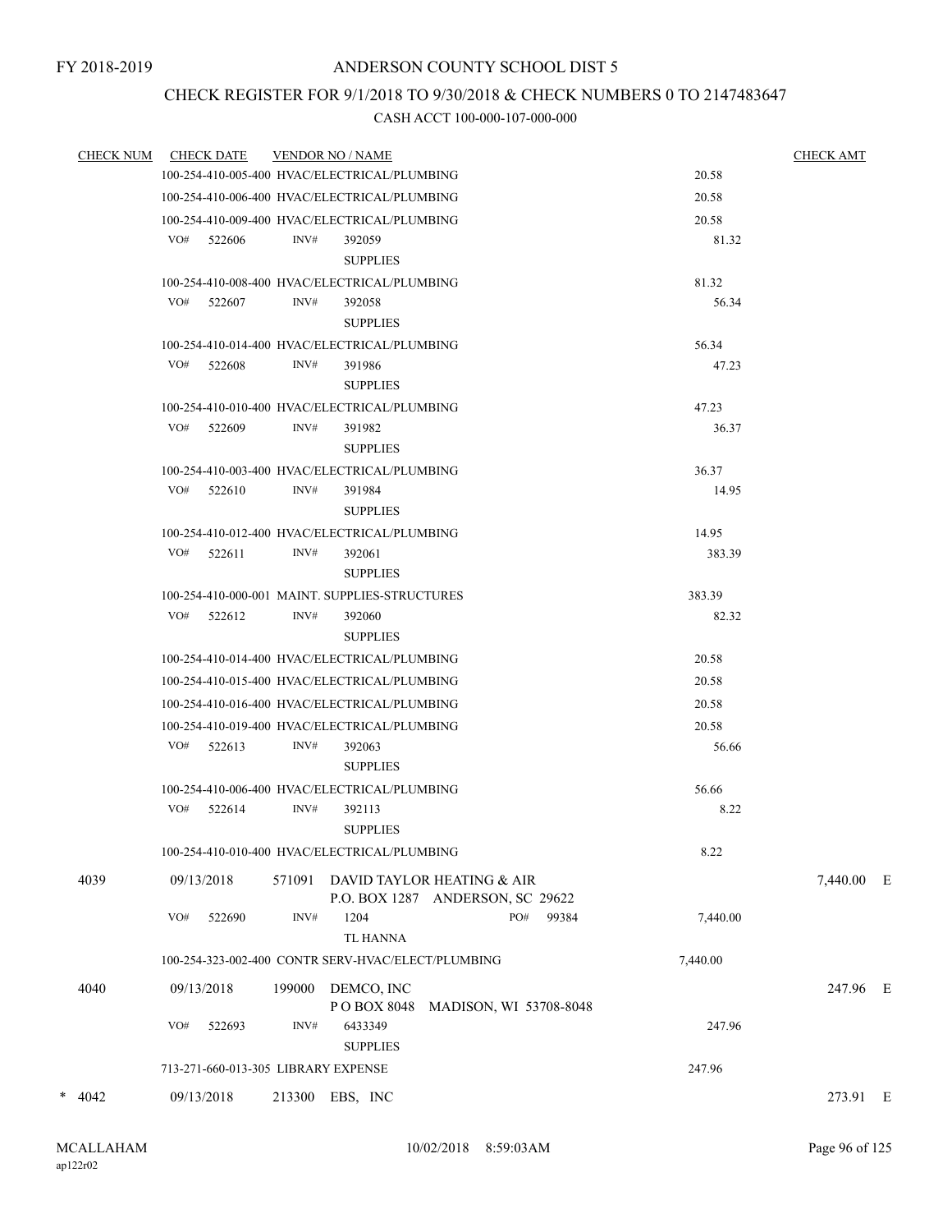FY 2018-2019

# ANDERSON COUNTY SCHOOL DIST 5

## CHECK REGISTER FOR 9/1/2018 TO 9/30/2018 & CHECK NUMBERS 0 TO 2147483647

### CASH ACCT 100-000-107-000-000

| CHECK NUM | CHECK DATE | VENDOR NO / NAME | | CHECK AMT |
|---|---|---|---|---|
| | 100-254-410-005-400 HVAC/ELECTRICAL/PLUMBING | | 20.58 | |
| | 100-254-410-006-400 HVAC/ELECTRICAL/PLUMBING | | 20.58 | |
| | 100-254-410-009-400 HVAC/ELECTRICAL/PLUMBING | | 20.58 | |
| | VO# 522606 | INV# 392059 SUPPLIES | 81.32 | |
| | 100-254-410-008-400 HVAC/ELECTRICAL/PLUMBING | | 81.32 | |
| | VO# 522607 | INV# 392058 SUPPLIES | 56.34 | |
| | 100-254-410-014-400 HVAC/ELECTRICAL/PLUMBING | | 56.34 | |
| | VO# 522608 | INV# 391986 SUPPLIES | 47.23 | |
| | 100-254-410-010-400 HVAC/ELECTRICAL/PLUMBING | | 47.23 | |
| | VO# 522609 | INV# 391982 SUPPLIES | 36.37 | |
| | 100-254-410-003-400 HVAC/ELECTRICAL/PLUMBING | | 36.37 | |
| | VO# 522610 | INV# 391984 SUPPLIES | 14.95 | |
| | 100-254-410-012-400 HVAC/ELECTRICAL/PLUMBING | | 14.95 | |
| | VO# 522611 | INV# 392061 SUPPLIES | 383.39 | |
| | 100-254-410-000-001 MAINT. SUPPLIES-STRUCTURES | | 383.39 | |
| | VO# 522612 | INV# 392060 SUPPLIES | 82.32 | |
| | 100-254-410-014-400 HVAC/ELECTRICAL/PLUMBING | | 20.58 | |
| | 100-254-410-015-400 HVAC/ELECTRICAL/PLUMBING | | 20.58 | |
| | 100-254-410-016-400 HVAC/ELECTRICAL/PLUMBING | | 20.58 | |
| | 100-254-410-019-400 HVAC/ELECTRICAL/PLUMBING | | 20.58 | |
| | VO# 522613 | INV# 392063 SUPPLIES | 56.66 | |
| | 100-254-410-006-400 HVAC/ELECTRICAL/PLUMBING | | 56.66 | |
| | VO# 522614 | INV# 392113 SUPPLIES | 8.22 | |
| | 100-254-410-010-400 HVAC/ELECTRICAL/PLUMBING | | 8.22 | |
| 4039 | 09/13/2018 | 571091 DAVID TAYLOR HEATING & AIR P.O. BOX 1287 ANDERSON, SC 29622 | | 7,440.00 E |
| | VO# 522690 | INV# 1204 PO# 99384 TL HANNA | 7,440.00 | |
| | 100-254-323-002-400 CONTR SERV-HVAC/ELECT/PLUMBING | | 7,440.00 | |
| 4040 | 09/13/2018 | 199000 DEMCO, INC P O BOX 8048 MADISON, WI 53708-8048 | | 247.96 E |
| | VO# 522693 | INV# 6433349 SUPPLIES | 247.96 | |
| | 713-271-660-013-305 LIBRARY EXPENSE | | 247.96 | |
| * 4042 | 09/13/2018 | 213300 EBS, INC | | 273.91 E |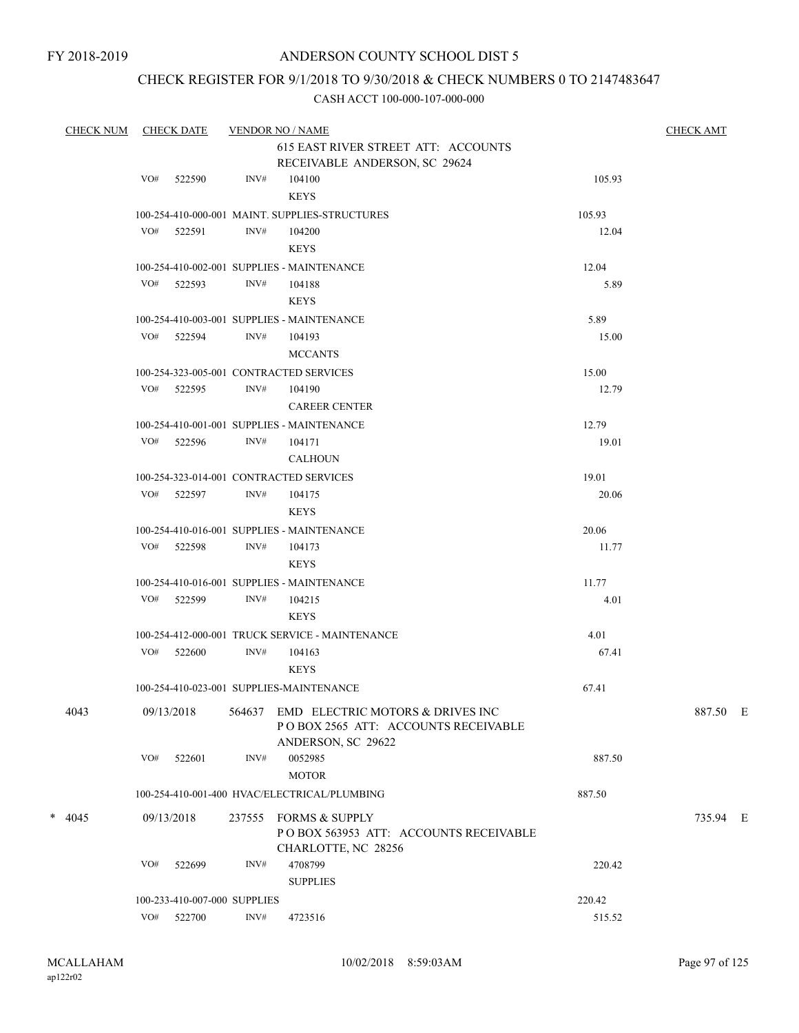FY 2018-2019

# ANDERSON COUNTY SCHOOL DIST 5

## CHECK REGISTER FOR 9/1/2018 TO 9/30/2018 & CHECK NUMBERS 0 TO 2147483647

CASH ACCT 100-000-107-000-000

| CHECK NUM | CHECK DATE | VENDOR NO / NAME | | CHECK AMT |
|---|---|---|---|---|
| | | 615 EAST RIVER STREET ATT: ACCOUNTS RECEIVABLE ANDERSON, SC 29624 | | |
| | VO# 522590 | INV# 104100 KEYS | 105.93 | |
| | | 100-254-410-000-001 MAINT. SUPPLIES-STRUCTURES | 105.93 | |
| | VO# 522591 | INV# 104200 KEYS | 12.04 | |
| | | 100-254-410-002-001 SUPPLIES - MAINTENANCE | 12.04 | |
| | VO# 522593 | INV# 104188 KEYS | 5.89 | |
| | | 100-254-410-003-001 SUPPLIES - MAINTENANCE | 5.89 | |
| | VO# 522594 | INV# 104193 MCCANTS | 15.00 | |
| | | 100-254-323-005-001 CONTRACTED SERVICES | 15.00 | |
| | VO# 522595 | INV# 104190 CAREER CENTER | 12.79 | |
| | | 100-254-410-001-001 SUPPLIES - MAINTENANCE | 12.79 | |
| | VO# 522596 | INV# 104171 CALHOUN | 19.01 | |
| | | 100-254-323-014-001 CONTRACTED SERVICES | 19.01 | |
| | VO# 522597 | INV# 104175 KEYS | 20.06 | |
| | | 100-254-410-016-001 SUPPLIES - MAINTENANCE | 20.06 | |
| | VO# 522598 | INV# 104173 KEYS | 11.77 | |
| | | 100-254-410-016-001 SUPPLIES - MAINTENANCE | 11.77 | |
| | VO# 522599 | INV# 104215 KEYS | 4.01 | |
| | | 100-254-412-000-001 TRUCK SERVICE - MAINTENANCE | 4.01 | |
| | VO# 522600 | INV# 104163 KEYS | 67.41 | |
| | | 100-254-410-023-001 SUPPLIES-MAINTENANCE | 67.41 | |
| 4043 | 09/13/2018 | 564637 EMD ELECTRIC MOTORS & DRIVES INC P O BOX 2565 ATT: ACCOUNTS RECEIVABLE ANDERSON, SC 29622 | | 887.50 E |
| | VO# 522601 | INV# 0052985 MOTOR | 887.50 | |
| | | 100-254-410-001-400 HVAC/ELECTRICAL/PLUMBING | 887.50 | |
| * 4045 | 09/13/2018 | 237555 FORMS & SUPPLY P O BOX 563953 ATT: ACCOUNTS RECEIVABLE CHARLOTTE, NC 28256 | | 735.94 E |
| | VO# 522699 | INV# 4708799 SUPPLIES | 220.42 | |
| | | 100-233-410-007-000 SUPPLIES | 220.42 | |
| | VO# 522700 | INV# 4723516 | 515.52 | |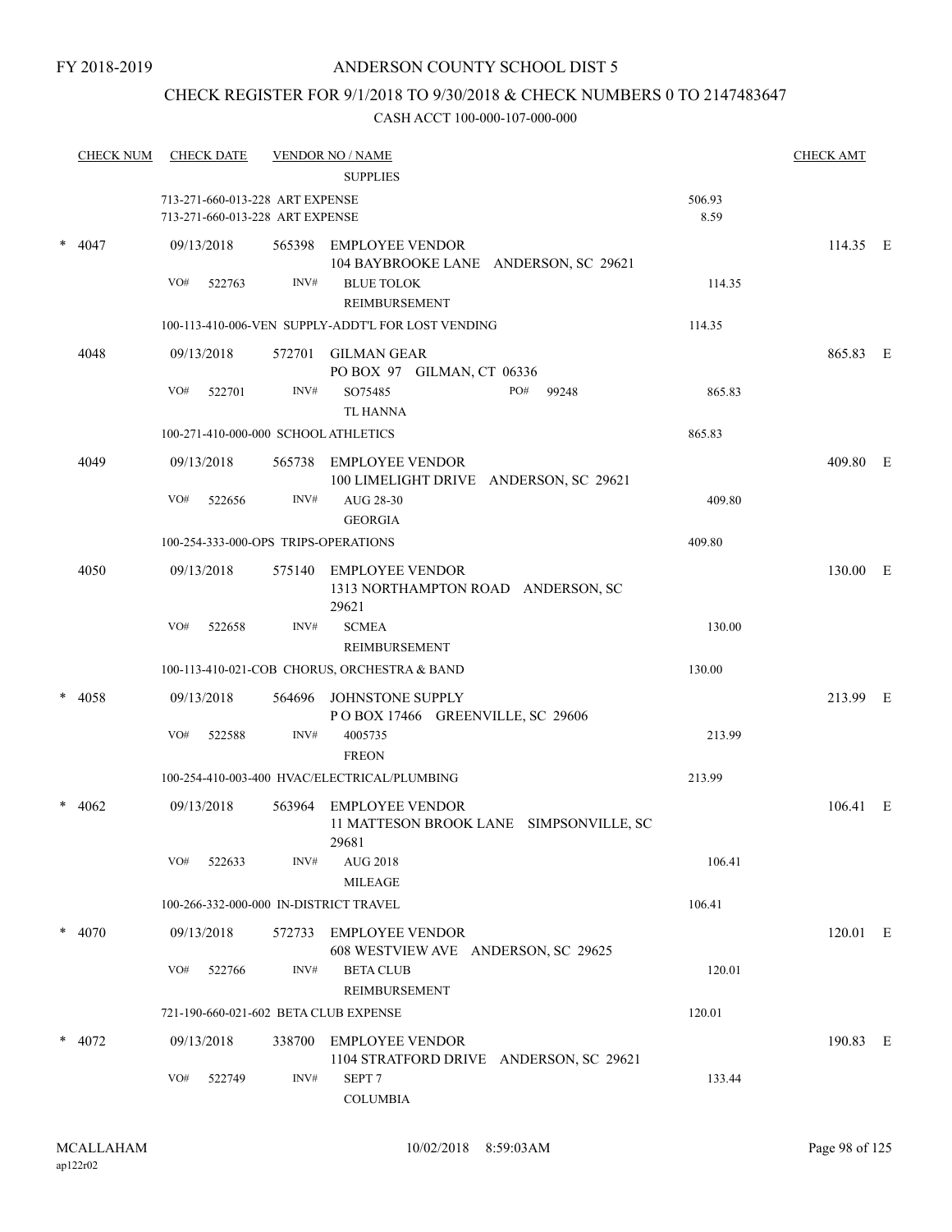FY 2018-2019

# ANDERSON COUNTY SCHOOL DIST 5

## CHECK REGISTER FOR 9/1/2018 TO 9/30/2018 & CHECK NUMBERS 0 TO 2147483647

### CASH ACCT 100-000-107-000-000

| CHECK NUM | CHECK DATE | VENDOR NO / NAME | | CHECK AMT | |
|---|---|---|---|---|---|
| | | SUPPLIES | | | |
| | 713-271-660-013-228 ART EXPENSE | | 506.93 | | |
| | 713-271-660-013-228 ART EXPENSE | | 8.59 | | |
| * 4047 | 09/13/2018 | 565398 EMPLOYEE VENDOR<br>104 BAYBROOKE LANE ANDERSON, SC 29621 | | 114.35 | E |
| | VO# 522763 | INV# BLUE TOLOK<br>REIMBURSEMENT | 114.35 | | |
| | 100-113-410-006-VEN SUPPLY-ADDT'L FOR LOST VENDING | | 114.35 | | |
| 4048 | 09/13/2018 | 572701 GILMAN GEAR<br>PO BOX 97 GILMAN, CT 06336 | | 865.83 | E |
| | VO# 522701 | INV# SO75485 PO# 99248<br>TL HANNA | 865.83 | | |
| | 100-271-410-000-000 SCHOOL ATHLETICS | | 865.83 | | |
| 4049 | 09/13/2018 | 565738 EMPLOYEE VENDOR<br>100 LIMELIGHT DRIVE ANDERSON, SC 29621 | | 409.80 | E |
| | VO# 522656 | INV# AUG 28-30<br>GEORGIA | 409.80 | | |
| | 100-254-333-000-OPS TRIPS-OPERATIONS | | 409.80 | | |
| 4050 | 09/13/2018 | 575140 EMPLOYEE VENDOR<br>1313 NORTHAMPTON ROAD ANDERSON, SC 29621 | | 130.00 | E |
| | VO# 522658 | INV# SCMEA<br>REIMBURSEMENT | 130.00 | | |
| | 100-113-410-021-COB CHORUS, ORCHESTRA & BAND | | 130.00 | | |
| * 4058 | 09/13/2018 | 564696 JOHNSTONE SUPPLY<br>P O BOX 17466 GREENVILLE, SC 29606 | | 213.99 | E |
| | VO# 522588 | INV# 4005735<br>FREON | 213.99 | | |
| | 100-254-410-003-400 HVAC/ELECTRICAL/PLUMBING | | 213.99 | | |
| * 4062 | 09/13/2018 | 563964 EMPLOYEE VENDOR<br>11 MATTESON BROOK LANE SIMPSONVILLE, SC 29681 | | 106.41 | E |
| | VO# 522633 | INV# AUG 2018<br>MILEAGE | 106.41 | | |
| | 100-266-332-000-000 IN-DISTRICT TRAVEL | | 106.41 | | |
| * 4070 | 09/13/2018 | 572733 EMPLOYEE VENDOR<br>608 WESTVIEW AVE ANDERSON, SC 29625 | | 120.01 | E |
| | VO# 522766 | INV# BETA CLUB<br>REIMBURSEMENT | 120.01 | | |
| | 721-190-660-021-602 BETA CLUB EXPENSE | | 120.01 | | |
| * 4072 | 09/13/2018 | 338700 EMPLOYEE VENDOR<br>1104 STRATFORD DRIVE ANDERSON, SC 29621 | | 190.83 | E |
| | VO# 522749 | INV# SEPT 7<br>COLUMBIA | 133.44 | | |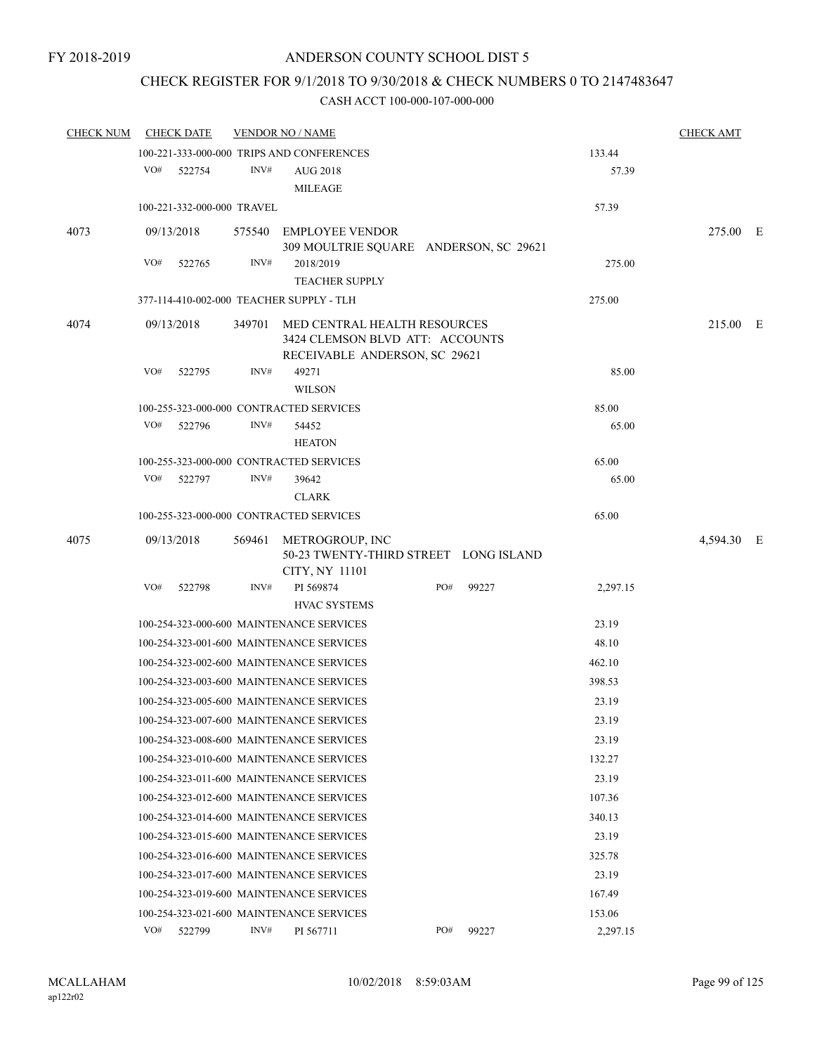FY 2018-2019

# ANDERSON COUNTY SCHOOL DIST 5

## CHECK REGISTER FOR 9/1/2018 TO 9/30/2018 & CHECK NUMBERS 0 TO 2147483647

### CASH ACCT 100-000-107-000-000

| CHECK NUM | CHECK DATE | VENDOR NO / NAME | | | CHECK AMT |
|---|---|---|---|---|---|
| | 100-221-333-000-000 TRIPS AND CONFERENCES | | | 133.44 | |
| | VO# 522754 | INV# | AUG 2018 MILEAGE | 57.39 | |
| | 100-221-332-000-000 TRAVEL | | | 57.39 | |
| 4073 | 09/13/2018 | 575540 | EMPLOYEE VENDOR 309 MOULTRIE SQUARE ANDERSON, SC 29621 | | 275.00 E |
| | VO# 522765 | INV# | 2018/2019 TEACHER SUPPLY | 275.00 | |
| | 377-114-410-002-000 TEACHER SUPPLY - TLH | | | 275.00 | |
| 4074 | 09/13/2018 | 349701 | MED CENTRAL HEALTH RESOURCES 3424 CLEMSON BLVD ATT: ACCOUNTS RECEIVABLE ANDERSON, SC 29621 | | 215.00 E |
| | VO# 522795 | INV# | 49271 WILSON | 85.00 | |
| | 100-255-323-000-000 CONTRACTED SERVICES | | | 85.00 | |
| | VO# 522796 | INV# | 54452 HEATON | 65.00 | |
| | 100-255-323-000-000 CONTRACTED SERVICES | | | 65.00 | |
| | VO# 522797 | INV# | 39642 CLARK | 65.00 | |
| | 100-255-323-000-000 CONTRACTED SERVICES | | | 65.00 | |
| 4075 | 09/13/2018 | 569461 | METROGROUP, INC 50-23 TWENTY-THIRD STREET LONG ISLAND CITY, NY 11101 | | 4,594.30 E |
| | VO# 522798 | INV# | PI 569874 PO# 99227 HVAC SYSTEMS | 2,297.15 | |
| | 100-254-323-000-600 MAINTENANCE SERVICES | | | 23.19 | |
| | 100-254-323-001-600 MAINTENANCE SERVICES | | | 48.10 | |
| | 100-254-323-002-600 MAINTENANCE SERVICES | | | 462.10 | |
| | 100-254-323-003-600 MAINTENANCE SERVICES | | | 398.53 | |
| | 100-254-323-005-600 MAINTENANCE SERVICES | | | 23.19 | |
| | 100-254-323-007-600 MAINTENANCE SERVICES | | | 23.19 | |
| | 100-254-323-008-600 MAINTENANCE SERVICES | | | 23.19 | |
| | 100-254-323-010-600 MAINTENANCE SERVICES | | | 132.27 | |
| | 100-254-323-011-600 MAINTENANCE SERVICES | | | 23.19 | |
| | 100-254-323-012-600 MAINTENANCE SERVICES | | | 107.36 | |
| | 100-254-323-014-600 MAINTENANCE SERVICES | | | 340.13 | |
| | 100-254-323-015-600 MAINTENANCE SERVICES | | | 23.19 | |
| | 100-254-323-016-600 MAINTENANCE SERVICES | | | 325.78 | |
| | 100-254-323-017-600 MAINTENANCE SERVICES | | | 23.19 | |
| | 100-254-323-019-600 MAINTENANCE SERVICES | | | 167.49 | |
| | 100-254-323-021-600 MAINTENANCE SERVICES | | | 153.06 | |
| | VO# 522799 | INV# | PI 567711 PO# 99227 | 2,297.15 | |

MCALLAHAM
ap122r02

10/02/2018 8:59:03AM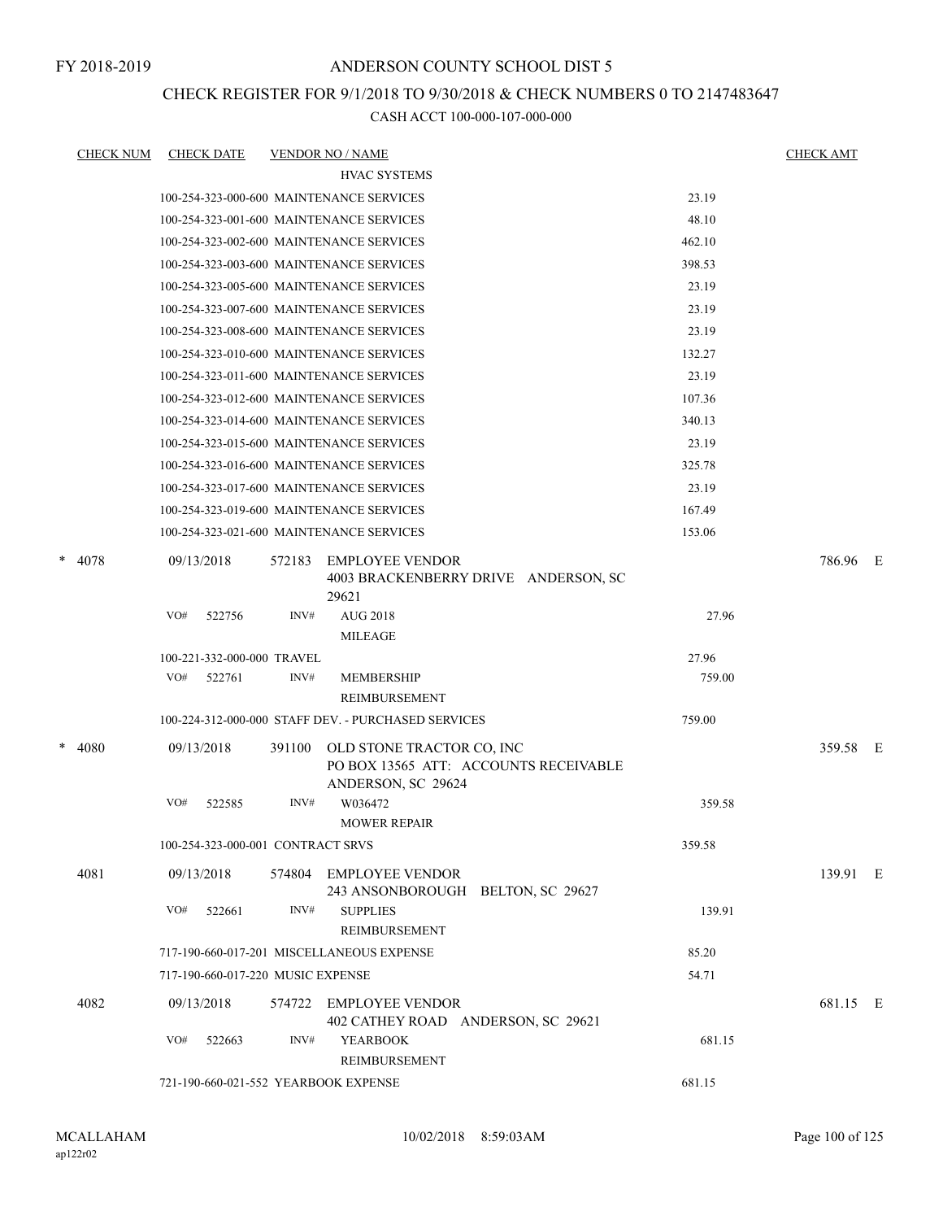FY 2018-2019

# ANDERSON COUNTY SCHOOL DIST 5

## CHECK REGISTER FOR 9/1/2018 TO 9/30/2018 & CHECK NUMBERS 0 TO 2147483647

### CASH ACCT 100-000-107-000-000

| CHECK NUM | CHECK DATE | VENDOR NO / NAME | | CHECK AMT |
|---|---|---|---|---|
| | | HVAC SYSTEMS | | |
| | 100-254-323-000-600 MAINTENANCE SERVICES | | 23.19 | |
| | 100-254-323-001-600 MAINTENANCE SERVICES | | 48.10 | |
| | 100-254-323-002-600 MAINTENANCE SERVICES | | 462.10 | |
| | 100-254-323-003-600 MAINTENANCE SERVICES | | 398.53 | |
| | 100-254-323-005-600 MAINTENANCE SERVICES | | 23.19 | |
| | 100-254-323-007-600 MAINTENANCE SERVICES | | 23.19 | |
| | 100-254-323-008-600 MAINTENANCE SERVICES | | 23.19 | |
| | 100-254-323-010-600 MAINTENANCE SERVICES | | 132.27 | |
| | 100-254-323-011-600 MAINTENANCE SERVICES | | 23.19 | |
| | 100-254-323-012-600 MAINTENANCE SERVICES | | 107.36 | |
| | 100-254-323-014-600 MAINTENANCE SERVICES | | 340.13 | |
| | 100-254-323-015-600 MAINTENANCE SERVICES | | 23.19 | |
| | 100-254-323-016-600 MAINTENANCE SERVICES | | 325.78 | |
| | 100-254-323-017-600 MAINTENANCE SERVICES | | 23.19 | |
| | 100-254-323-019-600 MAINTENANCE SERVICES | | 167.49 | |
| | 100-254-323-021-600 MAINTENANCE SERVICES | | 153.06 | |
| * 4078 | 09/13/2018 | 572183 EMPLOYEE VENDOR 4003 BRACKENBERRY DRIVE ANDERSON, SC 29621 | | 786.96 E |
| | VO# 522756 | INV# AUG 2018 MILEAGE | 27.96 | |
| | 100-221-332-000-000 TRAVEL | | 27.96 | |
| | VO# 522761 | INV# MEMBERSHIP REIMBURSEMENT | 759.00 | |
| | 100-224-312-000-000 STAFF DEV. - PURCHASED SERVICES | | 759.00 | |
| * 4080 | 09/13/2018 | 391100 OLD STONE TRACTOR CO, INC PO BOX 13565 ATT: ACCOUNTS RECEIVABLE ANDERSON, SC 29624 | | 359.58 E |
| | VO# 522585 | INV# W036472 MOWER REPAIR | 359.58 | |
| | 100-254-323-000-001 CONTRACT SRVS | | 359.58 | |
| 4081 | 09/13/2018 | 574804 EMPLOYEE VENDOR 243 ANSONBOROUGH BELTON, SC 29627 | | 139.91 E |
| | VO# 522661 | INV# SUPPLIES REIMBURSEMENT | 139.91 | |
| | 717-190-660-017-201 MISCELLANEOUS EXPENSE | | 85.20 | |
| | 717-190-660-017-220 MUSIC EXPENSE | | 54.71 | |
| 4082 | 09/13/2018 | 574722 EMPLOYEE VENDOR 402 CATHEY ROAD ANDERSON, SC 29621 | | 681.15 E |
| | VO# 522663 | INV# YEARBOOK REIMBURSEMENT | 681.15 | |
| | 721-190-660-021-552 YEARBOOK EXPENSE | | 681.15 | |

MCALLAHAM
ap122r02

10/02/2018 8:59:03AM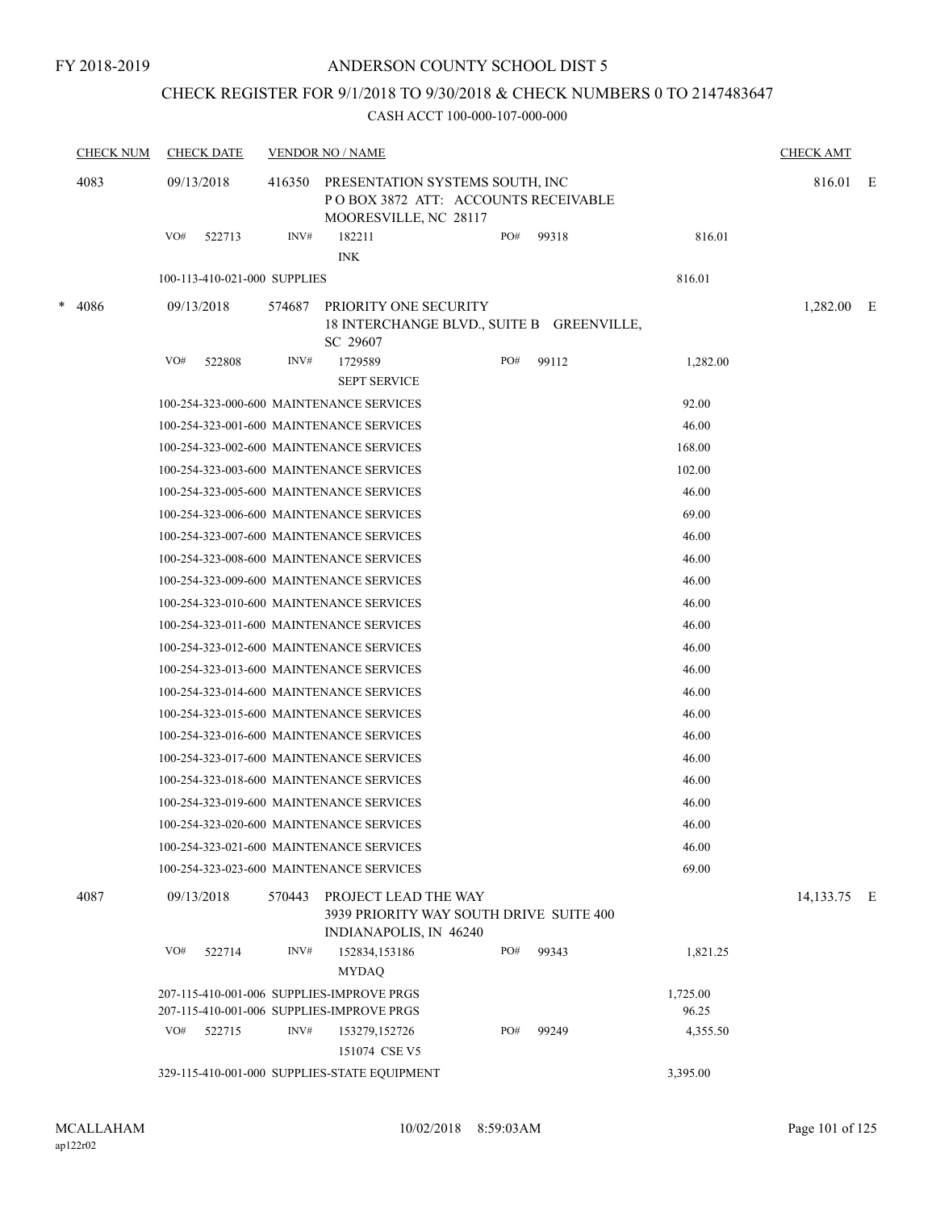FY 2018-2019

ANDERSON COUNTY SCHOOL DIST 5

CHECK REGISTER FOR 9/1/2018 TO 9/30/2018 & CHECK NUMBERS 0 TO 2147483647

CASH ACCT 100-000-107-000-000

| CHECK NUM | CHECK DATE | VENDOR NO / NAME | | | CHECK AMT | |
|---|---|---|---|---|---|---|
| 4083 | 09/13/2018 | 416350 PRESENTATION SYSTEMS SOUTH, INC<br>P O BOX 3872 ATT: ACCOUNTS RECEIVABLE<br>MOORESVILLE, NC 28117 | | | 816.01 | E |
| | VO# 522713 | INV# 182211<br>INK | PO# 99318 | 816.01 | | |
| | 100-113-410-021-000 SUPPLIES | | | 816.01 | | |
| * 4086 | 09/13/2018 | 574687 PRIORITY ONE SECURITY<br>18 INTERCHANGE BLVD., SUITE B GREENVILLE,<br>SC 29607 | | | 1,282.00 | E |
| | VO# 522808 | INV# 1729589<br>SEPT SERVICE | PO# 99112 | 1,282.00 | | |
| | 100-254-323-000-600 MAINTENANCE SERVICES | | | 92.00 | | |
| | 100-254-323-001-600 MAINTENANCE SERVICES | | | 46.00 | | |
| | 100-254-323-002-600 MAINTENANCE SERVICES | | | 168.00 | | |
| | 100-254-323-003-600 MAINTENANCE SERVICES | | | 102.00 | | |
| | 100-254-323-005-600 MAINTENANCE SERVICES | | | 46.00 | | |
| | 100-254-323-006-600 MAINTENANCE SERVICES | | | 69.00 | | |
| | 100-254-323-007-600 MAINTENANCE SERVICES | | | 46.00 | | |
| | 100-254-323-008-600 MAINTENANCE SERVICES | | | 46.00 | | |
| | 100-254-323-009-600 MAINTENANCE SERVICES | | | 46.00 | | |
| | 100-254-323-010-600 MAINTENANCE SERVICES | | | 46.00 | | |
| | 100-254-323-011-600 MAINTENANCE SERVICES | | | 46.00 | | |
| | 100-254-323-012-600 MAINTENANCE SERVICES | | | 46.00 | | |
| | 100-254-323-013-600 MAINTENANCE SERVICES | | | 46.00 | | |
| | 100-254-323-014-600 MAINTENANCE SERVICES | | | 46.00 | | |
| | 100-254-323-015-600 MAINTENANCE SERVICES | | | 46.00 | | |
| | 100-254-323-016-600 MAINTENANCE SERVICES | | | 46.00 | | |
| | 100-254-323-017-600 MAINTENANCE SERVICES | | | 46.00 | | |
| | 100-254-323-018-600 MAINTENANCE SERVICES | | | 46.00 | | |
| | 100-254-323-019-600 MAINTENANCE SERVICES | | | 46.00 | | |
| | 100-254-323-020-600 MAINTENANCE SERVICES | | | 46.00 | | |
| | 100-254-323-021-600 MAINTENANCE SERVICES | | | 46.00 | | |
| | 100-254-323-023-600 MAINTENANCE SERVICES | | | 69.00 | | |
| 4087 | 09/13/2018 | 570443 PROJECT LEAD THE WAY<br>3939 PRIORITY WAY SOUTH DRIVE SUITE 400<br>INDIANAPOLIS, IN 46240 | | | 14,133.75 | E |
| | VO# 522714 | INV# 152834,153186<br>MYDAQ | PO# 99343 | 1,821.25 | | |
| | 207-115-410-001-006 SUPPLIES-IMPROVE PRGS | | | 1,725.00 | | |
| | 207-115-410-001-006 SUPPLIES-IMPROVE PRGS | | | 96.25 | | |
| | VO# 522715 | INV# 153279,152726<br>151074 CSE V5 | PO# 99249 | 4,355.50 | | |
| | 329-115-410-001-000 SUPPLIES-STATE EQUIPMENT | | | 3,395.00 | | |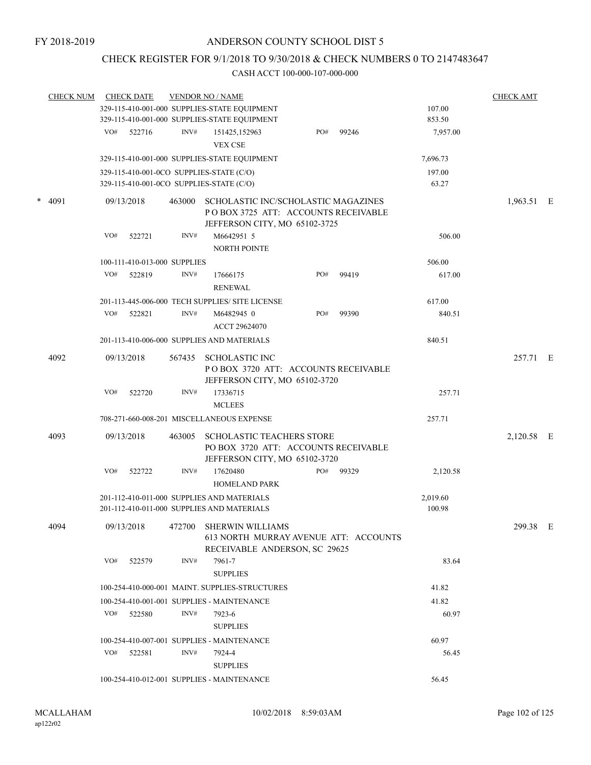FY 2018-2019

ANDERSON COUNTY SCHOOL DIST 5

CHECK REGISTER FOR 9/1/2018 TO 9/30/2018 & CHECK NUMBERS 0 TO 2147483647

CASH ACCT 100-000-107-000-000

| CHECK NUM | CHECK DATE | VENDOR NO / NAME | | CHECK AMT | |
|---|---|---|---|---|---|
| | | 329-115-410-001-000 SUPPLIES-STATE EQUIPMENT | 107.00 | | |
| | | 329-115-410-001-000 SUPPLIES-STATE EQUIPMENT | 853.50 | | |
| | VO# 522716 | INV# 151425,152963 PO# 99246 VEX CSE | 7,957.00 | | |
| | | 329-115-410-001-000 SUPPLIES-STATE EQUIPMENT | 7,696.73 | | |
| | | 329-115-410-001-0CO SUPPLIES-STATE (C/O) | 197.00 | | |
| | | 329-115-410-001-0CO SUPPLIES-STATE (C/O) | 63.27 | | |
| * 4091 | 09/13/2018 | 463000 SCHOLASTIC INC/SCHOLASTIC MAGAZINES P O BOX 3725 ATT: ACCOUNTS RECEIVABLE JEFFERSON CITY, MO 65102-3725 | | 1,963.51 | E |
| | VO# 522721 | INV# M6642951 5 NORTH POINTE | 506.00 | | |
| | | 100-111-410-013-000 SUPPLIES | 506.00 | | |
| | VO# 522819 | INV# 17666175 PO# 99419 RENEWAL | 617.00 | | |
| | | 201-113-445-006-000 TECH SUPPLIES/ SITE LICENSE | 617.00 | | |
| | VO# 522821 | INV# M6482945 0 PO# 99390 ACCT 29624070 | 840.51 | | |
| | | 201-113-410-006-000 SUPPLIES AND MATERIALS | 840.51 | | |
| 4092 | 09/13/2018 | 567435 SCHOLASTIC INC P O BOX 3720 ATT: ACCOUNTS RECEIVABLE JEFFERSON CITY, MO 65102-3720 | | 257.71 | E |
| | VO# 522720 | INV# 17336715 MCLEES | 257.71 | | |
| | | 708-271-660-008-201 MISCELLANEOUS EXPENSE | 257.71 | | |
| 4093 | 09/13/2018 | 463005 SCHOLASTIC TEACHERS STORE PO BOX 3720 ATT: ACCOUNTS RECEIVABLE JEFFERSON CITY, MO 65102-3720 | | 2,120.58 | E |
| | VO# 522722 | INV# 17620480 PO# 99329 HOMELAND PARK | 2,120.58 | | |
| | | 201-112-410-011-000 SUPPLIES AND MATERIALS | 2,019.60 | | |
| | | 201-112-410-011-000 SUPPLIES AND MATERIALS | 100.98 | | |
| 4094 | 09/13/2018 | 472700 SHERWIN WILLIAMS 613 NORTH MURRAY AVENUE ATT: ACCOUNTS RECEIVABLE ANDERSON, SC 29625 | | 299.38 | E |
| | VO# 522579 | INV# 7961-7 SUPPLIES | 83.64 | | |
| | | 100-254-410-000-001 MAINT. SUPPLIES-STRUCTURES | 41.82 | | |
| | | 100-254-410-001-001 SUPPLIES - MAINTENANCE | 41.82 | | |
| | VO# 522580 | INV# 7923-6 SUPPLIES | 60.97 | | |
| | | 100-254-410-007-001 SUPPLIES - MAINTENANCE | 60.97 | | |
| | VO# 522581 | INV# 7924-4 SUPPLIES | 56.45 | | |
| | | 100-254-410-012-001 SUPPLIES - MAINTENANCE | 56.45 | | |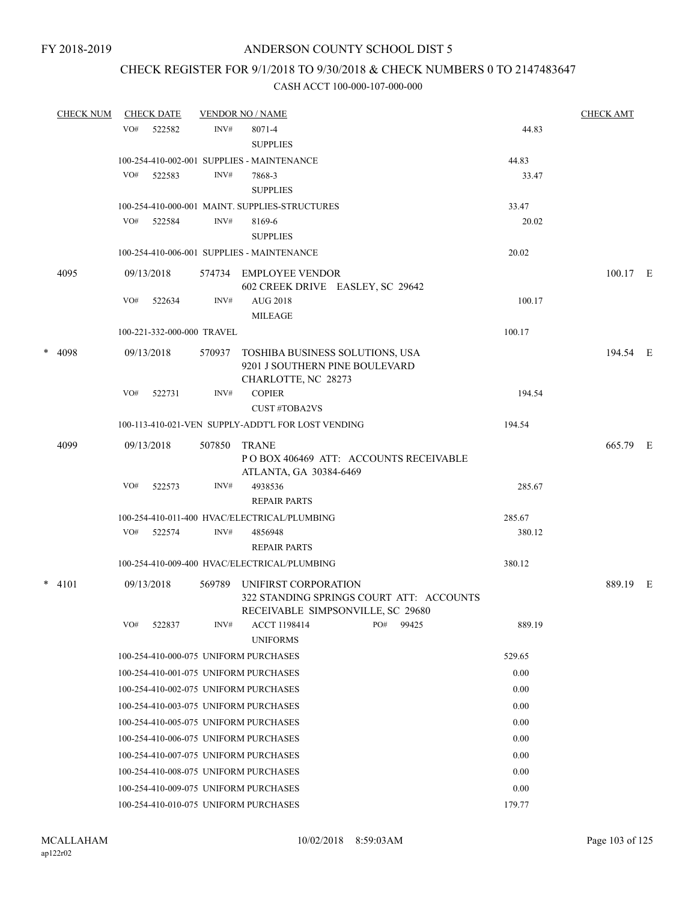FY 2018-2019

# ANDERSON COUNTY SCHOOL DIST 5

## CHECK REGISTER FOR 9/1/2018 TO 9/30/2018 & CHECK NUMBERS 0 TO 2147483647

### CASH ACCT 100-000-107-000-000

| CHECK NUM | CHECK DATE | VENDOR NO / NAME | | CHECK AMT |
|---|---|---|---|---|
| | VO# 522582 | INV# 8071-4 SUPPLIES | 44.83 | |
| | 100-254-410-002-001 SUPPLIES - MAINTENANCE | | 44.83 | |
| | VO# 522583 | INV# 7868-3 SUPPLIES | 33.47 | |
| | 100-254-410-000-001 MAINT. SUPPLIES-STRUCTURES | | 33.47 | |
| | VO# 522584 | INV# 8169-6 SUPPLIES | 20.02 | |
| | 100-254-410-006-001 SUPPLIES - MAINTENANCE | | 20.02 | |
| 4095 | 09/13/2018 | 574734 EMPLOYEE VENDOR 602 CREEK DRIVE EASLEY, SC 29642 | | 100.17 E |
| | VO# 522634 | INV# AUG 2018 MILEAGE | 100.17 | |
| | 100-221-332-000-000 TRAVEL | | 100.17 | |
| * 4098 | 09/13/2018 | 570937 TOSHIBA BUSINESS SOLUTIONS, USA 9201 J SOUTHERN PINE BOULEVARD CHARLOTTE, NC 28273 | | 194.54 E |
| | VO# 522731 | INV# COPIER CUST #TOBA2VS | 194.54 | |
| | 100-113-410-021-VEN SUPPLY-ADDT'L FOR LOST VENDING | | 194.54 | |
| 4099 | 09/13/2018 | 507850 TRANE P O BOX 406469 ATT: ACCOUNTS RECEIVABLE ATLANTA, GA 30384-6469 | | 665.79 E |
| | VO# 522573 | INV# 4938536 REPAIR PARTS | 285.67 | |
| | 100-254-410-011-400 HVAC/ELECTRICAL/PLUMBING | | 285.67 | |
| | VO# 522574 | INV# 4856948 REPAIR PARTS | 380.12 | |
| | 100-254-410-009-400 HVAC/ELECTRICAL/PLUMBING | | 380.12 | |
| * 4101 | 09/13/2018 | 569789 UNIFIRST CORPORATION 322 STANDING SPRINGS COURT ATT: ACCOUNTS RECEIVABLE SIMPSONVILLE, SC 29680 | | 889.19 E |
| | VO# 522837 | INV# ACCT 1198414 PO# 99425 UNIFORMS | 889.19 | |
| | 100-254-410-000-075 UNIFORM PURCHASES | | 529.65 | |
| | 100-254-410-001-075 UNIFORM PURCHASES | | 0.00 | |
| | 100-254-410-002-075 UNIFORM PURCHASES | | 0.00 | |
| | 100-254-410-003-075 UNIFORM PURCHASES | | 0.00 | |
| | 100-254-410-005-075 UNIFORM PURCHASES | | 0.00 | |
| | 100-254-410-006-075 UNIFORM PURCHASES | | 0.00 | |
| | 100-254-410-007-075 UNIFORM PURCHASES | | 0.00 | |
| | 100-254-410-008-075 UNIFORM PURCHASES | | 0.00 | |
| | 100-254-410-009-075 UNIFORM PURCHASES | | 0.00 | |
| | 100-254-410-010-075 UNIFORM PURCHASES | | 179.77 | |

MCALLAHAM ap122r02 10/02/2018 8:59:03AM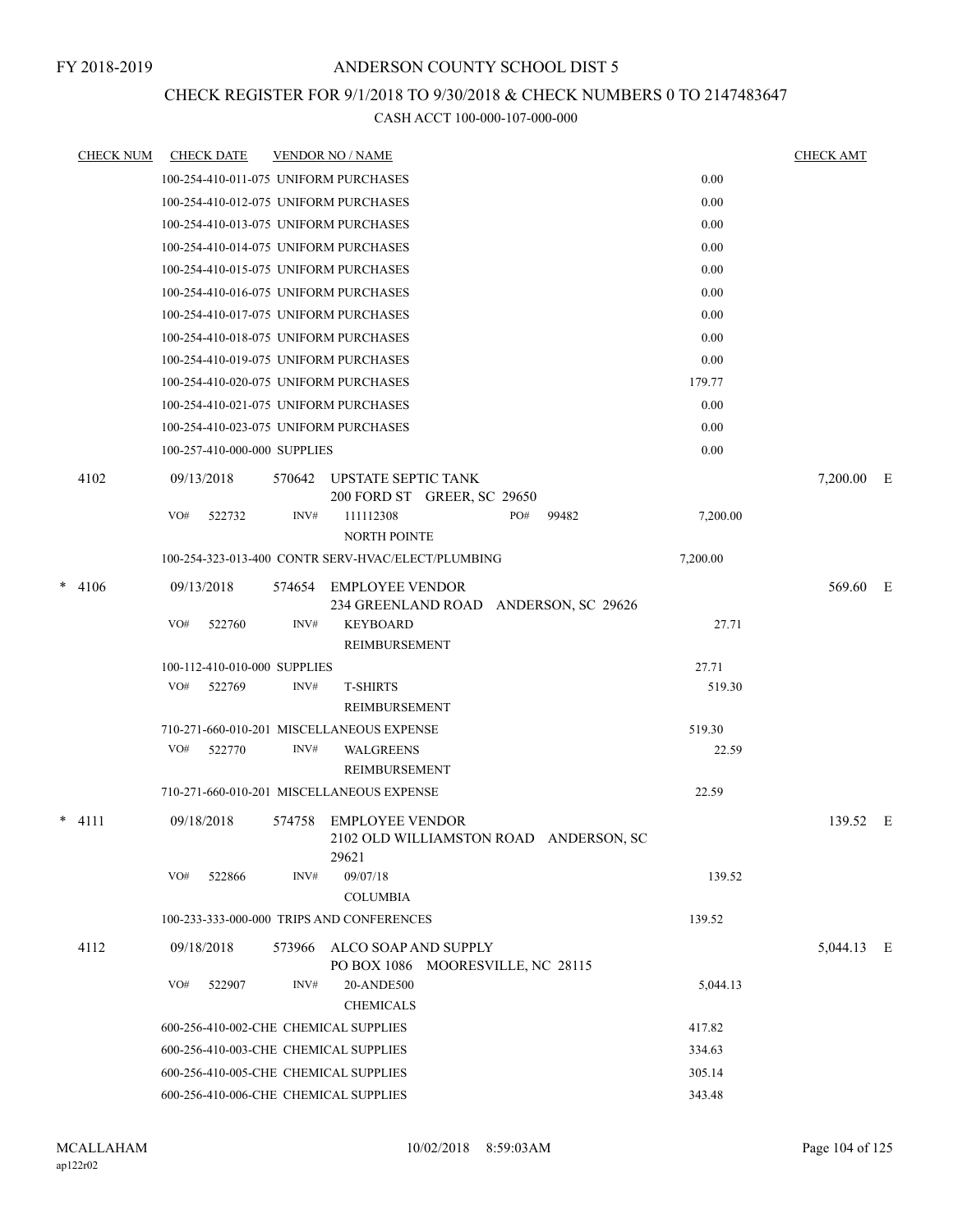FY 2018-2019

# ANDERSON COUNTY SCHOOL DIST 5

## CHECK REGISTER FOR 9/1/2018 TO 9/30/2018 & CHECK NUMBERS 0 TO 2147483647

### CASH ACCT 100-000-107-000-000

| CHECK NUM | CHECK DATE | VENDOR NO / NAME | | CHECK AMT |
|---|---|---|---|---|
| | 100-254-410-011-075 UNIFORM PURCHASES | | 0.00 | |
| | 100-254-410-012-075 UNIFORM PURCHASES | | 0.00 | |
| | 100-254-410-013-075 UNIFORM PURCHASES | | 0.00 | |
| | 100-254-410-014-075 UNIFORM PURCHASES | | 0.00 | |
| | 100-254-410-015-075 UNIFORM PURCHASES | | 0.00 | |
| | 100-254-410-016-075 UNIFORM PURCHASES | | 0.00 | |
| | 100-254-410-017-075 UNIFORM PURCHASES | | 0.00 | |
| | 100-254-410-018-075 UNIFORM PURCHASES | | 0.00 | |
| | 100-254-410-019-075 UNIFORM PURCHASES | | 0.00 | |
| | 100-254-410-020-075 UNIFORM PURCHASES | | 179.77 | |
| | 100-254-410-021-075 UNIFORM PURCHASES | | 0.00 | |
| | 100-254-410-023-075 UNIFORM PURCHASES | | 0.00 | |
| | 100-257-410-000-000 SUPPLIES | | 0.00 | |
| 4102 | 09/13/2018 | 570642 UPSTATE SEPTIC TANK<br>200 FORD ST GREER, SC 29650 | | 7,200.00 E |
| | VO# 522732 | INV# 111112308 PO# 99482<br>NORTH POINTE | 7,200.00 | |
| | 100-254-323-013-400 CONTR SERV-HVAC/ELECT/PLUMBING | | 7,200.00 | |
| * 4106 | 09/13/2018 | 574654 EMPLOYEE VENDOR<br>234 GREENLAND ROAD ANDERSON, SC 29626 | | 569.60 E |
| | VO# 522760 | INV# KEYBOARD<br>REIMBURSEMENT | 27.71 | |
| | 100-112-410-010-000 SUPPLIES | | 27.71 | |
| | VO# 522769 | INV# T-SHIRTS<br>REIMBURSEMENT | 519.30 | |
| | 710-271-660-010-201 MISCELLANEOUS EXPENSE | | 519.30 | |
| | VO# 522770 | INV# WALGREENS<br>REIMBURSEMENT | 22.59 | |
| | 710-271-660-010-201 MISCELLANEOUS EXPENSE | | 22.59 | |
| * 4111 | 09/18/2018 | 574758 EMPLOYEE VENDOR<br>2102 OLD WILLIAMSTON ROAD ANDERSON, SC 29621 | | 139.52 E |
| | VO# 522866 | INV# 09/07/18<br>COLUMBIA | 139.52 | |
| | 100-233-333-000-000 TRIPS AND CONFERENCES | | 139.52 | |
| 4112 | 09/18/2018 | 573966 ALCO SOAP AND SUPPLY<br>PO BOX 1086 MOORESVILLE, NC 28115 | | 5,044.13 E |
| | VO# 522907 | INV# 20-ANDE500<br>CHEMICALS | 5,044.13 | |
| | 600-256-410-002-CHE CHEMICAL SUPPLIES | | 417.82 | |
| | 600-256-410-003-CHE CHEMICAL SUPPLIES | | 334.63 | |
| | 600-256-410-005-CHE CHEMICAL SUPPLIES | | 305.14 | |
| | 600-256-410-006-CHE CHEMICAL SUPPLIES | | 343.48 | |

MCALLAHAM
ap122r02

10/02/2018 8:59:03AM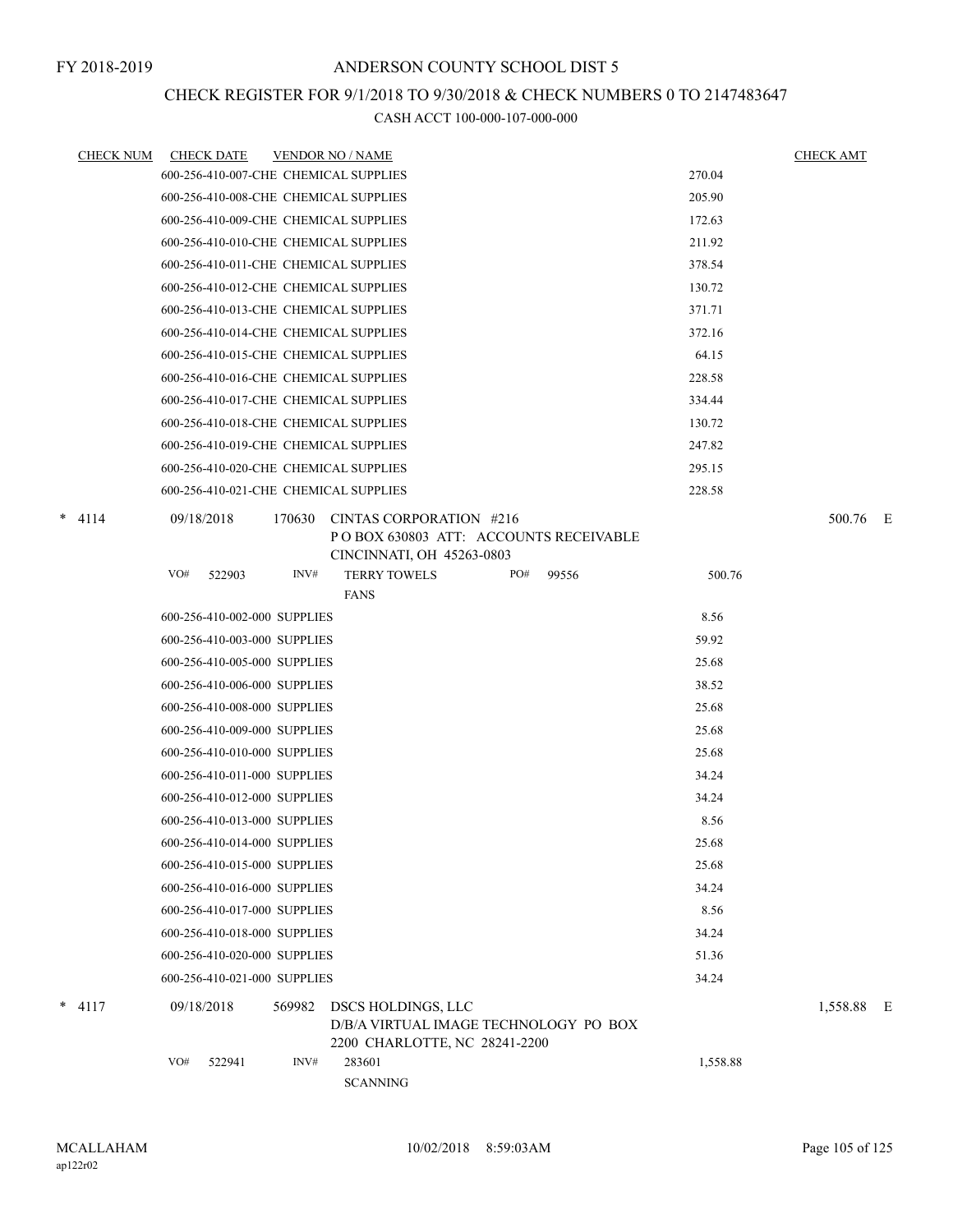# ANDERSON COUNTY SCHOOL DIST 5

FY 2018-2019

## CHECK REGISTER FOR 9/1/2018 TO 9/30/2018 & CHECK NUMBERS 0 TO 2147483647

CASH ACCT 100-000-107-000-000

| CHECK NUM | CHECK DATE | VENDOR NO / NAME | | CHECK AMT | |
|---|---|---|---|---|---|
| | | 600-256-410-007-CHE CHEMICAL SUPPLIES | 270.04 | | |
| | | 600-256-410-008-CHE CHEMICAL SUPPLIES | 205.90 | | |
| | | 600-256-410-009-CHE CHEMICAL SUPPLIES | 172.63 | | |
| | | 600-256-410-010-CHE CHEMICAL SUPPLIES | 211.92 | | |
| | | 600-256-410-011-CHE CHEMICAL SUPPLIES | 378.54 | | |
| | | 600-256-410-012-CHE CHEMICAL SUPPLIES | 130.72 | | |
| | | 600-256-410-013-CHE CHEMICAL SUPPLIES | 371.71 | | |
| | | 600-256-410-014-CHE CHEMICAL SUPPLIES | 372.16 | | |
| | | 600-256-410-015-CHE CHEMICAL SUPPLIES | 64.15 | | |
| | | 600-256-410-016-CHE CHEMICAL SUPPLIES | 228.58 | | |
| | | 600-256-410-017-CHE CHEMICAL SUPPLIES | 334.44 | | |
| | | 600-256-410-018-CHE CHEMICAL SUPPLIES | 130.72 | | |
| | | 600-256-410-019-CHE CHEMICAL SUPPLIES | 247.82 | | |
| | | 600-256-410-020-CHE CHEMICAL SUPPLIES | 295.15 | | |
| | | 600-256-410-021-CHE CHEMICAL SUPPLIES | 228.58 | | |
| * 4114 | 09/18/2018 | 170630 CINTAS CORPORATION #216<br>P O BOX 630803 ATT: ACCOUNTS RECEIVABLE<br>CINCINNATI, OH 45263-0803 | | 500.76 | E |
| | | VO# 522903 INV# TERRY TOWELS PO# 99556<br>FANS | 500.76 | | |
| | | 600-256-410-002-000 SUPPLIES | 8.56 | | |
| | | 600-256-410-003-000 SUPPLIES | 59.92 | | |
| | | 600-256-410-005-000 SUPPLIES | 25.68 | | |
| | | 600-256-410-006-000 SUPPLIES | 38.52 | | |
| | | 600-256-410-008-000 SUPPLIES | 25.68 | | |
| | | 600-256-410-009-000 SUPPLIES | 25.68 | | |
| | | 600-256-410-010-000 SUPPLIES | 25.68 | | |
| | | 600-256-410-011-000 SUPPLIES | 34.24 | | |
| | | 600-256-410-012-000 SUPPLIES | 34.24 | | |
| | | 600-256-410-013-000 SUPPLIES | 8.56 | | |
| | | 600-256-410-014-000 SUPPLIES | 25.68 | | |
| | | 600-256-410-015-000 SUPPLIES | 25.68 | | |
| | | 600-256-410-016-000 SUPPLIES | 34.24 | | |
| | | 600-256-410-017-000 SUPPLIES | 8.56 | | |
| | | 600-256-410-018-000 SUPPLIES | 34.24 | | |
| | | 600-256-410-020-000 SUPPLIES | 51.36 | | |
| | | 600-256-410-021-000 SUPPLIES | 34.24 | | |
| * 4117 | 09/18/2018 | 569982 DSCS HOLDINGS, LLC<br>D/B/A VIRTUAL IMAGE TECHNOLOGY PO BOX<br>2200 CHARLOTTE, NC 28241-2200 | | 1,558.88 | E |
| | | VO# 522941 INV# 283601<br>SCANNING | 1,558.88 | | |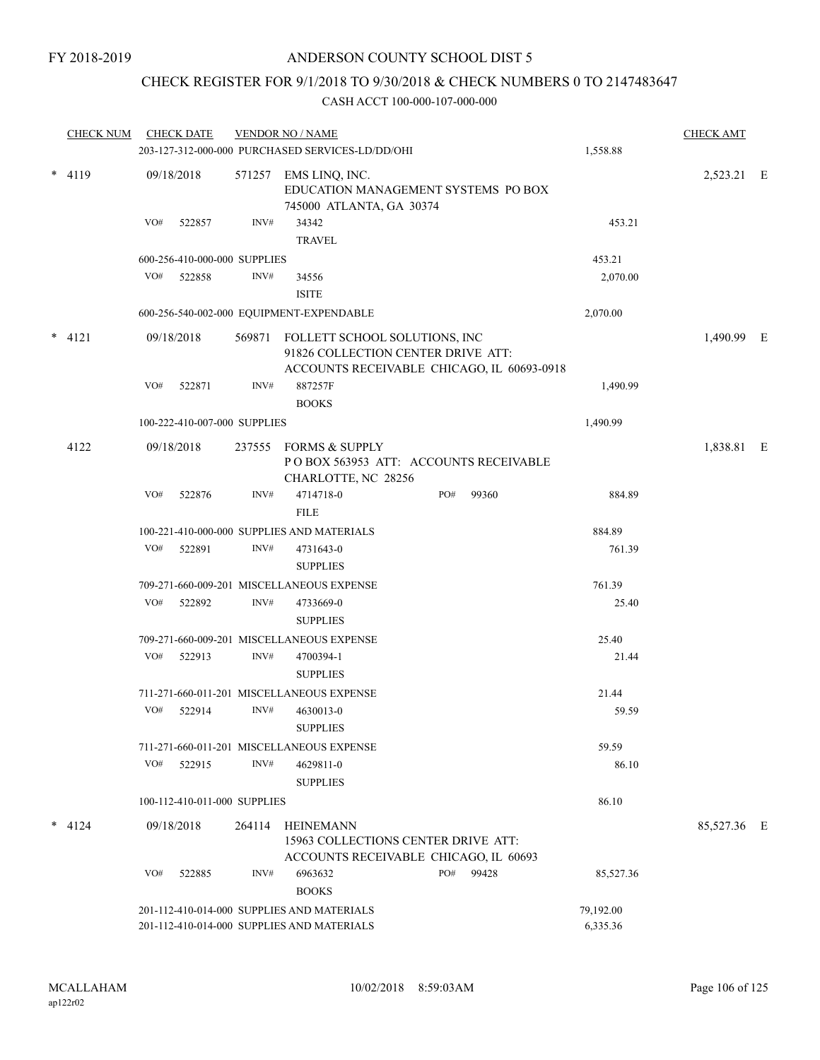FY 2018-2019

# ANDERSON COUNTY SCHOOL DIST 5

## CHECK REGISTER FOR 9/1/2018 TO 9/30/2018 & CHECK NUMBERS 0 TO 2147483647

### CASH ACCT 100-000-107-000-000

| CHECK NUM | CHECK DATE | VENDOR NO / NAME | | | CHECK AMT | |
|---|---|---|---|---|---|---|
| | 203-127-312-000-000 PURCHASED SERVICES-LD/DD/OHI | | | 1,558.88 | | |
| * 4119 | 09/18/2018 | 571257 EMS LINQ, INC. EDUCATION MANAGEMENT SYSTEMS PO BOX 745000 ATLANTA, GA 30374 | | | 2,523.21 | E |
| | VO# 522857 | INV# 34342 TRAVEL | | 453.21 | | |
| | 600-256-410-000-000 SUPPLIES | | | 453.21 | | |
| | VO# 522858 | INV# 34556 ISITE | | 2,070.00 | | |
| | 600-256-540-002-000 EQUIPMENT-EXPENDABLE | | | 2,070.00 | | |
| * 4121 | 09/18/2018 | 569871 FOLLETT SCHOOL SOLUTIONS, INC 91826 COLLECTION CENTER DRIVE ATT: ACCOUNTS RECEIVABLE CHICAGO, IL 60693-0918 | | | 1,490.99 | E |
| | VO# 522871 | INV# 887257F BOOKS | | 1,490.99 | | |
| | 100-222-410-007-000 SUPPLIES | | | 1,490.99 | | |
| 4122 | 09/18/2018 | 237555 FORMS & SUPPLY P O BOX 563953 ATT: ACCOUNTS RECEIVABLE CHARLOTTE, NC 28256 | | | 1,838.81 | E |
| | VO# 522876 | INV# 4714718-0 FILE | PO# 99360 | 884.89 | | |
| | 100-221-410-000-000 SUPPLIES AND MATERIALS | | | 884.89 | | |
| | VO# 522891 | INV# 4731643-0 SUPPLIES | | 761.39 | | |
| | 709-271-660-009-201 MISCELLANEOUS EXPENSE | | | 761.39 | | |
| | VO# 522892 | INV# 4733669-0 SUPPLIES | | 25.40 | | |
| | 709-271-660-009-201 MISCELLANEOUS EXPENSE | | | 25.40 | | |
| | VO# 522913 | INV# 4700394-1 SUPPLIES | | 21.44 | | |
| | 711-271-660-011-201 MISCELLANEOUS EXPENSE | | | 21.44 | | |
| | VO# 522914 | INV# 4630013-0 SUPPLIES | | 59.59 | | |
| | 711-271-660-011-201 MISCELLANEOUS EXPENSE | | | 59.59 | | |
| | VO# 522915 | INV# 4629811-0 SUPPLIES | | 86.10 | | |
| | 100-112-410-011-000 SUPPLIES | | | 86.10 | | |
| * 4124 | 09/18/2018 | 264114 HEINEMANN 15963 COLLECTIONS CENTER DRIVE ATT: ACCOUNTS RECEIVABLE CHICAGO, IL 60693 | | | 85,527.36 | E |
| | VO# 522885 | INV# 6963632 BOOKS | PO# 99428 | 85,527.36 | | |
| | 201-112-410-014-000 SUPPLIES AND MATERIALS | | | 79,192.00 | | |
| | 201-112-410-014-000 SUPPLIES AND MATERIALS | | | 6,335.36 | | |

MCALLAHAM
ap122r02

10/02/2018 8:59:03AM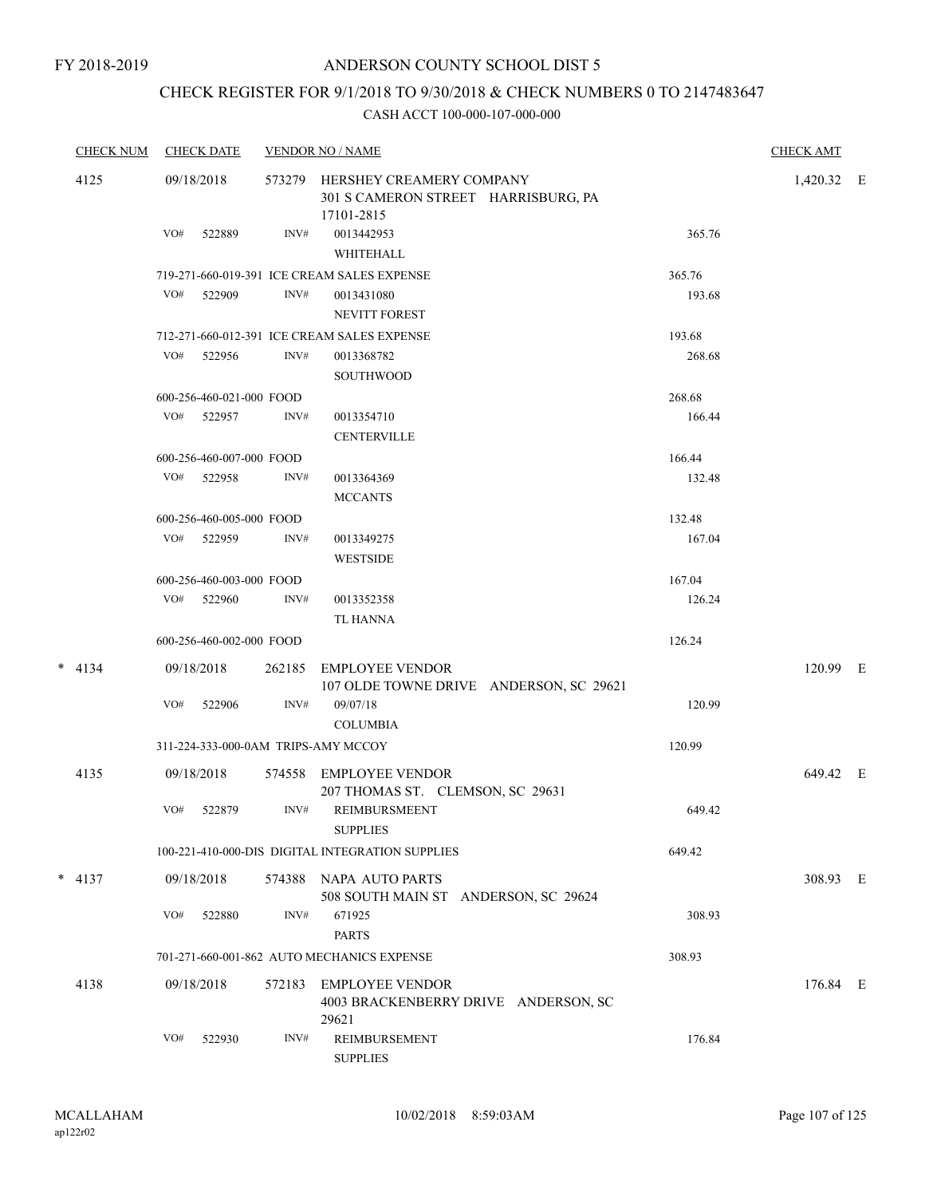FY 2018-2019

# ANDERSON COUNTY SCHOOL DIST 5

## CHECK REGISTER FOR 9/1/2018 TO 9/30/2018 & CHECK NUMBERS 0 TO 2147483647

### CASH ACCT 100-000-107-000-000

| CHECK NUM | CHECK DATE | VENDOR NO / NAME | | | CHECK AMT | |
|---|---|---|---|---|---|---|
| 4125 | 09/18/2018 | 573279 | HERSHEY CREAMERY COMPANY<br>301 S CAMERON STREET HARRISBURG, PA 17101-2815 | | 1,420.32 | E |
| | VO# 522889 | INV# | 0013442953<br>WHITEHALL | 365.76 | | |
| | 719-271-660-019-391 ICE CREAM SALES EXPENSE | | | 365.76 | | |
| | VO# 522909 | INV# | 0013431080<br>NEVITT FOREST | 193.68 | | |
| | 712-271-660-012-391 ICE CREAM SALES EXPENSE | | | 193.68 | | |
| | VO# 522956 | INV# | 0013368782<br>SOUTHWOOD | 268.68 | | |
| | 600-256-460-021-000 FOOD | | | 268.68 | | |
| | VO# 522957 | INV# | 0013354710<br>CENTERVILLE | 166.44 | | |
| | 600-256-460-007-000 FOOD | | | 166.44 | | |
| | VO# 522958 | INV# | 0013364369<br>MCCANTS | 132.48 | | |
| | 600-256-460-005-000 FOOD | | | 132.48 | | |
| | VO# 522959 | INV# | 0013349275<br>WESTSIDE | 167.04 | | |
| | 600-256-460-003-000 FOOD | | | 167.04 | | |
| | VO# 522960 | INV# | 0013352358<br>TL HANNA | 126.24 | | |
| | 600-256-460-002-000 FOOD | | | 126.24 | | |
| * 4134 | 09/18/2018 | 262185 | EMPLOYEE VENDOR<br>107 OLDE TOWNE DRIVE ANDERSON, SC 29621 | | 120.99 | E |
| | VO# 522906 | INV# | 09/07/18<br>COLUMBIA | 120.99 | | |
| | 311-224-333-000-0AM TRIPS-AMY MCCOY | | | 120.99 | | |
| 4135 | 09/18/2018 | 574558 | EMPLOYEE VENDOR<br>207 THOMAS ST. CLEMSON, SC 29631 | | 649.42 | E |
| | VO# 522879 | INV# | REIMBURSMEENT<br>SUPPLIES | 649.42 | | |
| | 100-221-410-000-DIS DIGITAL INTEGRATION SUPPLIES | | | 649.42 | | |
| * 4137 | 09/18/2018 | 574388 | NAPA AUTO PARTS<br>508 SOUTH MAIN ST ANDERSON, SC 29624 | | 308.93 | E |
| | VO# 522880 | INV# | 671925<br>PARTS | 308.93 | | |
| | 701-271-660-001-862 AUTO MECHANICS EXPENSE | | | 308.93 | | |
| 4138 | 09/18/2018 | 572183 | EMPLOYEE VENDOR<br>4003 BRACKENBERRY DRIVE ANDERSON, SC 29621 | | 176.84 | E |
| | VO# 522930 | INV# | REIMBURSEMENT<br>SUPPLIES | 176.84 | | |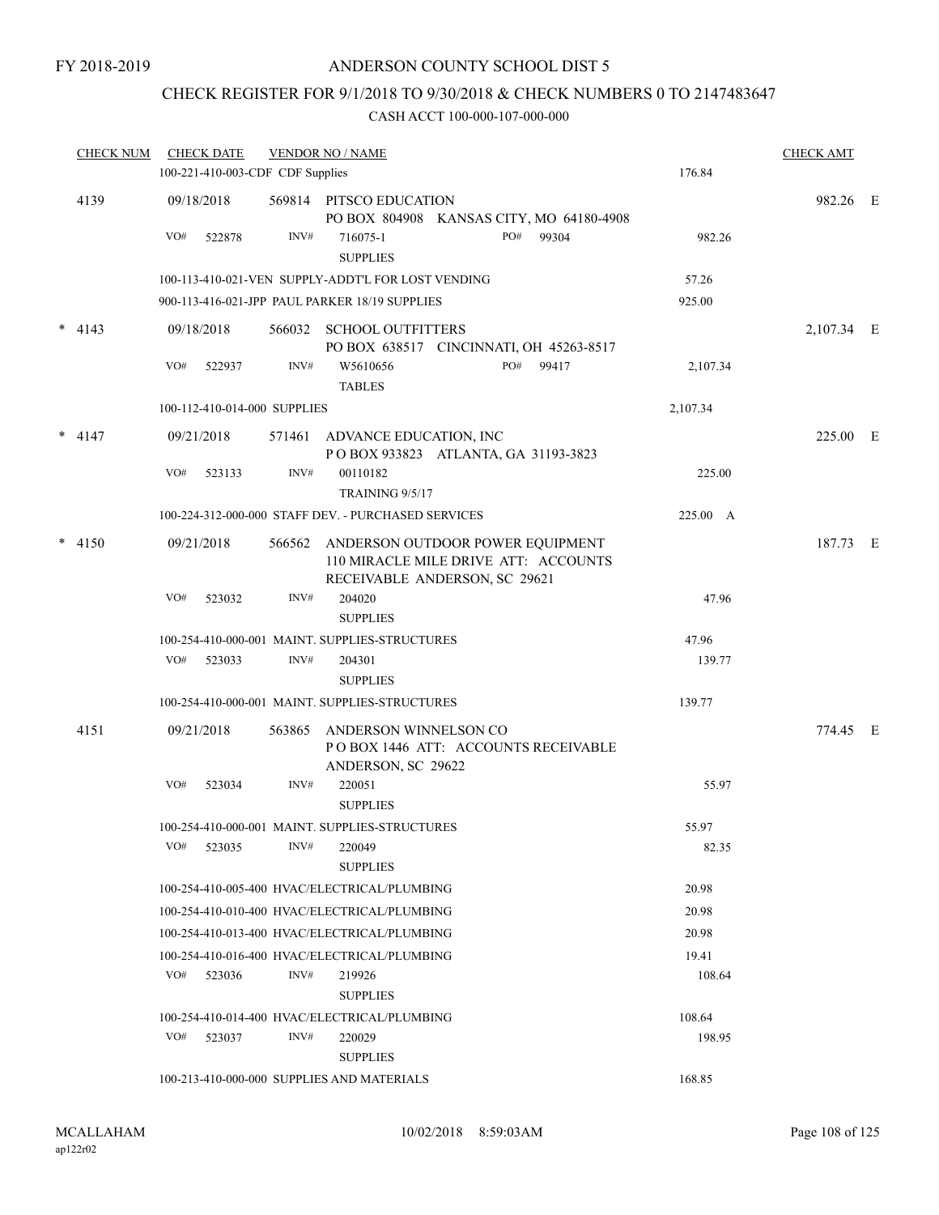FY 2018-2019

# ANDERSON COUNTY SCHOOL DIST 5

## CHECK REGISTER FOR 9/1/2018 TO 9/30/2018 & CHECK NUMBERS 0 TO 2147483647

### CASH ACCT 100-000-107-000-000

| CHECK NUM | CHECK DATE | VENDOR NO / NAME | | CHECK AMT | |
|---|---|---|---|---|---|
| | 100-221-410-003-CDF CDF Supplies | | 176.84 | | |
| 4139 | 09/18/2018 | 569814 PITSCO EDUCATION<br>PO BOX 804908 KANSAS CITY, MO 64180-4908 | | 982.26 | E |
| | VO# 522878 | INV# 716075-1 PO# 99304<br>SUPPLIES | 982.26 | | |
| | 100-113-410-021-VEN SUPPLY-ADDT'L FOR LOST VENDING | | 57.26 | | |
| | 900-113-416-021-JPP PAUL PARKER 18/19 SUPPLIES | | 925.00 | | |
| * 4143 | 09/18/2018 | 566032 SCHOOL OUTFITTERS<br>PO BOX 638517 CINCINNATI, OH 45263-8517 | | 2,107.34 | E |
| | VO# 522937 | INV# W5610656 PO# 99417<br>TABLES | 2,107.34 | | |
| | 100-112-410-014-000 SUPPLIES | | 2,107.34 | | |
| * 4147 | 09/21/2018 | 571461 ADVANCE EDUCATION, INC<br>P O BOX 933823 ATLANTA, GA 31193-3823 | | 225.00 | E |
| | VO# 523133 | INV# 00110182<br>TRAINING 9/5/17 | 225.00 | | |
| | 100-224-312-000-000 STAFF DEV. - PURCHASED SERVICES | | 225.00 A | | |
| * 4150 | 09/21/2018 | 566562 ANDERSON OUTDOOR POWER EQUIPMENT<br>110 MIRACLE MILE DRIVE ATT: ACCOUNTS<br>RECEIVABLE ANDERSON, SC 29621 | | 187.73 | E |
| | VO# 523032 | INV# 204020<br>SUPPLIES | 47.96 | | |
| | 100-254-410-000-001 MAINT. SUPPLIES-STRUCTURES | | 47.96 | | |
| | VO# 523033 | INV# 204301<br>SUPPLIES | 139.77 | | |
| | 100-254-410-000-001 MAINT. SUPPLIES-STRUCTURES | | 139.77 | | |
| 4151 | 09/21/2018 | 563865 ANDERSON WINNELSON CO<br>P O BOX 1446 ATT: ACCOUNTS RECEIVABLE<br>ANDERSON, SC 29622 | | 774.45 | E |
| | VO# 523034 | INV# 220051<br>SUPPLIES | 55.97 | | |
| | 100-254-410-000-001 MAINT. SUPPLIES-STRUCTURES | | 55.97 | | |
| | VO# 523035 | INV# 220049<br>SUPPLIES | 82.35 | | |
| | 100-254-410-005-400 HVAC/ELECTRICAL/PLUMBING | | 20.98 | | |
| | 100-254-410-010-400 HVAC/ELECTRICAL/PLUMBING | | 20.98 | | |
| | 100-254-410-013-400 HVAC/ELECTRICAL/PLUMBING | | 20.98 | | |
| | 100-254-410-016-400 HVAC/ELECTRICAL/PLUMBING | | 19.41 | | |
| | VO# 523036 | INV# 219926<br>SUPPLIES | 108.64 | | |
| | 100-254-410-014-400 HVAC/ELECTRICAL/PLUMBING | | 108.64 | | |
| | VO# 523037 | INV# 220029<br>SUPPLIES | 198.95 | | |
| | 100-213-410-000-000 SUPPLIES AND MATERIALS | | 168.85 | | |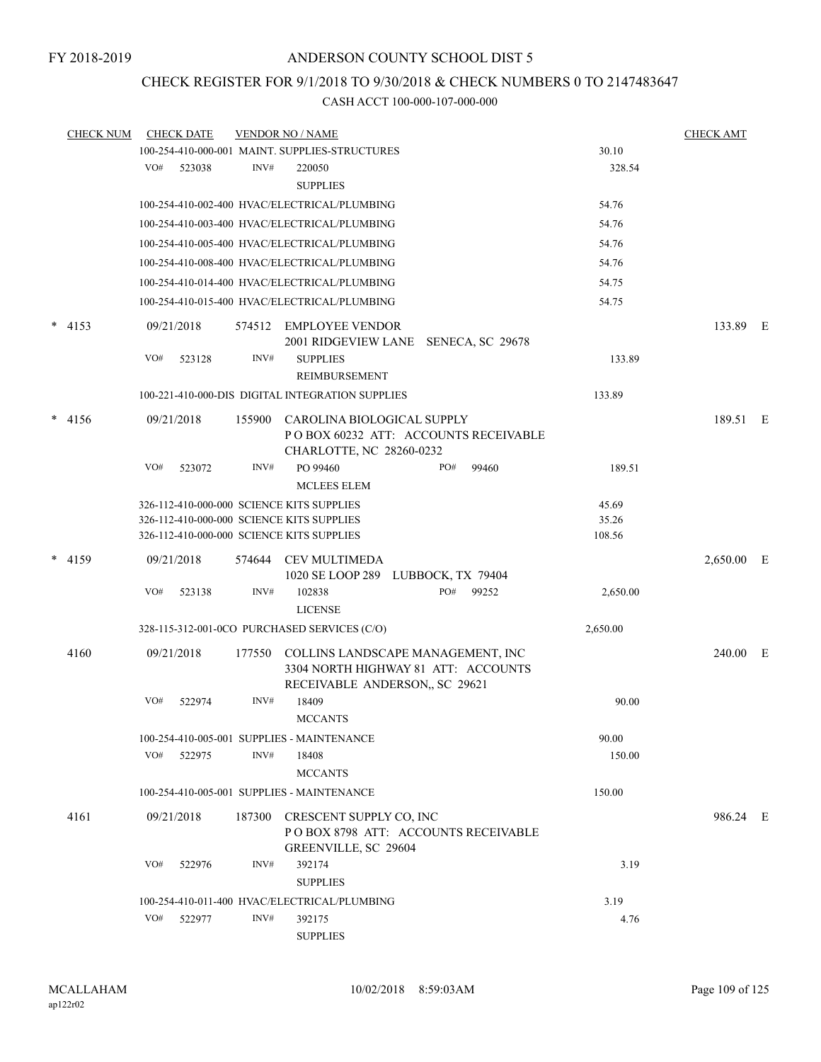FY 2018-2019

# ANDERSON COUNTY SCHOOL DIST 5

## CHECK REGISTER FOR 9/1/2018 TO 9/30/2018 & CHECK NUMBERS 0 TO 2147483647

### CASH ACCT 100-000-107-000-000

| CHECK NUM | CHECK DATE | VENDOR NO / NAME | | CHECK AMT | |
|---|---|---|---|---|---|
| | 100-254-410-000-001 MAINT. SUPPLIES-STRUCTURES | | 30.10 | | |
| | VO# 523038 | INV# 220050 SUPPLIES | 328.54 | | |
| | 100-254-410-002-400 HVAC/ELECTRICAL/PLUMBING | | 54.76 | | |
| | 100-254-410-003-400 HVAC/ELECTRICAL/PLUMBING | | 54.76 | | |
| | 100-254-410-005-400 HVAC/ELECTRICAL/PLUMBING | | 54.76 | | |
| | 100-254-410-008-400 HVAC/ELECTRICAL/PLUMBING | | 54.76 | | |
| | 100-254-410-014-400 HVAC/ELECTRICAL/PLUMBING | | 54.75 | | |
| | 100-254-410-015-400 HVAC/ELECTRICAL/PLUMBING | | 54.75 | | |
| * 4153 | 09/21/2018 | 574512 EMPLOYEE VENDOR 2001 RIDGEVIEW LANE SENECA, SC 29678 | | 133.89 | E |
| | VO# 523128 | INV# SUPPLIES REIMBURSEMENT | 133.89 | | |
| | 100-221-410-000-DIS DIGITAL INTEGRATION SUPPLIES | | 133.89 | | |
| * 4156 | 09/21/2018 | 155900 CAROLINA BIOLOGICAL SUPPLY P O BOX 60232 ATT: ACCOUNTS RECEIVABLE CHARLOTTE, NC 28260-0232 | | 189.51 | E |
| | VO# 523072 | INV# PO 99460 PO# 99460 MCLEES ELEM | 189.51 | | |
| | 326-112-410-000-000 SCIENCE KITS SUPPLIES | | 45.69 | | |
| | 326-112-410-000-000 SCIENCE KITS SUPPLIES | | 35.26 | | |
| | 326-112-410-000-000 SCIENCE KITS SUPPLIES | | 108.56 | | |
| * 4159 | 09/21/2018 | 574644 CEV MULTIMEDA 1020 SE LOOP 289 LUBBOCK, TX 79404 | | 2,650.00 | E |
| | VO# 523138 | INV# 102838 PO# 99252 LICENSE | 2,650.00 | | |
| | 328-115-312-001-0CO PURCHASED SERVICES (C/O) | | 2,650.00 | | |
| 4160 | 09/21/2018 | 177550 COLLINS LANDSCAPE MANAGEMENT, INC 3304 NORTH HIGHWAY 81 ATT: ACCOUNTS RECEIVABLE ANDERSON,, SC 29621 | | 240.00 | E |
| | VO# 522974 | INV# 18409 MCCANTS | 90.00 | | |
| | 100-254-410-005-001 SUPPLIES - MAINTENANCE | | 90.00 | | |
| | VO# 522975 | INV# 18408 MCCANTS | 150.00 | | |
| | 100-254-410-005-001 SUPPLIES - MAINTENANCE | | 150.00 | | |
| 4161 | 09/21/2018 | 187300 CRESCENT SUPPLY CO, INC P O BOX 8798 ATT: ACCOUNTS RECEIVABLE GREENVILLE, SC 29604 | | 986.24 | E |
| | VO# 522976 | INV# 392174 SUPPLIES | 3.19 | | |
| | 100-254-410-011-400 HVAC/ELECTRICAL/PLUMBING | | 3.19 | | |
| | VO# 522977 | INV# 392175 SUPPLIES | 4.76 | | |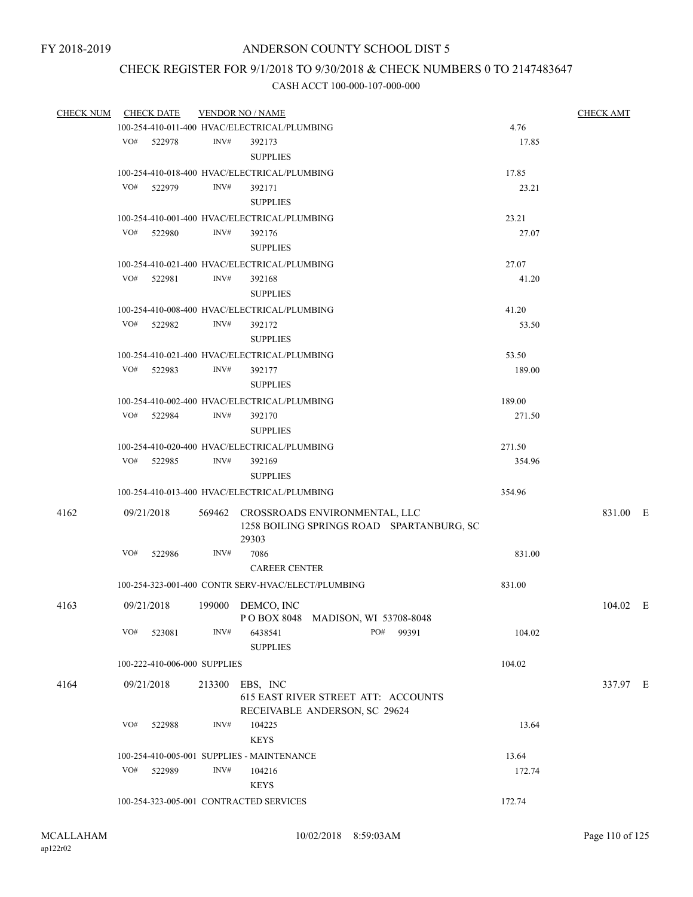FY 2018-2019

# ANDERSON COUNTY SCHOOL DIST 5

## CHECK REGISTER FOR 9/1/2018 TO 9/30/2018 & CHECK NUMBERS 0 TO 2147483647

### CASH ACCT 100-000-107-000-000

| CHECK NUM | CHECK DATE | VENDOR NO / NAME | | CHECK AMT |
|---|---|---|---|---|
| | | 100-254-410-011-400 HVAC/ELECTRICAL/PLUMBING | 4.76 | |
| | VO# 522978 | INV# 392173 SUPPLIES | 17.85 | |
| | | 100-254-410-018-400 HVAC/ELECTRICAL/PLUMBING | 17.85 | |
| | VO# 522979 | INV# 392171 SUPPLIES | 23.21 | |
| | | 100-254-410-001-400 HVAC/ELECTRICAL/PLUMBING | 23.21 | |
| | VO# 522980 | INV# 392176 SUPPLIES | 27.07 | |
| | | 100-254-410-021-400 HVAC/ELECTRICAL/PLUMBING | 27.07 | |
| | VO# 522981 | INV# 392168 SUPPLIES | 41.20 | |
| | | 100-254-410-008-400 HVAC/ELECTRICAL/PLUMBING | 41.20 | |
| | VO# 522982 | INV# 392172 SUPPLIES | 53.50 | |
| | | 100-254-410-021-400 HVAC/ELECTRICAL/PLUMBING | 53.50 | |
| | VO# 522983 | INV# 392177 SUPPLIES | 189.00 | |
| | | 100-254-410-002-400 HVAC/ELECTRICAL/PLUMBING | 189.00 | |
| | VO# 522984 | INV# 392170 SUPPLIES | 271.50 | |
| | | 100-254-410-020-400 HVAC/ELECTRICAL/PLUMBING | 271.50 | |
| | VO# 522985 | INV# 392169 SUPPLIES | 354.96 | |
| | | 100-254-410-013-400 HVAC/ELECTRICAL/PLUMBING | 354.96 | |
| 4162 | 09/21/2018 | 569462 CROSSROADS ENVIRONMENTAL, LLC 1258 BOILING SPRINGS ROAD SPARTANBURG, SC 29303 | | 831.00 E |
| | VO# 522986 | INV# 7086 CAREER CENTER | 831.00 | |
| | | 100-254-323-001-400 CONTR SERV-HVAC/ELECT/PLUMBING | 831.00 | |
| 4163 | 09/21/2018 | 199000 DEMCO, INC P O BOX 8048 MADISON, WI 53708-8048 | | 104.02 E |
| | VO# 523081 | INV# 6438541 PO# 99391 SUPPLIES | 104.02 | |
| | | 100-222-410-006-000 SUPPLIES | 104.02 | |
| 4164 | 09/21/2018 | 213300 EBS, INC 615 EAST RIVER STREET ATT: ACCOUNTS RECEIVABLE ANDERSON, SC 29624 | | 337.97 E |
| | VO# 522988 | INV# 104225 KEYS | 13.64 | |
| | | 100-254-410-005-001 SUPPLIES - MAINTENANCE | 13.64 | |
| | VO# 522989 | INV# 104216 KEYS | 172.74 | |
| | | 100-254-323-005-001 CONTRACTED SERVICES | 172.74 | |

MCALLAHAM
ap122r02

10/02/2018 8:59:03AM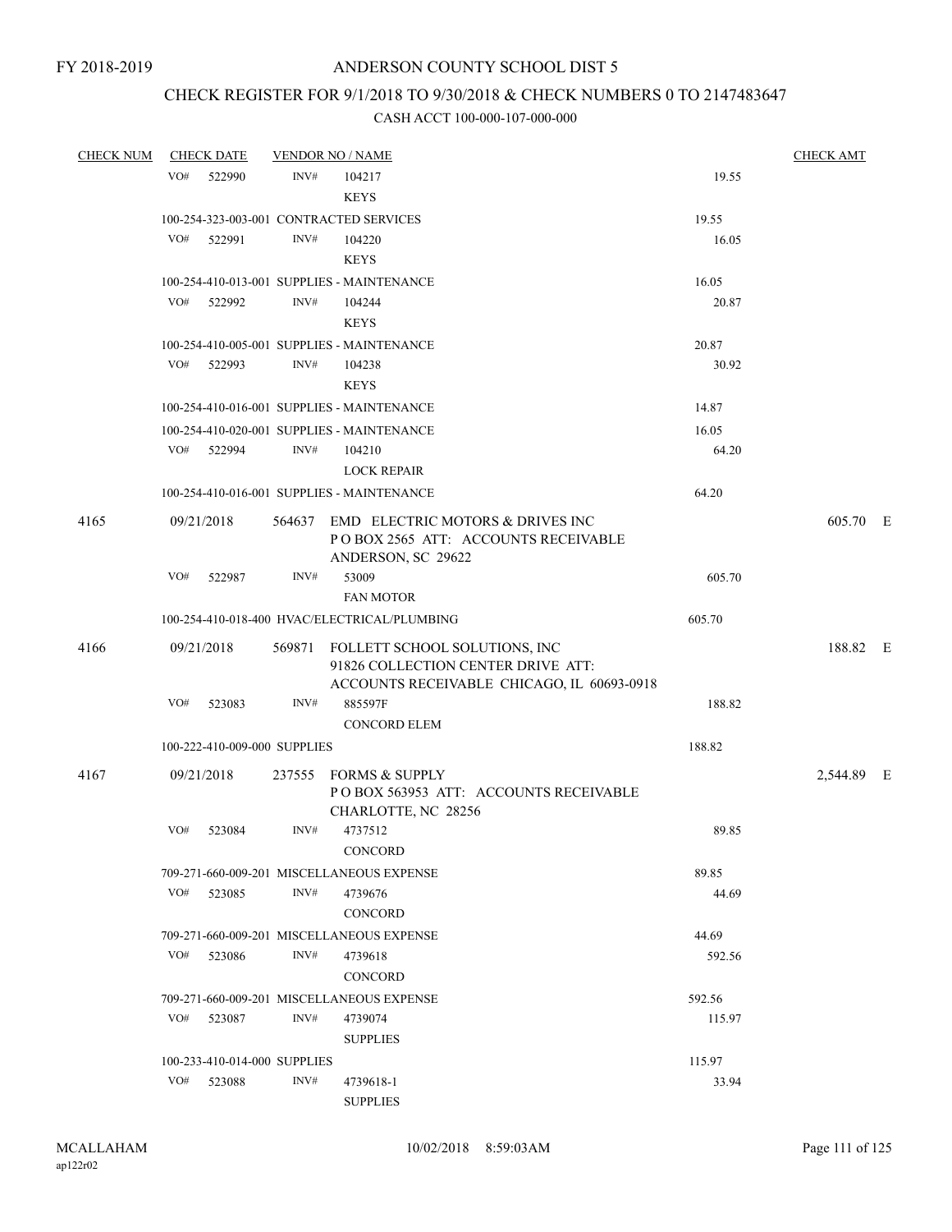FY 2018-2019

# ANDERSON COUNTY SCHOOL DIST 5

## CHECK REGISTER FOR 9/1/2018 TO 9/30/2018 & CHECK NUMBERS 0 TO 2147483647

### CASH ACCT 100-000-107-000-000

| CHECK NUM | CHECK DATE | VENDOR NO / NAME | | CHECK AMT |
|---|---|---|---|---|
| | VO# 522990 | INV# 104217 KEYS | 19.55 | |
| | 100-254-323-003-001 CONTRACTED SERVICES | | 19.55 | |
| | VO# 522991 | INV# 104220 KEYS | 16.05 | |
| | 100-254-410-013-001 SUPPLIES - MAINTENANCE | | 16.05 | |
| | VO# 522992 | INV# 104244 KEYS | 20.87 | |
| | 100-254-410-005-001 SUPPLIES - MAINTENANCE | | 20.87 | |
| | VO# 522993 | INV# 104238 KEYS | 30.92 | |
| | 100-254-410-016-001 SUPPLIES - MAINTENANCE | | 14.87 | |
| | 100-254-410-020-001 SUPPLIES - MAINTENANCE | | 16.05 | |
| | VO# 522994 | INV# 104210 LOCK REPAIR | 64.20 | |
| | 100-254-410-016-001 SUPPLIES - MAINTENANCE | | 64.20 | |
| 4165 | 09/21/2018 | 564637 EMD ELECTRIC MOTORS & DRIVES INC P O BOX 2565 ATT: ACCOUNTS RECEIVABLE ANDERSON, SC 29622 | | 605.70 E |
| | VO# 522987 | INV# 53009 FAN MOTOR | 605.70 | |
| | 100-254-410-018-400 HVAC/ELECTRICAL/PLUMBING | | 605.70 | |
| 4166 | 09/21/2018 | 569871 FOLLETT SCHOOL SOLUTIONS, INC 91826 COLLECTION CENTER DRIVE ATT: ACCOUNTS RECEIVABLE CHICAGO, IL 60693-0918 | | 188.82 E |
| | VO# 523083 | INV# 885597F CONCORD ELEM | 188.82 | |
| | 100-222-410-009-000 SUPPLIES | | 188.82 | |
| 4167 | 09/21/2018 | 237555 FORMS & SUPPLY P O BOX 563953 ATT: ACCOUNTS RECEIVABLE CHARLOTTE, NC 28256 | | 2,544.89 E |
| | VO# 523084 | INV# 4737512 CONCORD | 89.85 | |
| | 709-271-660-009-201 MISCELLANEOUS EXPENSE | | 89.85 | |
| | VO# 523085 | INV# 4739676 CONCORD | 44.69 | |
| | 709-271-660-009-201 MISCELLANEOUS EXPENSE | | 44.69 | |
| | VO# 523086 | INV# 4739618 CONCORD | 592.56 | |
| | 709-271-660-009-201 MISCELLANEOUS EXPENSE | | 592.56 | |
| | VO# 523087 | INV# 4739074 SUPPLIES | 115.97 | |
| | 100-233-410-014-000 SUPPLIES | | 115.97 | |
| | VO# 523088 | INV# 4739618-1 SUPPLIES | 33.94 | |

MCALLAHAM ap122r02 10/02/2018 8:59:03AM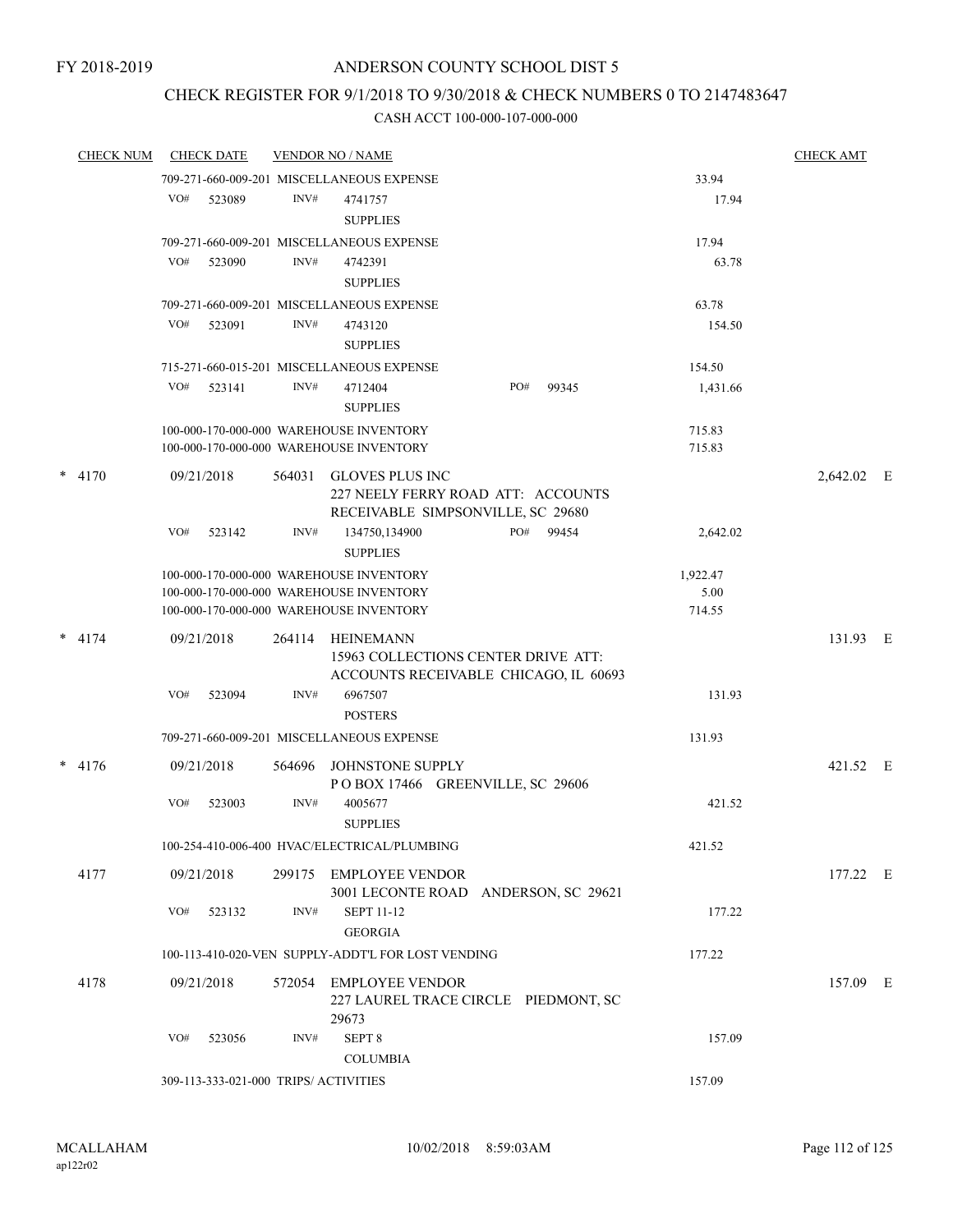FY 2018-2019

# ANDERSON COUNTY SCHOOL DIST 5

## CHECK REGISTER FOR 9/1/2018 TO 9/30/2018 & CHECK NUMBERS 0 TO 2147483647

### CASH ACCT 100-000-107-000-000

| CHECK NUM | CHECK DATE | VENDOR NO / NAME | | CHECK AMT |
|---|---|---|---|---|
| | | 709-271-660-009-201 MISCELLANEOUS EXPENSE | 33.94 | |
| | VO# 523089 | INV# 4741757 SUPPLIES | 17.94 | |
| | | 709-271-660-009-201 MISCELLANEOUS EXPENSE | 17.94 | |
| | VO# 523090 | INV# 4742391 SUPPLIES | 63.78 | |
| | | 709-271-660-009-201 MISCELLANEOUS EXPENSE | 63.78 | |
| | VO# 523091 | INV# 4743120 SUPPLIES | 154.50 | |
| | | 715-271-660-015-201 MISCELLANEOUS EXPENSE | 154.50 | |
| | VO# 523141 | INV# 4712404 PO# 99345 SUPPLIES | 1,431.66 | |
| | | 100-000-170-000-000 WAREHOUSE INVENTORY | 715.83 | |
| | | 100-000-170-000-000 WAREHOUSE INVENTORY | 715.83 | |
| * 4170 | 09/21/2018 | 564031 GLOVES PLUS INC 227 NEELY FERRY ROAD ATT: ACCOUNTS RECEIVABLE SIMPSONVILLE, SC 29680 | | 2,642.02 E |
| | VO# 523142 | INV# 134750,134900 PO# 99454 SUPPLIES | 2,642.02 | |
| | | 100-000-170-000-000 WAREHOUSE INVENTORY | 1,922.47 | |
| | | 100-000-170-000-000 WAREHOUSE INVENTORY | 5.00 | |
| | | 100-000-170-000-000 WAREHOUSE INVENTORY | 714.55 | |
| * 4174 | 09/21/2018 | 264114 HEINEMANN 15963 COLLECTIONS CENTER DRIVE ATT: ACCOUNTS RECEIVABLE CHICAGO, IL 60693 | | 131.93 E |
| | VO# 523094 | INV# 6967507 POSTERS | 131.93 | |
| | | 709-271-660-009-201 MISCELLANEOUS EXPENSE | 131.93 | |
| * 4176 | 09/21/2018 | 564696 JOHNSTONE SUPPLY P O BOX 17466 GREENVILLE, SC 29606 | | 421.52 E |
| | VO# 523003 | INV# 4005677 SUPPLIES | 421.52 | |
| | | 100-254-410-006-400 HVAC/ELECTRICAL/PLUMBING | 421.52 | |
| 4177 | 09/21/2018 | 299175 EMPLOYEE VENDOR 3001 LECONTE ROAD ANDERSON, SC 29621 | | 177.22 E |
| | VO# 523132 | INV# SEPT 11-12 GEORGIA | 177.22 | |
| | | 100-113-410-020-VEN SUPPLY-ADDT'L FOR LOST VENDING | 177.22 | |
| 4178 | 09/21/2018 | 572054 EMPLOYEE VENDOR 227 LAUREL TRACE CIRCLE PIEDMONT, SC 29673 | | 157.09 E |
| | VO# 523056 | INV# SEPT 8 COLUMBIA | 157.09 | |
| | | 309-113-333-021-000 TRIPS/ ACTIVITIES | 157.09 | |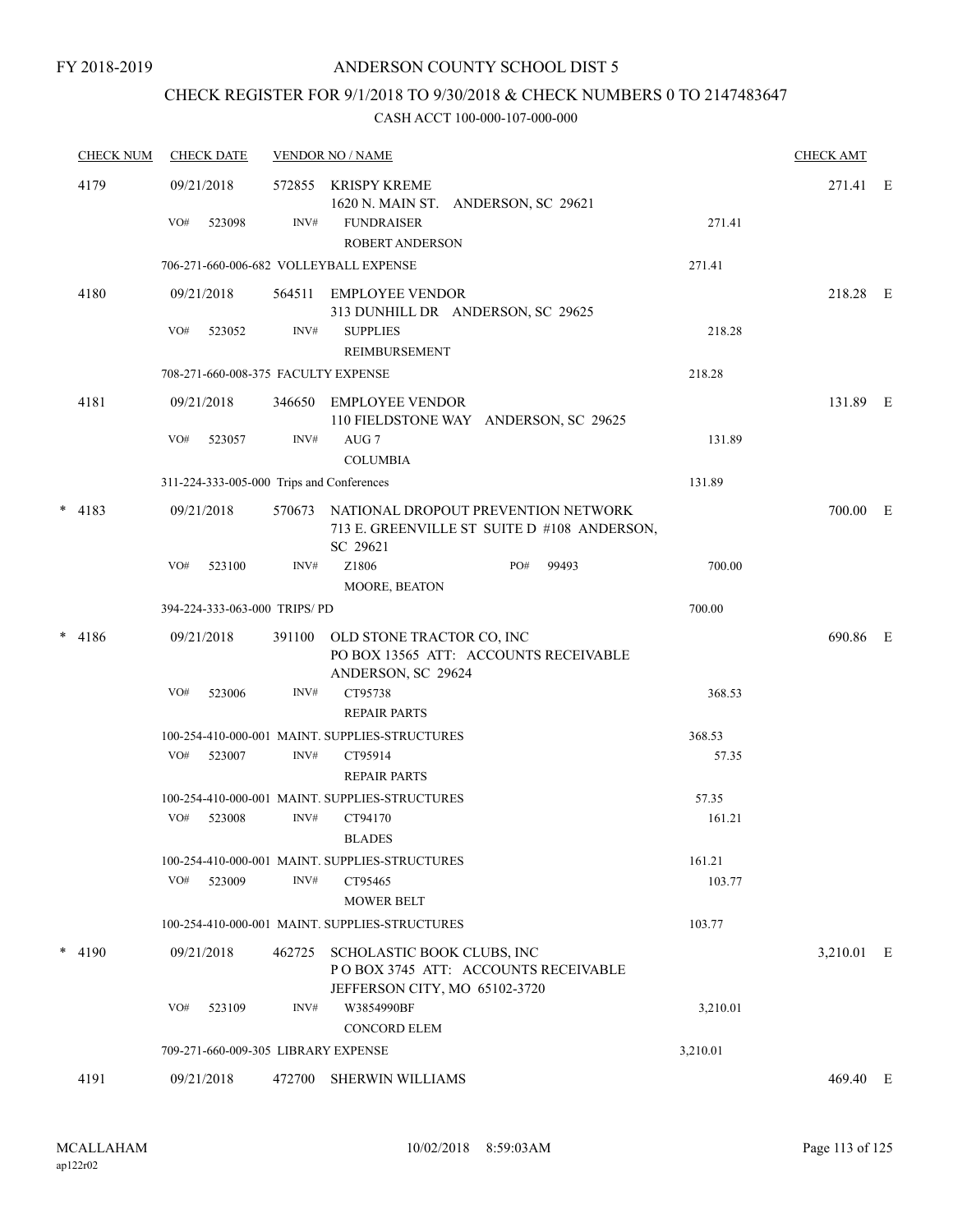FY 2018-2019

# ANDERSON COUNTY SCHOOL DIST 5

## CHECK REGISTER FOR 9/1/2018 TO 9/30/2018 & CHECK NUMBERS 0 TO 2147483647

### CASH ACCT 100-000-107-000-000

| CHECK NUM | CHECK DATE | VENDOR NO / NAME | | | CHECK AMT | |
|---|---|---|---|---|---|---|
| 4179 | 09/21/2018 | 572855 KRISPY KREME<br>1620 N. MAIN ST. ANDERSON, SC 29621 | | | 271.41 | E |
| | VO# 523098 | INV# FUNDRAISER<br>ROBERT ANDERSON | | 271.41 | | |
| | 706-271-660-006-682 VOLLEYBALL EXPENSE | | | 271.41 | | |
| 4180 | 09/21/2018 | 564511 EMPLOYEE VENDOR<br>313 DUNHILL DR ANDERSON, SC 29625 | | | 218.28 | E |
| | VO# 523052 | INV# SUPPLIES<br>REIMBURSEMENT | | 218.28 | | |
| | 708-271-660-008-375 FACULTY EXPENSE | | | 218.28 | | |
| 4181 | 09/21/2018 | 346650 EMPLOYEE VENDOR<br>110 FIELDSTONE WAY ANDERSON, SC 29625 | | | 131.89 | E |
| | VO# 523057 | INV# AUG 7<br>COLUMBIA | | 131.89 | | |
| | 311-224-333-005-000 Trips and Conferences | | | 131.89 | | |
| * 4183 | 09/21/2018 | 570673 NATIONAL DROPOUT PREVENTION NETWORK<br>713 E. GREENVILLE ST SUITE D #108 ANDERSON, SC 29621 | | | 700.00 | E |
| | VO# 523100 | INV# Z1806<br>MOORE, BEATON | PO# 99493 | 700.00 | | |
| | 394-224-333-063-000 TRIPS/ PD | | | 700.00 | | |
| * 4186 | 09/21/2018 | 391100 OLD STONE TRACTOR CO, INC<br>PO BOX 13565 ATT: ACCOUNTS RECEIVABLE<br>ANDERSON, SC 29624 | | | 690.86 | E |
| | VO# 523006 | INV# CT95738<br>REPAIR PARTS | | 368.53 | | |
| | 100-254-410-000-001 MAINT. SUPPLIES-STRUCTURES | | | 368.53 | | |
| | VO# 523007 | INV# CT95914<br>REPAIR PARTS | | 57.35 | | |
| | 100-254-410-000-001 MAINT. SUPPLIES-STRUCTURES | | | 57.35 | | |
| | VO# 523008 | INV# CT94170<br>BLADES | | 161.21 | | |
| | 100-254-410-000-001 MAINT. SUPPLIES-STRUCTURES | | | 161.21 | | |
| | VO# 523009 | INV# CT95465<br>MOWER BELT | | 103.77 | | |
| | 100-254-410-000-001 MAINT. SUPPLIES-STRUCTURES | | | 103.77 | | |
| * 4190 | 09/21/2018 | 462725 SCHOLASTIC BOOK CLUBS, INC<br>P O BOX 3745 ATT: ACCOUNTS RECEIVABLE<br>JEFFERSON CITY, MO 65102-3720 | | | 3,210.01 | E |
| | VO# 523109 | INV# W3854990BF<br>CONCORD ELEM | | 3,210.01 | | |
| | 709-271-660-009-305 LIBRARY EXPENSE | | | 3,210.01 | | |
| 4191 | 09/21/2018 | 472700 SHERWIN WILLIAMS | | | 469.40 | E |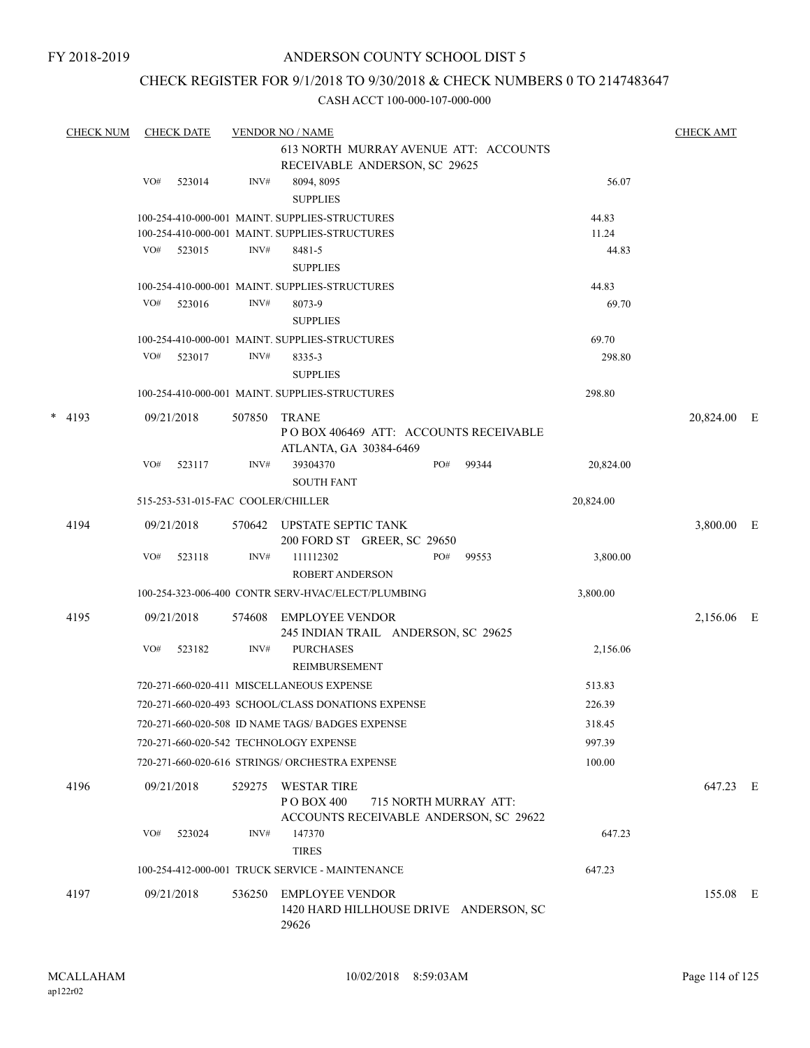FY 2018-2019

# ANDERSON COUNTY SCHOOL DIST 5

## CHECK REGISTER FOR 9/1/2018 TO 9/30/2018 & CHECK NUMBERS 0 TO 2147483647

### CASH ACCT 100-000-107-000-000

| CHECK NUM | CHECK DATE | VENDOR NO / NAME | | | CHECK AMT | |
|---|---|---|---|---|---|---|
| | | 613 NORTH MURRAY AVENUE ATT: ACCOUNTS RECEIVABLE ANDERSON, SC 29625 | | | | |
| | VO# 523014 | INV# 8094, 8095 SUPPLIES | | 56.07 | | |
| | | 100-254-410-000-001 MAINT. SUPPLIES-STRUCTURES | | 44.83 | | |
| | | 100-254-410-000-001 MAINT. SUPPLIES-STRUCTURES | | 11.24 | | |
| | VO# 523015 | INV# 8481-5 SUPPLIES | | 44.83 | | |
| | | 100-254-410-000-001 MAINT. SUPPLIES-STRUCTURES | | 44.83 | | |
| | VO# 523016 | INV# 8073-9 SUPPLIES | | 69.70 | | |
| | | 100-254-410-000-001 MAINT. SUPPLIES-STRUCTURES | | 69.70 | | |
| | VO# 523017 | INV# 8335-3 SUPPLIES | | 298.80 | | |
| | | 100-254-410-000-001 MAINT. SUPPLIES-STRUCTURES | | 298.80 | | |
| * 4193 | 09/21/2018 | 507850 TRANE P O BOX 406469 ATT: ACCOUNTS RECEIVABLE ATLANTA, GA 30384-6469 | | | 20,824.00 | E |
| | VO# 523117 | INV# 39304370 SOUTH FANT | PO# 99344 | 20,824.00 | | |
| | | 515-253-531-015-FAC COOLER/CHILLER | | 20,824.00 | | |
| 4194 | 09/21/2018 | 570642 UPSTATE SEPTIC TANK 200 FORD ST GREER, SC 29650 | | | 3,800.00 | E |
| | VO# 523118 | INV# 111112302 ROBERT ANDERSON | PO# 99553 | 3,800.00 | | |
| | | 100-254-323-006-400 CONTR SERV-HVAC/ELECT/PLUMBING | | 3,800.00 | | |
| 4195 | 09/21/2018 | 574608 EMPLOYEE VENDOR 245 INDIAN TRAIL ANDERSON, SC 29625 | | | 2,156.06 | E |
| | VO# 523182 | INV# PURCHASES REIMBURSEMENT | | 2,156.06 | | |
| | | 720-271-660-020-411 MISCELLANEOUS EXPENSE | | 513.83 | | |
| | | 720-271-660-020-493 SCHOOL/CLASS DONATIONS EXPENSE | | 226.39 | | |
| | | 720-271-660-020-508 ID NAME TAGS/ BADGES EXPENSE | | 318.45 | | |
| | | 720-271-660-020-542 TECHNOLOGY EXPENSE | | 997.39 | | |
| | | 720-271-660-020-616 STRINGS/ ORCHESTRA EXPENSE | | 100.00 | | |
| 4196 | 09/21/2018 | 529275 WESTAR TIRE P O BOX 400 715 NORTH MURRAY ATT: ACCOUNTS RECEIVABLE ANDERSON, SC 29622 | | | 647.23 | E |
| | VO# 523024 | INV# 147370 TIRES | | 647.23 | | |
| | | 100-254-412-000-001 TRUCK SERVICE - MAINTENANCE | | 647.23 | | |
| 4197 | 09/21/2018 | 536250 EMPLOYEE VENDOR 1420 HARD HILLHOUSE DRIVE ANDERSON, SC 29626 | | | 155.08 | E |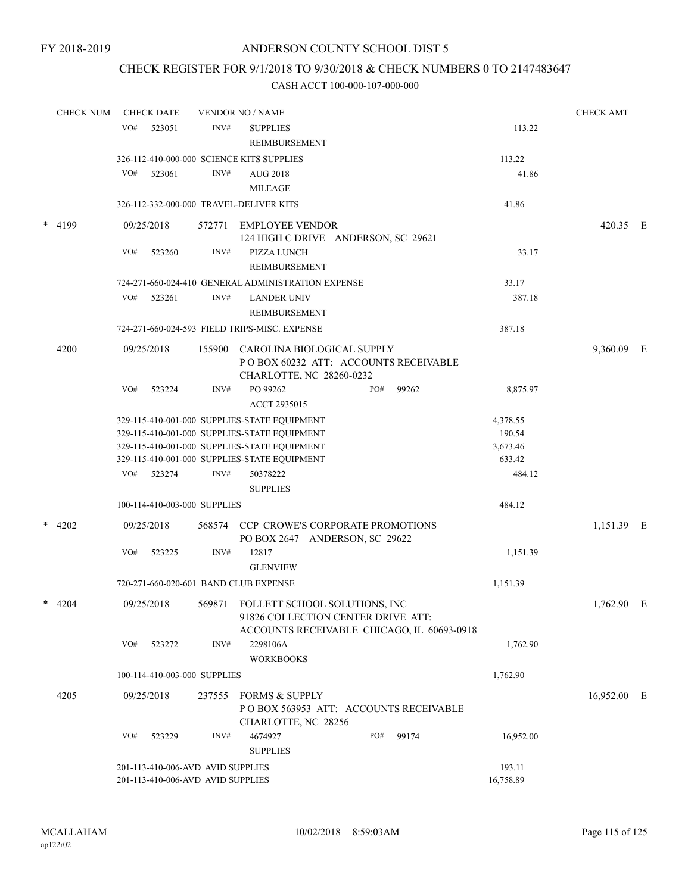FY 2018-2019

# ANDERSON COUNTY SCHOOL DIST 5

## CHECK REGISTER FOR 9/1/2018 TO 9/30/2018 & CHECK NUMBERS 0 TO 2147483647

### CASH ACCT 100-000-107-000-000

| CHECK NUM | CHECK DATE | VENDOR NO / NAME | | CHECK AMT | |
|---|---|---|---|---|---|
| | VO# 523051 | INV# SUPPLIES REIMBURSEMENT | 113.22 | | |
| | 326-112-410-000-000 SCIENCE KITS SUPPLIES | | 113.22 | | |
| | VO# 523061 | INV# AUG 2018 MILEAGE | 41.86 | | |
| | 326-112-332-000-000 TRAVEL-DELIVER KITS | | 41.86 | | |
| * 4199 | 09/25/2018 | 572771 EMPLOYEE VENDOR 124 HIGH C DRIVE ANDERSON, SC 29621 | | 420.35 | E |
| | VO# 523260 | INV# PIZZA LUNCH REIMBURSEMENT | 33.17 | | |
| | 724-271-660-024-410 GENERAL ADMINISTRATION EXPENSE | | 33.17 | | |
| | VO# 523261 | INV# LANDER UNIV REIMBURSEMENT | 387.18 | | |
| | 724-271-660-024-593 FIELD TRIPS-MISC. EXPENSE | | 387.18 | | |
| 4200 | 09/25/2018 | 155900 CAROLINA BIOLOGICAL SUPPLY P O BOX 60232 ATT: ACCOUNTS RECEIVABLE CHARLOTTE, NC 28260-0232 | | 9,360.09 | E |
| | VO# 523224 | INV# PO 99262 ACCT 2935015 PO# 99262 | 8,875.97 | | |
| | 329-115-410-001-000 SUPPLIES-STATE EQUIPMENT | | 4,378.55 | | |
| | 329-115-410-001-000 SUPPLIES-STATE EQUIPMENT | | 190.54 | | |
| | 329-115-410-001-000 SUPPLIES-STATE EQUIPMENT | | 3,673.46 | | |
| | 329-115-410-001-000 SUPPLIES-STATE EQUIPMENT | | 633.42 | | |
| | VO# 523274 | INV# 50378222 SUPPLIES | 484.12 | | |
| | 100-114-410-003-000 SUPPLIES | | 484.12 | | |
| * 4202 | 09/25/2018 | 568574 CCP CROWE'S CORPORATE PROMOTIONS PO BOX 2647 ANDERSON, SC 29622 | | 1,151.39 | E |
| | VO# 523225 | INV# 12817 GLENVIEW | 1,151.39 | | |
| | 720-271-660-020-601 BAND CLUB EXPENSE | | 1,151.39 | | |
| * 4204 | 09/25/2018 | 569871 FOLLETT SCHOOL SOLUTIONS, INC 91826 COLLECTION CENTER DRIVE ATT: ACCOUNTS RECEIVABLE CHICAGO, IL 60693-0918 | | 1,762.90 | E |
| | VO# 523272 | INV# 2298106A WORKBOOKS | 1,762.90 | | |
| | 100-114-410-003-000 SUPPLIES | | 1,762.90 | | |
| 4205 | 09/25/2018 | 237555 FORMS & SUPPLY P O BOX 563953 ATT: ACCOUNTS RECEIVABLE CHARLOTTE, NC 28256 | | 16,952.00 | E |
| | VO# 523229 | INV# 4674927 SUPPLIES PO# 99174 | 16,952.00 | | |
| | 201-113-410-006-AVD AVID SUPPLIES | | 193.11 | | |
| | 201-113-410-006-AVD AVID SUPPLIES | | 16,758.89 | | |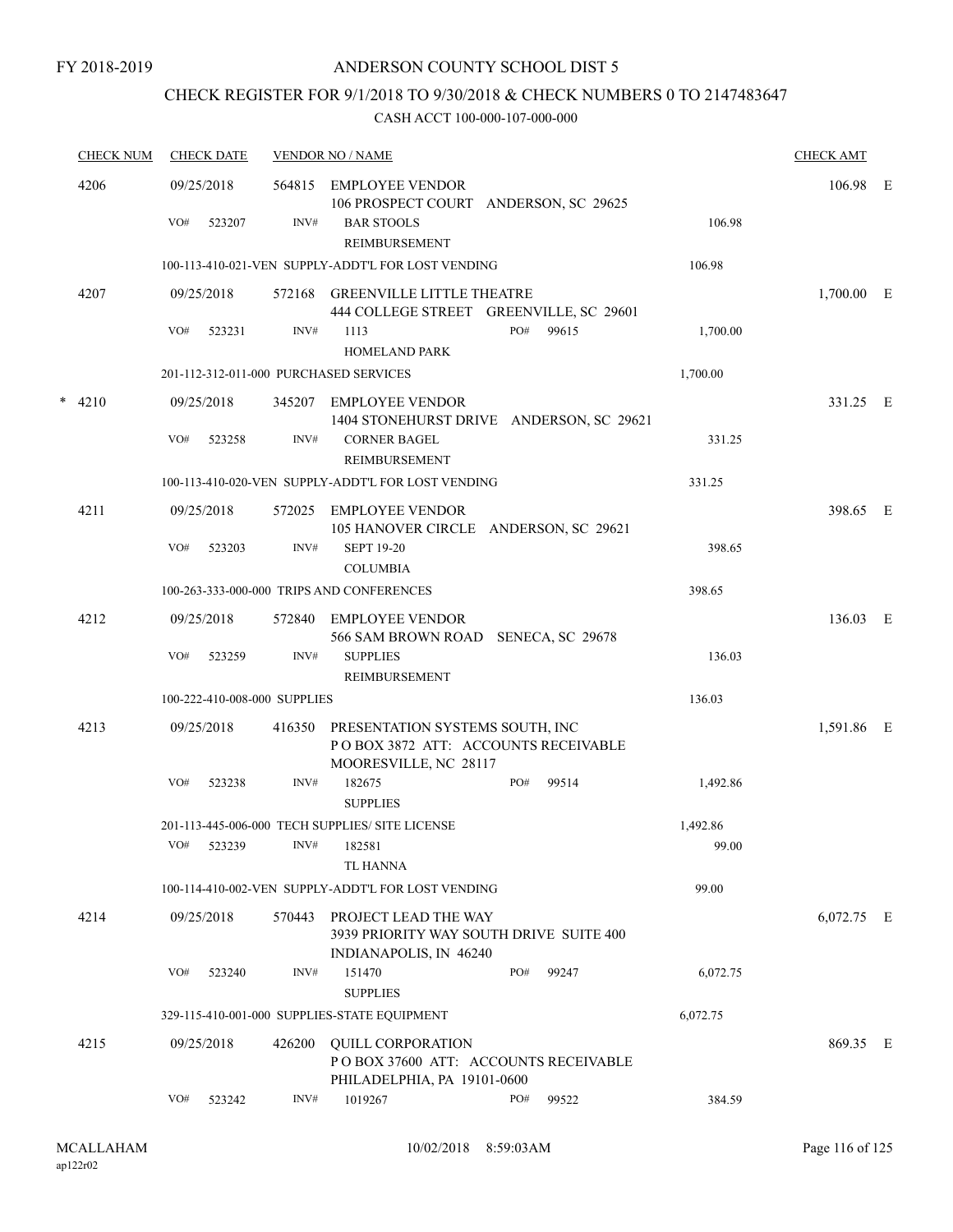FY 2018-2019

# ANDERSON COUNTY SCHOOL DIST 5

## CHECK REGISTER FOR 9/1/2018 TO 9/30/2018 & CHECK NUMBERS 0 TO 2147483647

CASH ACCT 100-000-107-000-000

| CHECK NUM | CHECK DATE | VENDOR NO / NAME | | CHECK AMT | |
|---|---|---|---|---|---|
| 4206 | 09/25/2018 | 564815 EMPLOYEE VENDOR<br>106 PROSPECT COURT ANDERSON, SC 29625 | | 106.98 | E |
| | VO# 523207 | INV# BAR STOOLS<br>REIMBURSEMENT | 106.98 | | |
| | | 100-113-410-021-VEN SUPPLY-ADDT'L FOR LOST VENDING | 106.98 | | |
| 4207 | 09/25/2018 | 572168 GREENVILLE LITTLE THEATRE<br>444 COLLEGE STREET GREENVILLE, SC 29601 | | 1,700.00 | E |
| | VO# 523231 | INV# 1113 PO# 99615<br>HOMELAND PARK | 1,700.00 | | |
| | | 201-112-312-011-000 PURCHASED SERVICES | 1,700.00 | | |
| * 4210 | 09/25/2018 | 345207 EMPLOYEE VENDOR<br>1404 STONEHURST DRIVE ANDERSON, SC 29621 | | 331.25 | E |
| | VO# 523258 | INV# CORNER BAGEL<br>REIMBURSEMENT | 331.25 | | |
| | | 100-113-410-020-VEN SUPPLY-ADDT'L FOR LOST VENDING | 331.25 | | |
| 4211 | 09/25/2018 | 572025 EMPLOYEE VENDOR<br>105 HANOVER CIRCLE ANDERSON, SC 29621 | | 398.65 | E |
| | VO# 523203 | INV# SEPT 19-20<br>COLUMBIA | 398.65 | | |
| | | 100-263-333-000-000 TRIPS AND CONFERENCES | 398.65 | | |
| 4212 | 09/25/2018 | 572840 EMPLOYEE VENDOR<br>566 SAM BROWN ROAD SENECA, SC 29678 | | 136.03 | E |
| | VO# 523259 | INV# SUPPLIES<br>REIMBURSEMENT | 136.03 | | |
| | | 100-222-410-008-000 SUPPLIES | 136.03 | | |
| 4213 | 09/25/2018 | 416350 PRESENTATION SYSTEMS SOUTH, INC<br>P O BOX 3872 ATT: ACCOUNTS RECEIVABLE<br>MOORESVILLE, NC 28117 | | 1,591.86 | E |
| | VO# 523238 | INV# 182675 PO# 99514<br>SUPPLIES | 1,492.86 | | |
| | | 201-113-445-006-000 TECH SUPPLIES/ SITE LICENSE | 1,492.86 | | |
| | VO# 523239 | INV# 182581<br>TL HANNA | 99.00 | | |
| | | 100-114-410-002-VEN SUPPLY-ADDT'L FOR LOST VENDING | 99.00 | | |
| 4214 | 09/25/2018 | 570443 PROJECT LEAD THE WAY<br>3939 PRIORITY WAY SOUTH DRIVE SUITE 400<br>INDIANAPOLIS, IN 46240 | | 6,072.75 | E |
| | VO# 523240 | INV# 151470 PO# 99247<br>SUPPLIES | 6,072.75 | | |
| | | 329-115-410-001-000 SUPPLIES-STATE EQUIPMENT | 6,072.75 | | |
| 4215 | 09/25/2018 | 426200 QUILL CORPORATION<br>P O BOX 37600 ATT: ACCOUNTS RECEIVABLE<br>PHILADELPHIA, PA 19101-0600 | | 869.35 | E |
| | VO# 523242 | INV# 1019267 PO# 99522 | 384.59 | | |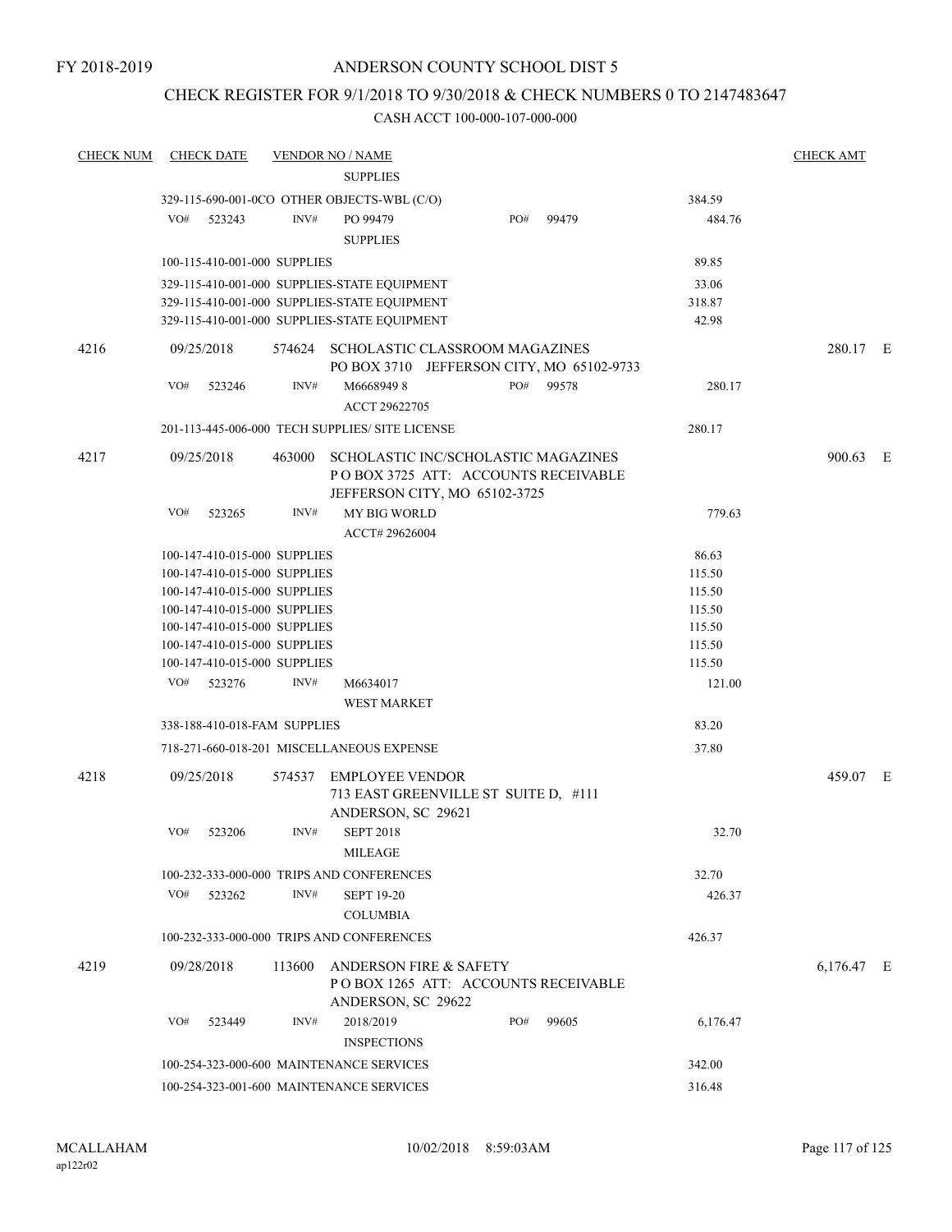FY 2018-2019

# ANDERSON COUNTY SCHOOL DIST 5

## CHECK REGISTER FOR 9/1/2018 TO 9/30/2018 & CHECK NUMBERS 0 TO 2147483647

CASH ACCT 100-000-107-000-000

| CHECK NUM | CHECK DATE | VENDOR NO / NAME | | CHECK AMT |
|---|---|---|---|---|
| | | SUPPLIES | | |
| | | 329-115-690-001-0CO OTHER OBJECTS-WBL (C/O) | 384.59 | |
| | VO# 523243 | INV# PO 99479 PO# 99479 | 484.76 | |
| | | SUPPLIES | | |
| | | 100-115-410-001-000 SUPPLIES | 89.85 | |
| | | 329-115-410-001-000 SUPPLIES-STATE EQUIPMENT | 33.06 | |
| | | 329-115-410-001-000 SUPPLIES-STATE EQUIPMENT | 318.87 | |
| | | 329-115-410-001-000 SUPPLIES-STATE EQUIPMENT | 42.98 | |
| 4216 | 09/25/2018 | 574624 SCHOLASTIC CLASSROOM MAGAZINES<br>PO BOX 3710 JEFFERSON CITY, MO 65102-9733 | | 280.17 E |
| | VO# 523246 | INV# M6668949 8 PO# 99578 | 280.17 | |
| | | ACCT 29622705 | | |
| | | 201-113-445-006-000 TECH SUPPLIES/ SITE LICENSE | 280.17 | |
| 4217 | 09/25/2018 | 463000 SCHOLASTIC INC/SCHOLASTIC MAGAZINES<br>P O BOX 3725 ATT: ACCOUNTS RECEIVABLE<br>JEFFERSON CITY, MO 65102-3725 | | 900.63 E |
| | VO# 523265 | INV# MY BIG WORLD | 779.63 | |
| | | ACCT# 29626004 | | |
| | | 100-147-410-015-000 SUPPLIES | 86.63 | |
| | | 100-147-410-015-000 SUPPLIES | 115.50 | |
| | | 100-147-410-015-000 SUPPLIES | 115.50 | |
| | | 100-147-410-015-000 SUPPLIES | 115.50 | |
| | | 100-147-410-015-000 SUPPLIES | 115.50 | |
| | | 100-147-410-015-000 SUPPLIES | 115.50 | |
| | | 100-147-410-015-000 SUPPLIES | 115.50 | |
| | VO# 523276 | INV# M6634017 | 121.00 | |
| | | WEST MARKET | | |
| | | 338-188-410-018-FAM SUPPLIES | 83.20 | |
| | | 718-271-660-018-201 MISCELLANEOUS EXPENSE | 37.80 | |
| 4218 | 09/25/2018 | 574537 EMPLOYEE VENDOR<br>713 EAST GREENVILLE ST SUITE D, #111<br>ANDERSON, SC 29621 | | 459.07 E |
| | VO# 523206 | INV# SEPT 2018 | 32.70 | |
| | | MILEAGE | | |
| | | 100-232-333-000-000 TRIPS AND CONFERENCES | 32.70 | |
| | VO# 523262 | INV# SEPT 19-20 | 426.37 | |
| | | COLUMBIA | | |
| | | 100-232-333-000-000 TRIPS AND CONFERENCES | 426.37 | |
| 4219 | 09/28/2018 | 113600 ANDERSON FIRE & SAFETY<br>P O BOX 1265 ATT: ACCOUNTS RECEIVABLE<br>ANDERSON, SC 29622 | | 6,176.47 E |
| | VO# 523449 | INV# 2018/2019 PO# 99605 | 6,176.47 | |
| | | INSPECTIONS | | |
| | | 100-254-323-000-600 MAINTENANCE SERVICES | 342.00 | |
| | | 100-254-323-001-600 MAINTENANCE SERVICES | 316.48 | |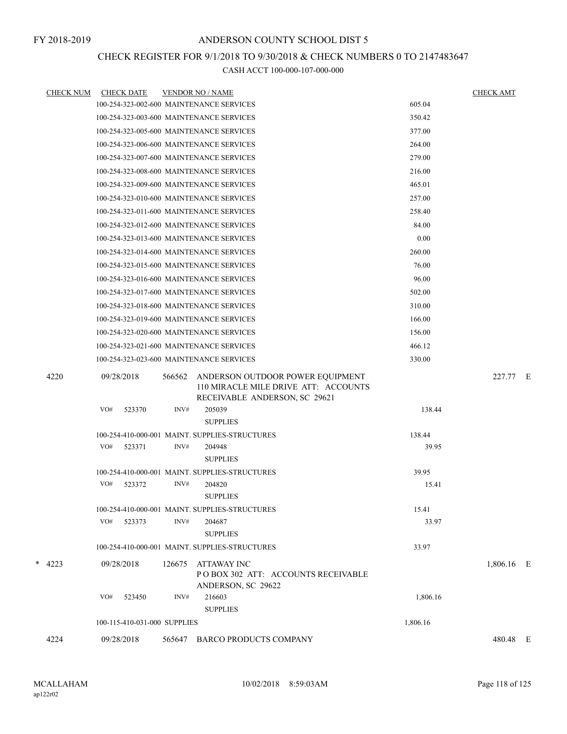FY 2018-2019

# ANDERSON COUNTY SCHOOL DIST 5

## CHECK REGISTER FOR 9/1/2018 TO 9/30/2018 & CHECK NUMBERS 0 TO 2147483647

### CASH ACCT 100-000-107-000-000

| CHECK NUM | CHECK DATE | VENDOR NO / NAME | | CHECK AMT | |
|---|---|---|---|---|---|
| | 100-254-323-002-600 MAINTENANCE SERVICES | | 605.04 | | |
| | 100-254-323-003-600 MAINTENANCE SERVICES | | 350.42 | | |
| | 100-254-323-005-600 MAINTENANCE SERVICES | | 377.00 | | |
| | 100-254-323-006-600 MAINTENANCE SERVICES | | 264.00 | | |
| | 100-254-323-007-600 MAINTENANCE SERVICES | | 279.00 | | |
| | 100-254-323-008-600 MAINTENANCE SERVICES | | 216.00 | | |
| | 100-254-323-009-600 MAINTENANCE SERVICES | | 465.01 | | |
| | 100-254-323-010-600 MAINTENANCE SERVICES | | 257.00 | | |
| | 100-254-323-011-600 MAINTENANCE SERVICES | | 258.40 | | |
| | 100-254-323-012-600 MAINTENANCE SERVICES | | 84.00 | | |
| | 100-254-323-013-600 MAINTENANCE SERVICES | | 0.00 | | |
| | 100-254-323-014-600 MAINTENANCE SERVICES | | 260.00 | | |
| | 100-254-323-015-600 MAINTENANCE SERVICES | | 76.00 | | |
| | 100-254-323-016-600 MAINTENANCE SERVICES | | 96.00 | | |
| | 100-254-323-017-600 MAINTENANCE SERVICES | | 502.00 | | |
| | 100-254-323-018-600 MAINTENANCE SERVICES | | 310.00 | | |
| | 100-254-323-019-600 MAINTENANCE SERVICES | | 166.00 | | |
| | 100-254-323-020-600 MAINTENANCE SERVICES | | 156.00 | | |
| | 100-254-323-021-600 MAINTENANCE SERVICES | | 466.12 | | |
| | 100-254-323-023-600 MAINTENANCE SERVICES | | 330.00 | | |
| 4220 | 09/28/2018 | 566562 ANDERSON OUTDOOR POWER EQUIPMENT 110 MIRACLE MILE DRIVE ATT: ACCOUNTS RECEIVABLE ANDERSON, SC 29621 | | 227.77 | E |
| | VO# 523370 | INV# 205039 SUPPLIES | 138.44 | | |
| | 100-254-410-000-001 MAINT. SUPPLIES-STRUCTURES | | 138.44 | | |
| | VO# 523371 | INV# 204948 SUPPLIES | 39.95 | | |
| | 100-254-410-000-001 MAINT. SUPPLIES-STRUCTURES | | 39.95 | | |
| | VO# 523372 | INV# 204820 SUPPLIES | 15.41 | | |
| | 100-254-410-000-001 MAINT. SUPPLIES-STRUCTURES | | 15.41 | | |
| | VO# 523373 | INV# 204687 SUPPLIES | 33.97 | | |
| | 100-254-410-000-001 MAINT. SUPPLIES-STRUCTURES | | 33.97 | | |
| * 4223 | 09/28/2018 | 126675 ATTAWAY INC P O BOX 302 ATT: ACCOUNTS RECEIVABLE ANDERSON, SC 29622 | | 1,806.16 | E |
| | VO# 523450 | INV# 216603 SUPPLIES | 1,806.16 | | |
| | 100-115-410-031-000 SUPPLIES | | 1,806.16 | | |
| 4224 | 09/28/2018 | 565647 BARCO PRODUCTS COMPANY | | 480.48 | E |

MCALLAHAM
ap122r02

10/02/2018 8:59:03AM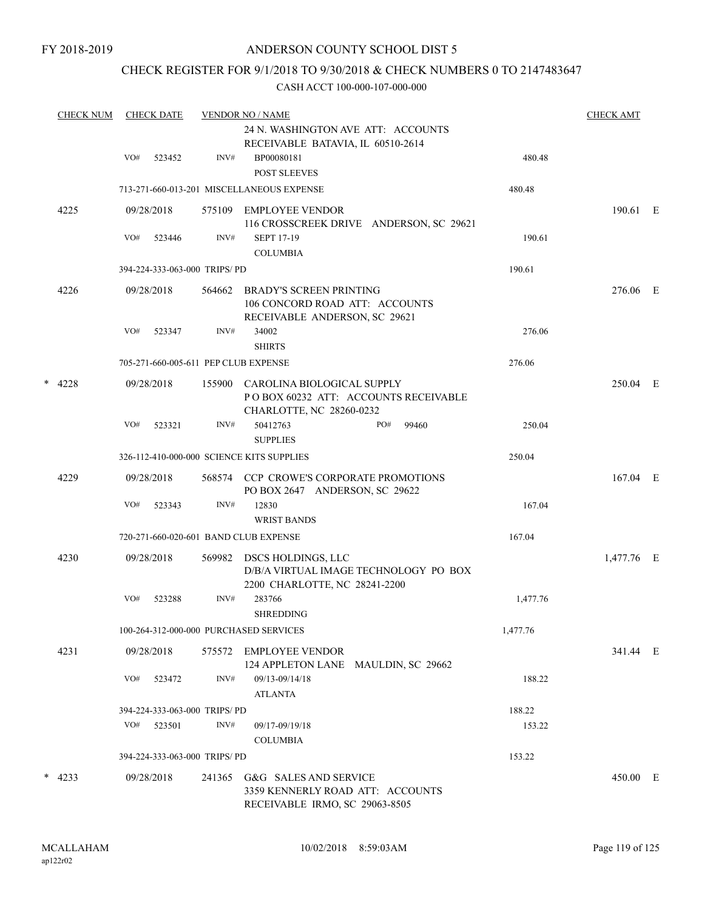FY 2018-2019

# ANDERSON COUNTY SCHOOL DIST 5

## CHECK REGISTER FOR 9/1/2018 TO 9/30/2018 & CHECK NUMBERS 0 TO 2147483647

### CASH ACCT 100-000-107-000-000

| CHECK NUM | CHECK DATE | VENDOR NO / NAME | | CHECK AMT |
|---|---|---|---|---|
| | | 24 N. WASHINGTON AVE ATT: ACCOUNTS RECEIVABLE BATAVIA, IL 60510-2614 | | |
| | VO# 523452 | INV# BP00080181 POST SLEEVES | 480.48 | |
| | 713-271-660-013-201 MISCELLANEOUS EXPENSE | | 480.48 | |
| 4225 | 09/28/2018 | 575109 EMPLOYEE VENDOR 116 CROSSCREEK DRIVE ANDERSON, SC 29621 | | 190.61 E |
| | VO# 523446 | INV# SEPT 17-19 COLUMBIA | 190.61 | |
| | 394-224-333-063-000 TRIPS/ PD | | 190.61 | |
| 4226 | 09/28/2018 | 564662 BRADY'S SCREEN PRINTING 106 CONCORD ROAD ATT: ACCOUNTS RECEIVABLE ANDERSON, SC 29621 | | 276.06 E |
| | VO# 523347 | INV# 34002 SHIRTS | 276.06 | |
| | 705-271-660-005-611 PEP CLUB EXPENSE | | 276.06 | |
| * 4228 | 09/28/2018 | 155900 CAROLINA BIOLOGICAL SUPPLY P O BOX 60232 ATT: ACCOUNTS RECEIVABLE CHARLOTTE, NC 28260-0232 | | 250.04 E |
| | VO# 523321 | INV# 50412763 PO# 99460 SUPPLIES | 250.04 | |
| | 326-112-410-000-000 SCIENCE KITS SUPPLIES | | 250.04 | |
| 4229 | 09/28/2018 | 568574 CCP CROWE'S CORPORATE PROMOTIONS PO BOX 2647 ANDERSON, SC 29622 | | 167.04 E |
| | VO# 523343 | INV# 12830 WRIST BANDS | 167.04 | |
| | 720-271-660-020-601 BAND CLUB EXPENSE | | 167.04 | |
| 4230 | 09/28/2018 | 569982 DSCS HOLDINGS, LLC D/B/A VIRTUAL IMAGE TECHNOLOGY PO BOX 2200 CHARLOTTE, NC 28241-2200 | | 1,477.76 E |
| | VO# 523288 | INV# 283766 SHREDDING | 1,477.76 | |
| | 100-264-312-000-000 PURCHASED SERVICES | | 1,477.76 | |
| 4231 | 09/28/2018 | 575572 EMPLOYEE VENDOR 124 APPLETON LANE MAULDIN, SC 29662 | | 341.44 E |
| | VO# 523472 | INV# 09/13-09/14/18 ATLANTA | 188.22 | |
| | 394-224-333-063-000 TRIPS/ PD | | 188.22 | |
| | VO# 523501 | INV# 09/17-09/19/18 COLUMBIA | 153.22 | |
| | 394-224-333-063-000 TRIPS/ PD | | 153.22 | |
| * 4233 | 09/28/2018 | 241365 G&G SALES AND SERVICE 3359 KENNERLY ROAD ATT: ACCOUNTS RECEIVABLE IRMO, SC 29063-8505 | | 450.00 E |

MCALLAHAM ap122r02 10/02/2018 8:59:03AM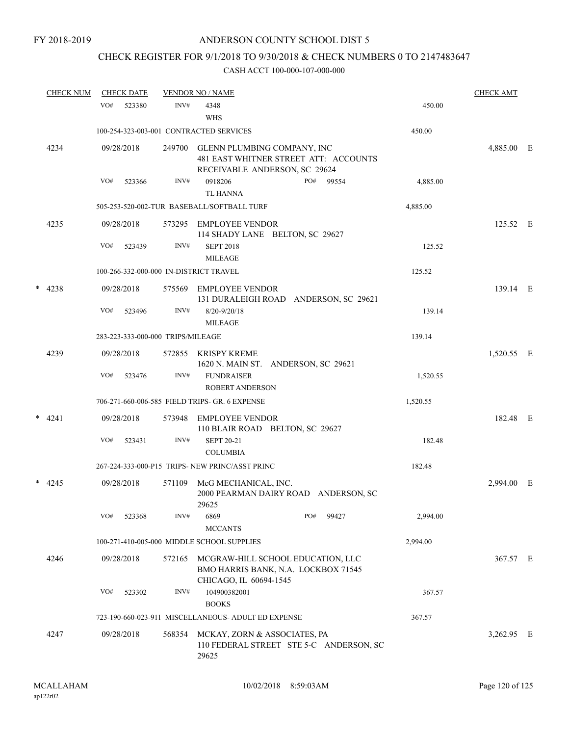FY 2018-2019

# ANDERSON COUNTY SCHOOL DIST 5

## CHECK REGISTER FOR 9/1/2018 TO 9/30/2018 & CHECK NUMBERS 0 TO 2147483647

### CASH ACCT 100-000-107-000-000

| CHECK NUM | CHECK DATE | VENDOR NO / NAME | | | CHECK AMT |
|---|---|---|---|---|---|
| | VO# 523380 | INV# 4348<br>WHS | | 450.00 | |
| | 100-254-323-003-001 CONTRACTED SERVICES | | | 450.00 | |
| 4234 | 09/28/2018 | 249700 GLENN PLUMBING COMPANY, INC<br>481 EAST WHITNER STREET ATT: ACCOUNTS RECEIVABLE ANDERSON, SC 29624 | | | 4,885.00 E |
| | VO# 523366 | INV# 0918206<br>TL HANNA | PO# 99554 | 4,885.00 | |
| | 505-253-520-002-TUR BASEBALL/SOFTBALL TURF | | | 4,885.00 | |
| 4235 | 09/28/2018 | 573295 EMPLOYEE VENDOR<br>114 SHADY LANE BELTON, SC 29627 | | | 125.52 E |
| | VO# 523439 | INV# SEPT 2018<br>MILEAGE | | 125.52 | |
| | 100-266-332-000-000 IN-DISTRICT TRAVEL | | | 125.52 | |
| * 4238 | 09/28/2018 | 575569 EMPLOYEE VENDOR<br>131 DURALEIGH ROAD ANDERSON, SC 29621 | | | 139.14 E |
| | VO# 523496 | INV# 8/20-9/20/18<br>MILEAGE | | 139.14 | |
| | 283-223-333-000-000 TRIPS/MILEAGE | | | 139.14 | |
| 4239 | 09/28/2018 | 572855 KRISPY KREME<br>1620 N. MAIN ST. ANDERSON, SC 29621 | | | 1,520.55 E |
| | VO# 523476 | INV# FUNDRAISER<br>ROBERT ANDERSON | | 1,520.55 | |
| | 706-271-660-006-585 FIELD TRIPS- GR. 6 EXPENSE | | | 1,520.55 | |
| * 4241 | 09/28/2018 | 573948 EMPLOYEE VENDOR<br>110 BLAIR ROAD BELTON, SC 29627 | | | 182.48 E |
| | VO# 523431 | INV# SEPT 20-21<br>COLUMBIA | | 182.48 | |
| | 267-224-333-000-P15 TRIPS- NEW PRINC/ASST PRINC | | | 182.48 | |
| * 4245 | 09/28/2018 | 571109 McG MECHANICAL, INC.<br>2000 PEARMAN DAIRY ROAD ANDERSON, SC 29625 | | | 2,994.00 E |
| | VO# 523368 | INV# 6869<br>MCCANTS | PO# 99427 | 2,994.00 | |
| | 100-271-410-005-000 MIDDLE SCHOOL SUPPLIES | | | 2,994.00 | |
| 4246 | 09/28/2018 | 572165 MCGRAW-HILL SCHOOL EDUCATION, LLC<br>BMO HARRIS BANK, N.A. LOCKBOX 71545 CHICAGO, IL 60694-1545 | | | 367.57 E |
| | VO# 523302 | INV# 104900382001<br>BOOKS | | 367.57 | |
| | 723-190-660-023-911 MISCELLANEOUS- ADULT ED EXPENSE | | | 367.57 | |
| 4247 | 09/28/2018 | 568354 MCKAY, ZORN & ASSOCIATES, PA<br>110 FEDERAL STREET STE 5-C ANDERSON, SC 29625 | | | 3,262.95 E |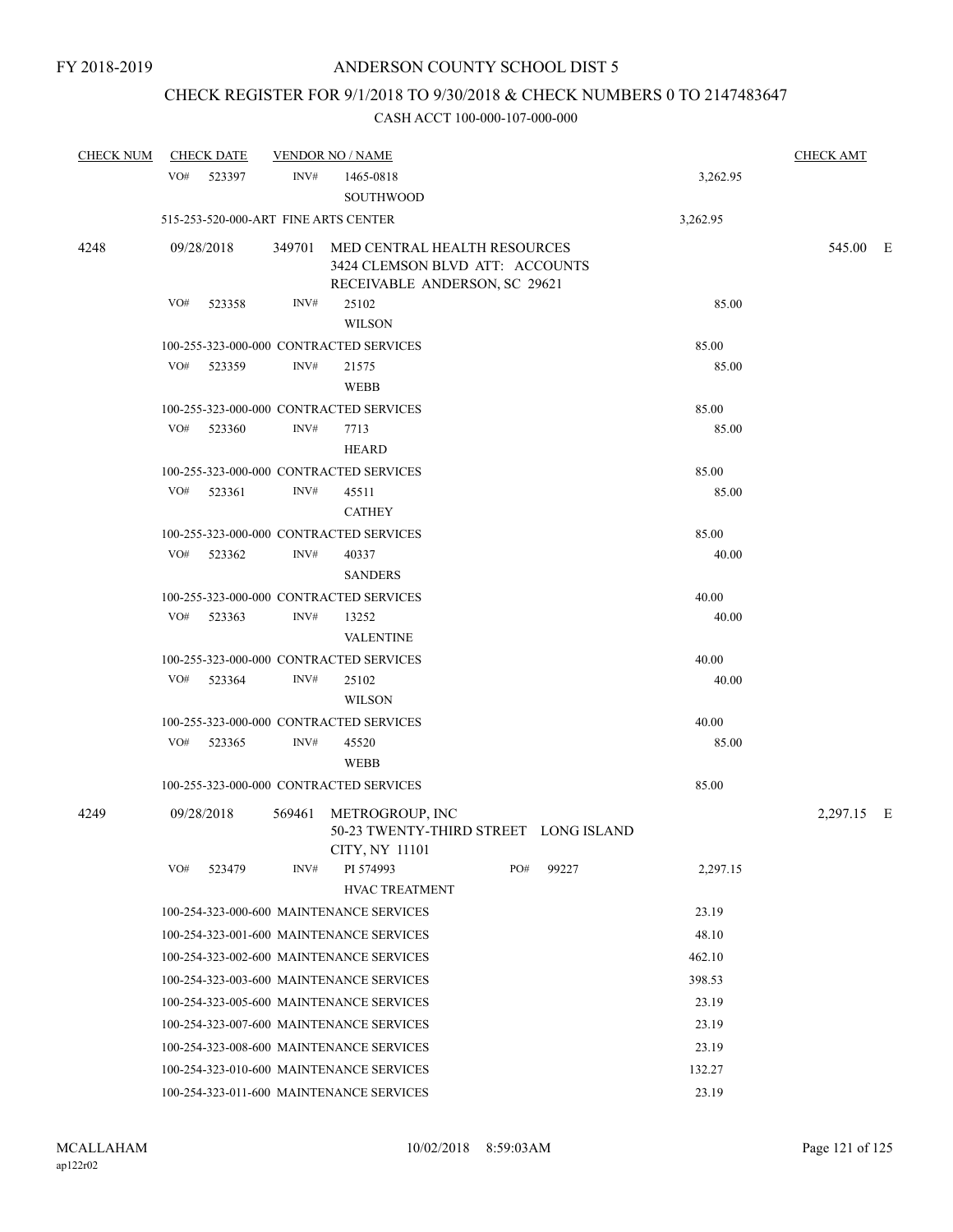FY 2018-2019

# ANDERSON COUNTY SCHOOL DIST 5

## CHECK REGISTER FOR 9/1/2018 TO 9/30/2018 & CHECK NUMBERS 0 TO 2147483647

### CASH ACCT 100-000-107-000-000

| CHECK NUM | CHECK DATE | VENDOR NO / NAME | | CHECK AMT | |
|---|---|---|---|---|---|
| | VO# 523397 | INV# 1465-0818 SOUTHWOOD | 3,262.95 | | |
| | 515-253-520-000-ART FINE ARTS CENTER | | 3,262.95 | | |
| 4248 | 09/28/2018 | 349701 MED CENTRAL HEALTH RESOURCES 3424 CLEMSON BLVD ATT: ACCOUNTS RECEIVABLE ANDERSON, SC 29621 | | 545.00 | E |
| | VO# 523358 | INV# 25102 WILSON | 85.00 | | |
| | 100-255-323-000-000 CONTRACTED SERVICES | | 85.00 | | |
| | VO# 523359 | INV# 21575 WEBB | 85.00 | | |
| | 100-255-323-000-000 CONTRACTED SERVICES | | 85.00 | | |
| | VO# 523360 | INV# 7713 HEARD | 85.00 | | |
| | 100-255-323-000-000 CONTRACTED SERVICES | | 85.00 | | |
| | VO# 523361 | INV# 45511 CATHEY | 85.00 | | |
| | 100-255-323-000-000 CONTRACTED SERVICES | | 85.00 | | |
| | VO# 523362 | INV# 40337 SANDERS | 40.00 | | |
| | 100-255-323-000-000 CONTRACTED SERVICES | | 40.00 | | |
| | VO# 523363 | INV# 13252 VALENTINE | 40.00 | | |
| | 100-255-323-000-000 CONTRACTED SERVICES | | 40.00 | | |
| | VO# 523364 | INV# 25102 WILSON | 40.00 | | |
| | 100-255-323-000-000 CONTRACTED SERVICES | | 40.00 | | |
| | VO# 523365 | INV# 45520 WEBB | 85.00 | | |
| | 100-255-323-000-000 CONTRACTED SERVICES | | 85.00 | | |
| 4249 | 09/28/2018 | 569461 METROGROUP, INC 50-23 TWENTY-THIRD STREET LONG ISLAND CITY, NY 11101 | | 2,297.15 | E |
| | VO# 523479 | INV# PI 574993 PO# 99227 HVAC TREATMENT | 2,297.15 | | |
| | 100-254-323-000-600 MAINTENANCE SERVICES | | 23.19 | | |
| | 100-254-323-001-600 MAINTENANCE SERVICES | | 48.10 | | |
| | 100-254-323-002-600 MAINTENANCE SERVICES | | 462.10 | | |
| | 100-254-323-003-600 MAINTENANCE SERVICES | | 398.53 | | |
| | 100-254-323-005-600 MAINTENANCE SERVICES | | 23.19 | | |
| | 100-254-323-007-600 MAINTENANCE SERVICES | | 23.19 | | |
| | 100-254-323-008-600 MAINTENANCE SERVICES | | 23.19 | | |
| | 100-254-323-010-600 MAINTENANCE SERVICES | | 132.27 | | |
| | 100-254-323-011-600 MAINTENANCE SERVICES | | 23.19 | | |

MCALLAHAM
ap122r02

10/02/2018 8:59:03AM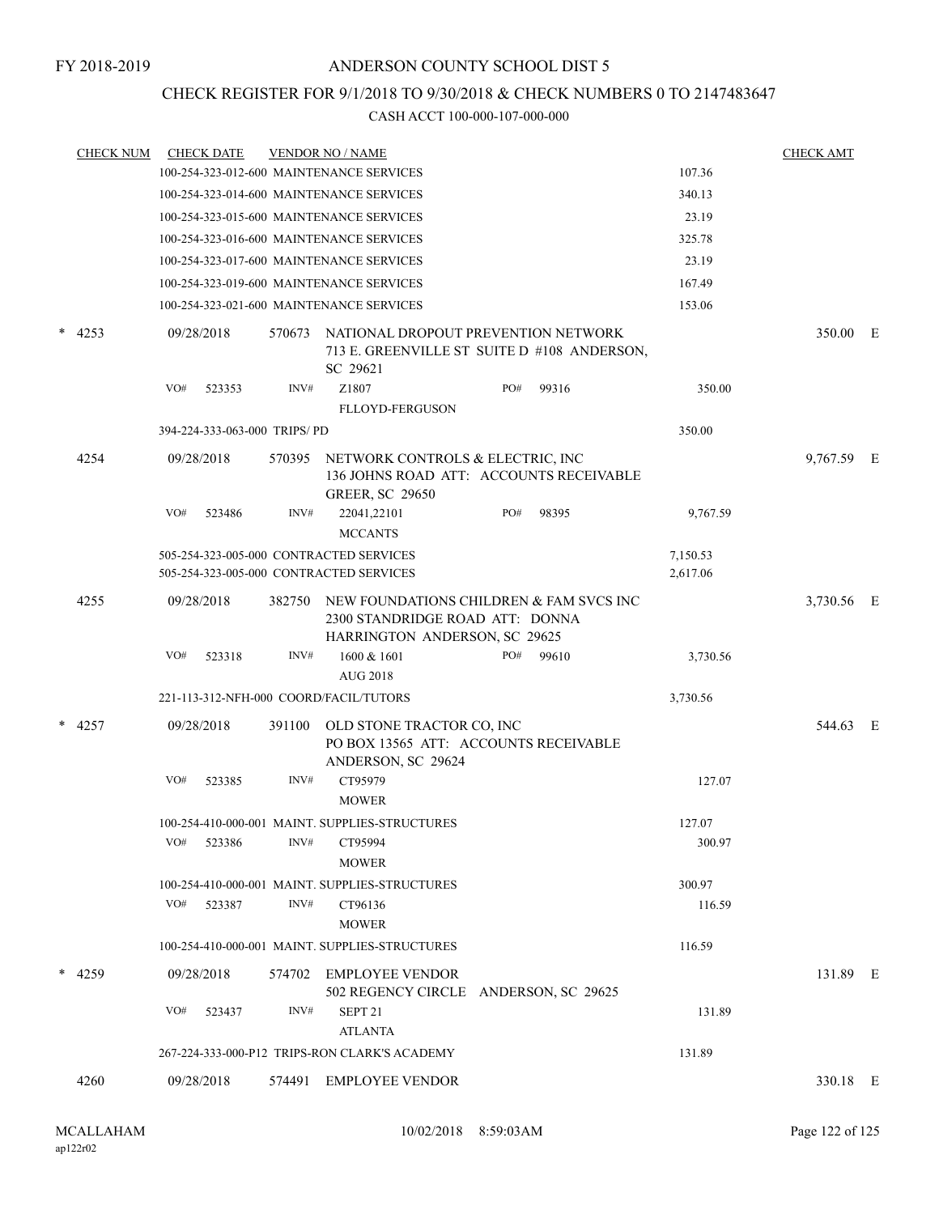FY 2018-2019

# ANDERSON COUNTY SCHOOL DIST 5

## CHECK REGISTER FOR 9/1/2018 TO 9/30/2018 & CHECK NUMBERS 0 TO 2147483647

### CASH ACCT 100-000-107-000-000

| CHECK NUM | CHECK DATE | VENDOR NO / NAME | | | CHECK AMT | |
|---|---|---|---|---|---|---|
| | 100-254-323-012-600 MAINTENANCE SERVICES | | | 107.36 | | |
| | 100-254-323-014-600 MAINTENANCE SERVICES | | | 340.13 | | |
| | 100-254-323-015-600 MAINTENANCE SERVICES | | | 23.19 | | |
| | 100-254-323-016-600 MAINTENANCE SERVICES | | | 325.78 | | |
| | 100-254-323-017-600 MAINTENANCE SERVICES | | | 23.19 | | |
| | 100-254-323-019-600 MAINTENANCE SERVICES | | | 167.49 | | |
| | 100-254-323-021-600 MAINTENANCE SERVICES | | | 153.06 | | |
| * 4253 | 09/28/2018 | 570673 NATIONAL DROPOUT PREVENTION NETWORK 713 E. GREENVILLE ST SUITE D #108 ANDERSON, SC 29621 | | | 350.00 | E |
| | VO# 523353 | INV# Z1807 FLLOYD-FERGUSON | PO# 99316 | 350.00 | | |
| | 394-224-333-063-000 TRIPS/ PD | | | 350.00 | | |
| 4254 | 09/28/2018 | 570395 NETWORK CONTROLS & ELECTRIC, INC 136 JOHNS ROAD ATT: ACCOUNTS RECEIVABLE GREER, SC 29650 | | | 9,767.59 | E |
| | VO# 523486 | INV# 22041,22101 MCCANTS | PO# 98395 | 9,767.59 | | |
| | 505-254-323-005-000 CONTRACTED SERVICES | | | 7,150.53 | | |
| | 505-254-323-005-000 CONTRACTED SERVICES | | | 2,617.06 | | |
| 4255 | 09/28/2018 | 382750 NEW FOUNDATIONS CHILDREN & FAM SVCS INC 2300 STANDRIDGE ROAD ATT: DONNA HARRINGTON ANDERSON, SC 29625 | | | 3,730.56 | E |
| | VO# 523318 | INV# 1600 & 1601 AUG 2018 | PO# 99610 | 3,730.56 | | |
| | 221-113-312-NFH-000 COORD/FACIL/TUTORS | | | 3,730.56 | | |
| * 4257 | 09/28/2018 | 391100 OLD STONE TRACTOR CO, INC PO BOX 13565 ATT: ACCOUNTS RECEIVABLE ANDERSON, SC 29624 | | | 544.63 | E |
| | VO# 523385 | INV# CT95979 MOWER | | 127.07 | | |
| | 100-254-410-000-001 MAINT. SUPPLIES-STRUCTURES | | | 127.07 | | |
| | VO# 523386 | INV# CT95994 MOWER | | 300.97 | | |
| | 100-254-410-000-001 MAINT. SUPPLIES-STRUCTURES | | | 300.97 | | |
| | VO# 523387 | INV# CT96136 MOWER | | 116.59 | | |
| | 100-254-410-000-001 MAINT. SUPPLIES-STRUCTURES | | | 116.59 | | |
| * 4259 | 09/28/2018 | 574702 EMPLOYEE VENDOR 502 REGENCY CIRCLE ANDERSON, SC 29625 | | | 131.89 | E |
| | VO# 523437 | INV# SEPT 21 ATLANTA | | 131.89 | | |
| | 267-224-333-000-P12 TRIPS-RON CLARK'S ACADEMY | | | 131.89 | | |
| 4260 | 09/28/2018 | 574491 EMPLOYEE VENDOR | | | 330.18 | E |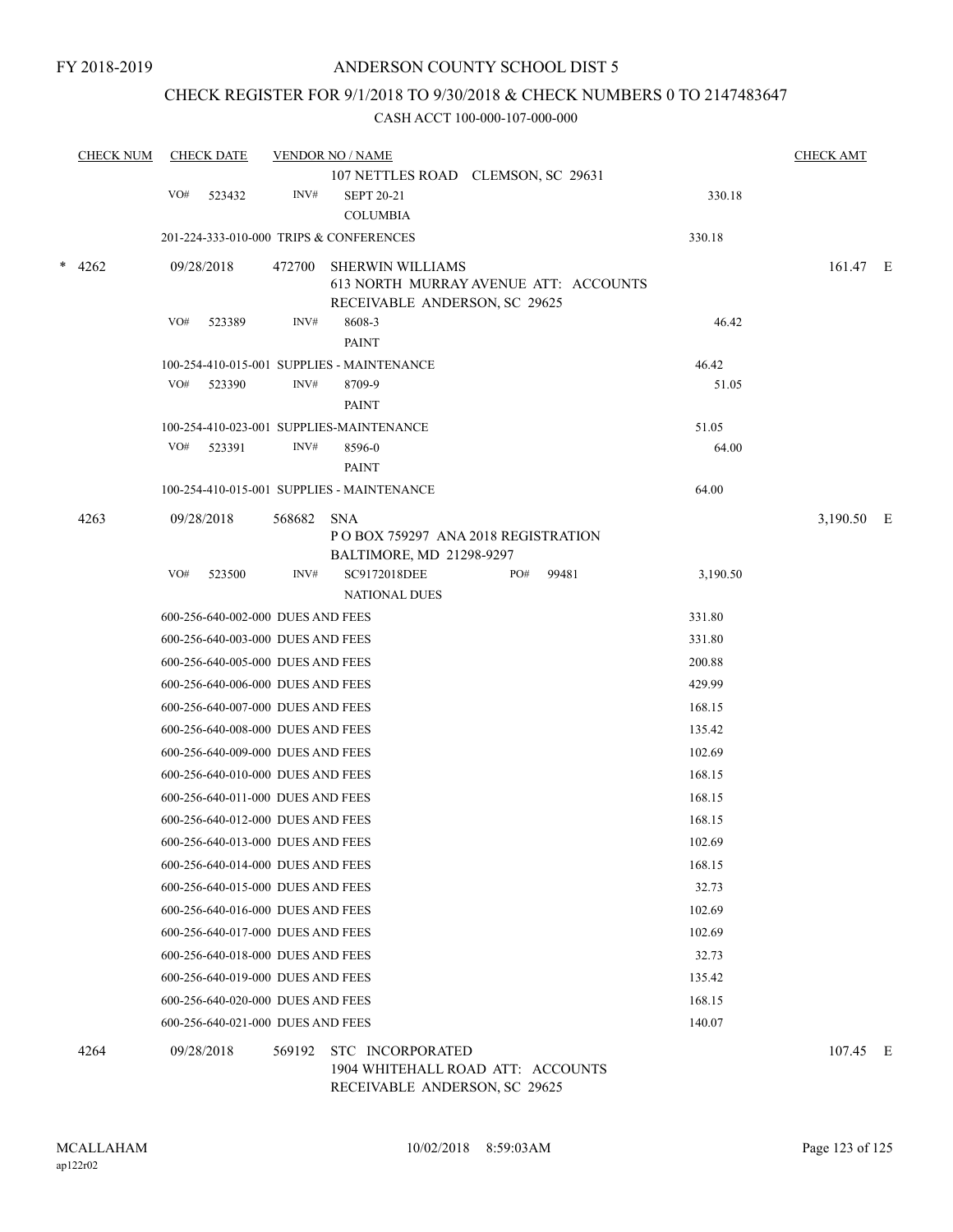FY 2018-2019

# ANDERSON COUNTY SCHOOL DIST 5

## CHECK REGISTER FOR 9/1/2018 TO 9/30/2018 & CHECK NUMBERS 0 TO 2147483647

### CASH ACCT 100-000-107-000-000

| CHECK NUM | CHECK DATE | VENDOR NO / NAME | | CHECK AMT |
|---|---|---|---|---|
| | | 107 NETTLES ROAD CLEMSON, SC 29631 | | |
| | VO# 523432 | INV# SEPT 20-21<br>COLUMBIA | 330.18 | |
| | 201-224-333-010-000 TRIPS & CONFERENCES | | 330.18 | |
| * 4262 | 09/28/2018 | 472700 SHERWIN WILLIAMS<br>613 NORTH MURRAY AVENUE ATT: ACCOUNTS RECEIVABLE ANDERSON, SC 29625 | | 161.47 E |
| | VO# 523389 | INV# 8608-3<br>PAINT | 46.42 | |
| | 100-254-410-015-001 SUPPLIES - MAINTENANCE | | 46.42 | |
| | VO# 523390 | INV# 8709-9<br>PAINT | 51.05 | |
| | 100-254-410-023-001 SUPPLIES-MAINTENANCE | | 51.05 | |
| | VO# 523391 | INV# 8596-0<br>PAINT | 64.00 | |
| | 100-254-410-015-001 SUPPLIES - MAINTENANCE | | 64.00 | |
| 4263 | 09/28/2018 | 568682 SNA<br>P O BOX 759297 ANA 2018 REGISTRATION BALTIMORE, MD 21298-9297 | | 3,190.50 E |
| | VO# 523500 | INV# SC9172018DEE PO# 99481<br>NATIONAL DUES | 3,190.50 | |
| | 600-256-640-002-000 DUES AND FEES | | 331.80 | |
| | 600-256-640-003-000 DUES AND FEES | | 331.80 | |
| | 600-256-640-005-000 DUES AND FEES | | 200.88 | |
| | 600-256-640-006-000 DUES AND FEES | | 429.99 | |
| | 600-256-640-007-000 DUES AND FEES | | 168.15 | |
| | 600-256-640-008-000 DUES AND FEES | | 135.42 | |
| | 600-256-640-009-000 DUES AND FEES | | 102.69 | |
| | 600-256-640-010-000 DUES AND FEES | | 168.15 | |
| | 600-256-640-011-000 DUES AND FEES | | 168.15 | |
| | 600-256-640-012-000 DUES AND FEES | | 168.15 | |
| | 600-256-640-013-000 DUES AND FEES | | 102.69 | |
| | 600-256-640-014-000 DUES AND FEES | | 168.15 | |
| | 600-256-640-015-000 DUES AND FEES | | 32.73 | |
| | 600-256-640-016-000 DUES AND FEES | | 102.69 | |
| | 600-256-640-017-000 DUES AND FEES | | 102.69 | |
| | 600-256-640-018-000 DUES AND FEES | | 32.73 | |
| | 600-256-640-019-000 DUES AND FEES | | 135.42 | |
| | 600-256-640-020-000 DUES AND FEES | | 168.15 | |
| | 600-256-640-021-000 DUES AND FEES | | 140.07 | |
| 4264 | 09/28/2018 | 569192 STC INCORPORATED<br>1904 WHITEHALL ROAD ATT: ACCOUNTS RECEIVABLE ANDERSON, SC 29625 | | 107.45 E |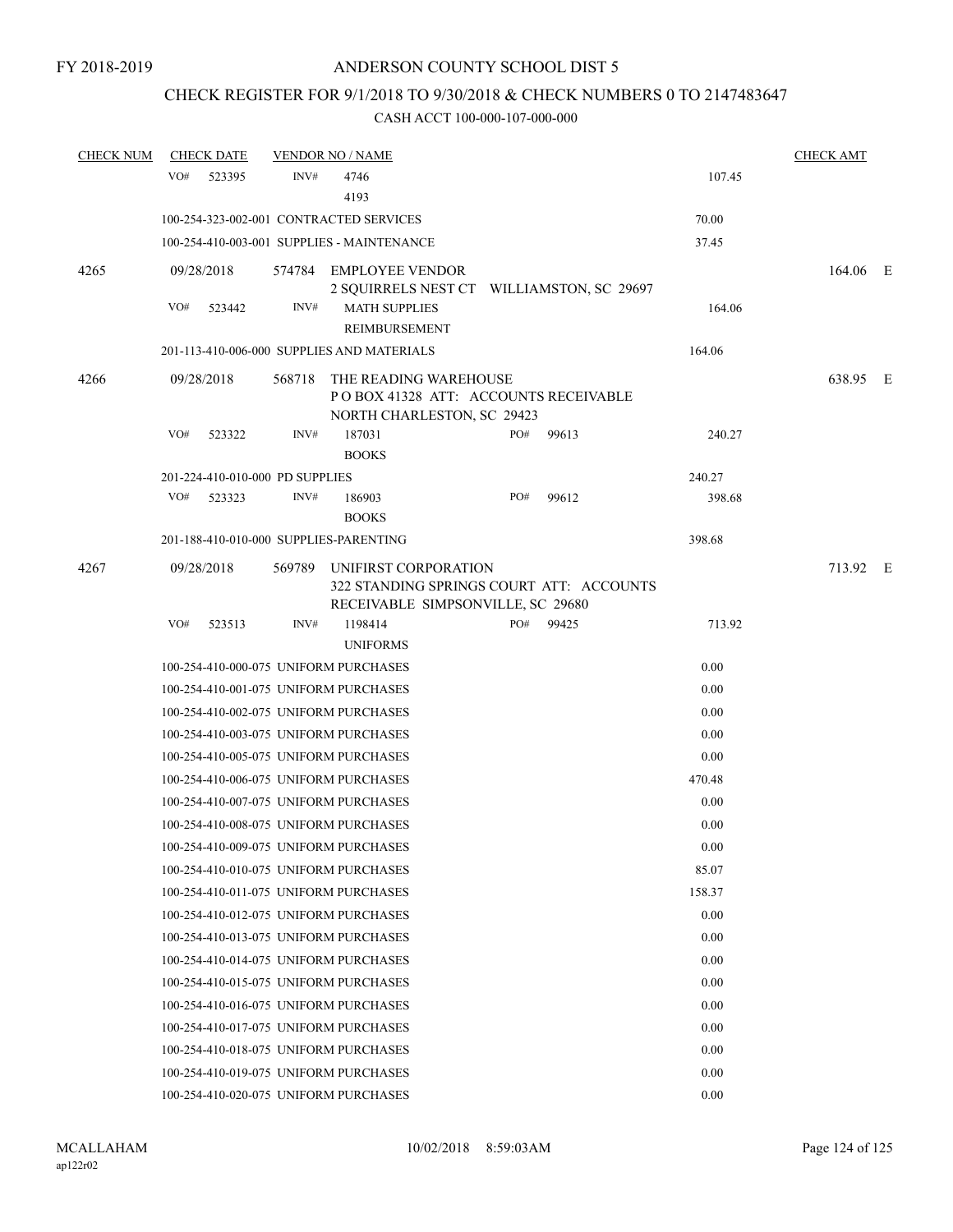FY 2018-2019

# ANDERSON COUNTY SCHOOL DIST 5

## CHECK REGISTER FOR 9/1/2018 TO 9/30/2018 & CHECK NUMBERS 0 TO 2147483647

### CASH ACCT 100-000-107-000-000

| CHECK NUM | CHECK DATE | VENDOR NO / NAME | | | CHECK AMT |
|---|---|---|---|---|---|
| | VO# 523395 | INV# 4746 4193 | | 107.45 | |
| | 100-254-323-002-001 CONTRACTED SERVICES | | | 70.00 | |
| | 100-254-410-003-001 SUPPLIES - MAINTENANCE | | | 37.45 | |
| 4265 | 09/28/2018 | 574784 EMPLOYEE VENDOR 2 SQUIRRELS NEST CT WILLIAMSTON, SC 29697 | | | 164.06 E |
| | VO# 523442 | INV# MATH SUPPLIES REIMBURSEMENT | | 164.06 | |
| | 201-113-410-006-000 SUPPLIES AND MATERIALS | | | 164.06 | |
| 4266 | 09/28/2018 | 568718 THE READING WAREHOUSE P O BOX 41328 ATT: ACCOUNTS RECEIVABLE NORTH CHARLESTON, SC 29423 | | | 638.95 E |
| | VO# 523322 | INV# 187031 BOOKS | PO# 99613 | 240.27 | |
| | 201-224-410-010-000 PD SUPPLIES | | | 240.27 | |
| | VO# 523323 | INV# 186903 BOOKS | PO# 99612 | 398.68 | |
| | 201-188-410-010-000 SUPPLIES-PARENTING | | | 398.68 | |
| 4267 | 09/28/2018 | 569789 UNIFIRST CORPORATION 322 STANDING SPRINGS COURT ATT: ACCOUNTS RECEIVABLE SIMPSONVILLE, SC 29680 | | | 713.92 E |
| | VO# 523513 | INV# 1198414 UNIFORMS | PO# 99425 | 713.92 | |
| | 100-254-410-000-075 UNIFORM PURCHASES | | | 0.00 | |
| | 100-254-410-001-075 UNIFORM PURCHASES | | | 0.00 | |
| | 100-254-410-002-075 UNIFORM PURCHASES | | | 0.00 | |
| | 100-254-410-003-075 UNIFORM PURCHASES | | | 0.00 | |
| | 100-254-410-005-075 UNIFORM PURCHASES | | | 0.00 | |
| | 100-254-410-006-075 UNIFORM PURCHASES | | | 470.48 | |
| | 100-254-410-007-075 UNIFORM PURCHASES | | | 0.00 | |
| | 100-254-410-008-075 UNIFORM PURCHASES | | | 0.00 | |
| | 100-254-410-009-075 UNIFORM PURCHASES | | | 0.00 | |
| | 100-254-410-010-075 UNIFORM PURCHASES | | | 85.07 | |
| | 100-254-410-011-075 UNIFORM PURCHASES | | | 158.37 | |
| | 100-254-410-012-075 UNIFORM PURCHASES | | | 0.00 | |
| | 100-254-410-013-075 UNIFORM PURCHASES | | | 0.00 | |
| | 100-254-410-014-075 UNIFORM PURCHASES | | | 0.00 | |
| | 100-254-410-015-075 UNIFORM PURCHASES | | | 0.00 | |
| | 100-254-410-016-075 UNIFORM PURCHASES | | | 0.00 | |
| | 100-254-410-017-075 UNIFORM PURCHASES | | | 0.00 | |
| | 100-254-410-018-075 UNIFORM PURCHASES | | | 0.00 | |
| | 100-254-410-019-075 UNIFORM PURCHASES | | | 0.00 | |
| | 100-254-410-020-075 UNIFORM PURCHASES | | | 0.00 | |

MCALLAHAM ap122r02 10/02/2018 8:59:03AM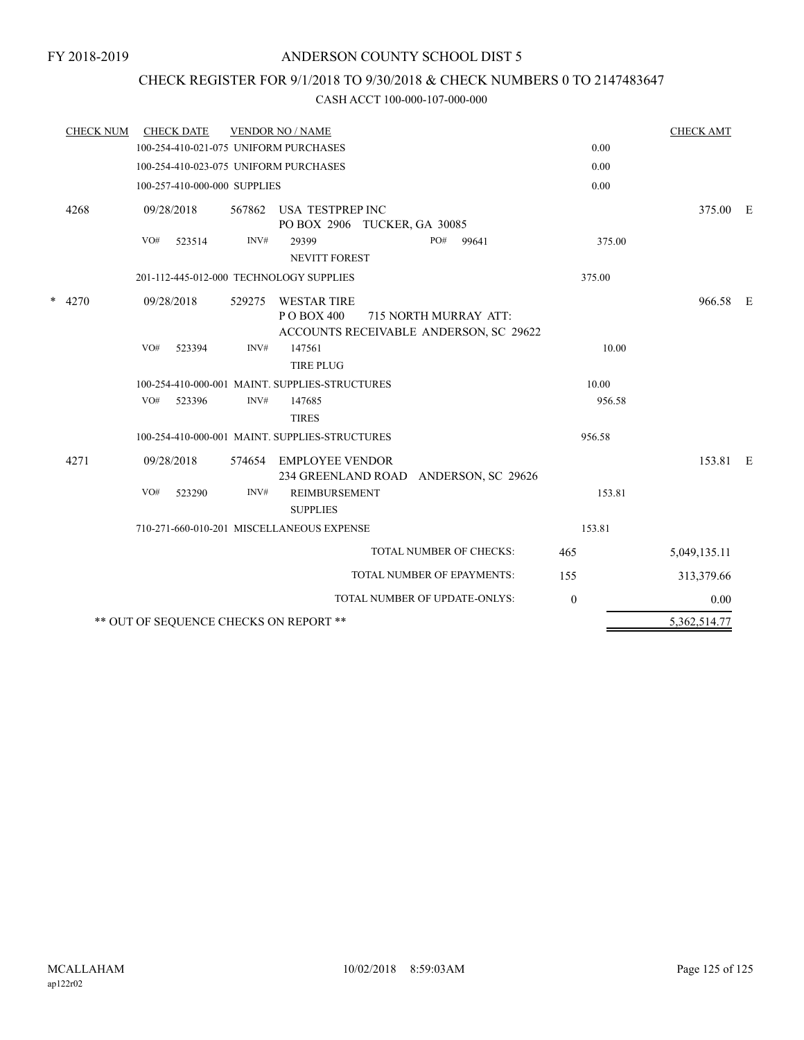FY 2018-2019

ANDERSON COUNTY SCHOOL DIST 5

CHECK REGISTER FOR 9/1/2018 TO 9/30/2018 & CHECK NUMBERS 0 TO 2147483647

CASH ACCT 100-000-107-000-000

| CHECK NUM | CHECK DATE | VENDOR NO / NAME | | CHECK AMT | |
|---|---|---|---|---|---|
| | 100-254-410-021-075 UNIFORM PURCHASES | | 0.00 | | |
| | 100-254-410-023-075 UNIFORM PURCHASES | | 0.00 | | |
| | 100-257-410-000-000 SUPPLIES | | 0.00 | | |
| 4268 | 09/28/2018 | 567862 USA TESTPREP INC PO BOX 2906 TUCKER, GA 30085 | | 375.00 | E |
| | VO# 523514 | INV# 29399 NEVITT FOREST PO# 99641 | 375.00 | | |
| | 201-112-445-012-000 TECHNOLOGY SUPPLIES | | 375.00 | | |
| * 4270 | 09/28/2018 | 529275 WESTAR TIRE P O BOX 400 715 NORTH MURRAY ATT: ACCOUNTS RECEIVABLE ANDERSON, SC 29622 | | 966.58 | E |
| | VO# 523394 | INV# 147561 TIRE PLUG | 10.00 | | |
| | 100-254-410-000-001 MAINT. SUPPLIES-STRUCTURES | | 10.00 | | |
| | VO# 523396 | INV# 147685 TIRES | 956.58 | | |
| | 100-254-410-000-001 MAINT. SUPPLIES-STRUCTURES | | 956.58 | | |
| 4271 | 09/28/2018 | 574654 EMPLOYEE VENDOR 234 GREENLAND ROAD ANDERSON, SC 29626 | | 153.81 | E |
| | VO# 523290 | INV# REIMBURSEMENT SUPPLIES | 153.81 | | |
| | 710-271-660-010-201 MISCELLANEOUS EXPENSE | | 153.81 | | |

| | | |
|---|---|---|
| TOTAL NUMBER OF CHECKS: | 465 | 5,049,135.11 |
| TOTAL NUMBER OF EPAYMENTS: | 155 | 313,379.66 |
| TOTAL NUMBER OF UPDATE-ONLYS: | 0 | 0.00 |
| ** OUT OF SEQUENCE CHECKS ON REPORT ** | | 5,362,514.77 |

MCALLAHAM
ap122r02

10/02/2018 8:59:03AM